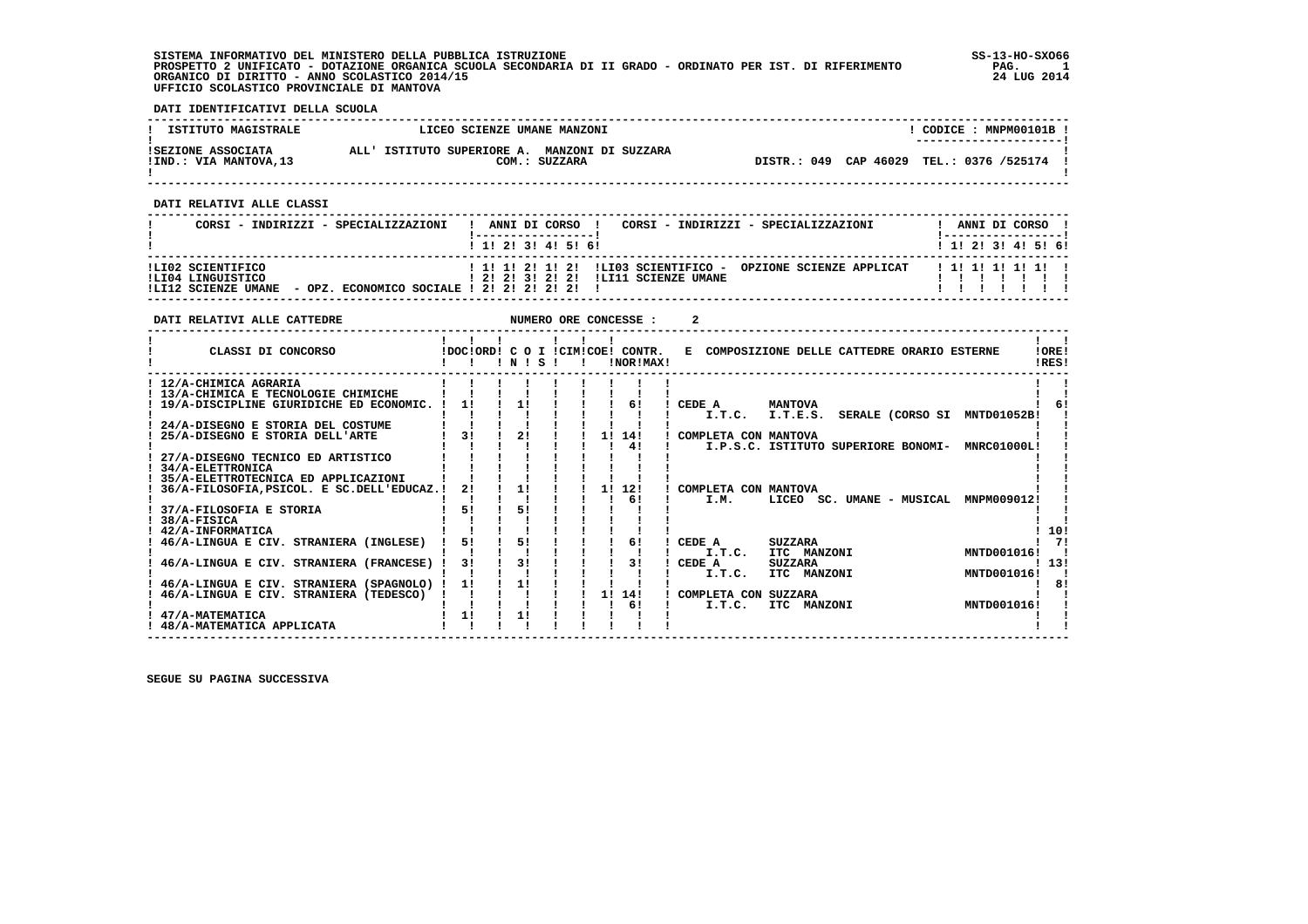SISTEMA INFORMATIVO DEL MINISTERO DELLA PUBBLICA ISTRUZIONE
PROSPETTO 2 UNIFICATO - DOTAZIONE ORGANICA SCUOLA SECONDARIA DI II GRADO - ORDINATO PER IST. DI RIFERIMENTO
ORGANICO DI DIRITTO - ANNO SCOLASTICO 2014/15
UFFICIO SCOLASTICO PROVINCIALE DI MANTOVA

SS-13-HO-SXO66
24 LUG 2014

**DATI IDENTIFICATIVI DELLA SCUOLA**

| ISTITUTO MAGISTRALE | LICEO SCIENZE UMANE MANZONI | CODICE : MNPM00101B |
|---|---|---|
| SEZIONE ASSOCIATA | ALL' ISTITUTO SUPERIORE A. MANZONI DI SUZZARA | |
| IND.: VIA MANTOVA,13 | COM.: SUZZARA | DISTR.: 049 CAP 46029 TEL.: 0376 /525174 |

**DATI RELATIVI ALLE CLASSI**

| CORSI - INDIRIZZI - SPECIALIZZAZIONI | 1 | 2 | 3 | 4 | 5 | 6 | CORSI - INDIRIZZI - SPECIALIZZAZIONI | 1 | 2 | 3 | 4 | 5 | 6 |
|---|---|---|---|---|---|---|---|---|---|---|---|---|---|
| LI02 SCIENTIFICO | 1 | 1 | 2 | 1 | 2 | | LI03 SCIENTIFICO - OPZIONE SCIENZE APPLICAT | 1 | 1 | 1 | 1 | 1 | |
| LI04 LINGUISTICO | 2 | 2 | 3 | 2 | 2 | | LI11 SCIENZE UMANE | | | | | | |
| LI12 SCIENZE UMANE - OPZ. ECONOMICO SOCIALE | 2 | 2 | 2 | 2 | 2 | | | | | | | | |

**DATI RELATIVI ALLE CATTEDRE** NUMERO ORE CONCESSE : 2

| CLASSI DI CONCORSO | DOC | ORD | C O I N | S | CIM | COE | CONTR. NOR | MAX | E COMPOSIZIONE DELLE CATTEDRE ORARIO ESTERNE | ORE RES |
|---|---|---|---|---|---|---|---|---|---|---|
| 12/A-CHIMICA AGRARIA | | | | | | | | | | |
| 13/A-CHIMICA E TECNOLOGIE CHIMICHE | | | | | | | | | | |
| 19/A-DISCIPLINE GIURIDICHE ED ECONOMIC. | 1 | | 1 | | | | | 6 | CEDE A MANTOVA I.T.C. I.T.E.S. SERALE (CORSO SI MNTD01052B | 6 |
| 24/A-DISEGNO E STORIA DEL COSTUME | | | | | | | | | | |
| 25/A-DISEGNO E STORIA DELL'ARTE | 3 | | 2 | | | | 1 | 14 / 4 | COMPLETA CON MANTOVA I.P.S.C. ISTITUTO SUPERIORE BONOMI- MNRC01000L | |
| 27/A-DISEGNO TECNICO ED ARTISTICO | | | | | | | | | | |
| 34/A-ELETTRONICA | | | | | | | | | | |
| 35/A-ELETTROTECNICA ED APPLICAZIONI | | | | | | | | | | |
| 36/A-FILOSOFIA,PSICOL. E SC.DELL'EDUCAZ. | 2 | | 1 | | | | 1 | 12 / 6 | COMPLETA CON MANTOVA I.M. LICEO SC. UMANE - MUSICAL MNPM009012 | |
| 37/A-FILOSOFIA E STORIA | 5 | | 5 | | | | | | | |
| 38/A-FISICA | | | | | | | | | | |
| 42/A-INFORMATICA | | | | | | | | | | 10 |
| 46/A-LINGUA E CIV. STRANIERA (INGLESE) | 5 | | 5 | | | | | 6 | CEDE A SUZZARA I.T.C. ITC MANZONI MNTD001016 | 7 |
| 46/A-LINGUA E CIV. STRANIERA (FRANCESE) | 3 | | 3 | | | | | 3 | CEDE A SUZZARA I.T.C. ITC MANZONI MNTD001016 | 13 |
| 46/A-LINGUA E CIV. STRANIERA (SPAGNOLO) | 1 | | 1 | | | | | | | 8 |
| 46/A-LINGUA E CIV. STRANIERA (TEDESCO) | | | | | | | 1 | 14 / 6 | COMPLETA CON SUZZARA I.T.C. ITC MANZONI MNTD001016 | |
| 47/A-MATEMATICA | 1 | | 1 | | | | | | | |
| 48/A-MATEMATICA APPLICATA | | | | | | | | | | |

SEGUE SU PAGINA SUCCESSIVA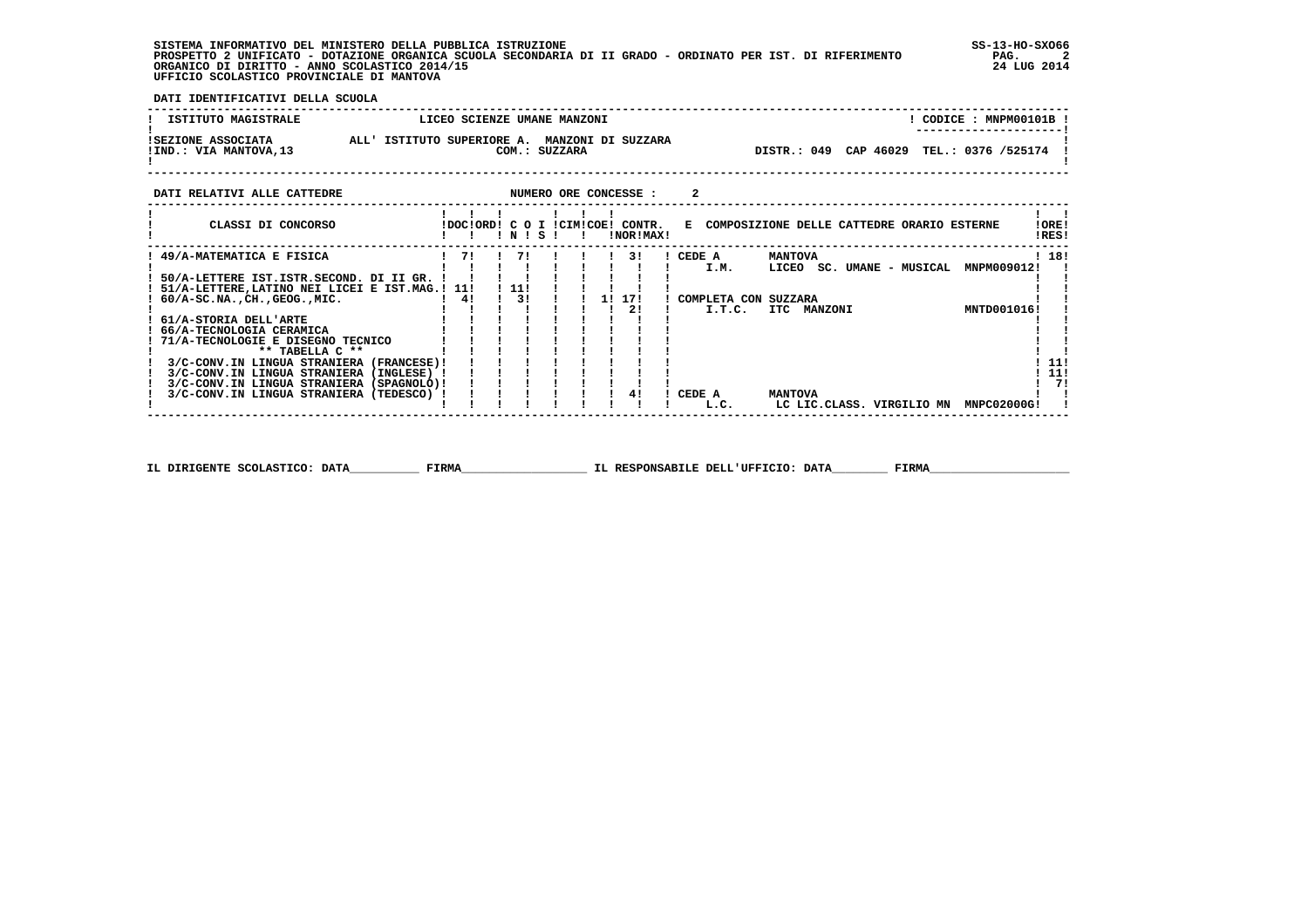SISTEMA INFORMATIVO DEL MINISTERO DELLA PUBBLICA ISTRUZIONE
PROSPETTO 2 UNIFICATO - DOTAZIONE ORGANICA SCUOLA SECONDARIA DI II GRADO - ORDINATO PER IST. DI RIFERIMENTO
ORGANICO DI DIRITTO - ANNO SCOLASTICO 2014/15
UFFICIO SCOLASTICO PROVINCIALE DI MANTOVA

SS-13-HO-SXO66
24 LUG 2014

**DATI IDENTIFICATIVI DELLA SCUOLA**

| | | |
|---|---|---|
| ISTITUTO MAGISTRALE | LICEO SCIENZE UMANE MANZONI | CODICE : MNPM00101B |
| SEZIONE ASSOCIATA ALL' ISTITUTO SUPERIORE A. MANZONI DI SUZZARA | COM.: SUZZARA | |
| IND.: VIA MANTOVA,13 | | DISTR.: 049 CAP 46029 TEL.: 0376 /525174 |

**DATI RELATIVI ALLE CATTEDRE** NUMERO ORE CONCESSE : 2

| CLASSI DI CONCORSO | DOC | ORD | C O I N | S | CIM | COE | CONTR. NOR | MAX | E COMPOSIZIONE DELLE CATTEDRE ORARIO ESTERNE | ORE RES |
|---|---|---|---|---|---|---|---|---|---|---|
| 49/A-MATEMATICA E FISICA | 7 | | 7 | | | | 3 | | CEDE A MANTOVA I.M. LICEO SC. UMANE - MUSICAL MNPM009012 | 18 |
| 50/A-LETTERE IST.ISTR.SECOND. DI II GR. | | | | | | | | | | |
| 51/A-LETTERE,LATINO NEI LICEI E IST.MAG. | 11 | | 11 | | | | | | | |
| 60/A-SC.NA.,CH.,GEOG.,MIC. | 4 | | 3 | | | 1 | 17 | | COMPLETA CON SUZZARA | |
| | | | | | | | 2 | | I.T.C. ITC MANZONI MNTD001016 | |
| 61/A-STORIA DELL'ARTE | | | | | | | | | | |
| 66/A-TECNOLOGIA CERAMICA | | | | | | | | | | |
| 71/A-TECNOLOGIE E DISEGNO TECNICO | | | | | | | | | | |
| ** TABELLA C ** | | | | | | | | | | |
| 3/C-CONV.IN LINGUA STRANIERA (FRANCESE) | | | | | | | | | | 11 |
| 3/C-CONV.IN LINGUA STRANIERA (INGLESE) | | | | | | | | | | 11 |
| 3/C-CONV.IN LINGUA STRANIERA (SPAGNOLO) | | | | | | | | | | 7 |
| 3/C-CONV.IN LINGUA STRANIERA (TEDESCO) | | | | | | | 4 | | CEDE A MANTOVA L.C. LC LIC.CLASS. VIRGILIO MN MNPC02000G | |

IL DIRIGENTE SCOLASTICO: DATA__________ FIRMA__________________ IL RESPONSABILE DELL'UFFICIO: DATA________ FIRMA____________________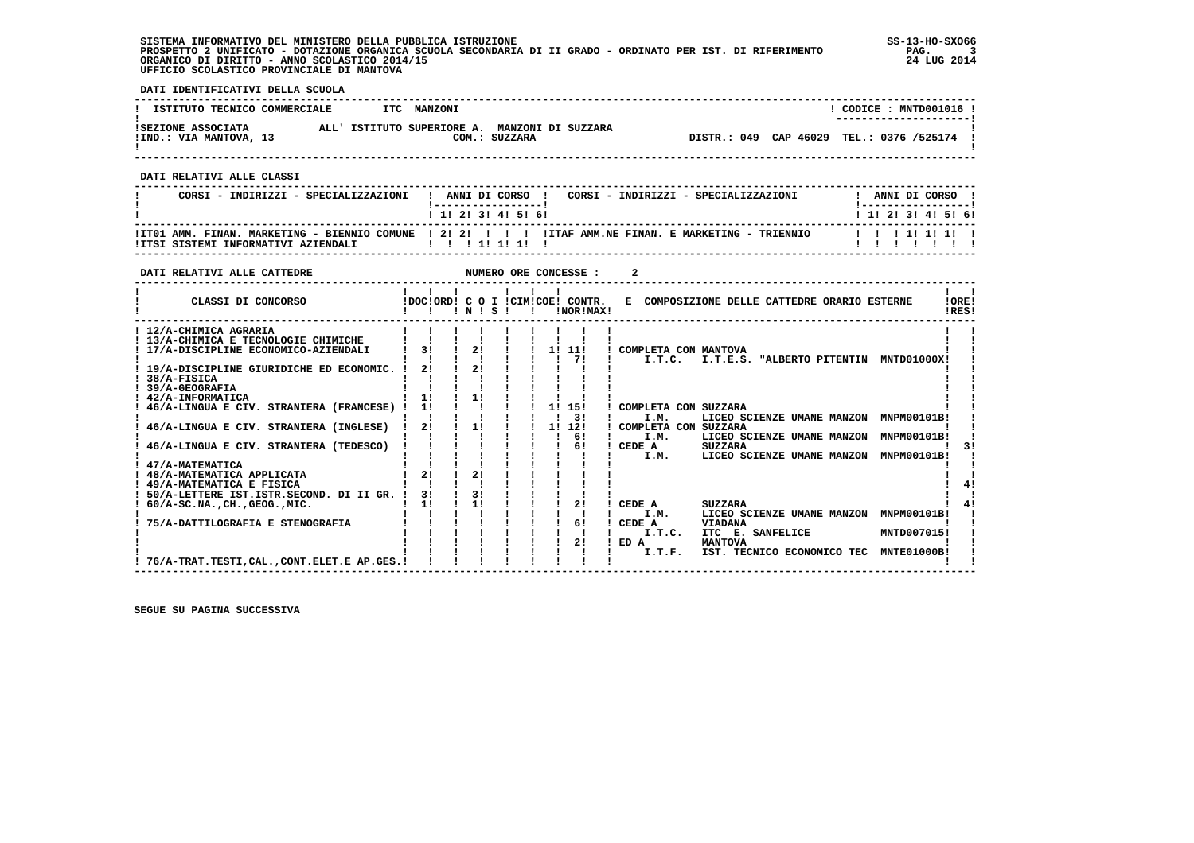SISTEMA INFORMATIVO DEL MINISTERO DELLA PUBBLICA ISTRUZIONE
PROSPETTO 2 UNIFICATO - DOTAZIONE ORGANICA SCUOLA SECONDARIA DI II GRADO - ORDINATO PER IST. DI RIFERIMENTO
ORGANICO DI DIRITTO - ANNO SCOLASTICO 2014/15
UFFICIO SCOLASTICO PROVINCIALE DI MANTOVA

SS-13-HO-SXO66
24 LUG 2014

**DATI IDENTIFICATIVI DELLA SCUOLA**

| | | |
|---|---|---|
| ISTITUTO TECNICO COMMERCIALE | ITC MANZONI | CODICE : MNTD001016 |
| SEZIONE ASSOCIATA | ALL' ISTITUTO SUPERIORE A. MANZONI DI SUZZARA | |
| IND.: VIA MANTOVA, 13 | COM.: SUZZARA | DISTR.: 049 CAP 46029 TEL.: 0376 /525174 |

**DATI RELATIVI ALLE CLASSI**

| CORSI - INDIRIZZI - SPECIALIZZAZIONI | 1 | 2 | 3 | 4 | 5 | 6 | CORSI - INDIRIZZI - SPECIALIZZAZIONI | 1 | 2 | 3 | 4 | 5 | 6 |
|---|---|---|---|---|---|---|---|---|---|---|---|---|---|
| IT01 AMM. FINAN. MARKETING - BIENNIO COMUNE | 2 | 2 | | | | | ITAF AMM.NE FINAN. E MARKETING - TRIENNIO | | | 1 | 1 | 1 | |
| ITSI SISTEMI INFORMATIVI AZIENDALI | | | 1 | 1 | 1 | | | | | | | | |

**DATI RELATIVI ALLE CATTEDRE** NUMERO ORE CONCESSE : 2

| CLASSI DI CONCORSO | DOC | ORD | C O I N | C O I S | CIM | COE | CONTR. NOR | CONTR. MAX | E COMPOSIZIONE DELLE CATTEDRE ORARIO ESTERNE | ORE RES |
|---|---|---|---|---|---|---|---|---|---|---|
| 12/A-CHIMICA AGRARIA | | | | | | | | | | |
| 13/A-CHIMICA E TECNOLOGIE CHIMICHE | | | | | | | | | | |
| 17/A-DISCIPLINE ECONOMICO-AZIENDALI | 3 | | 2 | | | 1 | 11 | | COMPLETA CON MANTOVA | |
| | | | | | | | 7 | | I.T.C. I.T.E.S. "ALBERTO PITENTIN MNTD01000X | |
| 19/A-DISCIPLINE GIURIDICHE ED ECONOMIC. | 2 | | 2 | | | | | | | |
| 38/A-FISICA | | | | | | | | | | |
| 39/A-GEOGRAFIA | | | | | | | | | | |
| 42/A-INFORMATICA | 1 | | 1 | | | | | | | |
| 46/A-LINGUA E CIV. STRANIERA (FRANCESE) | 1 | | | | | 1 | 15 | | COMPLETA CON SUZZARA | |
| | | | | | | | 3 | | I.M. LICEO SCIENZE UMANE MANZON MNPM00101B | |
| 46/A-LINGUA E CIV. STRANIERA (INGLESE) | 2 | | 1 | | | 1 | 12 | | COMPLETA CON SUZZARA | |
| | | | | | | | 6 | | I.M. LICEO SCIENZE UMANE MANZON MNPM00101B | |
| 46/A-LINGUA E CIV. STRANIERA (TEDESCO) | | | | | | | 6 | | CEDE A SUZZARA | 3 |
| | | | | | | | | | I.M. LICEO SCIENZE UMANE MANZON MNPM00101B | |
| 47/A-MATEMATICA | | | | | | | | | | |
| 48/A-MATEMATICA APPLICATA | 2 | | 2 | | | | | | | |
| 49/A-MATEMATICA E FISICA | | | | | | | | | | 4 |
| 50/A-LETTERE IST.ISTR.SECOND. DI II GR. | 3 | | 3 | | | | | | | |
| 60/A-SC.NA.,CH.,GEOG.,MIC. | 1 | | 1 | | | | 2 | | CEDE A SUZZARA | 4 |
| | | | | | | | | | I.M. LICEO SCIENZE UMANE MANZON MNPM00101B | |
| 75/A-DATTILOGRAFIA E STENOGRAFIA | | | | | | | 6 | | CEDE A VIADANA | |
| | | | | | | | | | I.T.C. ITC E. SANFELICE MNTD007015 | |
| | | | | | | | 2 | | ED A MANTOVA | |
| | | | | | | | | | I.T.F. IST. TECNICO ECONOMICO TEC MNTE01000B | |
| 76/A-TRAT.TESTI,CAL.,CONT.ELET.E AP.GES. | | | | | | | | | | |

SEGUE SU PAGINA SUCCESSIVA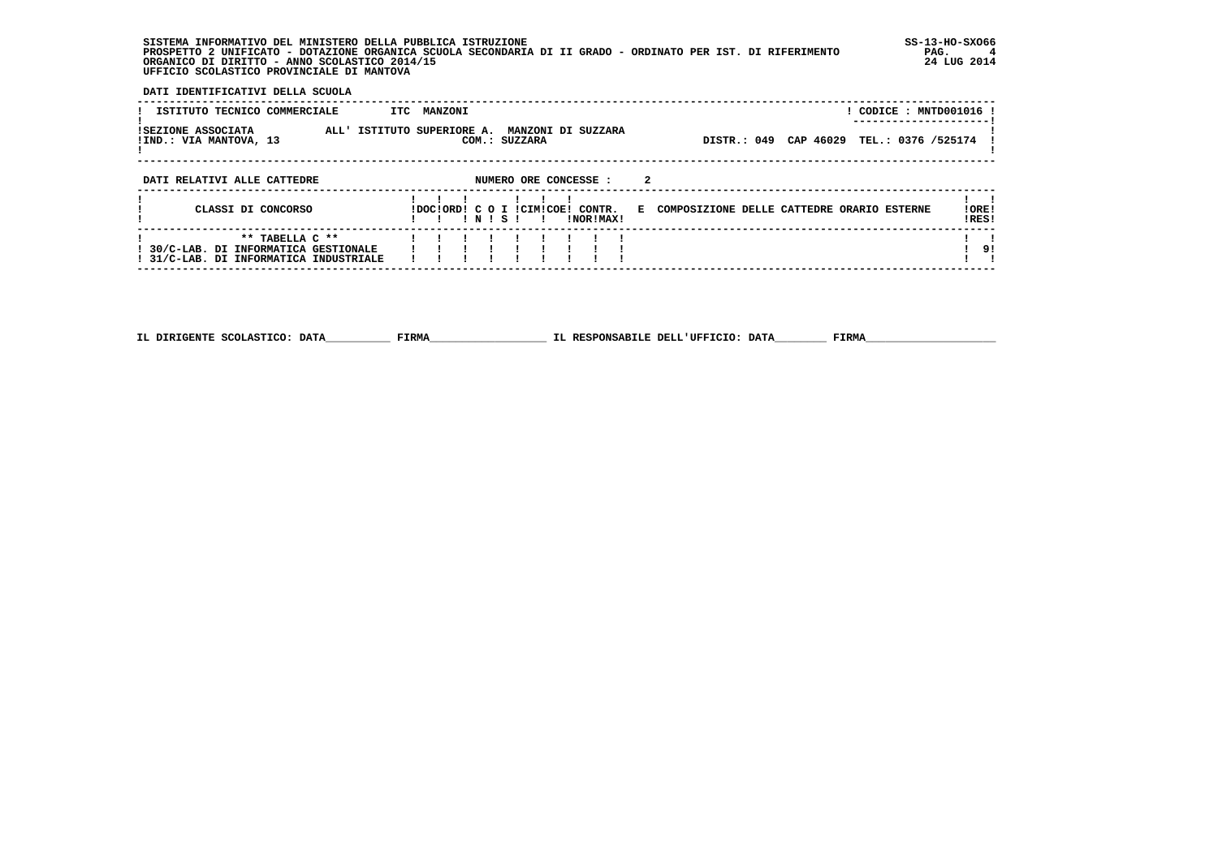SISTEMA INFORMATIVO DEL MINISTERO DELLA PUBBLICA ISTRUZIONE
PROSPETTO 2 UNIFICATO - DOTAZIONE ORGANICA SCUOLA SECONDARIA DI II GRADO - ORDINATO PER IST. DI RIFERIMENTO
ORGANICO DI DIRITTO - ANNO SCOLASTICO 2014/15
UFFICIO SCOLASTICO PROVINCIALE DI MANTOVA

SS-13-HO-SXO66
24 LUG 2014

**DATI IDENTIFICATIVI DELLA SCUOLA**

| ISTITUTO TECNICO COMMERCIALE | ITC MANZONI | CODICE : MNTD001016 |
|---|---|---|
| SEZIONE ASSOCIATA ALL' ISTITUTO SUPERIORE A. MANZONI DI SUZZARA | COM.: SUZZARA | |
| IND.: VIA MANTOVA, 13 | | DISTR.: 049 CAP 46029 TEL.: 0376 /525174 |

**DATI RELATIVI ALLE CATTEDRE** NUMERO ORE CONCESSE : 2

| CLASSI DI CONCORSO | DOC | ORD | C I N | O I S | CIM | COE | CONTR. NOR | CONTR. MAX | E COMPOSIZIONE DELLE CATTEDRE ORARIO ESTERNE | ORE RES |
|---|---|---|---|---|---|---|---|---|---|---|
| ** TABELLA C ** | | | | | | | | | | |
| 30/C-LAB. DI INFORMATICA GESTIONALE | | | | | | | | | | 9 |
| 31/C-LAB. DI INFORMATICA INDUSTRIALE | | | | | | | | | | |

IL DIRIGENTE SCOLASTICO: DATA__________ FIRMA__________________ IL RESPONSABILE DELL'UFFICIO: DATA________ FIRMA____________________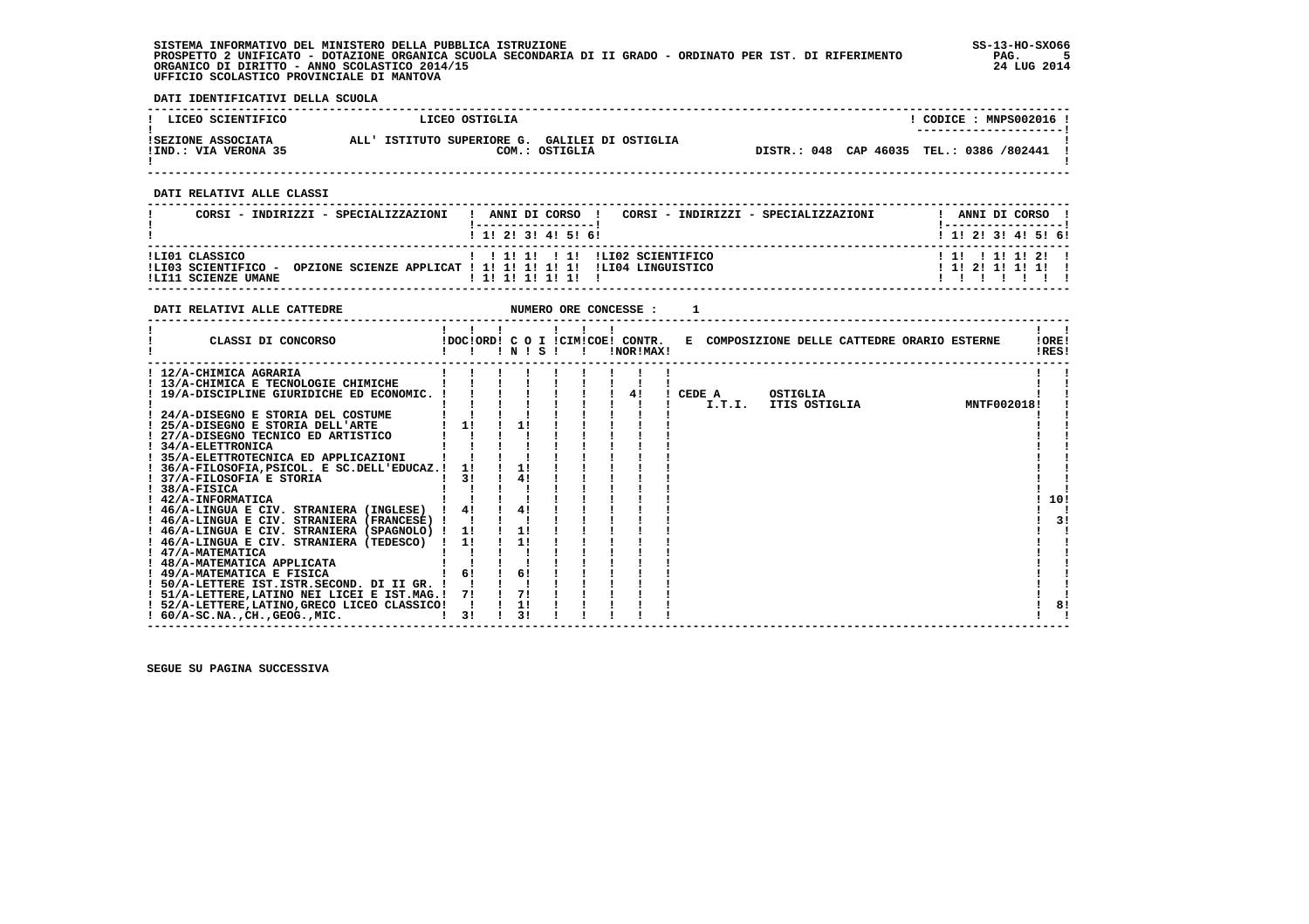SISTEMA INFORMATIVO DEL MINISTERO DELLA PUBBLICA ISTRUZIONE
PROSPETTO 2 UNIFICATO - DOTAZIONE ORGANICA SCUOLA SECONDARIA DI II GRADO - ORDINATO PER IST. DI RIFERIMENTO
ORGANICO DI DIRITTO - ANNO SCOLASTICO 2014/15
UFFICIO SCOLASTICO PROVINCIALE DI MANTOVA

**DATI IDENTIFICATIVI DELLA SCUOLA**

| LICEO SCIENTIFICO | LICEO OSTIGLIA | CODICE : MNPS002016 |
|---|---|---|
| SEZIONE ASSOCIATA | ALL' ISTITUTO SUPERIORE G. GALILEI DI OSTIGLIA | |
| IND.: VIA VERONA 35 | COM.: OSTIGLIA | DISTR.: 048 CAP 46035 TEL.: 0386 /802441 |

**DATI RELATIVI ALLE CLASSI**

| CORSI - INDIRIZZI - SPECIALIZZAZIONI | 1 | 2 | 3 | 4 | 5 | 6 | CORSI - INDIRIZZI - SPECIALIZZAZIONI | 1 | 2 | 3 | 4 | 5 | 6 |
|---|---|---|---|---|---|---|---|---|---|---|---|---|---|
| LI01 CLASSICO | | 1 | 1 | | 1 | 1 | LI02 SCIENTIFICO | 1 | | 1 | 1 | 2 | |
| LI03 SCIENTIFICO - OPZIONE SCIENZE APPLICAT | 1 | 1 | 1 | 1 | 1 | | LI04 LINGUISTICO | 1 | 2 | 1 | 1 | 1 | |
| LI11 SCIENZE UMANE | 1 | 1 | 1 | 1 | 1 | | | | | | | | |

**DATI RELATIVI ALLE CATTEDRE** NUMERO ORE CONCESSE : 1

| CLASSI DI CONCORSO | DOC | ORD | C O I N | S | CIM | COE | CONTR. NOR | MAX | E COMPOSIZIONE DELLE CATTEDRE ORARIO ESTERNE | ORE RES |
|---|---|---|---|---|---|---|---|---|---|---|
| 12/A-CHIMICA AGRARIA | | | | | | | | | | |
| 13/A-CHIMICA E TECNOLOGIE CHIMICHE | | | | | | | | | | |
| 19/A-DISCIPLINE GIURIDICHE ED ECONOMIC. | | | | | | | | 4 | CEDE A OSTIGLIA I.T.I. ITIS OSTIGLIA MNTF002018 | |
| 24/A-DISEGNO E STORIA DEL COSTUME | | | | | | | | | | |
| 25/A-DISEGNO E STORIA DELL'ARTE | 1 | | 1 | | | | | | | |
| 27/A-DISEGNO TECNICO ED ARTISTICO | | | | | | | | | | |
| 34/A-ELETTRONICA | | | | | | | | | | |
| 35/A-ELETTROTECNICA ED APPLICAZIONI | | | | | | | | | | |
| 36/A-FILOSOFIA,PSICOL. E SC.DELL'EDUCAZ. | 1 | | 1 | | | | | | | |
| 37/A-FILOSOFIA E STORIA | 3 | | 4 | | | | | | | |
| 38/A-FISICA | | | | | | | | | | |
| 42/A-INFORMATICA | | | | | | | | | | 10 |
| 46/A-LINGUA E CIV. STRANIERA (INGLESE) | 4 | | 4 | | | | | | | |
| 46/A-LINGUA E CIV. STRANIERA (FRANCESE) | | | | | | | | | | 3 |
| 46/A-LINGUA E CIV. STRANIERA (SPAGNOLO) | 1 | | 1 | | | | | | | |
| 46/A-LINGUA E CIV. STRANIERA (TEDESCO) | 1 | | 1 | | | | | | | |
| 47/A-MATEMATICA | | | | | | | | | | |
| 48/A-MATEMATICA APPLICATA | | | | | | | | | | |
| 49/A-MATEMATICA E FISICA | 6 | | 6 | | | | | | | |
| 50/A-LETTERE IST.ISTR.SECOND. DI II GR. | | | | | | | | | | |
| 51/A-LETTERE,LATINO NEI LICEI E IST.MAG. | 7 | | 7 | | | | | | | |
| 52/A-LETTERE,LATINO,GRECO LICEO CLASSICO | | | 1 | | | | | | | 8 |
| 60/A-SC.NA.,CH.,GEOG.,MIC. | 3 | | 3 | | | | | | | |

SEGUE SU PAGINA SUCCESSIVA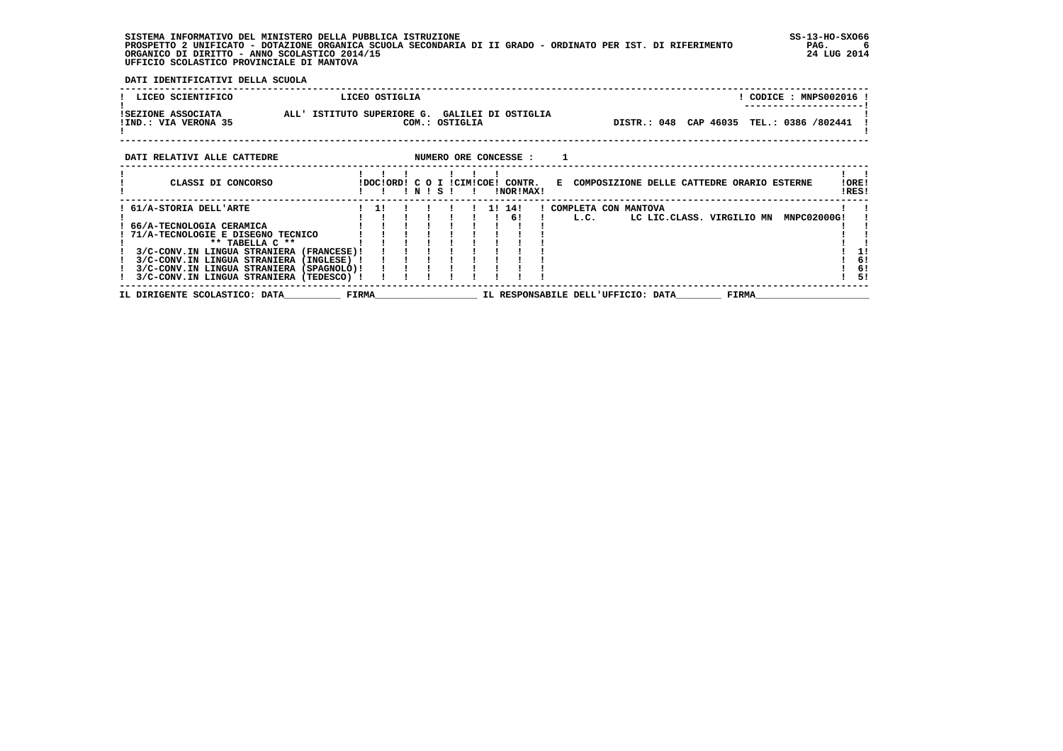SISTEMA INFORMATIVO DEL MINISTERO DELLA PUBBLICA ISTRUZIONE
PROSPETTO 2 UNIFICATO - DOTAZIONE ORGANICA SCUOLA SECONDARIA DI II GRADO - ORDINATO PER IST. DI RIFERIMENTO
ORGANICO DI DIRITTO - ANNO SCOLASTICO 2014/15
UFFICIO SCOLASTICO PROVINCIALE DI MANTOVA

SS-13-HO-SXO66
24 LUG 2014

**DATI IDENTIFICATIVI DELLA SCUOLA**

| LICEO SCIENTIFICO | LICEO OSTIGLIA | CODICE : MNPS002016 |
|---|---|---|
| SEZIONE ASSOCIATA | ALL' ISTITUTO SUPERIORE G. GALILEI DI OSTIGLIA | |
| IND.: VIA VERONA 35 | COM.: OSTIGLIA | DISTR.: 048 CAP 46035 TEL.: 0386 /802441 |

**DATI RELATIVI ALLE CATTEDRE** NUMERO ORE CONCESSE : 1

| CLASSI DI CONCORSO | DOC | ORD | C IN | O | I S | CIM | COE | CONTR. NOR | CONTR. MAX | E | COMPOSIZIONE DELLE CATTEDRE ORARIO ESTERNE | ORE RES |
|---|---|---|---|---|---|---|---|---|---|---|---|---|
| 61/A-STORIA DELL'ARTE | 1 | | | | | | 1 | 14 | | | COMPLETA CON MANTOVA | |
| | | | | | | | | 6 | | | L.C. LC LIC.CLASS. VIRGILIO MN MNPC02000G | |
| 66/A-TECNOLOGIA CERAMICA | | | | | | | | | | | | |
| 71/A-TECNOLOGIE E DISEGNO TECNICO | | | | | | | | | | | | |
| ** TABELLA C ** | | | | | | | | | | | | |
| 3/C-CONV.IN LINGUA STRANIERA (FRANCESE) | | | | | | | | | | | | 1 |
| 3/C-CONV.IN LINGUA STRANIERA (INGLESE) | | | | | | | | | | | | 6 |
| 3/C-CONV.IN LINGUA STRANIERA (SPAGNOLO) | | | | | | | | | | | | 6 |
| 3/C-CONV.IN LINGUA STRANIERA (TEDESCO) | | | | | | | | | | | | 5 |

IL DIRIGENTE SCOLASTICO: DATA__________ FIRMA__________________ IL RESPONSABILE DELL'UFFICIO: DATA________ FIRMA____________________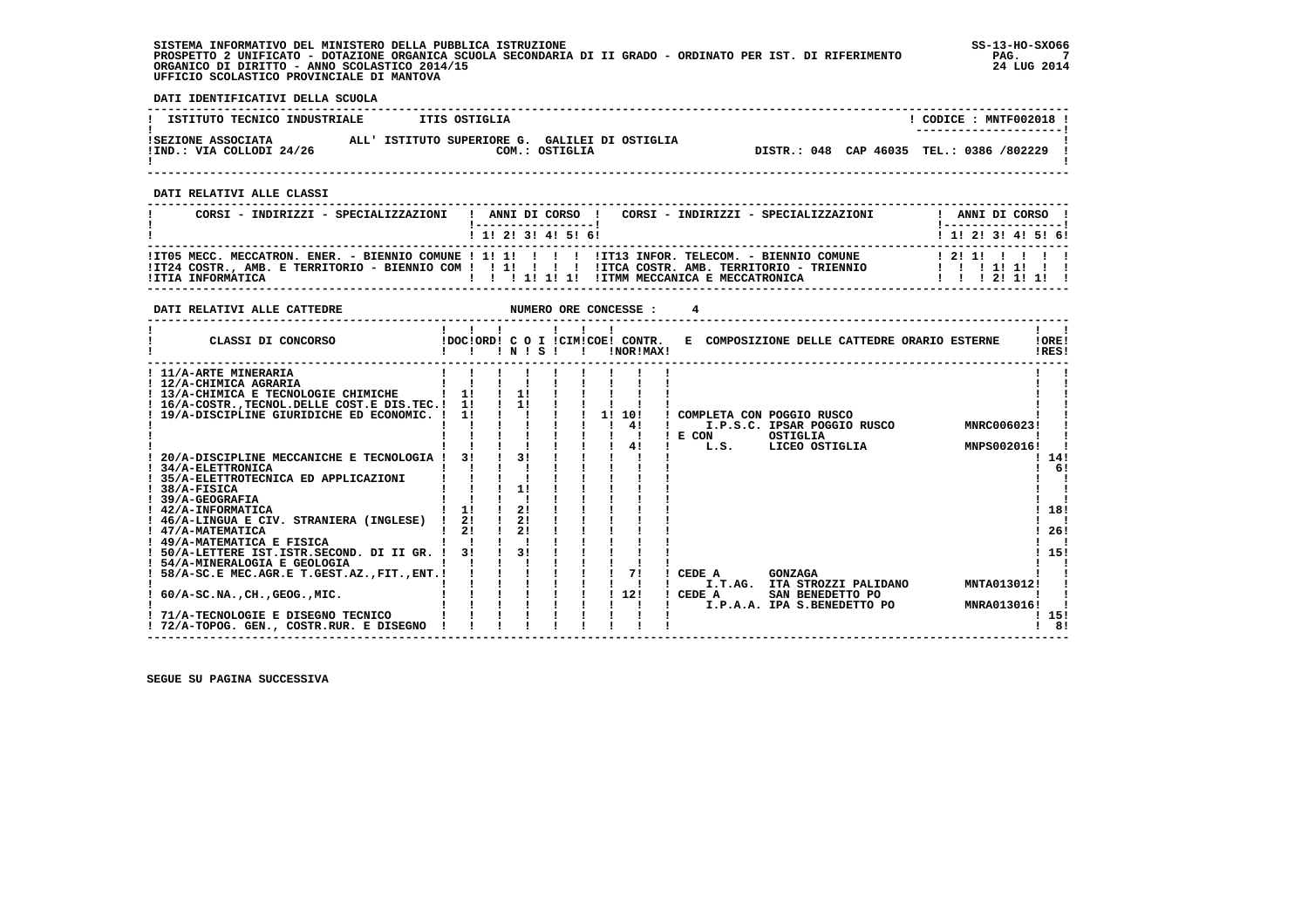SISTEMA INFORMATIVO DEL MINISTERO DELLA PUBBLICA ISTRUZIONE
PROSPETTO 2 UNIFICATO - DOTAZIONE ORGANICA SCUOLA SECONDARIA DI II GRADO - ORDINATO PER IST. DI RIFERIMENTO
ORGANICO DI DIRITTO - ANNO SCOLASTICO 2014/15
UFFICIO SCOLASTICO PROVINCIALE DI MANTOVA

SS-13-HO-SXO66
24 LUG 2014

**DATI IDENTIFICATIVI DELLA SCUOLA**

| ISTITUTO TECNICO INDUSTRIALE | ITIS OSTIGLIA | CODICE : MNTF002018 |
|---|---|---|
| SEZIONE ASSOCIATA ALL' ISTITUTO SUPERIORE G. GALILEI DI OSTIGLIA | | |
| IND.: VIA COLLODI 24/26 | COM.: OSTIGLIA | DISTR.: 048 CAP 46035 TEL.: 0386 /802229 |

**DATI RELATIVI ALLE CLASSI**

| CORSI - INDIRIZZI - SPECIALIZZAZIONI | 1 | 2 | 3 | 4 | 5 | 6 | CORSI - INDIRIZZI - SPECIALIZZAZIONI | 1 | 2 | 3 | 4 | 5 | 6 |
|---|---|---|---|---|---|---|---|---|---|---|---|---|---|
| IT05 MECC. MECCATRON. ENER. - BIENNIO COMUNE | 1 | 1 | | | | | IT13 INFOR. TELECOM. - BIENNIO COMUNE | 2 | 1 | | | | |
| IT24 COSTR., AMB. E TERRITORIO - BIENNIO COM | | 1 | | | | | ITCA COSTR. AMB. TERRITORIO - TRIENNIO | | | 1 | 1 | | |
| ITIA INFORMATICA | | | 1 | 1 | 1 | | ITMM MECCANICA E MECCATRONICA | | | 2 | 1 | 1 | |

**DATI RELATIVI ALLE CATTEDRE** NUMERO ORE CONCESSE : 4

| CLASSI DI CONCORSO | DOC | ORD | C O I N | S | CIM | COE | CONTR. NOR | MAX | E COMPOSIZIONE DELLE CATTEDRE ORARIO ESTERNE | ORE RES |
|---|---|---|---|---|---|---|---|---|---|---|
| 11/A-ARTE MINERARIA | | | | | | | | | | |
| 12/A-CHIMICA AGRARIA | | | | | | | | | | |
| 13/A-CHIMICA E TECNOLOGIE CHIMICHE | 1 | | 1 | | | | | | | |
| 16/A-COSTR.,TECNOL.DELLE COST.E DIS.TEC. | 1 | | 1 | | | | | | | |
| 19/A-DISCIPLINE GIURIDICHE ED ECONOMIC. | 1 | | | | | 1 | 10 | | COMPLETA CON POGGIO RUSCO | |
| | | | | | | | 4 | | I.P.S.C. IPSAR POGGIO RUSCO MNRC006023 | |
| | | | | | | | | | E CON OSTIGLIA | |
| | | | | | | | 4 | | L.S. LICEO OSTIGLIA MNPS002016 | |
| 20/A-DISCIPLINE MECCANICHE E TECNOLOGIA | 3 | | 3 | | | | | | | 14 |
| 34/A-ELETTRONICA | | | | | | | | | | 6 |
| 35/A-ELETTROTECNICA ED APPLICAZIONI | | | | | | | | | | |
| 38/A-FISICA | | | 1 | | | | | | | |
| 39/A-GEOGRAFIA | | | | | | | | | | |
| 42/A-INFORMATICA | 1 | | 2 | | | | | | | 18 |
| 46/A-LINGUA E CIV. STRANIERA (INGLESE) | 2 | | 2 | | | | | | | |
| 47/A-MATEMATICA | 2 | | 2 | | | | | | | 26 |
| 49/A-MATEMATICA E FISICA | | | | | | | | | | |
| 50/A-LETTERE IST.ISTR.SECOND. DI II GR. | 3 | | 3 | | | | | | | 15 |
| 54/A-MINERALOGIA E GEOLOGIA | | | | | | | | | | |
| 58/A-SC.E MEC.AGR.E T.GEST.AZ.,FIT.,ENT. | | | | | | | 7 | | CEDE A GONZAGA | |
| | | | | | | | | | I.T.AG. ITA STROZZI PALIDANO MNTA013012 | |
| 60/A-SC.NA.,CH.,GEOG.,MIC. | | | | | | | 12 | | CEDE A SAN BENEDETTO PO | |
| | | | | | | | | | I.P.A.A. IPA S.BENEDETTO PO MNRA013016 | |
| 71/A-TECNOLOGIE E DISEGNO TECNICO | | | | | | | | | | 15 |
| 72/A-TOPOG. GEN., COSTR.RUR. E DISEGNO | | | | | | | | | | 8 |

SEGUE SU PAGINA SUCCESSIVA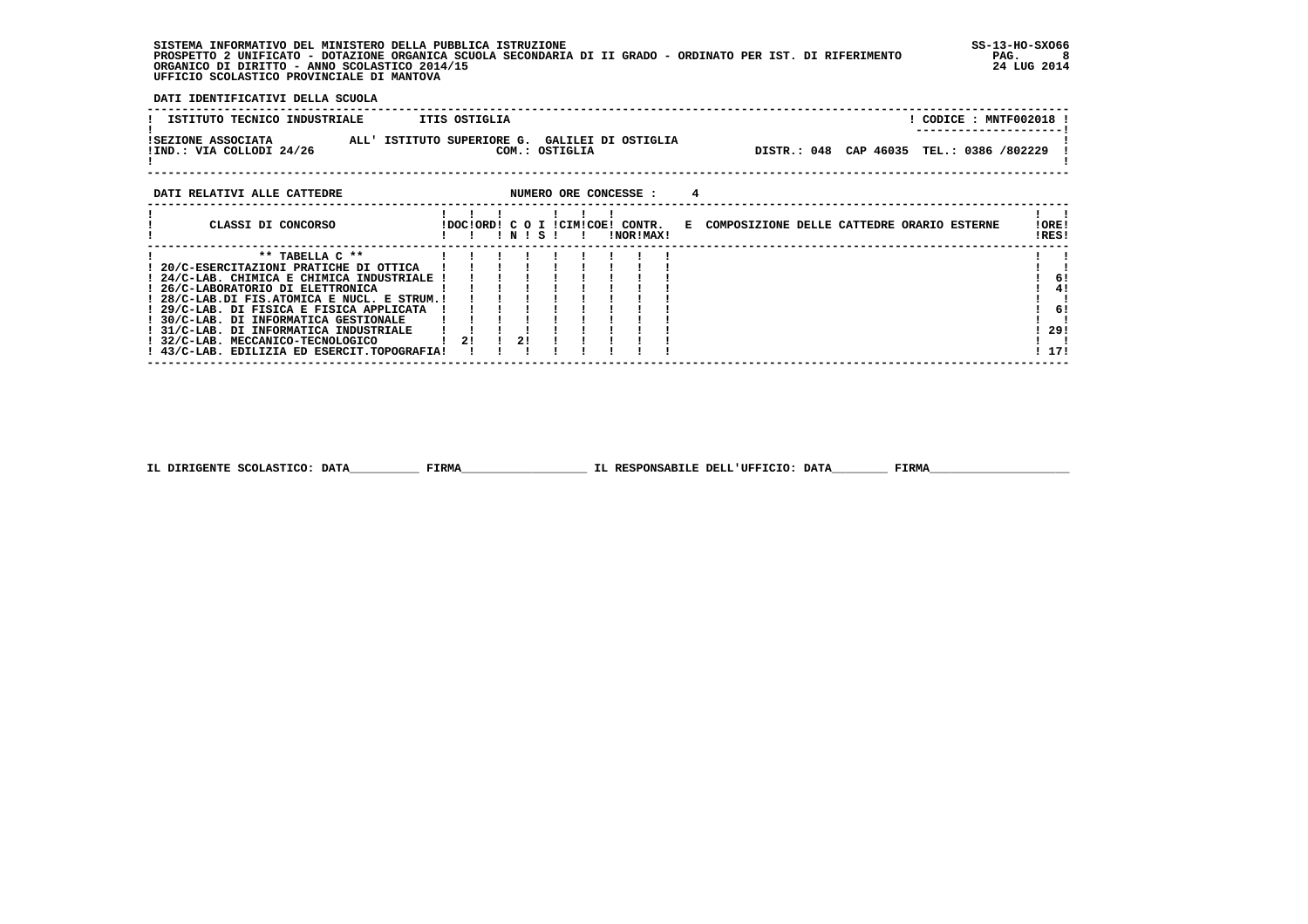SISTEMA INFORMATIVO DEL MINISTERO DELLA PUBBLICA ISTRUZIONE
PROSPETTO 2 UNIFICATO - DOTAZIONE ORGANICA SCUOLA SECONDARIA DI II GRADO - ORDINATO PER IST. DI RIFERIMENTO
ORGANICO DI DIRITTO - ANNO SCOLASTICO 2014/15
UFFICIO SCOLASTICO PROVINCIALE DI MANTOVA

SS-13-HO-SXO66
24 LUG 2014

**DATI IDENTIFICATIVI DELLA SCUOLA**

| ISTITUTO TECNICO INDUSTRIALE | ITIS OSTIGLIA | CODICE : MNTF002018 |
|---|---|---|
| SEZIONE ASSOCIATA | ALL' ISTITUTO SUPERIORE G. GALILEI DI OSTIGLIA | |
| IND.: VIA COLLODI 24/26 | COM.: OSTIGLIA | DISTR.: 048 CAP 46035 TEL.: 0386 /802229 |

**DATI RELATIVI ALLE CATTEDRE** NUMERO ORE CONCESSE : 4

| CLASSI DI CONCORSO | DOC | ORD | C O N | I S | CIM | COE | CONTR. NOR | CONTR. MAX | E COMPOSIZIONE DELLE CATTEDRE ORARIO ESTERNE | ORE RES |
|---|---|---|---|---|---|---|---|---|---|---|
| ** TABELLA C ** | | | | | | | | | | |
| 20/C-ESERCITAZIONI PRATICHE DI OTTICA | | | | | | | | | | |
| 24/C-LAB. CHIMICA E CHIMICA INDUSTRIALE | | | | | | | | | | 6 |
| 26/C-LABORATORIO DI ELETTRONICA | | | | | | | | | | 4 |
| 28/C-LAB.DI FIS.ATOMICA E NUCL. E STRUM. | | | | | | | | | | |
| 29/C-LAB. DI FISICA E FISICA APPLICATA | | | | | | | | | | 6 |
| 30/C-LAB. DI INFORMATICA GESTIONALE | | | | | | | | | | |
| 31/C-LAB. DI INFORMATICA INDUSTRIALE | | | | | | | | | | 29 |
| 32/C-LAB. MECCANICO-TECNOLOGICO | 2 | | 2 | | | | | | | |
| 43/C-LAB. EDILIZIA ED ESERCIT.TOPOGRAFIA | | | | | | | | | | 17 |

IL DIRIGENTE SCOLASTICO: DATA__________ FIRMA__________________ IL RESPONSABILE DELL'UFFICIO: DATA________ FIRMA____________________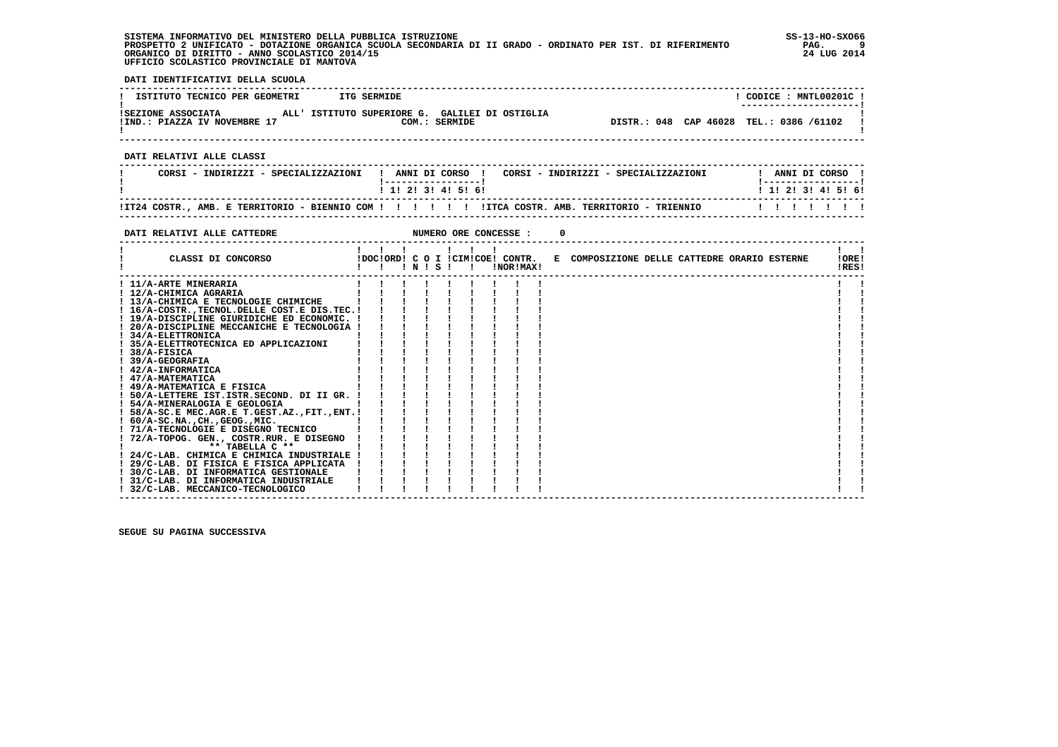SISTEMA INFORMATIVO DEL MINISTERO DELLA PUBBLICA ISTRUZIONE
PROSPETTO 2 UNIFICATO - DOTAZIONE ORGANICA SCUOLA SECONDARIA DI II GRADO - ORDINATO PER IST. DI RIFERIMENTO
ORGANICO DI DIRITTO - ANNO SCOLASTICO 2014/15
UFFICIO SCOLASTICO PROVINCIALE DI MANTOVA

SS-13-HO-SXO66
24 LUG 2014

**DATI IDENTIFICATIVI DELLA SCUOLA**

| ISTITUTO TECNICO PER GEOMETRI | ITG SERMIDE | CODICE : MNTL00201C |
|---|---|---|
| SEZIONE ASSOCIATA | ALL' ISTITUTO SUPERIORE G. GALILEI DI OSTIGLIA | |
| IND.: PIAZZA IV NOVEMBRE 17 | COM.: SERMIDE | DISTR.: 048 CAP 46028 TEL.: 0386 /61102 |

**DATI RELATIVI ALLE CLASSI**

| CORSI - INDIRIZZI - SPECIALIZZAZIONI | 1 | 2 | 3 | 4 | 5 | 6 | CORSI - INDIRIZZI - SPECIALIZZAZIONI | 1 | 2 | 3 | 4 | 5 | 6 |
|---|---|---|---|---|---|---|---|---|---|---|---|---|---|
| IT24 COSTR., AMB. E TERRITORIO - BIENNIO COM | | | | | | | ITCA COSTR. AMB. TERRITORIO - TRIENNIO | | | | | | |

**DATI RELATIVI ALLE CATTEDRE** NUMERO ORE CONCESSE : 0

| CLASSI DI CONCORSO | DOC | ORD | C O I N | S | CIM | COE | CONTR. NOR | MAX | E COMPOSIZIONE DELLE CATTEDRE ORARIO ESTERNE | ORE RES |
|---|---|---|---|---|---|---|---|---|---|---|
| 11/A-ARTE MINERARIA | | | | | | | | | | |
| 12/A-CHIMICA AGRARIA | | | | | | | | | | |
| 13/A-CHIMICA E TECNOLOGIE CHIMICHE | | | | | | | | | | |
| 16/A-COSTR.,TECNOL.DELLE COST.E DIS.TEC. | | | | | | | | | | |
| 19/A-DISCIPLINE GIURIDICHE ED ECONOMIC. | | | | | | | | | | |
| 20/A-DISCIPLINE MECCANICHE E TECNOLOGIA | | | | | | | | | | |
| 34/A-ELETTRONICA | | | | | | | | | | |
| 35/A-ELETTROTECNICA ED APPLICAZIONI | | | | | | | | | | |
| 38/A-FISICA | | | | | | | | | | |
| 39/A-GEOGRAFIA | | | | | | | | | | |
| 42/A-INFORMATICA | | | | | | | | | | |
| 47/A-MATEMATICA | | | | | | | | | | |
| 49/A-MATEMATICA E FISICA | | | | | | | | | | |
| 50/A-LETTERE IST.ISTR.SECOND. DI II GR. | | | | | | | | | | |
| 54/A-MINERALOGIA E GEOLOGIA | | | | | | | | | | |
| 58/A-SC.E MEC.AGR.E T.GEST.AZ.,FIT.,ENT. | | | | | | | | | | |
| 60/A-SC.NA.,CH.,GEOG.,MIC. | | | | | | | | | | |
| 71/A-TECNOLOGIE E DISEGNO TECNICO | | | | | | | | | | |
| 72/A-TOPOG. GEN., COSTR.RUR. E DISEGNO | | | | | | | | | | |
| ** TABELLA C ** | | | | | | | | | | |
| 24/C-LAB. CHIMICA E CHIMICA INDUSTRIALE | | | | | | | | | | |
| 29/C-LAB. DI FISICA E FISICA APPLICATA | | | | | | | | | | |
| 30/C-LAB. DI INFORMATICA GESTIONALE | | | | | | | | | | |
| 31/C-LAB. DI INFORMATICA INDUSTRIALE | | | | | | | | | | |
| 32/C-LAB. MECCANICO-TECNOLOGICO | | | | | | | | | | |

SEGUE SU PAGINA SUCCESSIVA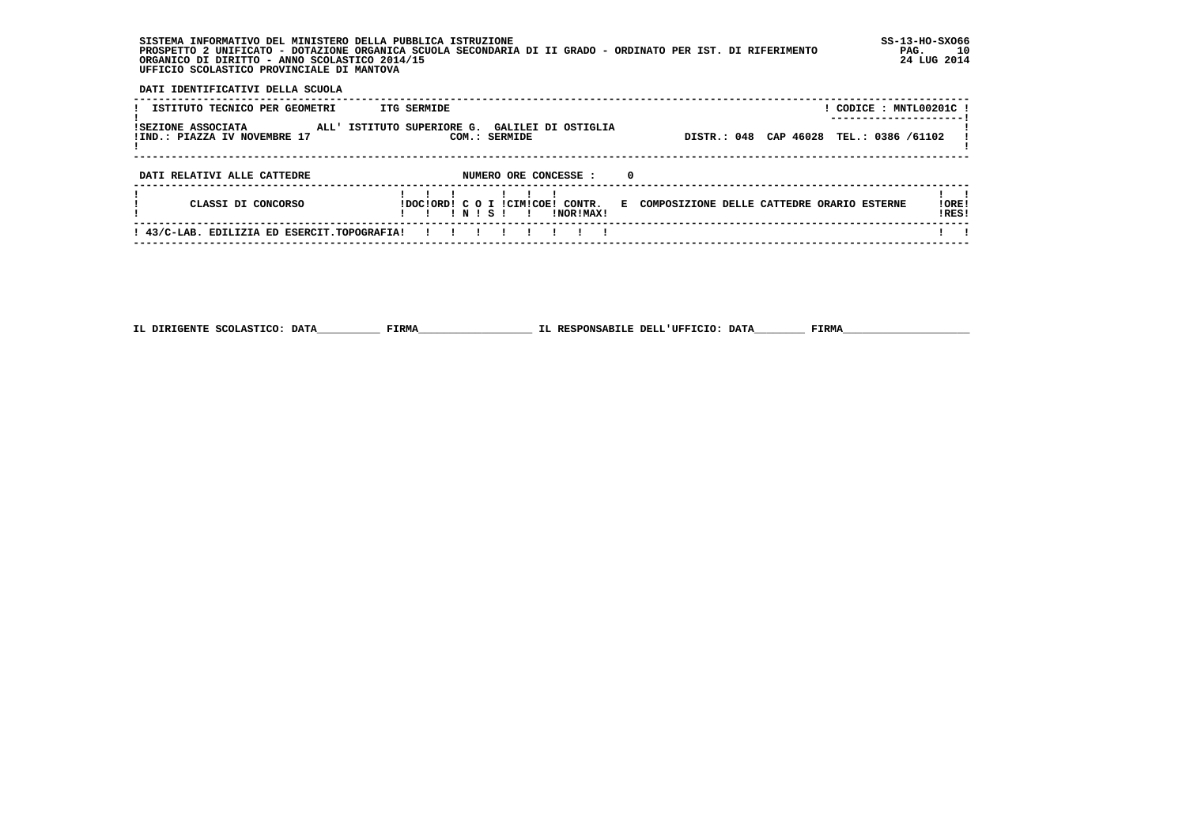SISTEMA INFORMATIVO DEL MINISTERO DELLA PUBBLICA ISTRUZIONE
PROSPETTO 2 UNIFICATO - DOTAZIONE ORGANICA SCUOLA SECONDARIA DI II GRADO - ORDINATO PER IST. DI RIFERIMENTO
ORGANICO DI DIRITTO - ANNO SCOLASTICO 2014/15
UFFICIO SCOLASTICO PROVINCIALE DI MANTOVA

SS-13-HO-SXO66
24 LUG 2014

DATI IDENTIFICATIVI DELLA SCUOLA

| ISTITUTO TECNICO PER GEOMETRI | ITG SERMIDE | CODICE : MNTL00201C |
|---|---|---|
| SEZIONE ASSOCIATA ALL' ISTITUTO SUPERIORE G. GALILEI DI OSTIGLIA | | |
| IND.: PIAZZA IV NOVEMBRE 17 | COM.: SERMIDE | DISTR.: 048 CAP 46028 TEL.: 0386 /61102 |

DATI RELATIVI ALLE CATTEDRE NUMERO ORE CONCESSE : 0

| CLASSI DI CONCORSO | DOC | ORD | C O N | I S | CIM | COE | CONTR. NOR | MAX | E | COMPOSIZIONE DELLE CATTEDRE ORARIO ESTERNE | ORE RES |
|---|---|---|---|---|---|---|---|---|---|---|---|
| 43/C-LAB. EDILIZIA ED ESERCIT.TOPOGRAFIA | | | | | | | | | | | |

IL DIRIGENTE SCOLASTICO: DATA__________ FIRMA__________________ IL RESPONSABILE DELL'UFFICIO: DATA________ FIRMA____________________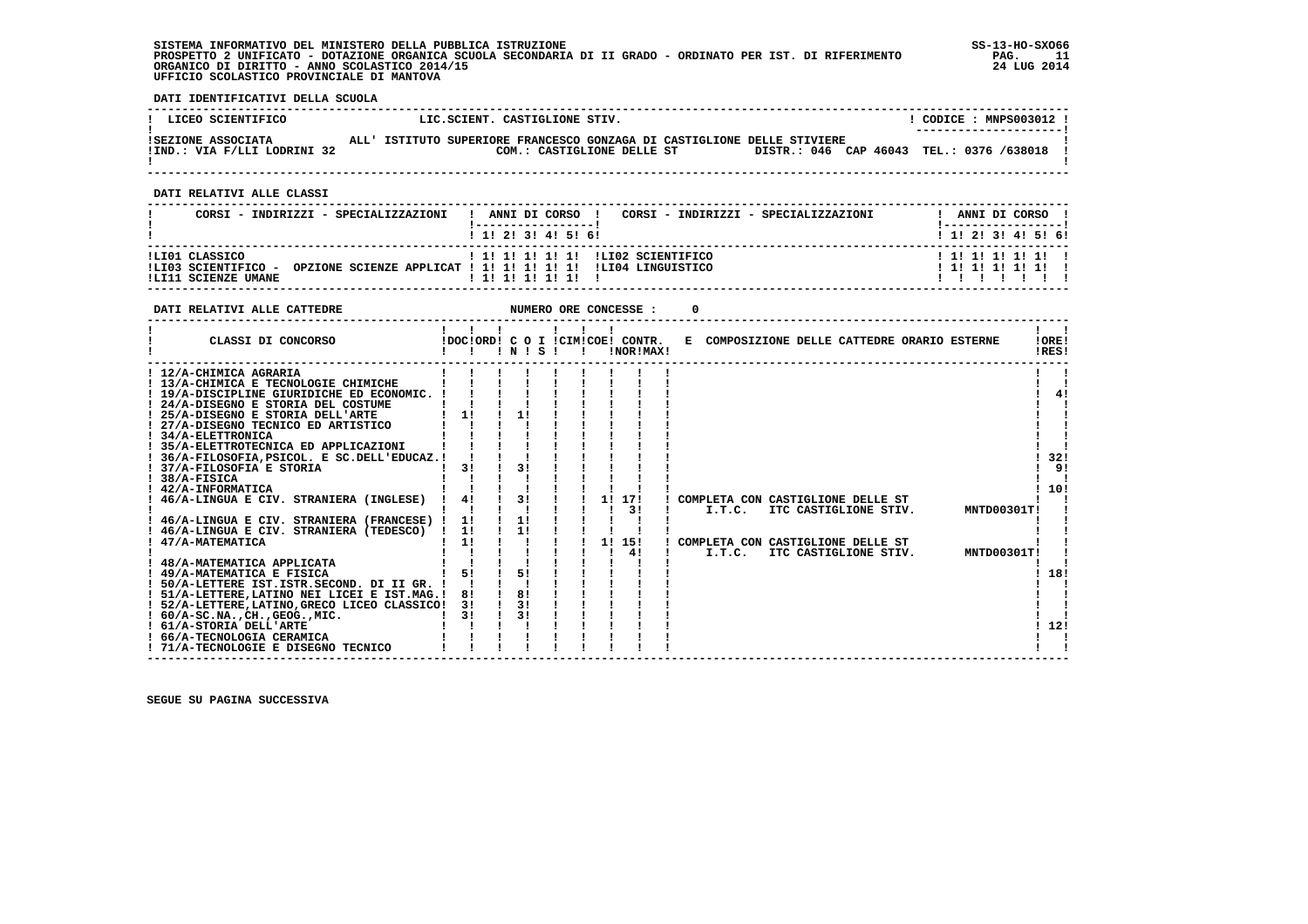SISTEMA INFORMATIVO DEL MINISTERO DELLA PUBBLICA ISTRUZIONE
PROSPETTO 2 UNIFICATO - DOTAZIONE ORGANICA SCUOLA SECONDARIA DI II GRADO - ORDINATO PER IST. DI RIFERIMENTO
ORGANICO DI DIRITTO - ANNO SCOLASTICO 2014/15
UFFICIO SCOLASTICO PROVINCIALE DI MANTOVA

SS-13-HO-SXO66
24 LUG 2014

**DATI IDENTIFICATIVI DELLA SCUOLA**

| | | |
|---|---|---|
| LICEO SCIENTIFICO | LIC.SCIENT. CASTIGLIONE STIV. | CODICE : MNPS003012 |
| SEZIONE ASSOCIATA | ALL' ISTITUTO SUPERIORE FRANCESCO GONZAGA DI CASTIGLIONE DELLE STIVIERE | |
| IND.: VIA F/LLI LODRINI 32 | COM.: CASTIGLIONE DELLE ST | DISTR.: 046 CAP 46043 TEL.: 0376 /638018 |

**DATI RELATIVI ALLE CLASSI**

| CORSI - INDIRIZZI - SPECIALIZZAZIONI | 1 | 2 | 3 | 4 | 5 | 6 | CORSI - INDIRIZZI - SPECIALIZZAZIONI | 1 | 2 | 3 | 4 | 5 | 6 |
|---|---|---|---|---|---|---|---|---|---|---|---|---|---|
| LI01 CLASSICO | 1 | 1 | 1 | 1 | 1 | | LI02 SCIENTIFICO | 1 | 1 | 1 | 1 | 1 | |
| LI03 SCIENTIFICO - OPZIONE SCIENZE APPLICAT | 1 | 1 | 1 | 1 | 1 | | LI04 LINGUISTICO | 1 | 1 | 1 | 1 | 1 | |
| LI11 SCIENZE UMANE | 1 | 1 | 1 | 1 | 1 | | | | | | | | |

**DATI RELATIVI ALLE CATTEDRE** NUMERO ORE CONCESSE : 0

| CLASSI DI CONCORSO | DOC | ORD | C O N | I S | CIM | COE | CONTR. NOR | MAX | E COMPOSIZIONE DELLE CATTEDRE ORARIO ESTERNE | ORE RES |
|---|---|---|---|---|---|---|---|---|---|---|
| 12/A-CHIMICA AGRARIA | | | | | | | | | | |
| 13/A-CHIMICA E TECNOLOGIE CHIMICHE | | | | | | | | | | |
| 19/A-DISCIPLINE GIURIDICHE ED ECONOMIC. | | | | | | | | | | 4 |
| 24/A-DISEGNO E STORIA DEL COSTUME | | | | | | | | | | |
| 25/A-DISEGNO E STORIA DELL'ARTE | 1 | | 1 | | | | | | | |
| 27/A-DISEGNO TECNICO ED ARTISTICO | | | | | | | | | | |
| 34/A-ELETTRONICA | | | | | | | | | | |
| 35/A-ELETTROTECNICA ED APPLICAZIONI | | | | | | | | | | |
| 36/A-FILOSOFIA,PSICOL. E SC.DELL'EDUCAZ. | | | | | | | | | | 32 |
| 37/A-FILOSOFIA E STORIA | 3 | | 3 | | | | | | | 9 |
| 38/A-FISICA | | | | | | | | | | |
| 42/A-INFORMATICA | | | | | | | | | | 10 |
| 46/A-LINGUA E CIV. STRANIERA (INGLESE) | 4 | | 3 | | | 1 | 17 | | COMPLETA CON CASTIGLIONE DELLE ST | |
| | | | | | | | 3 | | I.T.C. ITC CASTIGLIONE STIV. MNTD00301T | |
| 46/A-LINGUA E CIV. STRANIERA (FRANCESE) | 1 | | 1 | | | | | | | |
| 46/A-LINGUA E CIV. STRANIERA (TEDESCO) | 1 | | 1 | | | | | | | |
| 47/A-MATEMATICA | 1 | | | | | 1 | 15 | | COMPLETA CON CASTIGLIONE DELLE ST | |
| | | | | | | | 4 | | I.T.C. ITC CASTIGLIONE STIV. MNTD00301T | |
| 48/A-MATEMATICA APPLICATA | | | | | | | | | | |
| 49/A-MATEMATICA E FISICA | 5 | | 5 | | | | | | | 18 |
| 50/A-LETTERE IST.ISTR.SECOND. DI II GR. | | | | | | | | | | |
| 51/A-LETTERE,LATINO NEI LICEI E IST.MAG. | 8 | | 8 | | | | | | | |
| 52/A-LETTERE,LATINO,GRECO LICEO CLASSICO | 3 | | 3 | | | | | | | |
| 60/A-SC.NA.,CH.,GEOG.,MIC. | 3 | | 3 | | | | | | | |
| 61/A-STORIA DELL'ARTE | | | | | | | | | | 12 |
| 66/A-TECNOLOGIA CERAMICA | | | | | | | | | | |
| 71/A-TECNOLOGIE E DISEGNO TECNICO | | | | | | | | | | |

SEGUE SU PAGINA SUCCESSIVA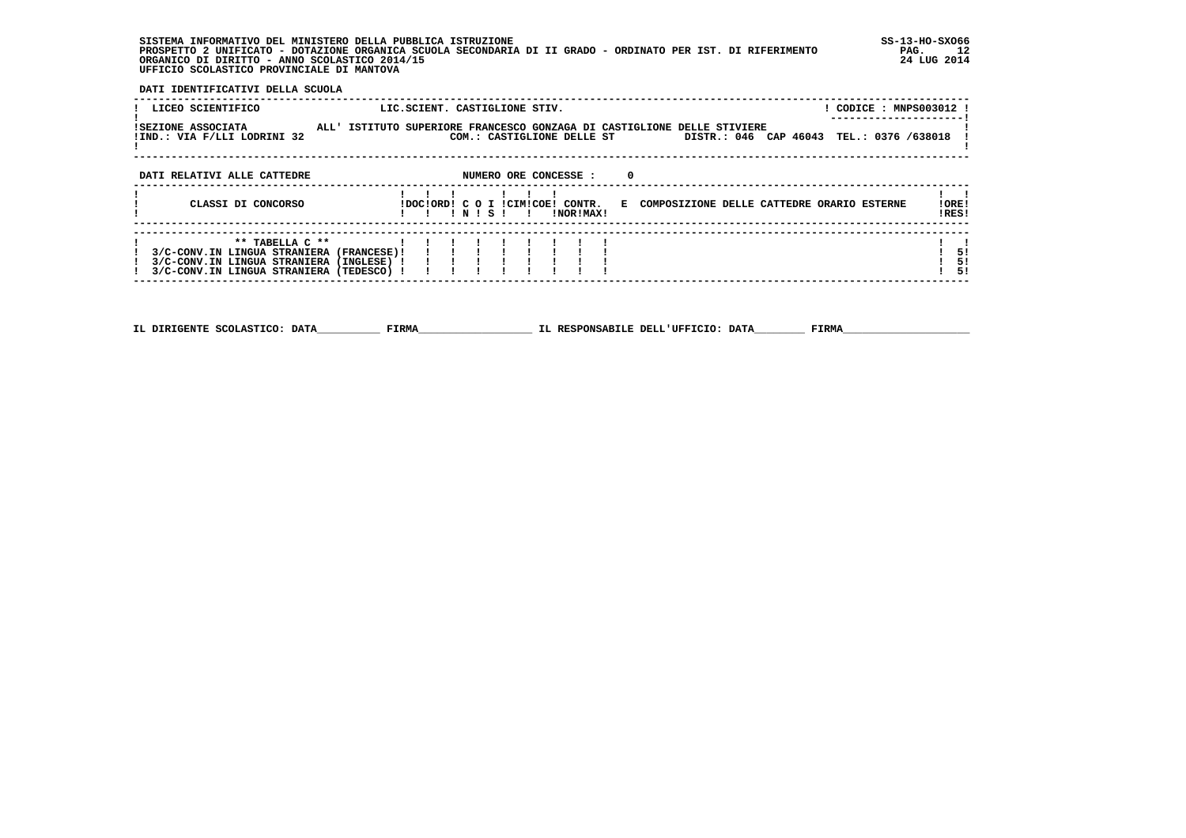SISTEMA INFORMATIVO DEL MINISTERO DELLA PUBBLICA ISTRUZIONE
PROSPETTO 2 UNIFICATO - DOTAZIONE ORGANICA SCUOLA SECONDARIA DI II GRADO - ORDINATO PER IST. DI RIFERIMENTO
ORGANICO DI DIRITTO - ANNO SCOLASTICO 2014/15
UFFICIO SCOLASTICO PROVINCIALE DI MANTOVA

SS-13-HO-SXO66
24 LUG 2014

DATI IDENTIFICATIVI DELLA SCUOLA

| LICEO SCIENTIFICO | LIC.SCIENT. CASTIGLIONE STIV. | CODICE : MNPS003012 |
|---|---|---|
| SEZIONE ASSOCIATA | ALL' ISTITUTO SUPERIORE FRANCESCO GONZAGA DI CASTIGLIONE DELLE STIVIERE | |
| IND.: VIA F/LLI LODRINI 32 | COM.: CASTIGLIONE DELLE ST | DISTR.: 046 CAP 46043 TEL.: 0376 /638018 |

DATI RELATIVI ALLE CATTEDRE NUMERO ORE CONCESSE : 0

| CLASSI DI CONCORSO | DOC | ORD | C IN | O | I S | CIM | COE | CONTR. NOR | CONTR. MAX | E COMPOSIZIONE DELLE CATTEDRE ORARIO ESTERNE | ORE RES |
|---|---|---|---|---|---|---|---|---|---|---|---|
| ** TABELLA C ** | | | | | | | | | | | |
| 3/C-CONV.IN LINGUA STRANIERA (FRANCESE) | | | | | | | | | | | 5 |
| 3/C-CONV.IN LINGUA STRANIERA (INGLESE) | | | | | | | | | | | 5 |
| 3/C-CONV.IN LINGUA STRANIERA (TEDESCO) | | | | | | | | | | | 5 |

IL DIRIGENTE SCOLASTICO: DATA__________ FIRMA__________________ IL RESPONSABILE DELL'UFFICIO: DATA________ FIRMA____________________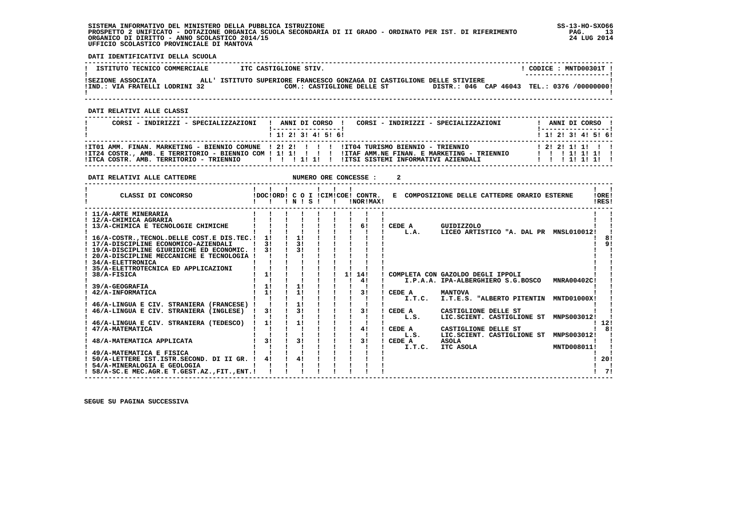SISTEMA INFORMATIVO DEL MINISTERO DELLA PUBBLICA ISTRUZIONE
PROSPETTO 2 UNIFICATO - DOTAZIONE ORGANICA SCUOLA SECONDARIA DI II GRADO - ORDINATO PER IST. DI RIFERIMENTO
ORGANICO DI DIRITTO - ANNO SCOLASTICO 2014/15
UFFICIO SCOLASTICO PROVINCIALE DI MANTOVA

SS-13-HO-SXO66
24 LUG 2014

**DATI IDENTIFICATIVI DELLA SCUOLA**

| ISTITUTO TECNICO COMMERCIALE | ITC CASTIGLIONE STIV. | CODICE : MNTD00301T |
|---|---|---|
| SEZIONE ASSOCIATA | ALL' ISTITUTO SUPERIORE FRANCESCO GONZAGA DI CASTIGLIONE DELLE STIVIERE | |
| IND.: VIA FRATELLI LODRINI 32 | COM.: CASTIGLIONE DELLE ST | DISTR.: 046 CAP 46043 TEL.: 0376 /00000000 |

**DATI RELATIVI ALLE CLASSI**

| CORSI - INDIRIZZI - SPECIALIZZAZIONI | 1 | 2 | 3 | 4 | 5 | 6 | CORSI - INDIRIZZI - SPECIALIZZAZIONI | 1 | 2 | 3 | 4 | 5 | 6 |
|---|---|---|---|---|---|---|---|---|---|---|---|---|---|
| IT01 AMM. FINAN. MARKETING - BIENNIO COMUNE | 2 | 2 | | | | | IT04 TURISMO BIENNIO - TRIENNIO | 2 | 2 | 1 | 1 | | |
| IT24 COSTR., AMB. E TERRITORIO - BIENNIO COM | 1 | 1 | | | | | ITAF AMM.NE FINAN. E MARKETING - TRIENNIO | | | 1 | 1 | 1 | |
| ITCA COSTR. AMB. TERRITORIO - TRIENNIO | | | 1 | 1 | | | ITSI SISTEMI INFORMATIVI AZIENDALI | | | 1 | 1 | 1 | |

**DATI RELATIVI ALLE CATTEDRE** NUMERO ORE CONCESSE : 2

| CLASSI DI CONCORSO | DOC | ORD | C O I N | S | CIM | COE | CONTR. NOR | CONTR. MAX | E COMPOSIZIONE DELLE CATTEDRE ORARIO ESTERNE | ORE RES |
|---|---|---|---|---|---|---|---|---|---|---|
| 11/A-ARTE MINERARIA | | | | | | | | | | |
| 12/A-CHIMICA AGRARIA | | | | | | | | | | |
| 13/A-CHIMICA E TECNOLOGIE CHIMICHE | | | | | | | | 6 | CEDE A GUIDIZZOLO L.A. LICEO ARTISTICO "A. DAL PR MNSL010012 | |
| 16/A-COSTR.,TECNOL.DELLE COST.E DIS.TEC. | 1 | | 1 | | | | | | | 8 |
| 17/A-DISCIPLINE ECONOMICO-AZIENDALI | 3 | | 3 | | | | | | | 9 |
| 19/A-DISCIPLINE GIURIDICHE ED ECONOMIC. | 3 | | 3 | | | | | | | |
| 20/A-DISCIPLINE MECCANICHE E TECNOLOGIA | | | | | | | | | | |
| 34/A-ELETTRONICA | | | | | | | | | | |
| 35/A-ELETTROTECNICA ED APPLICAZIONI | | | | | | | | | | |
| 38/A-FISICA | 1 | | | | | 1 | 14 | 4 | COMPLETA CON GAZOLDO DEGLI IPPOLI I.P.A.A. IPA-ALBERGHIERO S.G.BOSCO MNRA00402C | |
| 39/A-GEOGRAFIA | 1 | | 1 | | | | | | | |
| 42/A-INFORMATICA | 1 | | 1 | | | | | 3 | CEDE A MANTOVA I.T.C. I.T.E.S. "ALBERTO PITENTIN MNTD01000X | |
| 46/A-LINGUA E CIV. STRANIERA (FRANCESE) | | | 1 | | | | | | | |
| 46/A-LINGUA E CIV. STRANIERA (INGLESE) | 3 | | 3 | | | | | 3 | CEDE A CASTIGLIONE DELLE ST L.S. LIC.SCIENT. CASTIGLIONE ST MNPS003012 | |
| 46/A-LINGUA E CIV. STRANIERA (TEDESCO) | 1 | | 1 | | | | | | | 12 |
| 47/A-MATEMATICA | | | | | | | | 4 | CEDE A CASTIGLIONE DELLE ST L.S. LIC.SCIENT. CASTIGLIONE ST MNPS003012 | 8 |
| 48/A-MATEMATICA APPLICATA | 3 | | 3 | | | | | 3 | CEDE A ASOLA I.T.C. ITC ASOLA MNTD008011 | |
| 49/A-MATEMATICA E FISICA | | | | | | | | | | |
| 50/A-LETTERE IST.ISTR.SECOND. DI II GR. | 4 | | 4 | | | | | | | 20 |
| 54/A-MINERALOGIA E GEOLOGIA | | | | | | | | | | |
| 58/A-SC.E MEC.AGR.E T.GEST.AZ.,FIT.,ENT. | | | | | | | | | | 7 |

SEGUE SU PAGINA SUCCESSIVA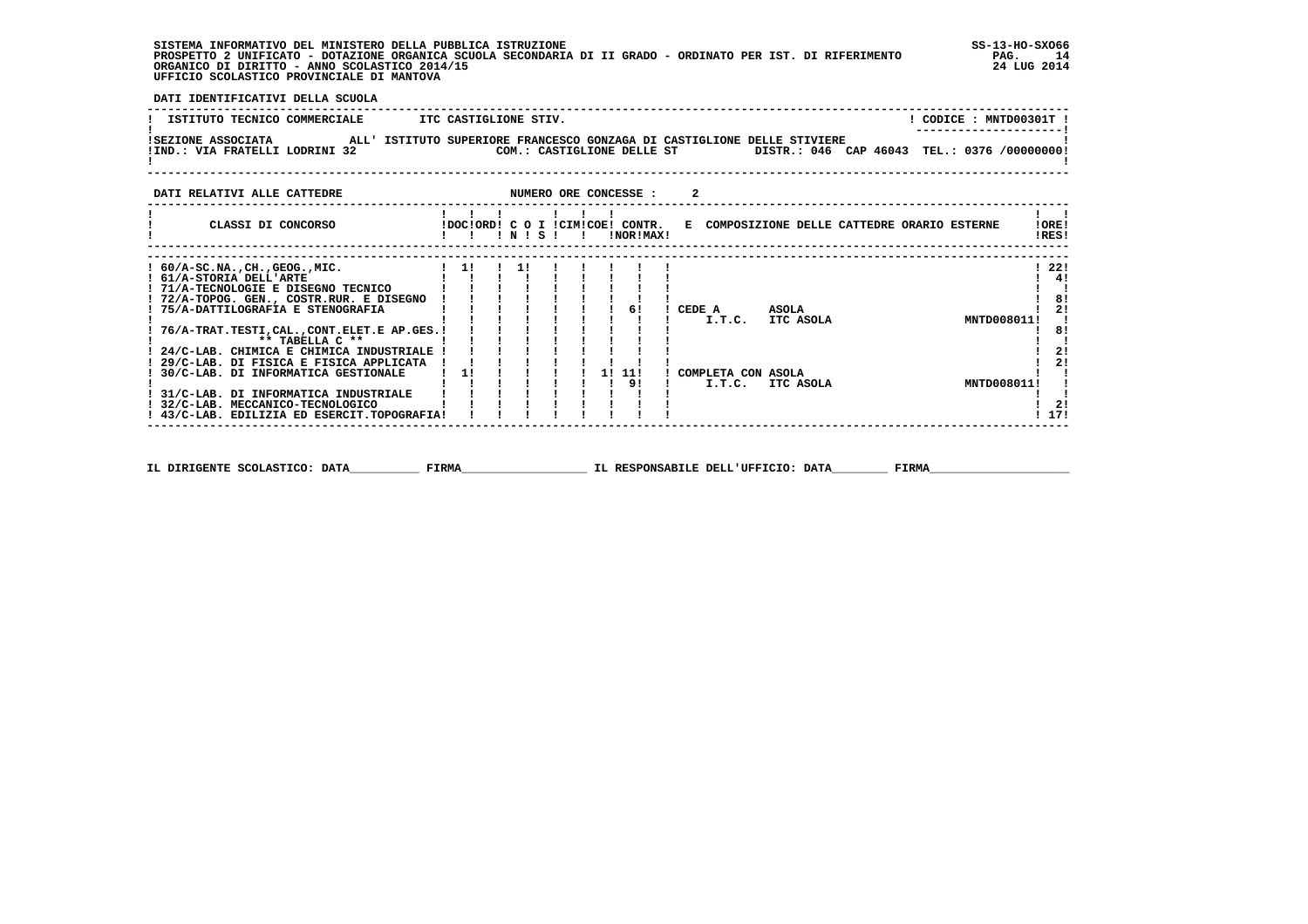SISTEMA INFORMATIVO DEL MINISTERO DELLA PUBBLICA ISTRUZIONE
PROSPETTO 2 UNIFICATO - DOTAZIONE ORGANICA SCUOLA SECONDARIA DI II GRADO - ORDINATO PER IST. DI RIFERIMENTO
ORGANICO DI DIRITTO - ANNO SCOLASTICO 2014/15
UFFICIO SCOLASTICO PROVINCIALE DI MANTOVA

SS-13-HO-SXO66
24 LUG 2014

**DATI IDENTIFICATIVI DELLA SCUOLA**

ISTITUTO TECNICO COMMERCIALE — ITC CASTIGLIONE STIV. — CODICE : MNTD00301T

SEZIONE ASSOCIATA ALL' ISTITUTO SUPERIORE FRANCESCO GONZAGA DI CASTIGLIONE DELLE STIVIERE
IND.: VIA FRATELLI LODRINI 32 — COM.: CASTIGLIONE DELLE ST — DISTR.: 046 CAP 46043 TEL.: 0376 /00000000

**DATI RELATIVI ALLE CATTEDRE** — NUMERO ORE CONCESSE : 2

| CLASSI DI CONCORSO | DOC | ORD | C O N | I S | CIM | COE | CONTR. NOR | MAX | E COMPOSIZIONE DELLE CATTEDRE ORARIO ESTERNE | ORE RES |
|---|---|---|---|---|---|---|---|---|---|---|
| 60/A-SC.NA.,CH.,GEOG.,MIC. | 1 | | 1 | | | | | | | 22 |
| 61/A-STORIA DELL'ARTE | | | | | | | | | | 4 |
| 71/A-TECNOLOGIE E DISEGNO TECNICO | | | | | | | | | | |
| 72/A-TOPOG. GEN., COSTR.RUR. E DISEGNO | | | | | | | | | | 8 |
| 75/A-DATTILOGRAFIA E STENOGRAFIA | | | | | | | 6 | | CEDE A I.T.C. ASOLA ITC ASOLA MNTD008011 | 2 |
| 76/A-TRAT.TESTI,CAL.,CONT.ELET.E AP.GES. | | | | | | | | | | 8 |
| ** TABELLA C ** | | | | | | | | | | |
| 24/C-LAB. CHIMICA E CHIMICA INDUSTRIALE | | | | | | | | | | 2 |
| 29/C-LAB. DI FISICA E FISICA APPLICATA | | | | | | | | | | 2 |
| 30/C-LAB. DI INFORMATICA GESTIONALE | 1 | | | | | 1 | 11 / 9 | | COMPLETA CON ASOLA I.T.C. ITC ASOLA MNTD008011 | |
| 31/C-LAB. DI INFORMATICA INDUSTRIALE | | | | | | | | | | |
| 32/C-LAB. MECCANICO-TECNOLOGICO | | | | | | | | | | 2 |
| 43/C-LAB. EDILIZIA ED ESERCIT.TOPOGRAFIA | | | | | | | | | | 17 |

IL DIRIGENTE SCOLASTICO: DATA__________ FIRMA__________________ IL RESPONSABILE DELL'UFFICIO: DATA________ FIRMA____________________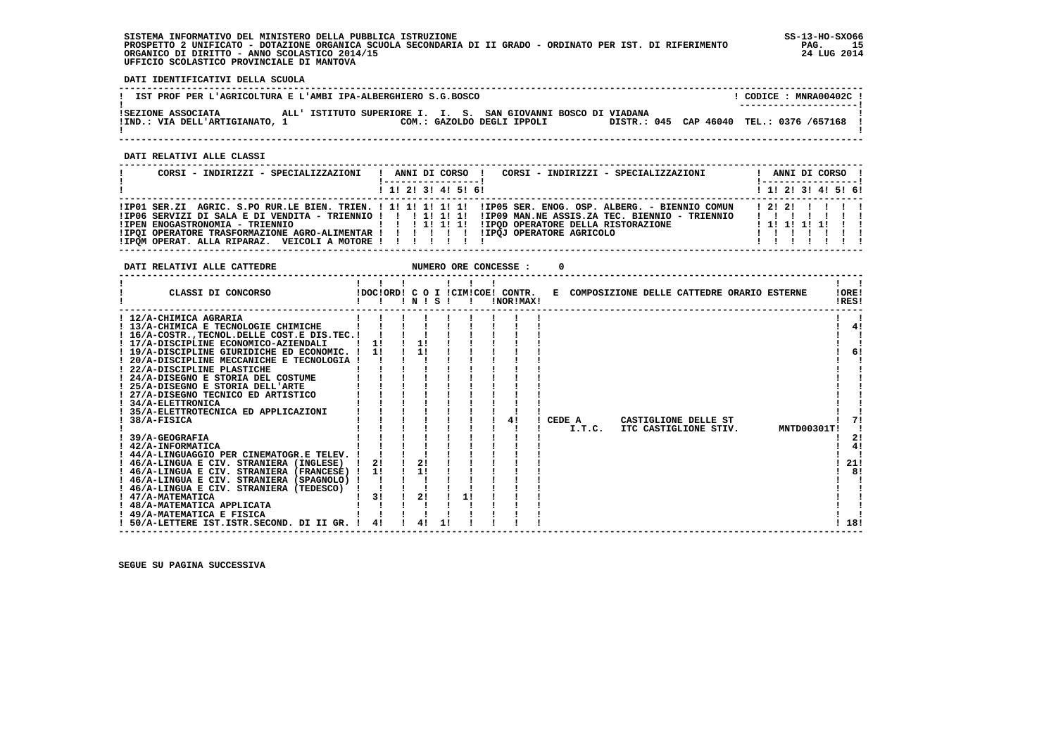SISTEMA INFORMATIVO DEL MINISTERO DELLA PUBBLICA ISTRUZIONE
PROSPETTO 2 UNIFICATO - DOTAZIONE ORGANICA SCUOLA SECONDARIA DI II GRADO - ORDINATO PER IST. DI RIFERIMENTO
ORGANICO DI DIRITTO - ANNO SCOLASTICO 2014/15
UFFICIO SCOLASTICO PROVINCIALE DI MANTOVA

SS-13-HO-SXO66
24 LUG 2014

**DATI IDENTIFICATIVI DELLA SCUOLA**

IST PROF PER L'AGRICOLTURA E L'AMBI IPA-ALBERGHIERO S.G.BOSCO — CODICE : MNRA00402C

SEZIONE ASSOCIATA ALL' ISTITUTO SUPERIORE I. I. S. SAN GIOVANNI BOSCO DI VIADANA
IND.: VIA DELL'ARTIGIANATO, 1 — COM.: GAZOLDO DEGLI IPPOLI — DISTR.: 045 CAP 46040 TEL.: 0376 /657168

**DATI RELATIVI ALLE CLASSI**

| CORSI - INDIRIZZI - SPECIALIZZAZIONI | 1 | 2 | 3 | 4 | 5 | 6 | CORSI - INDIRIZZI - SPECIALIZZAZIONI | 1 | 2 | 3 | 4 | 5 | 6 |
|---|---|---|---|---|---|---|---|---|---|---|---|---|---|
| IP01 SER.ZI AGRIC. S.PO RUR.LE BIEN. TRIEN. | 1 | 1 | 1 | 1 | 1 | | IP05 SER. ENOG. OSP. ALBERG. - BIENNIO COMUN | 2 | 2 | | | | |
| IP06 SERVIZI DI SALA E DI VENDITA - TRIENNIO | | | 1 | 1 | 1 | | IP09 MAN.NE ASSIS.ZA TEC. BIENNIO - TRIENNIO | | | | | | |
| IPEN ENOGASTRONOMIA - TRIENNIO | | | 1 | 1 | 1 | | IPQD OPERATORE DELLA RISTORAZIONE | 1 | 1 | 1 | 1 | | |
| IPQI OPERATORE TRASFORMAZIONE AGRO-ALIMENTAR | | | | | | | IPQJ OPERATORE AGRICOLO | | | | | | |
| IPQM OPERAT. ALLA RIPARAZ. VEICOLI A MOTORE | | | | | | | | | | | | | |

**DATI RELATIVI ALLE CATTEDRE** — NUMERO ORE CONCESSE : 0

| CLASSI DI CONCORSO | DOC | ORD | C O I N | S | CIM | COE | CONTR. NOR | MAX | E COMPOSIZIONE DELLE CATTEDRE ORARIO ESTERNE | ORE RES |
|---|---|---|---|---|---|---|---|---|---|---|
| 12/A-CHIMICA AGRARIA | | | | | | | | | | |
| 13/A-CHIMICA E TECNOLOGIE CHIMICHE | | | | | | | | | | 4 |
| 16/A-COSTR.,TECNOL.DELLE COST.E DIS.TEC. | | | | | | | | | | |
| 17/A-DISCIPLINE ECONOMICO-AZIENDALI | 1 | | 1 | | | | | | | |
| 19/A-DISCIPLINE GIURIDICHE ED ECONOMIC. | 1 | | 1 | | | | | | | 6 |
| 20/A-DISCIPLINE MECCANICHE E TECNOLOGIA | | | | | | | | | | |
| 22/A-DISCIPLINE PLASTICHE | | | | | | | | | | |
| 24/A-DISEGNO E STORIA DEL COSTUME | | | | | | | | | | |
| 25/A-DISEGNO E STORIA DELL'ARTE | | | | | | | | | | |
| 27/A-DISEGNO TECNICO ED ARTISTICO | | | | | | | | | | |
| 34/A-ELETTRONICA | | | | | | | | | | |
| 35/A-ELETTROTECNICA ED APPLICAZIONI | | | | | | | | | | |
| 38/A-FISICA | | | | | | | 4 | | CEDE A I.T.C. CASTIGLIONE DELLE ST ITC CASTIGLIONE STIV. MNTD00301T | 7 |
| 39/A-GEOGRAFIA | | | | | | | | | | 2 |
| 42/A-INFORMATICA | | | | | | | | | | 4 |
| 44/A-LINGUAGGIO PER CINEMATOGR.E TELEV. | | | | | | | | | | |
| 46/A-LINGUA E CIV. STRANIERA (INGLESE) | 2 | | 2 | | | | | | | 21 |
| 46/A-LINGUA E CIV. STRANIERA (FRANCESE) | 1 | | 1 | | | | | | | 8 |
| 46/A-LINGUA E CIV. STRANIERA (SPAGNOLO) | | | | | | | | | | |
| 46/A-LINGUA E CIV. STRANIERA (TEDESCO) | | | | | | | | | | |
| 47/A-MATEMATICA | 3 | | 2 | | 1 | | | | | |
| 48/A-MATEMATICA APPLICATA | | | | | | | | | | |
| 49/A-MATEMATICA E FISICA | | | | | | | | | | |
| 50/A-LETTERE IST.ISTR.SECOND. DI II GR. | 4 | | 4 | 1 | | | | | | 18 |

SEGUE SU PAGINA SUCCESSIVA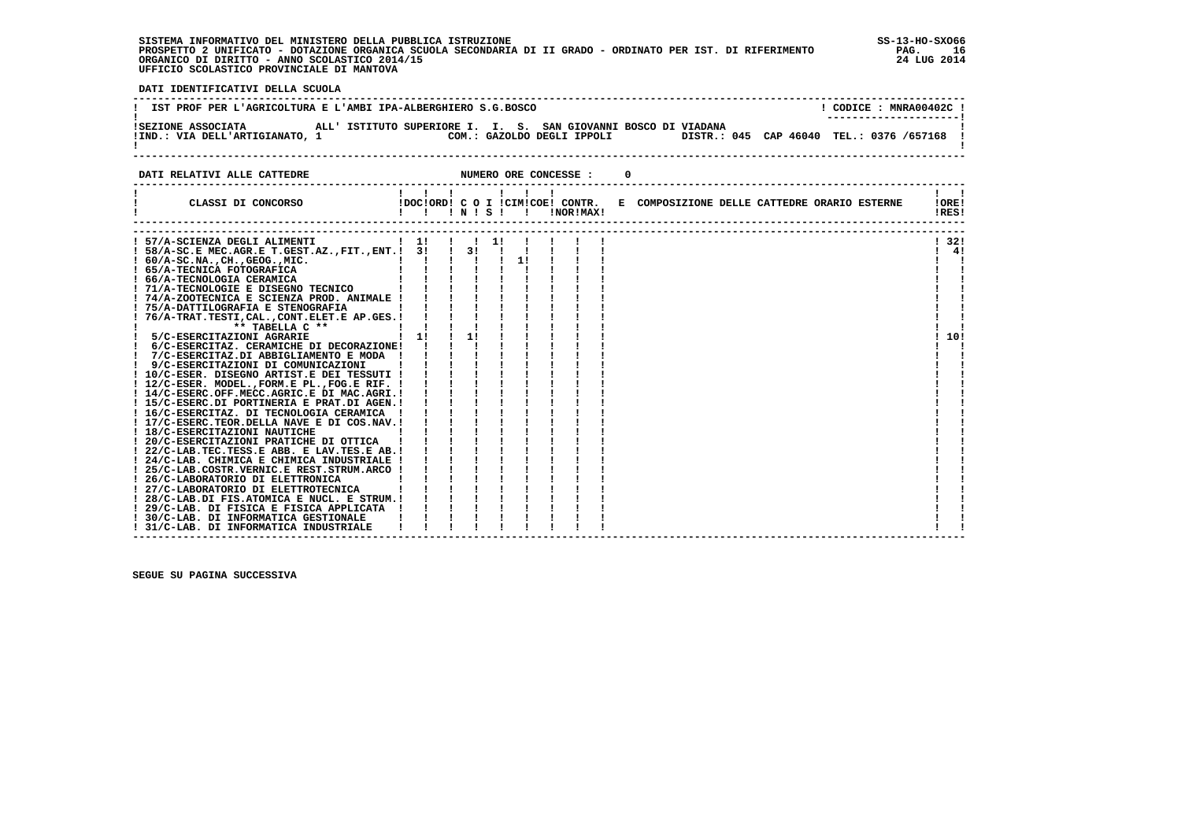**SISTEMA INFORMATIVO DEL MINISTERO DELLA PUBBLICA ISTRUZIONE**
**PROSPETTO 2 UNIFICATO - DOTAZIONE ORGANICA SCUOLA SECONDARIA DI II GRADO - ORDINATO PER IST. DI RIFERIMENTO**
**ORGANICO DI DIRITTO - ANNO SCOLASTICO 2014/15**
**UFFICIO SCOLASTICO PROVINCIALE DI MANTOVA**

SS-13-HO-SXO66
24 LUG 2014

**DATI IDENTIFICATIVI DELLA SCUOLA**

IST PROF PER L'AGRICOLTURA E L'AMBI IPA-ALBERGHIERO S.G.BOSCO — CODICE : MNRA00402C

SEZIONE ASSOCIATA ALL' ISTITUTO SUPERIORE I. I. S. SAN GIOVANNI BOSCO DI VIADANA
IND.: VIA DELL'ARTIGIANATO, 1 — COM.: GAZOLDO DEGLI IPPOLI — DISTR.: 045 CAP 46040 TEL.: 0376 /657168

**DATI RELATIVI ALLE CATTEDRE** — NUMERO ORE CONCESSE : 0

| CLASSI DI CONCORSO | DOC | ORD | C O I N | C O I S | CIM | COE | CONTR. NOR | CONTR. MAX | E COMPOSIZIONE DELLE CATTEDRE ORARIO ESTERNE | ORE RES |
|---|---|---|---|---|---|---|---|---|---|---|
| 57/A-SCIENZA DEGLI ALIMENTI | 1 | | | 1 | | | | | | 32 |
| 58/A-SC.E MEC.AGR.E T.GEST.AZ.,FIT.,ENT. | 3 | | 3 | | | | | | | 4 |
| 60/A-SC.NA.,CH.,GEOG.,MIC. | | | | | 1 | | | | | |
| 65/A-TECNICA FOTOGRAFICA | | | | | | | | | | |
| 66/A-TECNOLOGIA CERAMICA | | | | | | | | | | |
| 71/A-TECNOLOGIE E DISEGNO TECNICO | | | | | | | | | | |
| 74/A-ZOOTECNICA E SCIENZA PROD. ANIMALE | | | | | | | | | | |
| 75/A-DATTILOGRAFIA E STENOGRAFIA | | | | | | | | | | |
| 76/A-TRAT.TESTI,CAL.,CONT.ELET.E AP.GES. | | | | | | | | | | |
| ** TABELLA C ** | | | | | | | | | | |
| 5/C-ESERCITAZIONI AGRARIE | 1 | | 1 | | | | | | | 10 |
| 6/C-ESERCITAZ. CERAMICHE DI DECORAZIONE | | | | | | | | | | |
| 7/C-ESERCITAZ.DI ABBIGLIAMENTO E MODA | | | | | | | | | | |
| 9/C-ESERCITAZIONI DI COMUNICAZIONI | | | | | | | | | | |
| 10/C-ESER. DISEGNO ARTIST.E DEI TESSUTI | | | | | | | | | | |
| 12/C-ESER. MODEL.,FORM.E PL.,FOG.E RIF. | | | | | | | | | | |
| 14/C-ESERC.OFF.MECC.AGRIC.E DI MAC.AGRI. | | | | | | | | | | |
| 15/C-ESERC.DI PORTINERIA E PRAT.DI AGEN. | | | | | | | | | | |
| 16/C-ESERCITAZ. DI TECNOLOGIA CERAMICA | | | | | | | | | | |
| 17/C-ESERC.TEOR.DELLA NAVE E DI COS.NAV. | | | | | | | | | | |
| 18/C-ESERCITAZIONI NAUTICHE | | | | | | | | | | |
| 20/C-ESERCITAZIONI PRATICHE DI OTTICA | | | | | | | | | | |
| 22/C-LAB.TEC.TESS.E ABB. E LAV.TES.E AB. | | | | | | | | | | |
| 24/C-LAB. CHIMICA E CHIMICA INDUSTRIALE | | | | | | | | | | |
| 25/C-LAB.COSTR.VERNIC.E REST.STRUM.ARCO | | | | | | | | | | |
| 26/C-LABORATORIO DI ELETTRONICA | | | | | | | | | | |
| 27/C-LABORATORIO DI ELETTROTECNICA | | | | | | | | | | |
| 28/C-LAB.DI FIS.ATOMICA E NUCL. E STRUM. | | | | | | | | | | |
| 29/C-LAB. DI FISICA E FISICA APPLICATA | | | | | | | | | | |
| 30/C-LAB. DI INFORMATICA GESTIONALE | | | | | | | | | | |
| 31/C-LAB. DI INFORMATICA INDUSTRIALE | | | | | | | | | | |

SEGUE SU PAGINA SUCCESSIVA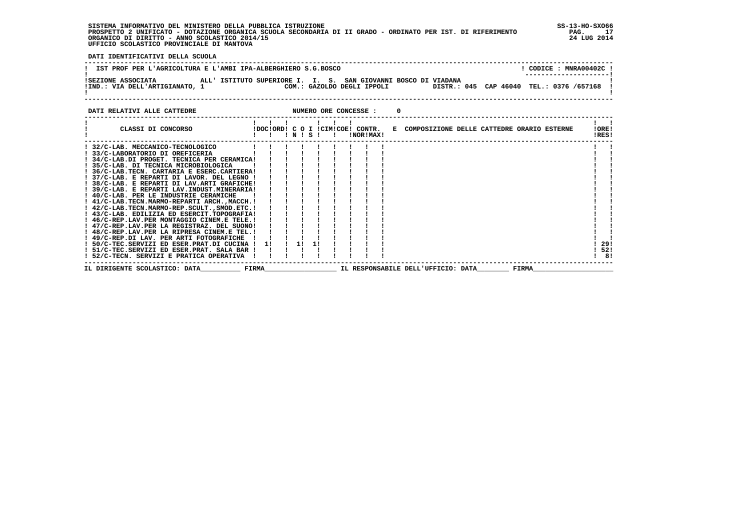SISTEMA INFORMATIVO DEL MINISTERO DELLA PUBBLICA ISTRUZIONE
PROSPETTO 2 UNIFICATO - DOTAZIONE ORGANICA SCUOLA SECONDARIA DI II GRADO - ORDINATO PER IST. DI RIFERIMENTO
ORGANICO DI DIRITTO - ANNO SCOLASTICO 2014/15
UFFICIO SCOLASTICO PROVINCIALE DI MANTOVA

SS-13-HO-SXO66
24 LUG 2014

**DATI IDENTIFICATIVI DELLA SCUOLA**

IST PROF PER L'AGRICOLTURA E L'AMBI IPA-ALBERGHIERO S.G.BOSCO — CODICE : MNRA00402C

SEZIONE ASSOCIATA ALL' ISTITUTO SUPERIORE I. I. S. SAN GIOVANNI BOSCO DI VIADANA
IND.: VIA DELL'ARTIGIANATO, 1 — COM.: GAZOLDO DEGLI IPPOLI — DISTR.: 045 CAP 46040 TEL.: 0376 /657168

**DATI RELATIVI ALLE CATTEDRE** — NUMERO ORE CONCESSE : 0

| CLASSI DI CONCORSO | DOC | ORD | C N | O S | I | CIM | COE | CONTR. NOR | CONTR. MAX | E | COMPOSIZIONE DELLE CATTEDRE ORARIO ESTERNE | ORE RES |
|---|---|---|---|---|---|---|---|---|---|---|---|---|
| 32/C-LAB. MECCANICO-TECNOLOGICO | | | | | | | | | | | | |
| 33/C-LABORATORIO DI OREFICERIA | | | | | | | | | | | | |
| 34/C-LAB.DI PROGET. TECNICA PER CERAMICA | | | | | | | | | | | | |
| 35/C-LAB. DI TECNICA MICROBIOLOGICA | | | | | | | | | | | | |
| 36/C-LAB.TECN. CARTARIA E ESERC.CARTIERA | | | | | | | | | | | | |
| 37/C-LAB. E REPARTI DI LAVOR. DEL LEGNO | | | | | | | | | | | | |
| 38/C-LAB. E REPARTI DI LAV.ARTI GRAFICHE | | | | | | | | | | | | |
| 39/C-LAB. E REPARTI LAV.INDUST.MINERARIA | | | | | | | | | | | | |
| 40/C-LAB. PER LE INDUSTRIE CERAMICHE | | | | | | | | | | | | |
| 41/C-LAB.TECN.MARMO-REPARTI ARCH.,MACCH. | | | | | | | | | | | | |
| 42/C-LAB.TECN.MARMO-REP.SCULT.,SMOD.ETC. | | | | | | | | | | | | |
| 43/C-LAB. EDILIZIA ED ESERCIT.TOPOGRAFIA | | | | | | | | | | | | |
| 46/C-REP.LAV.PER MONTAGGIO CINEM.E TELE. | | | | | | | | | | | | |
| 47/C-REP.LAV.PER LA REGISTRAZ. DEL SUONO | | | | | | | | | | | | |
| 48/C-REP.LAV.PER LA RIPRESA CINEM.E TEL. | | | | | | | | | | | | |
| 49/C-REP.DI LAV. PER ARTI FOTOGRAFICHE | | | | | | | | | | | | |
| 50/C-TEC.SERVIZI ED ESER.PRAT.DI CUCINA | 1 | | 1 | 1 | | | | | | | | 29 |
| 51/C-TEC.SERVIZI ED ESER.PRAT. SALA BAR | | | | | | | | | | | | 52 |
| 52/C-TECN. SERVIZI E PRATICA OPERATIVA | | | | | | | | | | | | 8 |

IL DIRIGENTE SCOLASTICO: DATA__________ FIRMA__________________ IL RESPONSABILE DELL'UFFICIO: DATA________ FIRMA____________________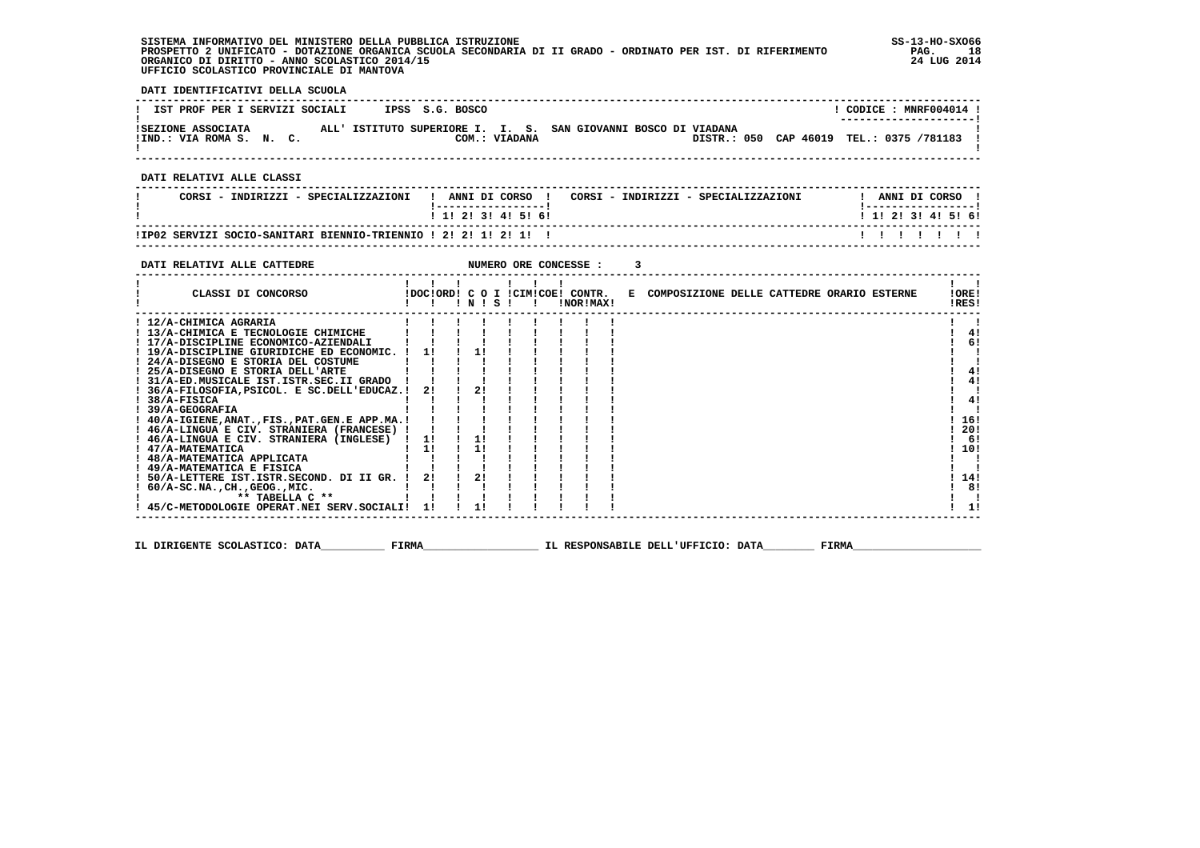SISTEMA INFORMATIVO DEL MINISTERO DELLA PUBBLICA ISTRUZIONE
PROSPETTO 2 UNIFICATO - DOTAZIONE ORGANICA SCUOLA SECONDARIA DI II GRADO - ORDINATO PER IST. DI RIFERIMENTO
ORGANICO DI DIRITTO - ANNO SCOLASTICO 2014/15
UFFICIO SCOLASTICO PROVINCIALE DI MANTOVA

SS-13-HO-SXO66
24 LUG 2014

**DATI IDENTIFICATIVI DELLA SCUOLA**

IST PROF PER I SERVIZI SOCIALI   IPSS S.G. BOSCO   ! CODICE : MNRF004014 !

SEZIONE ASSOCIATA   ALL' ISTITUTO SUPERIORE I. I. S. SAN GIOVANNI BOSCO DI VIADANA
IND.: VIA ROMA S. N. C.   COM.: VIADANA   DISTR.: 050 CAP 46019 TEL.: 0375 /781183

**DATI RELATIVI ALLE CLASSI**

| CORSI - INDIRIZZI - SPECIALIZZAZIONI | 1 | 2 | 3 | 4 | 5 | 6 | CORSI - INDIRIZZI - SPECIALIZZAZIONI | 1 | 2 | 3 | 4 | 5 | 6 |
|---|---|---|---|---|---|---|---|---|---|---|---|---|---|
| IP02 SERVIZI SOCIO-SANITARI BIENNIO-TRIENNIO | 2 | 2 | 1 | 2 | 1 | | | | | | | | |

**DATI RELATIVI ALLE CATTEDRE**   NUMERO ORE CONCESSE : 3

| CLASSI DI CONCORSO | DOC | ORD | C O I N | S | CIM | COE | CONTR. NOR | CONTR. MAX | E COMPOSIZIONE DELLE CATTEDRE ORARIO ESTERNE | ORE RES |
|---|---|---|---|---|---|---|---|---|---|---|
| 12/A-CHIMICA AGRARIA | | | | | | | | | | |
| 13/A-CHIMICA E TECNOLOGIE CHIMICHE | | | | | | | | | | 4 |
| 17/A-DISCIPLINE ECONOMICO-AZIENDALI | | | | | | | | | | 6 |
| 19/A-DISCIPLINE GIURIDICHE ED ECONOMIC. | 1 | | 1 | | | | | | | |
| 24/A-DISEGNO E STORIA DEL COSTUME | | | | | | | | | | |
| 25/A-DISEGNO E STORIA DELL'ARTE | | | | | | | | | | 4 |
| 31/A-ED.MUSICALE IST.ISTR.SEC.II GRADO | | | | | | | | | | 4 |
| 36/A-FILOSOFIA,PSICOL. E SC.DELL'EDUCAZ. | 2 | | 2 | | | | | | | |
| 38/A-FISICA | | | | | | | | | | 4 |
| 39/A-GEOGRAFIA | | | | | | | | | | |
| 40/A-IGIENE,ANAT.,FIS.,PAT.GEN.E APP.MA. | | | | | | | | | | 16 |
| 46/A-LINGUA E CIV. STRANIERA (FRANCESE) | | | | | | | | | | 20 |
| 46/A-LINGUA E CIV. STRANIERA (INGLESE) | 1 | | 1 | | | | | | | 6 |
| 47/A-MATEMATICA | 1 | | 1 | | | | | | | 10 |
| 48/A-MATEMATICA APPLICATA | | | | | | | | | | |
| 49/A-MATEMATICA E FISICA | | | | | | | | | | |
| 50/A-LETTERE IST.ISTR.SECOND. DI II GR. | 2 | | 2 | | | | | | | 14 |
| 60/A-SC.NA.,CH.,GEOG.,MIC. | | | | | | | | | | 8 |
| ** TABELLA C ** | | | | | | | | | | |
| 45/C-METODOLOGIE OPERAT.NEI SERV.SOCIALI | 1 | | 1 | | | | | | | 1 |

IL DIRIGENTE SCOLASTICO: DATA__________ FIRMA__________________ IL RESPONSABILE DELL'UFFICIO: DATA________ FIRMA____________________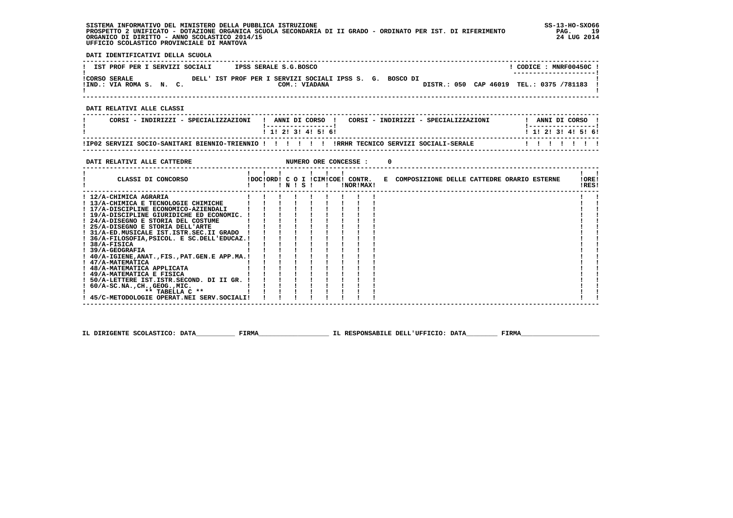SISTEMA INFORMATIVO DEL MINISTERO DELLA PUBBLICA ISTRUZIONE
PROSPETTO 2 UNIFICATO - DOTAZIONE ORGANICA SCUOLA SECONDARIA DI II GRADO - ORDINATO PER IST. DI RIFERIMENTO
ORGANICO DI DIRITTO - ANNO SCOLASTICO 2014/15
UFFICIO SCOLASTICO PROVINCIALE DI MANTOVA

SS-13-HO-SXO66
24 LUG 2014

**DATI IDENTIFICATIVI DELLA SCUOLA**

| IST PROF PER I SERVIZI SOCIALI | IPSS SERALE S.G.BOSCO | CODICE : MNRF00450C |
|---|---|---|
| CORSO SERALE DELL' IST PROF PER I SERVIZI SOCIALI IPSS S. G. BOSCO DI | COM.: VIADANA | |
| IND.: VIA ROMA S. N. C. | | DISTR.: 050 CAP 46019 TEL.: 0375 /781183 |

**DATI RELATIVI ALLE CLASSI**

| CORSI - INDIRIZZI - SPECIALIZZAZIONI | 1 | 2 | 3 | 4 | 5 | 6 | CORSI - INDIRIZZI - SPECIALIZZAZIONI | 1 | 2 | 3 | 4 | 5 | 6 |
|---|---|---|---|---|---|---|---|---|---|---|---|---|---|
| IP02 SERVIZI SOCIO-SANITARI BIENNIO-TRIENNIO | | | | | | | RRHR TECNICO SERVIZI SOCIALI-SERALE | | | | | | |

**DATI RELATIVI ALLE CATTEDRE** NUMERO ORE CONCESSE : 0

| CLASSI DI CONCORSO | DOC | ORD | C O N | I S | CIM | COE | CONTR. NOR | CONTR. MAX | E COMPOSIZIONE DELLE CATTEDRE ORARIO ESTERNE | ORE RES |
|---|---|---|---|---|---|---|---|---|---|---|
| 12/A-CHIMICA AGRARIA | | | | | | | | | | |
| 13/A-CHIMICA E TECNOLOGIE CHIMICHE | | | | | | | | | | |
| 17/A-DISCIPLINE ECONOMICO-AZIENDALI | | | | | | | | | | |
| 19/A-DISCIPLINE GIURIDICHE ED ECONOMIC. | | | | | | | | | | |
| 24/A-DISEGNO E STORIA DEL COSTUME | | | | | | | | | | |
| 25/A-DISEGNO E STORIA DELL'ARTE | | | | | | | | | | |
| 31/A-ED.MUSICALE IST.ISTR.SEC.II GRADO | | | | | | | | | | |
| 36/A-FILOSOFIA,PSICOL. E SC.DELL'EDUCAZ. | | | | | | | | | | |
| 38/A-FISICA | | | | | | | | | | |
| 39/A-GEOGRAFIA | | | | | | | | | | |
| 40/A-IGIENE,ANAT.,FIS.,PAT.GEN.E APP.MA. | | | | | | | | | | |
| 47/A-MATEMATICA | | | | | | | | | | |
| 48/A-MATEMATICA APPLICATA | | | | | | | | | | |
| 49/A-MATEMATICA E FISICA | | | | | | | | | | |
| 50/A-LETTERE IST.ISTR.SECOND. DI II GR. | | | | | | | | | | |
| 60/A-SC.NA.,CH.,GEOG.,MIC. | | | | | | | | | | |
| ** TABELLA C ** | | | | | | | | | | |
| 45/C-METODOLOGIE OPERAT.NEI SERV.SOCIALI | | | | | | | | | | |

IL DIRIGENTE SCOLASTICO: DATA__________ FIRMA__________________ IL RESPONSABILE DELL'UFFICIO: DATA________ FIRMA____________________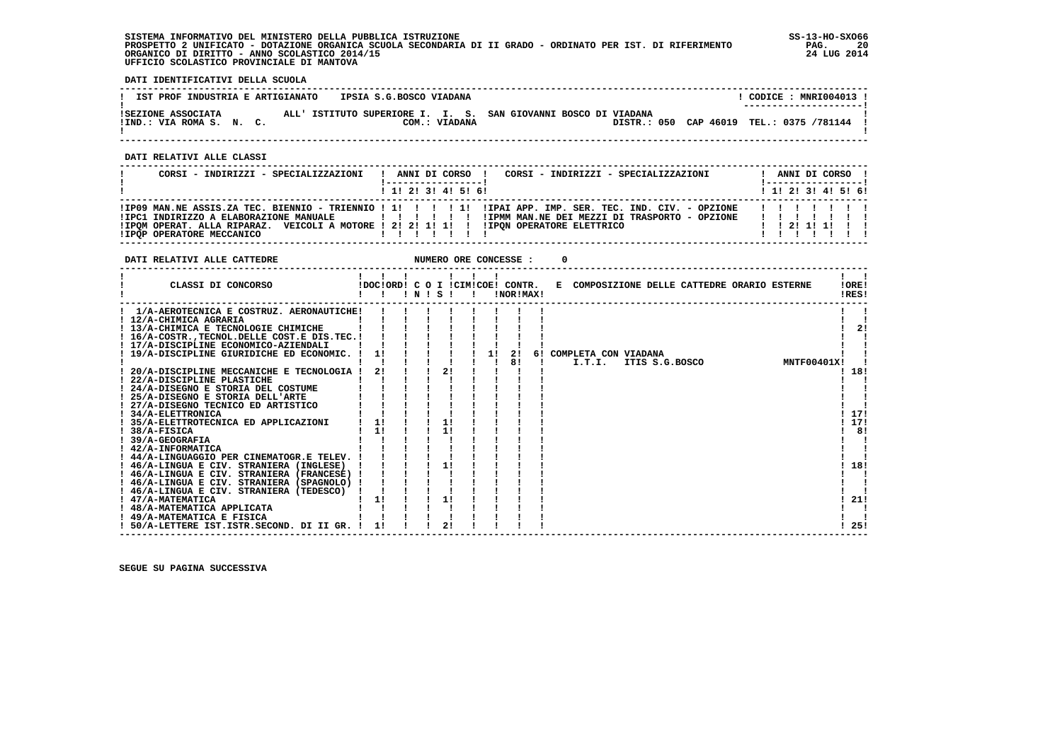SISTEMA INFORMATIVO DEL MINISTERO DELLA PUBBLICA ISTRUZIONE
PROSPETTO 2 UNIFICATO - DOTAZIONE ORGANICA SCUOLA SECONDARIA DI II GRADO - ORDINATO PER IST. DI RIFERIMENTO
ORGANICO DI DIRITTO - ANNO SCOLASTICO 2014/15
UFFICIO SCOLASTICO PROVINCIALE DI MANTOVA

SS-13-HO-SXO66
24 LUG 2014

**DATI IDENTIFICATIVI DELLA SCUOLA**

| IST PROF INDUSTRIA E ARTIGIANATO | IPSIA S.G.BOSCO VIADANA | CODICE : MNRI004013 |
|---|---|---|
| SEZIONE ASSOCIATA | ALL' ISTITUTO SUPERIORE I. I. S. SAN GIOVANNI BOSCO DI VIADANA | |
| IND.: VIA ROMA S. N. C. | COM.: VIADANA | DISTR.: 050 CAP 46019 TEL.: 0375 /781144 |

**DATI RELATIVI ALLE CLASSI**

| CORSI - INDIRIZZI - SPECIALIZZAZIONI | 1 | 2 | 3 | 4 | 5 | 6 | CORSI - INDIRIZZI - SPECIALIZZAZIONI | 1 | 2 | 3 | 4 | 5 | 6 |
|---|---|---|---|---|---|---|---|---|---|---|---|---|---|
| IP09 MAN.NE ASSIS.ZA TEC. BIENNIO - TRIENNIO | 1 | | | | 1 | | IPAI APP. IMP. SER. TEC. IND. CIV. - OPZIONE | | | | | | |
| IPC1 INDIRIZZO A ELABORAZIONE MANUALE | | | | | | | IPMM MAN.NE DEI MEZZI DI TRASPORTO - OPZIONE | | | | | | |
| IPQM OPERAT. ALLA RIPARAZ. VEICOLI A MOTORE | 2 | 2 | 1 | 1 | | | IPQN OPERATORE ELETTRICO | | 2 | 1 | 1 | | |
| IPQP OPERATORE MECCANICO | | | | | | | | | | | | | |

**DATI RELATIVI ALLE CATTEDRE** NUMERO ORE CONCESSE : 0

| CLASSI DI CONCORSO | DOC | ORD | C O I N | C O I S | CIM | COE | CONTR. NOR | CONTR. MAX | E COMPOSIZIONE DELLE CATTEDRE ORARIO ESTERNE | ORE RES |
|---|---|---|---|---|---|---|---|---|---|---|
| 1/A-AEROTECNICA E COSTRUZ. AERONAUTICHE | | | | | | | | | | |
| 12/A-CHIMICA AGRARIA | | | | | | | | | | |
| 13/A-CHIMICA E TECNOLOGIE CHIMICHE | | | | | | | | | | 2 |
| 16/A-COSTR.,TECNOL.DELLE COST.E DIS.TEC. | | | | | | | | | | |
| 17/A-DISCIPLINE ECONOMICO-AZIENDALI | | | | | | | | | | |
| 19/A-DISCIPLINE GIURIDICHE ED ECONOMIC. | 1 | | | | | 1 | 2 | 6 | COMPLETA CON VIADANA | |
| | | | | | | | 8 | | I.T.I. ITIS S.G.BOSCO MNTF00401X | |
| 20/A-DISCIPLINE MECCANICHE E TECNOLOGIA | 2 | | | 2 | | | | | | 18 |
| 22/A-DISCIPLINE PLASTICHE | | | | | | | | | | |
| 24/A-DISEGNO E STORIA DEL COSTUME | | | | | | | | | | |
| 25/A-DISEGNO E STORIA DELL'ARTE | | | | | | | | | | |
| 27/A-DISEGNO TECNICO ED ARTISTICO | | | | | | | | | | |
| 34/A-ELETTRONICA | | | | | | | | | | 17 |
| 35/A-ELETTROTECNICA ED APPLICAZIONI | 1 | | | 1 | | | | | | 17 |
| 38/A-FISICA | 1 | | | 1 | | | | | | 8 |
| 39/A-GEOGRAFIA | | | | | | | | | | |
| 42/A-INFORMATICA | | | | | | | | | | |
| 44/A-LINGUAGGIO PER CINEMATOGR.E TELEV. | | | | | | | | | | |
| 46/A-LINGUA E CIV. STRANIERA (INGLESE) | | | | 1 | | | | | | 18 |
| 46/A-LINGUA E CIV. STRANIERA (FRANCESE) | | | | | | | | | | |
| 46/A-LINGUA E CIV. STRANIERA (SPAGNOLO) | | | | | | | | | | |
| 46/A-LINGUA E CIV. STRANIERA (TEDESCO) | | | | | | | | | | |
| 47/A-MATEMATICA | 1 | | | 1 | | | | | | 21 |
| 48/A-MATEMATICA APPLICATA | | | | | | | | | | |
| 49/A-MATEMATICA E FISICA | | | | | | | | | | |
| 50/A-LETTERE IST.ISTR.SECOND. DI II GR. | 1 | | | 2 | | | | | | 25 |

SEGUE SU PAGINA SUCCESSIVA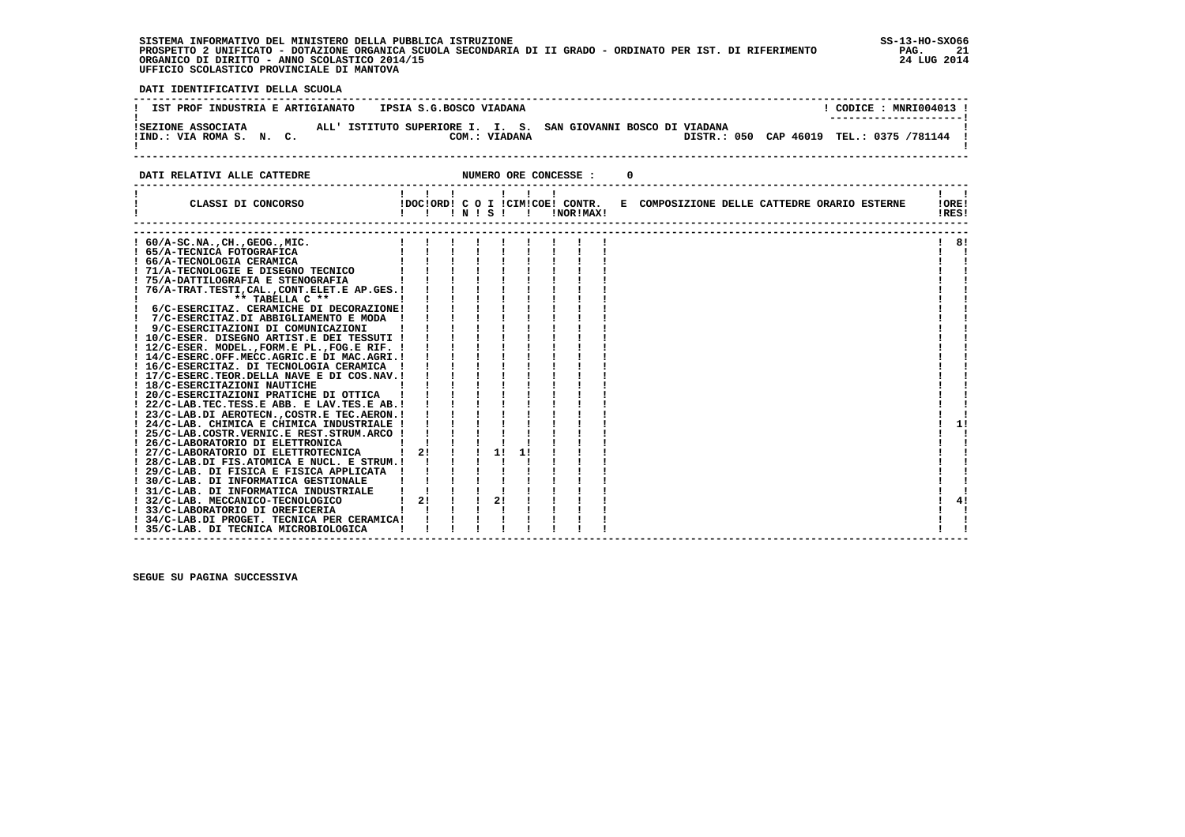SISTEMA INFORMATIVO DEL MINISTERO DELLA PUBBLICA ISTRUZIONE
PROSPETTO 2 UNIFICATO - DOTAZIONE ORGANICA SCUOLA SECONDARIA DI II GRADO - ORDINATO PER IST. DI RIFERIMENTO
ORGANICO DI DIRITTO - ANNO SCOLASTICO 2014/15
UFFICIO SCOLASTICO PROVINCIALE DI MANTOVA

SS-13-HO-SXO66
24 LUG 2014

**DATI IDENTIFICATIVI DELLA SCUOLA**

IST PROF INDUSTRIA E ARTIGIANATO    IPSIA S.G.BOSCO VIADANA    ! CODICE : MNRI004013 !

SEZIONE ASSOCIATA    ALL' ISTITUTO SUPERIORE I. I. S.  SAN GIOVANNI BOSCO DI VIADANA
IND.: VIA ROMA S. N. C.    COM.: VIADANA    DISTR.: 050  CAP 46019  TEL.: 0375 /781144

**DATI RELATIVI ALLE CATTEDRE**    NUMERO ORE CONCESSE : 0

| CLASSI DI CONCORSO | DOC | ORD | C N | O S | I | CIM | COE | CONTR. NOR | CONTR. MAX | E COMPOSIZIONE DELLE CATTEDRE ORARIO ESTERNE | ORE RES |
|---|---|---|---|---|---|---|---|---|---|---|---|
| 60/A-SC.NA.,CH.,GEOG.,MIC. | | | | | | | | | | | 8 |
| 65/A-TECNICA FOTOGRAFICA | | | | | | | | | | | |
| 66/A-TECNOLOGIA CERAMICA | | | | | | | | | | | |
| 71/A-TECNOLOGIE E DISEGNO TECNICO | | | | | | | | | | | |
| 75/A-DATTILOGRAFIA E STENOGRAFIA | | | | | | | | | | | |
| 76/A-TRAT.TESTI,CAL.,CONT.ELET.E AP.GES. | | | | | | | | | | | |
| ** TABELLA C ** | | | | | | | | | | | |
| 6/C-ESERCITAZ. CERAMICHE DI DECORAZIONE | | | | | | | | | | | |
| 7/C-ESERCITAZ.DI ABBIGLIAMENTO E MODA | | | | | | | | | | | |
| 9/C-ESERCITAZIONI DI COMUNICAZIONI | | | | | | | | | | | |
| 10/C-ESER. DISEGNO ARTIST.E DEI TESSUTI | | | | | | | | | | | |
| 12/C-ESER. MODEL.,FORM.E PL.,FOG.E RIF. | | | | | | | | | | | |
| 14/C-ESERC.OFF.MECC.AGRIC.E DI MAC.AGRI. | | | | | | | | | | | |
| 16/C-ESERCITAZ. DI TECNOLOGIA CERAMICA | | | | | | | | | | | |
| 17/C-ESERC.TEOR.DELLA NAVE E DI COS.NAV. | | | | | | | | | | | |
| 18/C-ESERCITAZIONI NAUTICHE | | | | | | | | | | | |
| 20/C-ESERCITAZIONI PRATICHE DI OTTICA | | | | | | | | | | | |
| 22/C-LAB.TEC.TESS.E ABB. E LAV.TES.E AB. | | | | | | | | | | | |
| 23/C-LAB.DI AEROTECN.,COSTR.E TEC.AERON. | | | | | | | | | | | |
| 24/C-LAB. CHIMICA E CHIMICA INDUSTRIALE | | | | | | | | | | | 1 |
| 25/C-LAB.COSTR.VERNIC.E REST.STRUM.ARCO | | | | | | | | | | | |
| 26/C-LABORATORIO DI ELETTRONICA | | | | | | | | | | | |
| 27/C-LABORATORIO DI ELETTROTECNICA | 2 | | | 1 | 1 | | | | | | |
| 28/C-LAB.DI FIS.ATOMICA E NUCL. E STRUM. | | | | | | | | | | | |
| 29/C-LAB. DI FISICA E FISICA APPLICATA | | | | | | | | | | | |
| 30/C-LAB. DI INFORMATICA GESTIONALE | | | | | | | | | | | |
| 31/C-LAB. DI INFORMATICA INDUSTRIALE | | | | | | | | | | | |
| 32/C-LAB. MECCANICO-TECNOLOGICO | 2 | | | 2 | | | | | | | 4 |
| 33/C-LABORATORIO DI OREFICERIA | | | | | | | | | | | |
| 34/C-LAB.DI PROGET. TECNICA PER CERAMICA | | | | | | | | | | | |
| 35/C-LAB. DI TECNICA MICROBIOLOGICA | | | | | | | | | | | |

SEGUE SU PAGINA SUCCESSIVA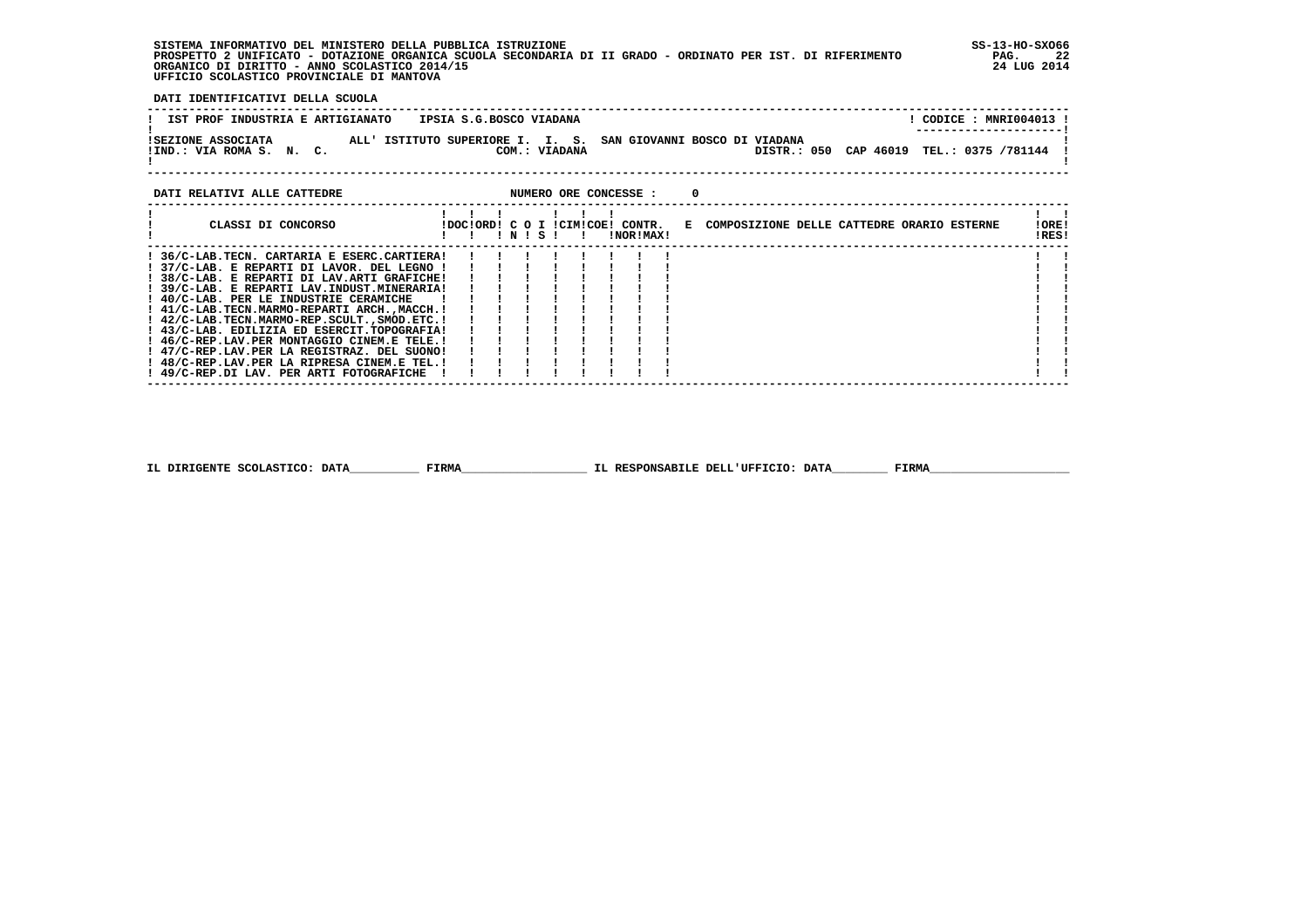SISTEMA INFORMATIVO DEL MINISTERO DELLA PUBBLICA ISTRUZIONE
PROSPETTO 2 UNIFICATO - DOTAZIONE ORGANICA SCUOLA SECONDARIA DI II GRADO - ORDINATO PER IST. DI RIFERIMENTO
ORGANICO DI DIRITTO - ANNO SCOLASTICO 2014/15
UFFICIO SCOLASTICO PROVINCIALE DI MANTOVA

SS-13-HO-SXO66
24 LUG 2014

**DATI IDENTIFICATIVI DELLA SCUOLA**

IST PROF INDUSTRIA E ARTIGIANATO    IPSIA S.G.BOSCO VIADANA    CODICE : MNRI004013

SEZIONE ASSOCIATA    ALL' ISTITUTO SUPERIORE I. I. S.  SAN GIOVANNI BOSCO DI VIADANA
IND.: VIA ROMA S. N. C.    COM.: VIADANA    DISTR.: 050  CAP 46019  TEL.: 0375 /781144

**DATI RELATIVI ALLE CATTEDRE**    NUMERO ORE CONCESSE :    0

| CLASSI DI CONCORSO | DOC | ORD | C O N | I S | CIM | COE | CONTR. NOR | CONTR. MAX | E COMPOSIZIONE DELLE CATTEDRE ORARIO ESTERNE | ORE RES |
|---|---|---|---|---|---|---|---|---|---|---|
| 36/C-LAB.TECN. CARTARIA E ESERC.CARTIERA | | | | | | | | | | |
| 37/C-LAB. E REPARTI DI LAVOR. DEL LEGNO | | | | | | | | | | |
| 38/C-LAB. E REPARTI DI LAV.ARTI GRAFICHE | | | | | | | | | | |
| 39/C-LAB. E REPARTI LAV.INDUST.MINERARIA | | | | | | | | | | |
| 40/C-LAB. PER LE INDUSTRIE CERAMICHE | | | | | | | | | | |
| 41/C-LAB.TECN.MARMO-REPARTI ARCH.,MACCH. | | | | | | | | | | |
| 42/C-LAB.TECN.MARMO-REP.SCULT.,SMOD.ETC. | | | | | | | | | | |
| 43/C-LAB. EDILIZIA ED ESERCIT.TOPOGRAFIA | | | | | | | | | | |
| 46/C-REP.LAV.PER MONTAGGIO CINEM.E TELE. | | | | | | | | | | |
| 47/C-REP.LAV.PER LA REGISTRAZ. DEL SUONO | | | | | | | | | | |
| 48/C-REP.LAV.PER LA RIPRESA CINEM.E TEL. | | | | | | | | | | |
| 49/C-REP.DI LAV. PER ARTI FOTOGRAFICHE | | | | | | | | | | |

IL DIRIGENTE SCOLASTICO: DATA__________ FIRMA__________________ IL RESPONSABILE DELL'UFFICIO: DATA________ FIRMA____________________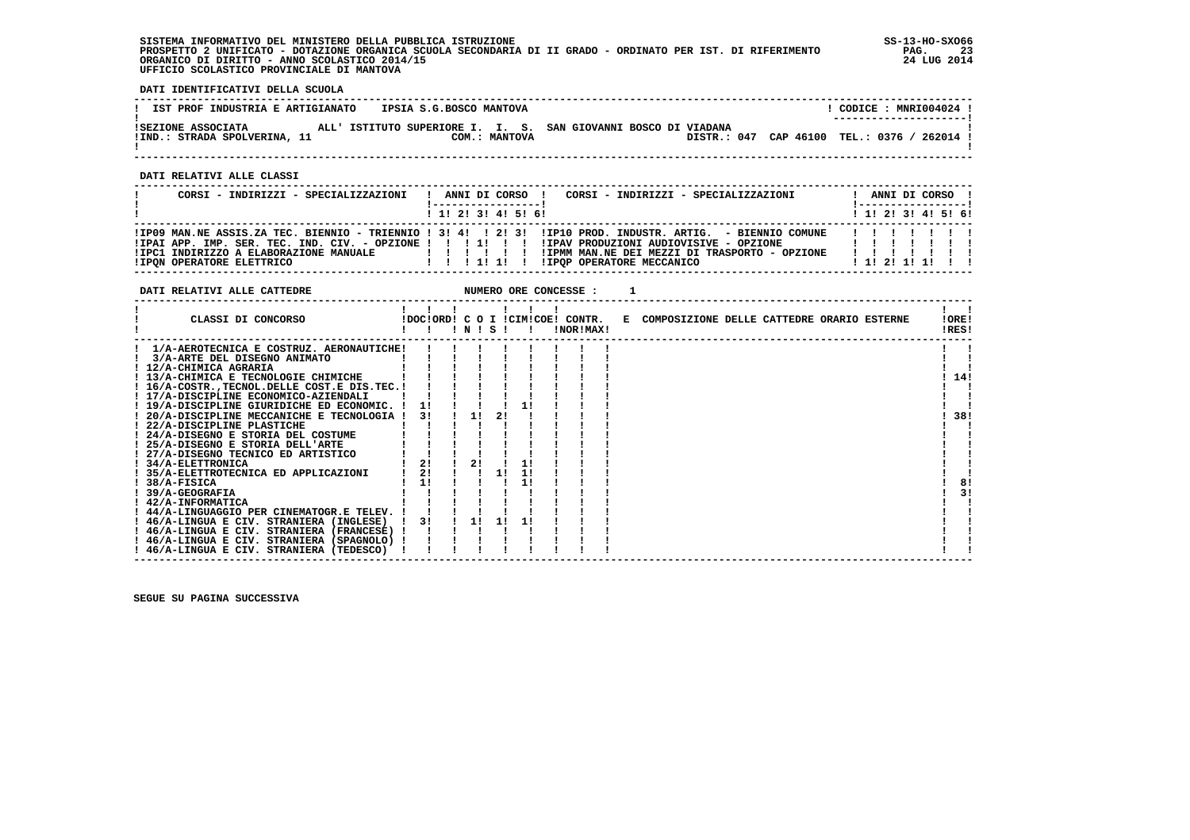SISTEMA INFORMATIVO DEL MINISTERO DELLA PUBBLICA ISTRUZIONE
PROSPETTO 2 UNIFICATO - DOTAZIONE ORGANICA SCUOLA SECONDARIA DI II GRADO - ORDINATO PER IST. DI RIFERIMENTO
ORGANICO DI DIRITTO - ANNO SCOLASTICO 2014/15
UFFICIO SCOLASTICO PROVINCIALE DI MANTOVA

SS-13-HO-SXO66
24 LUG 2014

**DATI IDENTIFICATIVI DELLA SCUOLA**

| IST PROF INDUSTRIA E ARTIGIANATO | IPSIA S.G.BOSCO MANTOVA | CODICE : MNRI004024 |
|---|---|---|
| SEZIONE ASSOCIATA | ALL' ISTITUTO SUPERIORE I. I. S. SAN GIOVANNI BOSCO DI VIADANA | |
| IND.: STRADA SPOLVERINA, 11 | COM.: MANTOVA | DISTR.: 047 CAP 46100 TEL.: 0376 / 262014 |

**DATI RELATIVI ALLE CLASSI**

| CORSI - INDIRIZZI - SPECIALIZZAZIONI | 1 | 2 | 3 | 4 | 5 | 6 | CORSI - INDIRIZZI - SPECIALIZZAZIONI | 1 | 2 | 3 | 4 | 5 | 6 |
|---|---|---|---|---|---|---|---|---|---|---|---|---|---|
| IP09 MAN.NE ASSIS.ZA TEC. BIENNIO - TRIENNIO | 3 | 4 | | 2 | 3 | | IP10 PROD. INDUSTR. ARTIG. - BIENNIO COMUNE | | | | | | |
| IPAI APP. IMP. SER. TEC. IND. CIV. - OPZIONE | | | 1 | | | | IPAV PRODUZIONI AUDIOVISIVE - OPZIONE | | | | | | |
| IPC1 INDIRIZZO A ELABORAZIONE MANUALE | | | | | | | IPMM MAN.NE DEI MEZZI DI TRASPORTO - OPZIONE | | | | | | |
| IPQN OPERATORE ELETTRICO | | | 1 | 1 | | | IPQP OPERATORE MECCANICO | 1 | 2 | 1 | 1 | | |

**DATI RELATIVI ALLE CATTEDRE** NUMERO ORE CONCESSE : 1

| CLASSI DI CONCORSO | DOC | ORD | C O I N | C O I S | CIM | COE | CONTR. NOR | CONTR. MAX | E COMPOSIZIONE DELLE CATTEDRE ORARIO ESTERNE | ORE RES |
|---|---|---|---|---|---|---|---|---|---|---|
| 1/A-AEROTECNICA E COSTRUZ. AERONAUTICHE | | | | | | | | | | |
| 3/A-ARTE DEL DISEGNO ANIMATO | | | | | | | | | | |
| 12/A-CHIMICA AGRARIA | | | | | | | | | | |
| 13/A-CHIMICA E TECNOLOGIE CHIMICHE | | | | | | | | | | 14 |
| 16/A-COSTR.,TECNOL.DELLE COST.E DIS.TEC. | | | | | | | | | | |
| 17/A-DISCIPLINE ECONOMICO-AZIENDALI | | | | | | | | | | |
| 19/A-DISCIPLINE GIURIDICHE ED ECONOMIC. | 1 | | | | 1 | | | | | |
| 20/A-DISCIPLINE MECCANICHE E TECNOLOGIA | 3 | | 1 | 2 | | | | | | 38 |
| 22/A-DISCIPLINE PLASTICHE | | | | | | | | | | |
| 24/A-DISEGNO E STORIA DEL COSTUME | | | | | | | | | | |
| 25/A-DISEGNO E STORIA DELL'ARTE | | | | | | | | | | |
| 27/A-DISEGNO TECNICO ED ARTISTICO | | | | | | | | | | |
| 34/A-ELETTRONICA | 2 | | 2 | | 1 | | | | | |
| 35/A-ELETTROTECNICA ED APPLICAZIONI | 2 | | | 1 | 1 | | | | | |
| 38/A-FISICA | 1 | | | | 1 | | | | | 8 |
| 39/A-GEOGRAFIA | | | | | | | | | | 3 |
| 42/A-INFORMATICA | | | | | | | | | | |
| 44/A-LINGUAGGIO PER CINEMATOGR.E TELEV. | | | | | | | | | | |
| 46/A-LINGUA E CIV. STRANIERA (INGLESE) | 3 | | 1 | 1 | 1 | | | | | |
| 46/A-LINGUA E CIV. STRANIERA (FRANCESE) | | | | | | | | | | |
| 46/A-LINGUA E CIV. STRANIERA (SPAGNOLO) | | | | | | | | | | |
| 46/A-LINGUA E CIV. STRANIERA (TEDESCO) | | | | | | | | | | |

SEGUE SU PAGINA SUCCESSIVA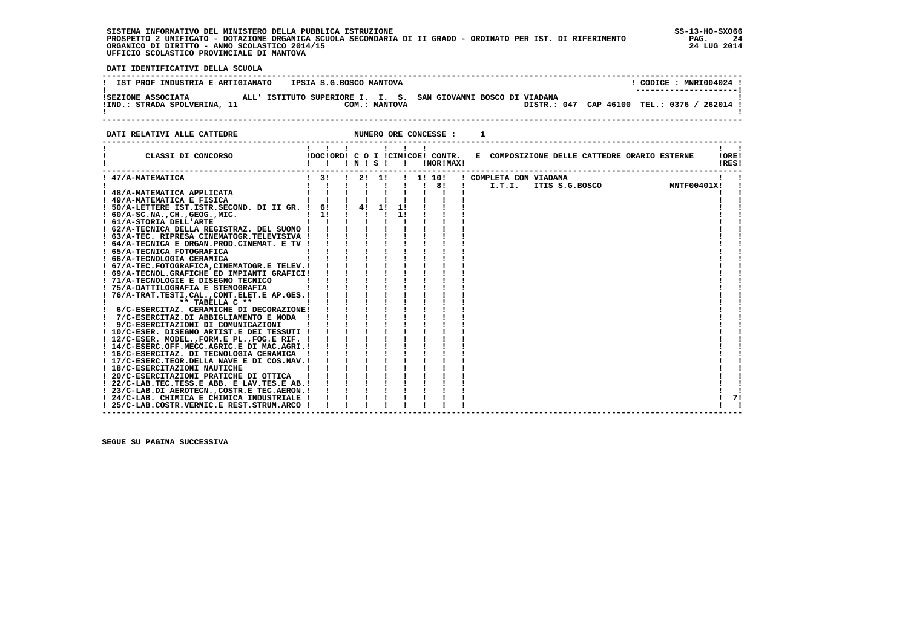SISTEMA INFORMATIVO DEL MINISTERO DELLA PUBBLICA ISTRUZIONE
PROSPETTO 2 UNIFICATO - DOTAZIONE ORGANICA SCUOLA SECONDARIA DI II GRADO - ORDINATO PER IST. DI RIFERIMENTO
ORGANICO DI DIRITTO - ANNO SCOLASTICO 2014/15
UFFICIO SCOLASTICO PROVINCIALE DI MANTOVA

SS-13-HO-SXO66
24 LUG 2014

**DATI IDENTIFICATIVI DELLA SCUOLA**

IST PROF INDUSTRIA E ARTIGIANATO   IPSIA S.G.BOSCO MANTOVA   ! CODICE : MNRI004024 !

SEZIONE ASSOCIATA   ALL' ISTITUTO SUPERIORE I. I. S. SAN GIOVANNI BOSCO DI VIADANA
IND.: STRADA SPOLVERINA, 11   COM.: MANTOVA   DISTR.: 047 CAP 46100 TEL.: 0376 / 262014

**DATI RELATIVI ALLE CATTEDRE**   NUMERO ORE CONCESSE : 1

| CLASSI DI CONCORSO | DOC | ORD | C O N | I S | CIM | COE | CONTR. NOR | MAX | E COMPOSIZIONE DELLE CATTEDRE ORARIO ESTERNE | ORE RES |
|---|---|---|---|---|---|---|---|---|---|---|
| 47/A-MATEMATICA | 3 | | 2 | 1 | | 1 | 10 | | COMPLETA CON VIADANA | |
| | | | | | | | 8 | | I.T.I. ITIS S.G.BOSCO MNTF00401X | |
| 48/A-MATEMATICA APPLICATA | | | | | | | | | | |
| 49/A-MATEMATICA E FISICA | | | | | | | | | | |
| 50/A-LETTERE IST.ISTR.SECOND. DI II GR. | 6 | | 4 | 1 | 1 | | | | | |
| 60/A-SC.NA.,CH.,GEOG.,MIC. | 1 | | | | 1 | | | | | |
| 61/A-STORIA DELL'ARTE | | | | | | | | | | |
| 62/A-TECNICA DELLA REGISTRAZ. DEL SUONO | | | | | | | | | | |
| 63/A-TEC. RIPRESA CINEMATOGR.TELEVISIVA | | | | | | | | | | |
| 64/A-TECNICA E ORGAN.PROD.CINEMAT. E TV | | | | | | | | | | |
| 65/A-TECNICA FOTOGRAFICA | | | | | | | | | | |
| 66/A-TECNOLOGIA CERAMICA | | | | | | | | | | |
| 67/A-TEC.FOTOGRAFICA,CINEMATOGR.E TELEV. | | | | | | | | | | |
| 69/A-TECNOL.GRAFICHE ED IMPIANTI GRAFICI | | | | | | | | | | |
| 71/A-TECNOLOGIE E DISEGNO TECNICO | | | | | | | | | | |
| 75/A-DATTILOGRAFIA E STENOGRAFIA | | | | | | | | | | |
| 76/A-TRAT.TESTI,CAL.,CONT.ELET.E AP.GES. | | | | | | | | | | |
| ** TABELLA C ** | | | | | | | | | | |
| 6/C-ESERCITAZ. CERAMICHE DI DECORAZIONE | | | | | | | | | | |
| 7/C-ESERCITAZ.DI ABBIGLIAMENTO E MODA | | | | | | | | | | |
| 9/C-ESERCITAZIONI DI COMUNICAZIONI | | | | | | | | | | |
| 10/C-ESER. DISEGNO ARTIST.E DEI TESSUTI | | | | | | | | | | |
| 12/C-ESER. MODEL.,FORM.E PL.,FOG.E RIF. | | | | | | | | | | |
| 14/C-ESERC.OFF.MECC.AGRIC.E DI MAC.AGRI. | | | | | | | | | | |
| 16/C-ESERCITAZ. DI TECNOLOGIA CERAMICA | | | | | | | | | | |
| 17/C-ESERC.TEOR.DELLA NAVE E DI COS.NAV. | | | | | | | | | | |
| 18/C-ESERCITAZIONI NAUTICHE | | | | | | | | | | |
| 20/C-ESERCITAZIONI PRATICHE DI OTTICA | | | | | | | | | | |
| 22/C-LAB.TEC.TESS.E ABB. E LAV.TES.E AB. | | | | | | | | | | |
| 23/C-LAB.DI AEROTECN.,COSTR.E TEC.AERON. | | | | | | | | | | |
| 24/C-LAB. CHIMICA E CHIMICA INDUSTRIALE | | | | | | | | | | 7 |
| 25/C-LAB.COSTR.VERNIC.E REST.STRUM.ARCO | | | | | | | | | | |

SEGUE SU PAGINA SUCCESSIVA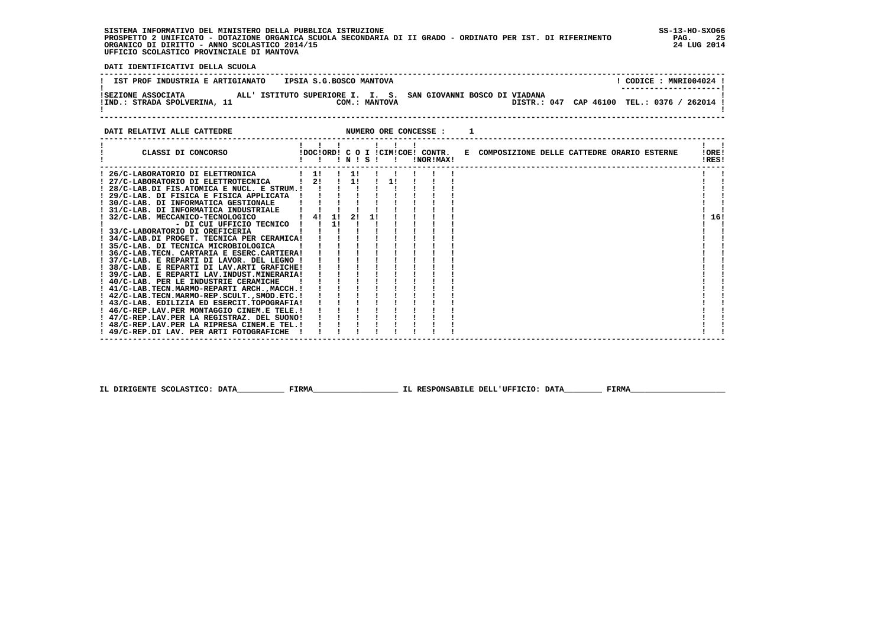SISTEMA INFORMATIVO DEL MINISTERO DELLA PUBBLICA ISTRUZIONE
PROSPETTO 2 UNIFICATO - DOTAZIONE ORGANICA SCUOLA SECONDARIA DI II GRADO - ORDINATO PER IST. DI RIFERIMENTO
ORGANICO DI DIRITTO - ANNO SCOLASTICO 2014/15
UFFICIO SCOLASTICO PROVINCIALE DI MANTOVA

SS-13-HO-SXO66
24 LUG 2014

**DATI IDENTIFICATIVI DELLA SCUOLA**

| IST PROF INDUSTRIA E ARTIGIANATO | IPSIA S.G.BOSCO MANTOVA | CODICE : MNRI004024 |
|---|---|---|
| SEZIONE ASSOCIATA ALL' ISTITUTO SUPERIORE I. I. S. SAN GIOVANNI BOSCO DI VIADANA | | |
| IND.: STRADA SPOLVERINA, 11 | COM.: MANTOVA | DISTR.: 047 CAP 46100 TEL.: 0376 / 262014 |

**DATI RELATIVI ALLE CATTEDRE** NUMERO ORE CONCESSE : 1

| CLASSI DI CONCORSO | DOC | ORD | C O N | I S | CIM | COE | CONTR. NOR | MAX | E COMPOSIZIONE DELLE CATTEDRE ORARIO ESTERNE | ORE RES |
|---|---|---|---|---|---|---|---|---|---|---|
| 26/C-LABORATORIO DI ELETTRONICA | 1 | | 1 | | | | | | | |
| 27/C-LABORATORIO DI ELETTROTECNICA | 2 | | 1 | | 1 | | | | | |
| 28/C-LAB.DI FIS.ATOMICA E NUCL. E STRUM. | | | | | | | | | | |
| 29/C-LAB. DI FISICA E FISICA APPLICATA | | | | | | | | | | |
| 30/C-LAB. DI INFORMATICA GESTIONALE | | | | | | | | | | |
| 31/C-LAB. DI INFORMATICA INDUSTRIALE | | | | | | | | | | |
| 32/C-LAB. MECCANICO-TECNOLOGICO | 4 | 1 | 2 | 1 | | | | | | 16 |
| - DI CUI UFFICIO TECNICO | | 1 | | | | | | | | |
| 33/C-LABORATORIO DI OREFICERIA | | | | | | | | | | |
| 34/C-LAB.DI PROGET. TECNICA PER CERAMICA | | | | | | | | | | |
| 35/C-LAB. DI TECNICA MICROBIOLOGICA | | | | | | | | | | |
| 36/C-LAB.TECN. CARTARIA E ESERC.CARTIERA | | | | | | | | | | |
| 37/C-LAB. E REPARTI DI LAVOR. DEL LEGNO | | | | | | | | | | |
| 38/C-LAB. E REPARTI DI LAV.ARTI GRAFICHE | | | | | | | | | | |
| 39/C-LAB. E REPARTI LAV.INDUST.MINERARIA | | | | | | | | | | |
| 40/C-LAB. PER LE INDUSTRIE CERAMICHE | | | | | | | | | | |
| 41/C-LAB.TECN.MARMO-REPARTI ARCH.,MACCH. | | | | | | | | | | |
| 42/C-LAB.TECN.MARMO-REP.SCULT.,SMOD.ETC. | | | | | | | | | | |
| 43/C-LAB. EDILIZIA ED ESERCIT.TOPOGRAFIA | | | | | | | | | | |
| 46/C-REP.LAV.PER MONTAGGIO CINEM.E TELE. | | | | | | | | | | |
| 47/C-REP.LAV.PER LA REGISTRAZ. DEL SUONO | | | | | | | | | | |
| 48/C-REP.LAV.PER LA RIPRESA CINEM.E TEL. | | | | | | | | | | |
| 49/C-REP.DI LAV. PER ARTI FOTOGRAFICHE | | | | | | | | | | |

IL DIRIGENTE SCOLASTICO: DATA_________ FIRMA__________________ IL RESPONSABILE DELL'UFFICIO: DATA________ FIRMA____________________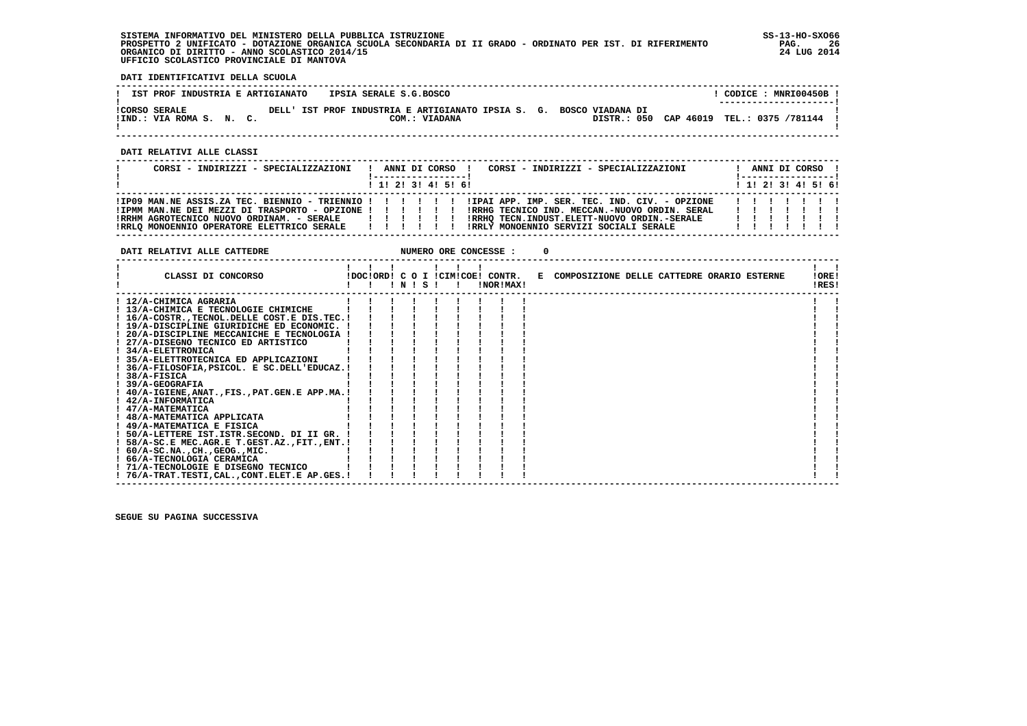SISTEMA INFORMATIVO DEL MINISTERO DELLA PUBBLICA ISTRUZIONE
PROSPETTO 2 UNIFICATO - DOTAZIONE ORGANICA SCUOLA SECONDARIA DI II GRADO - ORDINATO PER IST. DI RIFERIMENTO
ORGANICO DI DIRITTO - ANNO SCOLASTICO 2014/15
UFFICIO SCOLASTICO PROVINCIALE DI MANTOVA

SS-13-HO-SXO66
24 LUG 2014

**DATI IDENTIFICATIVI DELLA SCUOLA**

| IST PROF INDUSTRIA E ARTIGIANATO | IPSIA SERALE S.G.BOSCO | CODICE : MNRI00450B |
|---|---|---|
| CORSO SERALE DELL' IST PROF INDUSTRIA E ARTIGIANATO IPSIA S. G. BOSCO VIADANA DI | | |
| IND.: VIA ROMA S. N. C. | COM.: VIADANA | DISTR.: 050 CAP 46019 TEL.: 0375 /781144 |

**DATI RELATIVI ALLE CLASSI**

| CORSI - INDIRIZZI - SPECIALIZZAZIONI | 1 | 2 | 3 | 4 | 5 | 6 | CORSI - INDIRIZZI - SPECIALIZZAZIONI | 1 | 2 | 3 | 4 | 5 | 6 |
|---|---|---|---|---|---|---|---|---|---|---|---|---|---|
| IP09 MAN.NE ASSIS.ZA TEC. BIENNIO - TRIENNIO | | | | | | | IPAI APP. IMP. SER. TEC. IND. CIV. - OPZIONE | | | | | | |
| IPMM MAN.NE DEI MEZZI DI TRASPORTO - OPZIONE | | | | | | | RRHG TECNICO IND. MECCAN.-NUOVO ORDIN. SERAL | | | | | | |
| RRHM AGROTECNICO NUOVO ORDINAM. - SERALE | | | | | | | RRHQ TECN.INDUST.ELETT-NUOVO ORDIN.-SERALE | | | | | | |
| RRLQ MONOENNIO OPERATORE ELETTRICO SERALE | | | | | | | RRLY MONOENNIO SERVIZI SOCIALI SERALE | | | | | | |

**DATI RELATIVI ALLE CATTEDRE** NUMERO ORE CONCESSE : 0

| CLASSI DI CONCORSO | DOC | ORD | C O I N | C O I S | CIM | COE | CONTR. NOR | CONTR. MAX | E COMPOSIZIONE DELLE CATTEDRE ORARIO ESTERNE | ORE RES |
|---|---|---|---|---|---|---|---|---|---|---|
| 12/A-CHIMICA AGRARIA | | | | | | | | | | |
| 13/A-CHIMICA E TECNOLOGIE CHIMICHE | | | | | | | | | | |
| 16/A-COSTR.,TECNOL.DELLE COST.E DIS.TEC. | | | | | | | | | | |
| 19/A-DISCIPLINE GIURIDICHE ED ECONOMIC. | | | | | | | | | | |
| 20/A-DISCIPLINE MECCANICHE E TECNOLOGIA | | | | | | | | | | |
| 27/A-DISEGNO TECNICO ED ARTISTICO | | | | | | | | | | |
| 34/A-ELETTRONICA | | | | | | | | | | |
| 35/A-ELETTROTECNICA ED APPLICAZIONI | | | | | | | | | | |
| 36/A-FILOSOFIA,PSICOL. E SC.DELL'EDUCAZ. | | | | | | | | | | |
| 38/A-FISICA | | | | | | | | | | |
| 39/A-GEOGRAFIA | | | | | | | | | | |
| 40/A-IGIENE,ANAT.,FIS.,PAT.GEN.E APP.MA. | | | | | | | | | | |
| 42/A-INFORMATICA | | | | | | | | | | |
| 47/A-MATEMATICA | | | | | | | | | | |
| 48/A-MATEMATICA APPLICATA | | | | | | | | | | |
| 49/A-MATEMATICA E FISICA | | | | | | | | | | |
| 50/A-LETTERE IST.ISTR.SECOND. DI II GR. | | | | | | | | | | |
| 58/A-SC.E MEC.AGR.E T.GEST.AZ.,FIT.,ENT. | | | | | | | | | | |
| 60/A-SC.NA.,CH.,GEOG.,MIC. | | | | | | | | | | |
| 66/A-TECNOLOGIA CERAMICA | | | | | | | | | | |
| 71/A-TECNOLOGIE E DISEGNO TECNICO | | | | | | | | | | |
| 76/A-TRAT.TESTI,CAL.,CONT.ELET.E AP.GES. | | | | | | | | | | |

SEGUE SU PAGINA SUCCESSIVA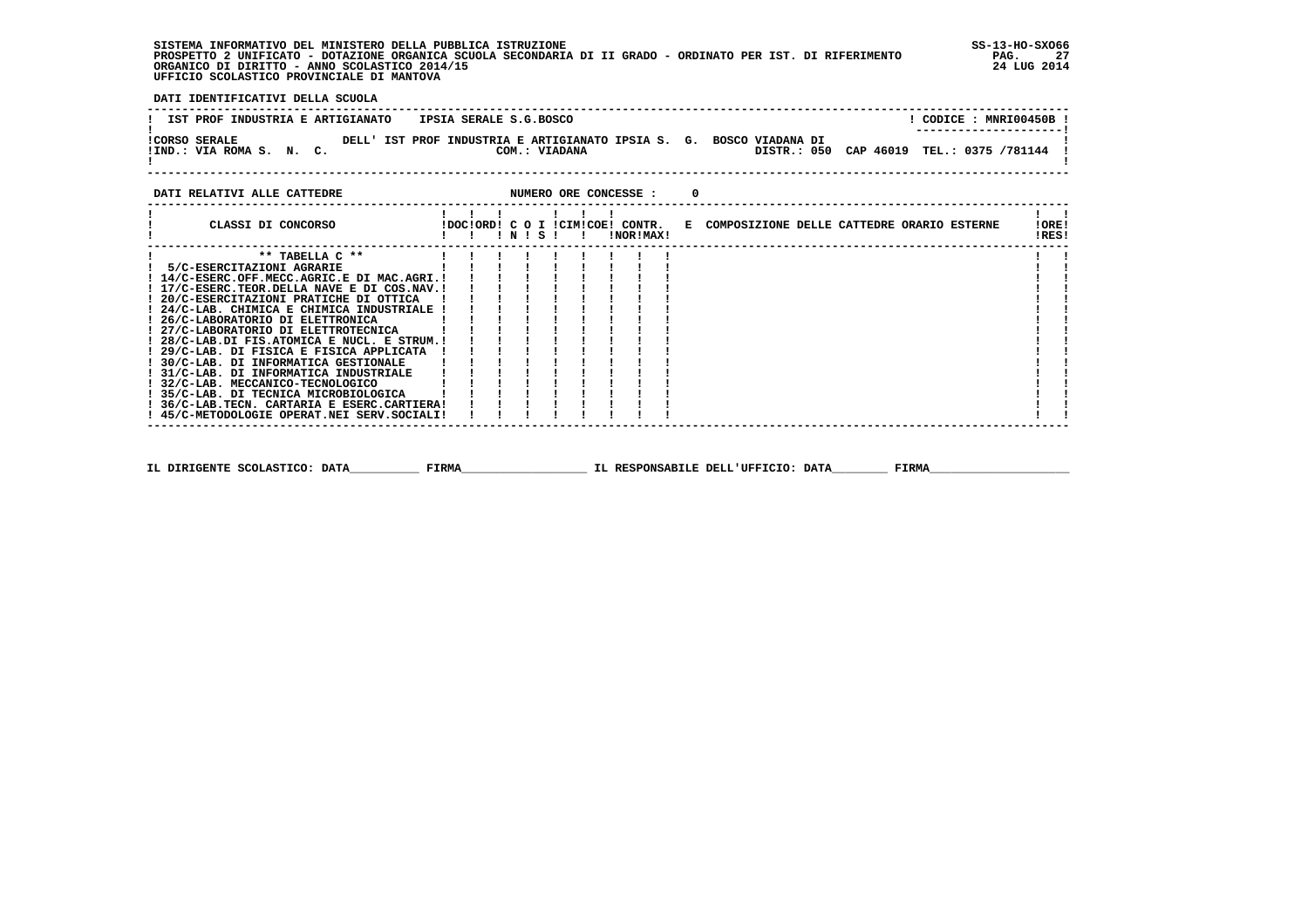SISTEMA INFORMATIVO DEL MINISTERO DELLA PUBBLICA ISTRUZIONE
PROSPETTO 2 UNIFICATO - DOTAZIONE ORGANICA SCUOLA SECONDARIA DI II GRADO - ORDINATO PER IST. DI RIFERIMENTO
ORGANICO DI DIRITTO - ANNO SCOLASTICO 2014/15
UFFICIO SCOLASTICO PROVINCIALE DI MANTOVA

SS-13-HO-SXO66
24 LUG 2014

**DATI IDENTIFICATIVI DELLA SCUOLA**

IST PROF INDUSTRIA E ARTIGIANATO    IPSIA SERALE S.G.BOSCO    CODICE : MNRI00450B

CORSO SERALE    DELL' IST PROF INDUSTRIA E ARTIGIANATO IPSIA S. G. BOSCO VIADANA DI
IND.: VIA ROMA S. N. C.    COM.: VIADANA    DISTR.: 050  CAP 46019  TEL.: 0375 /781144

**DATI RELATIVI ALLE CATTEDRE**    NUMERO ORE CONCESSE : 0

| CLASSI DI CONCORSO | DOC | ORD | C O N | I S | CIM | COE | CONTR. NOR | CONTR. MAX | E COMPOSIZIONE DELLE CATTEDRE ORARIO ESTERNE | ORE RES |
|---|---|---|---|---|---|---|---|---|---|---|
| ** TABELLA C ** | | | | | | | | | | |
| 5/C-ESERCITAZIONI AGRARIE | | | | | | | | | | |
| 14/C-ESERC.OFF.MECC.AGRIC.E DI MAC.AGRI. | | | | | | | | | | |
| 17/C-ESERC.TEOR.DELLA NAVE E DI COS.NAV. | | | | | | | | | | |
| 20/C-ESERCITAZIONI PRATICHE DI OTTICA | | | | | | | | | | |
| 24/C-LAB. CHIMICA E CHIMICA INDUSTRIALE | | | | | | | | | | |
| 26/C-LABORATORIO DI ELETTRONICA | | | | | | | | | | |
| 27/C-LABORATORIO DI ELETTROTECNICA | | | | | | | | | | |
| 28/C-LAB.DI FIS.ATOMICA E NUCL. E STRUM. | | | | | | | | | | |
| 29/C-LAB. DI FISICA E FISICA APPLICATA | | | | | | | | | | |
| 30/C-LAB. DI INFORMATICA GESTIONALE | | | | | | | | | | |
| 31/C-LAB. DI INFORMATICA INDUSTRIALE | | | | | | | | | | |
| 32/C-LAB. MECCANICO-TECNOLOGICO | | | | | | | | | | |
| 35/C-LAB. DI TECNICA MICROBIOLOGICA | | | | | | | | | | |
| 36/C-LAB.TECN. CARTARIA E ESERC.CARTIERA | | | | | | | | | | |
| 45/C-METODOLOGIE OPERAT.NEI SERV.SOCIALI | | | | | | | | | | |

IL DIRIGENTE SCOLASTICO: DATA__________ FIRMA__________________ IL RESPONSABILE DELL'UFFICIO: DATA________ FIRMA____________________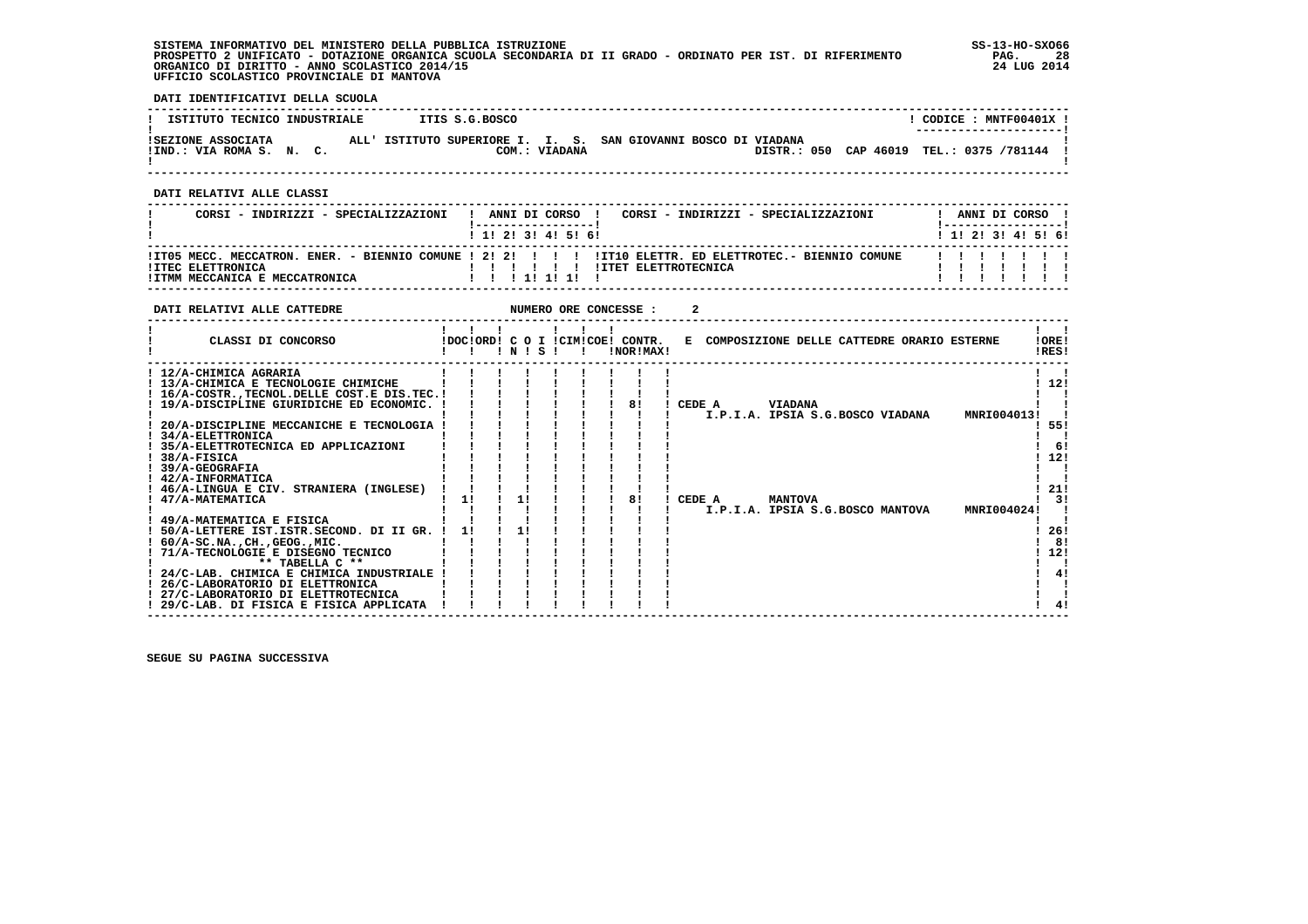SISTEMA INFORMATIVO DEL MINISTERO DELLA PUBBLICA ISTRUZIONE
PROSPETTO 2 UNIFICATO - DOTAZIONE ORGANICA SCUOLA SECONDARIA DI II GRADO - ORDINATO PER IST. DI RIFERIMENTO
ORGANICO DI DIRITTO - ANNO SCOLASTICO 2014/15
UFFICIO SCOLASTICO PROVINCIALE DI MANTOVA

SS-13-HO-SXO66
24 LUG 2014

**DATI IDENTIFICATIVI DELLA SCUOLA**

| ISTITUTO TECNICO INDUSTRIALE | ITIS S.G.BOSCO | CODICE : MNTF00401X |
|---|---|---|
| SEZIONE ASSOCIATA ALL' ISTITUTO SUPERIORE I. I. S. SAN GIOVANNI BOSCO DI VIADANA | | |
| IND.: VIA ROMA S. N. C. | COM.: VIADANA | DISTR.: 050 CAP 46019 TEL.: 0375 /781144 |

**DATI RELATIVI ALLE CLASSI**

| CORSI - INDIRIZZI - SPECIALIZZAZIONI | 1 | 2 | 3 | 4 | 5 | 6 | CORSI - INDIRIZZI - SPECIALIZZAZIONI | 1 | 2 | 3 | 4 | 5 | 6 |
|---|---|---|---|---|---|---|---|---|---|---|---|---|---|
| IT05 MECC. MECCATRON. ENER. - BIENNIO COMUNE | 2 | 2 | | | | | IT10 ELETTR. ED ELETTROTEC.- BIENNIO COMUNE | | | | | | |
| ITEC ELETTRONICA | | | | | | | ITET ELETTROTECNICA | | | | | | |
| ITMM MECCANICA E MECCATRONICA | | | 1 | 1 | 1 | | | | | | | | |

**DATI RELATIVI ALLE CATTEDRE** NUMERO ORE CONCESSE : 2

| CLASSI DI CONCORSO | DOC | ORD | C O I N | S | CIM | COE | CONTR. NOR | MAX | E COMPOSIZIONE DELLE CATTEDRE ORARIO ESTERNE | ORE RES |
|---|---|---|---|---|---|---|---|---|---|---|
| 12/A-CHIMICA AGRARIA | | | | | | | | | | |
| 13/A-CHIMICA E TECNOLOGIE CHIMICHE | | | | | | | | | | 12 |
| 16/A-COSTR.,TECNOL.DELLE COST.E DIS.TEC. | | | | | | | | | | |
| 19/A-DISCIPLINE GIURIDICHE ED ECONOMIC. | | | | | | | 8 | | CEDE A VIADANA I.P.I.A. IPSIA S.G.BOSCO VIADANA MNRI004013 | |
| 20/A-DISCIPLINE MECCANICHE E TECNOLOGIA | | | | | | | | | | 55 |
| 34/A-ELETTRONICA | | | | | | | | | | |
| 35/A-ELETTROTECNICA ED APPLICAZIONI | | | | | | | | | | 6 |
| 38/A-FISICA | | | | | | | | | | 12 |
| 39/A-GEOGRAFIA | | | | | | | | | | |
| 42/A-INFORMATICA | | | | | | | | | | |
| 46/A-LINGUA E CIV. STRANIERA (INGLESE) | | | | | | | | | | 21 |
| 47/A-MATEMATICA | 1 | | 1 | | | | 8 | | CEDE A MANTOVA I.P.I.A. IPSIA S.G.BOSCO MANTOVA MNRI004024 | 3 |
| 49/A-MATEMATICA E FISICA | | | | | | | | | | |
| 50/A-LETTERE IST.ISTR.SECOND. DI II GR. | 1 | | 1 | | | | | | | 26 |
| 60/A-SC.NA.,CH.,GEOG.,MIC. | | | | | | | | | | 8 |
| 71/A-TECNOLOGIE E DISEGNO TECNICO | | | | | | | | | | 12 |
| ** TABELLA C ** | | | | | | | | | | |
| 24/C-LAB. CHIMICA E CHIMICA INDUSTRIALE | | | | | | | | | | 4 |
| 26/C-LABORATORIO DI ELETTRONICA | | | | | | | | | | |
| 27/C-LABORATORIO DI ELETTROTECNICA | | | | | | | | | | |
| 29/C-LAB. DI FISICA E FISICA APPLICATA | | | | | | | | | | 4 |

SEGUE SU PAGINA SUCCESSIVA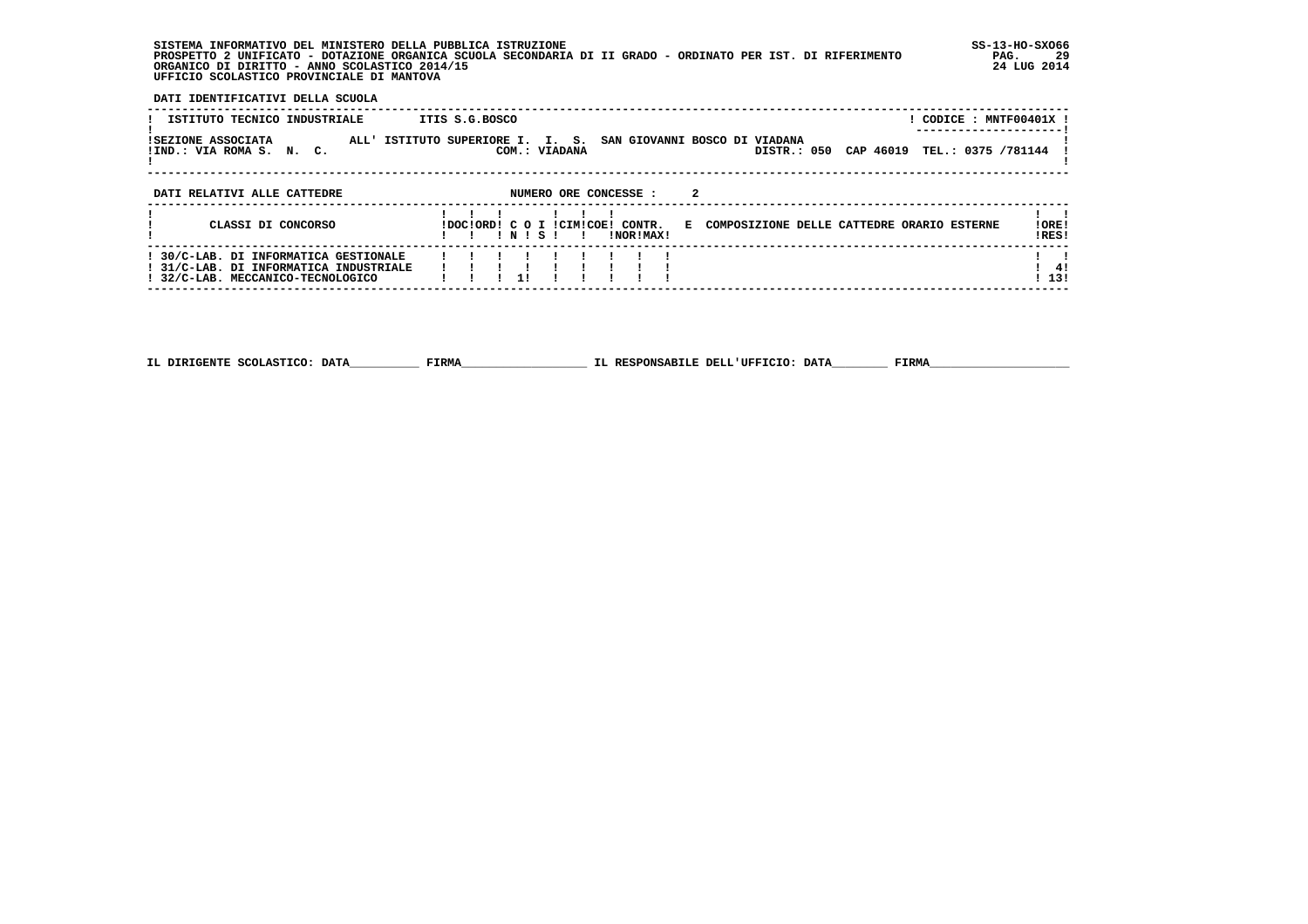SISTEMA INFORMATIVO DEL MINISTERO DELLA PUBBLICA ISTRUZIONE
PROSPETTO 2 UNIFICATO - DOTAZIONE ORGANICA SCUOLA SECONDARIA DI II GRADO - ORDINATO PER IST. DI RIFERIMENTO
ORGANICO DI DIRITTO - ANNO SCOLASTICO 2014/15
UFFICIO SCOLASTICO PROVINCIALE DI MANTOVA

SS-13-HO-SXO66
24 LUG 2014

**DATI IDENTIFICATIVI DELLA SCUOLA**

| | | |
|---|---|---|
| ISTITUTO TECNICO INDUSTRIALE | ITIS S.G.BOSCO | CODICE : MNTF00401X |
| SEZIONE ASSOCIATA | ALL' ISTITUTO SUPERIORE I. I. S. SAN GIOVANNI BOSCO DI VIADANA | |
| IND.: VIA ROMA S. N. C. | COM.: VIADANA | DISTR.: 050 CAP 46019 TEL.: 0375 /781144 |

**DATI RELATIVI ALLE CATTEDRE** NUMERO ORE CONCESSE : 2

| CLASSI DI CONCORSO | DOC | ORD | C | O N | I S | CIM | COE | CONTR. NOR | MAX | E COMPOSIZIONE DELLE CATTEDRE ORARIO ESTERNE | ORE RES |
|---|---|---|---|---|---|---|---|---|---|---|---|
| 30/C-LAB. DI INFORMATICA GESTIONALE | | | | | | | | | | | |
| 31/C-LAB. DI INFORMATICA INDUSTRIALE | | | | | | | | | | | 4 |
| 32/C-LAB. MECCANICO-TECNOLOGICO | | | | 1 | | | | | | | 13 |

IL DIRIGENTE SCOLASTICO: DATA__________ FIRMA__________________ IL RESPONSABILE DELL'UFFICIO: DATA________ FIRMA____________________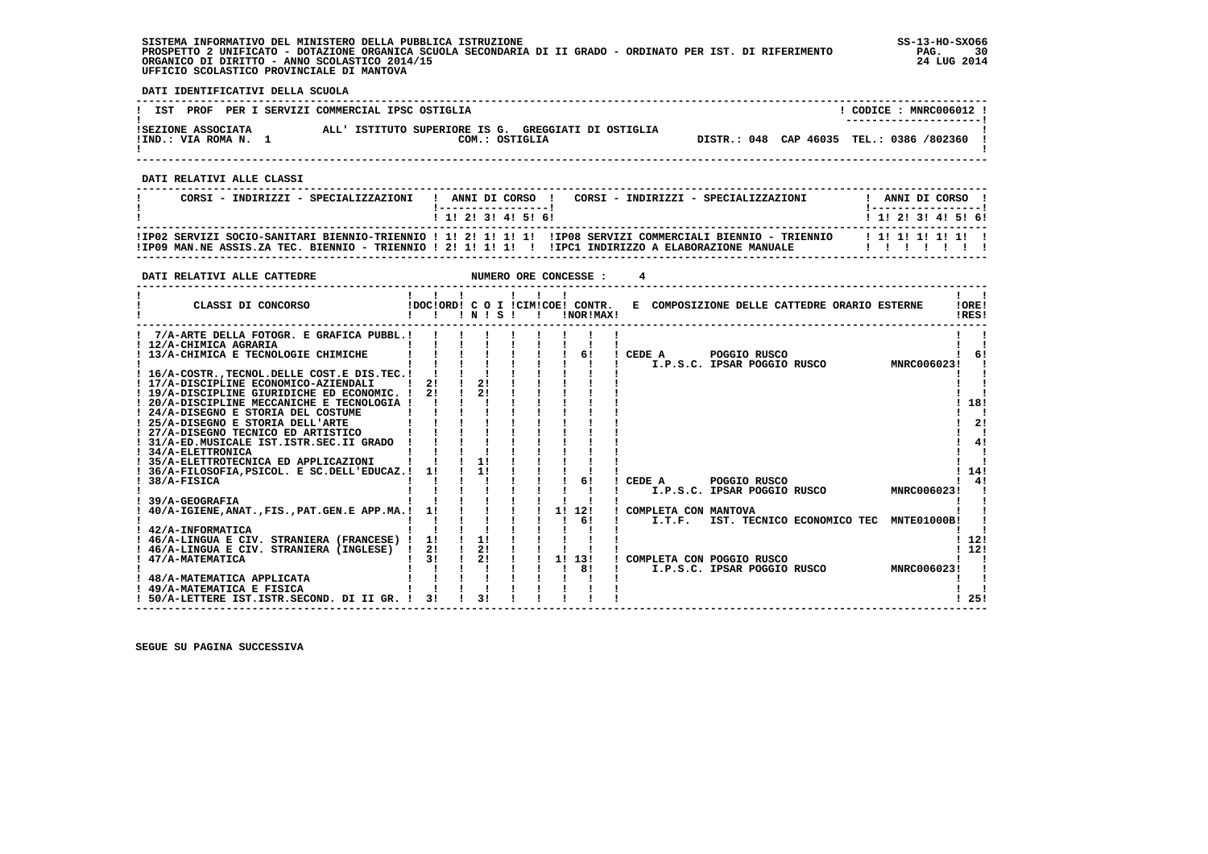SISTEMA INFORMATIVO DEL MINISTERO DELLA PUBBLICA ISTRUZIONE
PROSPETTO 2 UNIFICATO - DOTAZIONE ORGANICA SCUOLA SECONDARIA DI II GRADO - ORDINATO PER IST. DI RIFERIMENTO
ORGANICO DI DIRITTO - ANNO SCOLASTICO 2014/15
UFFICIO SCOLASTICO PROVINCIALE DI MANTOVA

SS-13-HO-SXO66
24 LUG 2014

**DATI IDENTIFICATIVI DELLA SCUOLA**

| | |
|---|---|
| IST PROF PER I SERVIZI COMMERCIAL IPSC OSTIGLIA | CODICE : MNRC006012 |
| SEZIONE ASSOCIATA ALL' ISTITUTO SUPERIORE IS G. GREGGIATI DI OSTIGLIA | |
| IND.: VIA ROMA N. 1 COM.: OSTIGLIA | DISTR.: 048 CAP 46035 TEL.: 0386 /802360 |

**DATI RELATIVI ALLE CLASSI**

| CORSI - INDIRIZZI - SPECIALIZZAZIONI | 1 | 2 | 3 | 4 | 5 | 6 | CORSI - INDIRIZZI - SPECIALIZZAZIONI | 1 | 2 | 3 | 4 | 5 | 6 |
|---|---|---|---|---|---|---|---|---|---|---|---|---|---|
| IP02 SERVIZI SOCIO-SANITARI BIENNIO-TRIENNIO | 1 | 2 | 1 | 1 | 1 | | IP08 SERVIZI COMMERCIALI BIENNIO - TRIENNIO | 1 | 1 | 1 | 1 | 1 | |
| IP09 MAN.NE ASSIS.ZA TEC. BIENNIO - TRIENNIO | 2 | 1 | 1 | 1 | | | IPC1 INDIRIZZO A ELABORAZIONE MANUALE | | | | | | |

**DATI RELATIVI ALLE CATTEDRE** NUMERO ORE CONCESSE : 4

| CLASSI DI CONCORSO | DOC | ORD | N | S | I | CIM | COE | CONTR. NOR | CONTR. MAX | E COMPOSIZIONE DELLE CATTEDRE ORARIO ESTERNE | ORE RES |
|---|---|---|---|---|---|---|---|---|---|---|---|
| 7/A-ARTE DELLA FOTOGR. E GRAFICA PUBBL. | | | | | | | | | | | |
| 12/A-CHIMICA AGRARIA | | | | | | | | | | | |
| 13/A-CHIMICA E TECNOLOGIE CHIMICHE | | | | | | | | 6 | | CEDE A POGGIO RUSCO I.P.S.C. IPSAR POGGIO RUSCO MNRC006023 | 6 |
| 16/A-COSTR.,TECNOL.DELLE COST.E DIS.TEC. | | | | | | | | | | | |
| 17/A-DISCIPLINE ECONOMICO-AZIENDALI | 2 | | 2 | | | | | | | | |
| 19/A-DISCIPLINE GIURIDICHE ED ECONOMIC. | 2 | | 2 | | | | | | | | |
| 20/A-DISCIPLINE MECCANICHE E TECNOLOGIA | | | | | | | | | | | 18 |
| 24/A-DISEGNO E STORIA DEL COSTUME | | | | | | | | | | | |
| 25/A-DISEGNO E STORIA DELL'ARTE | | | | | | | | | | | 2 |
| 27/A-DISEGNO TECNICO ED ARTISTICO | | | | | | | | | | | |
| 31/A-ED.MUSICALE IST.ISTR.SEC.II GRADO | | | | | | | | | | | 4 |
| 34/A-ELETTRONICA | | | | | | | | | | | |
| 35/A-ELETTROTECNICA ED APPLICAZIONI | | | 1 | | | | | | | | |
| 36/A-FILOSOFIA,PSICOL. E SC.DELL'EDUCAZ. | 1 | | 1 | | | | | | | | 14 |
| 38/A-FISICA | | | | | | | | 6 | | CEDE A POGGIO RUSCO I.P.S.C. IPSAR POGGIO RUSCO MNRC006023 | 4 |
| 39/A-GEOGRAFIA | | | | | | | | | | | |
| 40/A-IGIENE,ANAT.,FIS.,PAT.GEN.E APP.MA. | 1 | | | | | | 1 | 12 / 6 | | COMPLETA CON MANTOVA I.T.F. IST. TECNICO ECONOMICO TEC MNTE01000B | |
| 42/A-INFORMATICA | | | | | | | | | | | |
| 46/A-LINGUA E CIV. STRANIERA (FRANCESE) | 1 | | 1 | | | | | | | | 12 |
| 46/A-LINGUA E CIV. STRANIERA (INGLESE) | 2 | | 2 | | | | | | | | 12 |
| 47/A-MATEMATICA | 3 | | 2 | | | | 1 | 13 / 8 | | COMPLETA CON POGGIO RUSCO I.P.S.C. IPSAR POGGIO RUSCO MNRC006023 | |
| 48/A-MATEMATICA APPLICATA | | | | | | | | | | | |
| 49/A-MATEMATICA E FISICA | | | | | | | | | | | |
| 50/A-LETTERE IST.ISTR.SECOND. DI II GR. | 3 | | 3 | | | | | | | | 25 |

SEGUE SU PAGINA SUCCESSIVA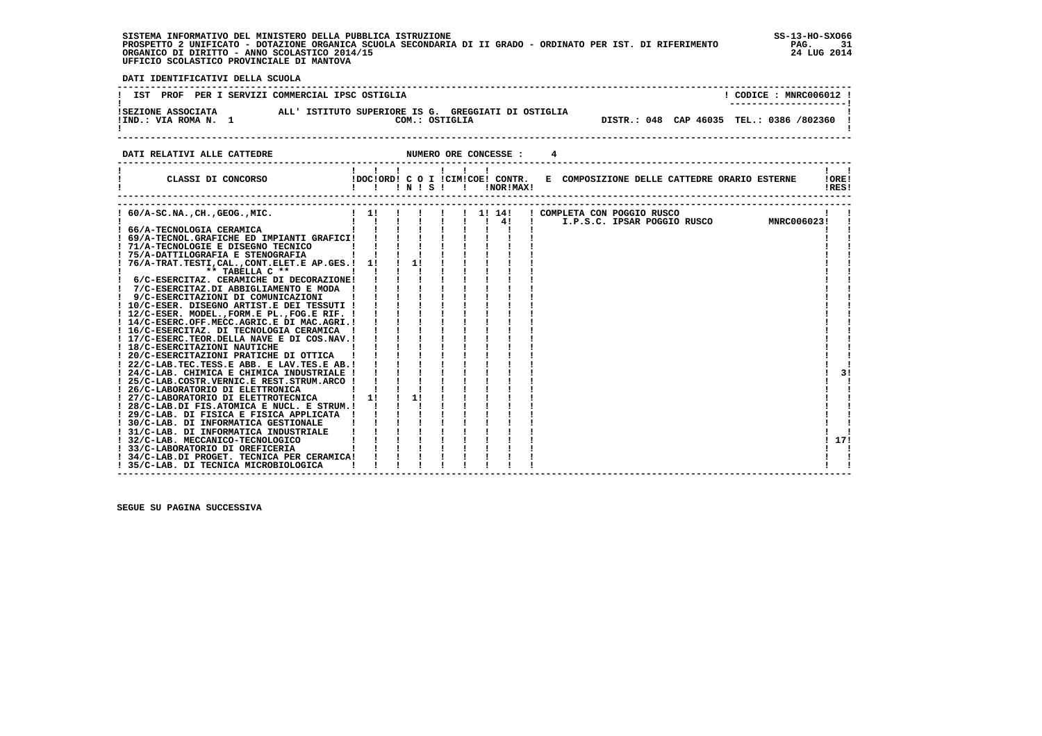SISTEMA INFORMATIVO DEL MINISTERO DELLA PUBBLICA ISTRUZIONE
PROSPETTO 2 UNIFICATO - DOTAZIONE ORGANICA SCUOLA SECONDARIA DI II GRADO - ORDINATO PER IST. DI RIFERIMENTO
ORGANICO DI DIRITTO - ANNO SCOLASTICO 2014/15
UFFICIO SCOLASTICO PROVINCIALE DI MANTOVA

SS-13-HO-SXO66
24 LUG 2014

DATI IDENTIFICATIVI DELLA SCUOLA

IST PROF PER I SERVIZI COMMERCIAL IPSC OSTIGLIA — CODICE : MNRC006012

SEZIONE ASSOCIATA ALL' ISTITUTO SUPERIORE IS G. GREGGIATI DI OSTIGLIA
IND.: VIA ROMA N. 1 — COM.: OSTIGLIA — DISTR.: 048 CAP 46035 TEL.: 0386 /802360

DATI RELATIVI ALLE CATTEDRE — NUMERO ORE CONCESSE : 4

| CLASSI DI CONCORSO | DOC | ORD | C O N | I S | CIM | COE | CONTR. NOR | MAX | E COMPOSIZIONE DELLE CATTEDRE ORARIO ESTERNE | ORE RES |
|---|---|---|---|---|---|---|---|---|---|---|
| 60/A-SC.NA.,CH.,GEOG.,MIC. | 1 | | | | | 1 | 14 | | COMPLETA CON POGGIO RUSCO | |
| | | | | | | | 4 | | I.P.S.C. IPSAR POGGIO RUSCO MNRC006023 | |
| 66/A-TECNOLOGIA CERAMICA | | | | | | | | | | |
| 69/A-TECNOL.GRAFICHE ED IMPIANTI GRAFICI | | | | | | | | | | |
| 71/A-TECNOLOGIE E DISEGNO TECNICO | | | | | | | | | | |
| 75/A-DATTILOGRAFIA E STENOGRAFIA | | | | | | | | | | |
| 76/A-TRAT.TESTI,CAL.,CONT.ELET.E AP.GES. | 1 | | 1 | | | | | | | |
| ** TABELLA C ** | | | | | | | | | | |
| 6/C-ESERCITAZ. CERAMICHE DI DECORAZIONE | | | | | | | | | | |
| 7/C-ESERCITAZ.DI ABBIGLIAMENTO E MODA | | | | | | | | | | |
| 9/C-ESERCITAZIONI DI COMUNICAZIONI | | | | | | | | | | |
| 10/C-ESER. DISEGNO ARTIST.E DEI TESSUTI | | | | | | | | | | |
| 12/C-ESER. MODEL.,FORM.E PL.,FOG.E RIF. | | | | | | | | | | |
| 14/C-ESERC.OFF.MECC.AGRIC.E DI MAC.AGRI. | | | | | | | | | | |
| 16/C-ESERCITAZ. DI TECNOLOGIA CERAMICA | | | | | | | | | | |
| 17/C-ESERC.TEOR.DELLA NAVE E DI COS.NAV. | | | | | | | | | | |
| 18/C-ESERCITAZIONI NAUTICHE | | | | | | | | | | |
| 20/C-ESERCITAZIONI PRATICHE DI OTTICA | | | | | | | | | | |
| 22/C-LAB.TEC.TESS.E ABB. E LAV.TES.E AB. | | | | | | | | | | |
| 24/C-LAB. CHIMICA E CHIMICA INDUSTRIALE | | | | | | | | | | 3 |
| 25/C-LAB.COSTR.VERNIC.E REST.STRUM.ARCO | | | | | | | | | | |
| 26/C-LABORATORIO DI ELETTRONICA | | | | | | | | | | |
| 27/C-LABORATORIO DI ELETTROTECNICA | 1 | | 1 | | | | | | | |
| 28/C-LAB.DI FIS.ATOMICA E NUCL. E STRUM. | | | | | | | | | | |
| 29/C-LAB. DI FISICA E FISICA APPLICATA | | | | | | | | | | |
| 30/C-LAB. DI INFORMATICA GESTIONALE | | | | | | | | | | |
| 31/C-LAB. DI INFORMATICA INDUSTRIALE | | | | | | | | | | |
| 32/C-LAB. MECCANICO-TECNOLOGICO | | | | | | | | | | 17 |
| 33/C-LABORATORIO DI OREFICERIA | | | | | | | | | | |
| 34/C-LAB.DI PROGET. TECNICA PER CERAMICA | | | | | | | | | | |
| 35/C-LAB. DI TECNICA MICROBIOLOGICA | | | | | | | | | | |

SEGUE SU PAGINA SUCCESSIVA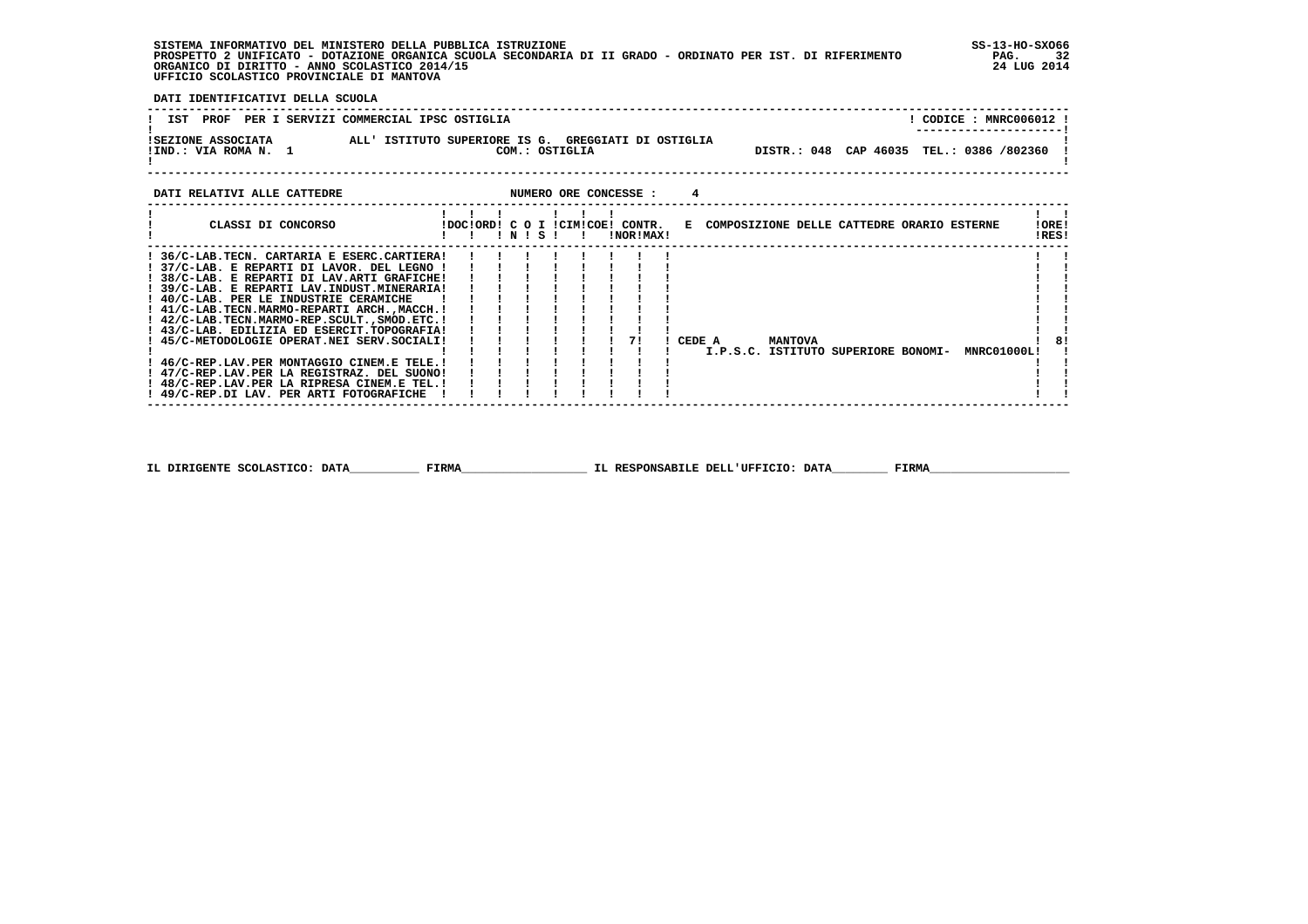SISTEMA INFORMATIVO DEL MINISTERO DELLA PUBBLICA ISTRUZIONE
PROSPETTO 2 UNIFICATO - DOTAZIONE ORGANICA SCUOLA SECONDARIA DI II GRADO - ORDINATO PER IST. DI RIFERIMENTO
ORGANICO DI DIRITTO - ANNO SCOLASTICO 2014/15
UFFICIO SCOLASTICO PROVINCIALE DI MANTOVA

SS-13-HO-SXO66
24 LUG 2014

**DATI IDENTIFICATIVI DELLA SCUOLA**

IST PROF PER I SERVIZI COMMERCIAL IPSC OSTIGLIA — CODICE : MNRC006012

SEZIONE ASSOCIATA ALL' ISTITUTO SUPERIORE IS G. GREGGIATI DI OSTIGLIA
IND.: VIA ROMA N. 1 — COM.: OSTIGLIA — DISTR.: 048 CAP 46035 TEL.: 0386 /802360

**DATI RELATIVI ALLE CATTEDRE** — NUMERO ORE CONCESSE : 4

| CLASSI DI CONCORSO | DOC | ORD | C IN | O | I S | CIM | COE | CONTR. NOR | MAX | E COMPOSIZIONE DELLE CATTEDRE ORARIO ESTERNE | ORE RES |
|---|---|---|---|---|---|---|---|---|---|---|---|
| 36/C-LAB.TECN. CARTARIA E ESERC.CARTIERA | | | | | | | | | | | |
| 37/C-LAB. E REPARTI DI LAVOR. DEL LEGNO | | | | | | | | | | | |
| 38/C-LAB. E REPARTI DI LAV.ARTI GRAFICHE | | | | | | | | | | | |
| 39/C-LAB. E REPARTI LAV.INDUST.MINERARIA | | | | | | | | | | | |
| 40/C-LAB. PER LE INDUSTRIE CERAMICHE | | | | | | | | | | | |
| 41/C-LAB.TECN.MARMO-REPARTI ARCH.,MACCH. | | | | | | | | | | | |
| 42/C-LAB.TECN.MARMO-REP.SCULT.,SMOD.ETC. | | | | | | | | | | | |
| 43/C-LAB. EDILIZIA ED ESERCIT.TOPOGRAFIA | | | | | | | | | | | |
| 45/C-METODOLOGIE OPERAT.NEI SERV.SOCIALI | | | | | | | | 7 | | CEDE A MANTOVA I.P.S.C. ISTITUTO SUPERIORE BONOMI- MNRC01000L | 8 |
| 46/C-REP.LAV.PER MONTAGGIO CINEM.E TELE. | | | | | | | | | | | |
| 47/C-REP.LAV.PER LA REGISTRAZ. DEL SUONO | | | | | | | | | | | |
| 48/C-REP.LAV.PER LA RIPRESA CINEM.E TEL. | | | | | | | | | | | |
| 49/C-REP.DI LAV. PER ARTI FOTOGRAFICHE | | | | | | | | | | | |

IL DIRIGENTE SCOLASTICO: DATA__________ FIRMA__________________ IL RESPONSABILE DELL'UFFICIO: DATA________ FIRMA____________________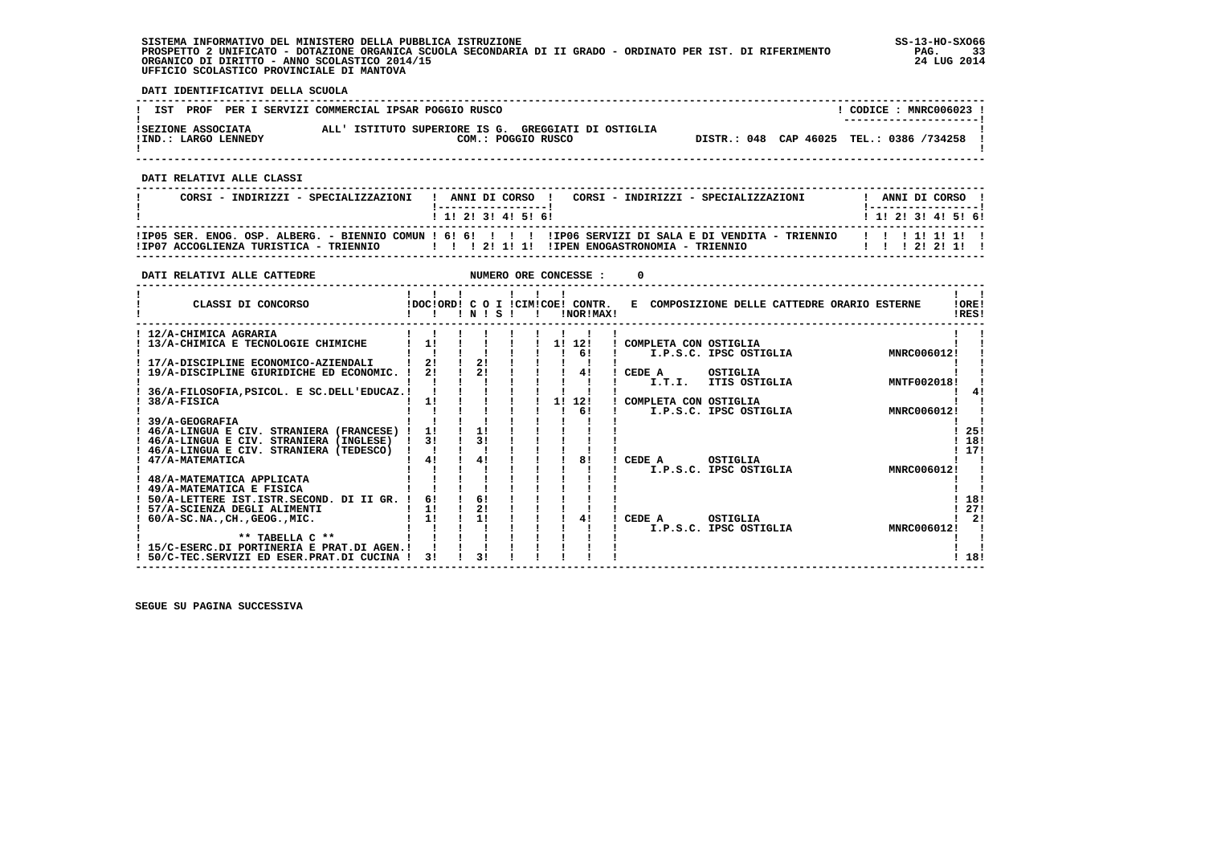SISTEMA INFORMATIVO DEL MINISTERO DELLA PUBBLICA ISTRUZIONE
PROSPETTO 2 UNIFICATO - DOTAZIONE ORGANICA SCUOLA SECONDARIA DI II GRADO - ORDINATO PER IST. DI RIFERIMENTO
ORGANICO DI DIRITTO - ANNO SCOLASTICO 2014/15
UFFICIO SCOLASTICO PROVINCIALE DI MANTOVA

SS-13-HO-SXO66
24 LUG 2014

**DATI IDENTIFICATIVI DELLA SCUOLA**

| IST PROF PER I SERVIZI COMMERCIAL IPSAR POGGIO RUSCO | | CODICE : MNRC006023 |
|---|---|---|
| SEZIONE ASSOCIATA ALL' ISTITUTO SUPERIORE IS G. GREGGIATI DI OSTIGLIA | COM.: POGGIO RUSCO | |
| IND.: LARGO LENNEDY | | DISTR.: 048 CAP 46025 TEL.: 0386 /734258 |

**DATI RELATIVI ALLE CLASSI**

| CORSI - INDIRIZZI - SPECIALIZZAZIONI | 1 | 2 | 3 | 4 | 5 | 6 | CORSI - INDIRIZZI - SPECIALIZZAZIONI | 1 | 2 | 3 | 4 | 5 | 6 |
|---|---|---|---|---|---|---|---|---|---|---|---|---|---|
| IP05 SER. ENOG. OSP. ALBERG. - BIENNIO COMUN | 6 | 6 | | | | | IP06 SERVIZI DI SALA E DI VENDITA - TRIENNIO | | | 1 | 1 | 1 | |
| IP07 ACCOGLIENZA TURISTICA - TRIENNIO | | | 2 | 1 | 1 | | IPEN ENOGASTRONOMIA - TRIENNIO | | | 2 | 2 | 1 | |

**DATI RELATIVI ALLE CATTEDRE** NUMERO ORE CONCESSE : 0

| CLASSI DI CONCORSO | DOC | ORD | C O I N | C O I S | CIM | COE | CONTR. NOR | CONTR. MAX | E COMPOSIZIONE DELLE CATTEDRE ORARIO ESTERNE | ORE RES |
|---|---|---|---|---|---|---|---|---|---|---|
| 12/A-CHIMICA AGRARIA | | | | | | | | | | |
| 13/A-CHIMICA E TECNOLOGIE CHIMICHE | 1 | | | | | 1 | 12 | | COMPLETA CON OSTIGLIA | |
| | | | | | | | 6 | | I.P.S.C. IPSC OSTIGLIA MNRC006012 | |
| 17/A-DISCIPLINE ECONOMICO-AZIENDALI | 2 | | 2 | | | | | | | |
| 19/A-DISCIPLINE GIURIDICHE ED ECONOMIC. | 2 | | 2 | | | | 4 | | CEDE A OSTIGLIA | |
| | | | | | | | | | I.T.I. ITIS OSTIGLIA MNTF002018 | |
| 36/A-FILOSOFIA,PSICOL. E SC.DELL'EDUCAZ. | | | | | | | | | | 4 |
| 38/A-FISICA | 1 | | | | | 1 | 12 | | COMPLETA CON OSTIGLIA | |
| | | | | | | | 6 | | I.P.S.C. IPSC OSTIGLIA MNRC006012 | |
| 39/A-GEOGRAFIA | | | | | | | | | | |
| 46/A-LINGUA E CIV. STRANIERA (FRANCESE) | 1 | | 1 | | | | | | | 25 |
| 46/A-LINGUA E CIV. STRANIERA (INGLESE) | 3 | | 3 | | | | | | | 18 |
| 46/A-LINGUA E CIV. STRANIERA (TEDESCO) | | | | | | | | | | 17 |
| 47/A-MATEMATICA | 4 | | 4 | | | | 8 | | CEDE A OSTIGLIA | |
| | | | | | | | | | I.P.S.C. IPSC OSTIGLIA MNRC006012 | |
| 48/A-MATEMATICA APPLICATA | | | | | | | | | | |
| 49/A-MATEMATICA E FISICA | | | | | | | | | | |
| 50/A-LETTERE IST.ISTR.SECOND. DI II GR. | 6 | | 6 | | | | | | | 18 |
| 57/A-SCIENZA DEGLI ALIMENTI | 1 | | 2 | | | | | | | 27 |
| 60/A-SC.NA.,CH.,GEOG.,MIC. | 1 | | 1 | | | | 4 | | CEDE A OSTIGLIA | 2 |
| | | | | | | | | | I.P.S.C. IPSC OSTIGLIA MNRC006012 | |
| ** TABELLA C ** | | | | | | | | | | |
| 15/C-ESERC.DI PORTINERIA E PRAT.DI AGEN. | | | | | | | | | | |
| 50/C-TEC.SERVIZI ED ESER.PRAT.DI CUCINA | 3 | | 3 | | | | | | | 18 |

SEGUE SU PAGINA SUCCESSIVA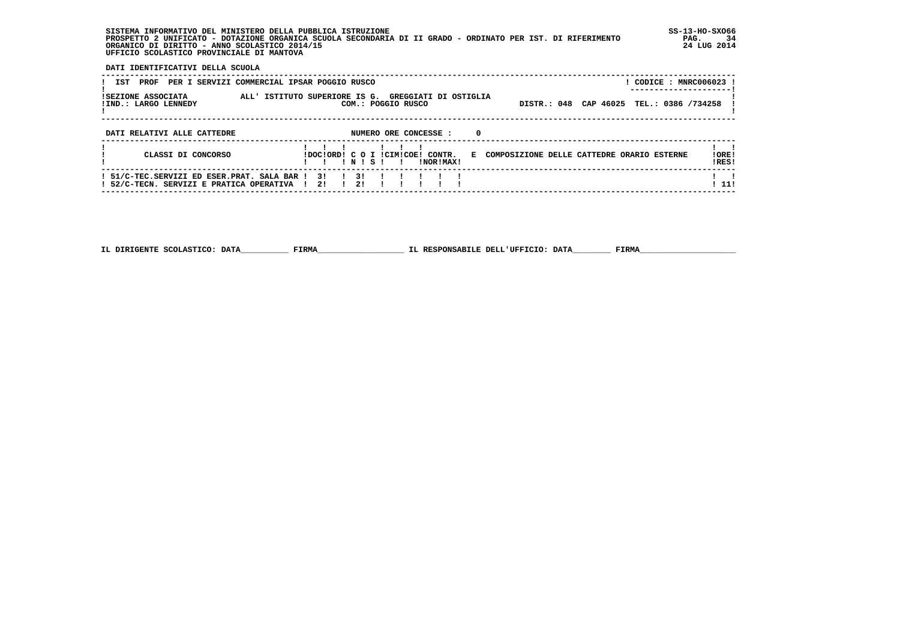SISTEMA INFORMATIVO DEL MINISTERO DELLA PUBBLICA ISTRUZIONE
PROSPETTO 2 UNIFICATO - DOTAZIONE ORGANICA SCUOLA SECONDARIA DI II GRADO - ORDINATO PER IST. DI RIFERIMENTO
ORGANICO DI DIRITTO - ANNO SCOLASTICO 2014/15
UFFICIO SCOLASTICO PROVINCIALE DI MANTOVA

SS-13-HO-SXO66
24 LUG 2014

**DATI IDENTIFICATIVI DELLA SCUOLA**

IST PROF PER I SERVIZI COMMERCIAL IPSAR POGGIO RUSCO — CODICE : MNRC006023

SEZIONE ASSOCIATA ALL' ISTITUTO SUPERIORE IS G. GREGGIATI DI OSTIGLIA
IND.: LARGO LENNEDY — COM.: POGGIO RUSCO — DISTR.: 048 CAP 46025 TEL.: 0386 /734258

**DATI RELATIVI ALLE CATTEDRE** — NUMERO ORE CONCESSE : 0

| CLASSI DI CONCORSO | DOC | ORD | C O I N | S | CIM | COE | CONTR. NOR | CONTR. MAX | E COMPOSIZIONE DELLE CATTEDRE ORARIO ESTERNE | ORE RES |
|---|---|---|---|---|---|---|---|---|---|---|
| 51/C-TEC.SERVIZI ED ESER.PRAT. SALA BAR | 3 | | 3 | | | | | | | |
| 52/C-TECN. SERVIZI E PRATICA OPERATIVA | 2 | | 2 | | | | | | | 11 |

IL DIRIGENTE SCOLASTICO: DATA__________ FIRMA__________________ IL RESPONSABILE DELL'UFFICIO: DATA________ FIRMA____________________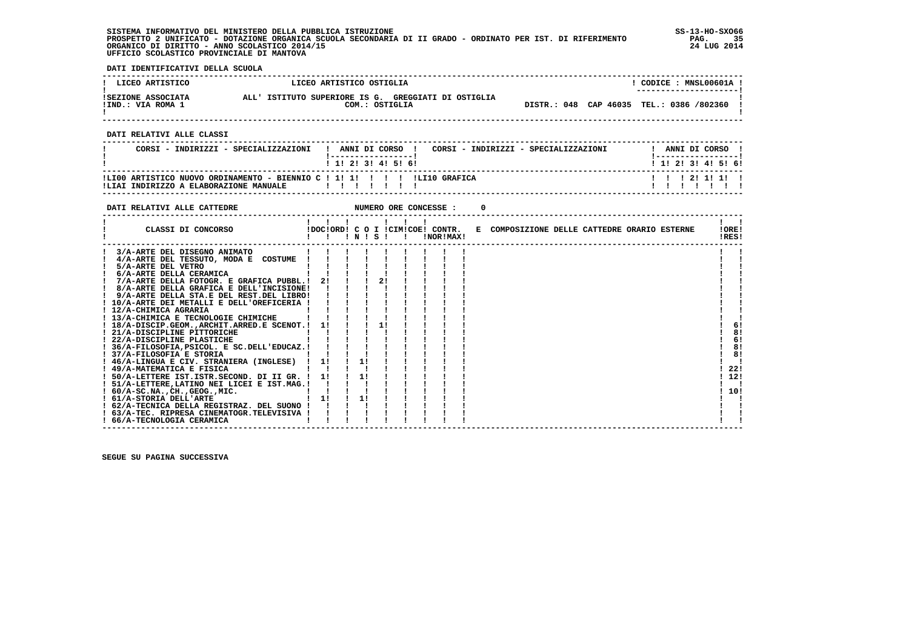SISTEMA INFORMATIVO DEL MINISTERO DELLA PUBBLICA ISTRUZIONE
PROSPETTO 2 UNIFICATO - DOTAZIONE ORGANICA SCUOLA SECONDARIA DI II GRADO - ORDINATO PER IST. DI RIFERIMENTO
ORGANICO DI DIRITTO - ANNO SCOLASTICO 2014/15
UFFICIO SCOLASTICO PROVINCIALE DI MANTOVA

SS-13-HO-SXO66
24 LUG 2014

**DATI IDENTIFICATIVI DELLA SCUOLA**

| | | |
|---|---|---|
| LICEO ARTISTICO | LICEO ARTISTICO OSTIGLIA | CODICE : MNSL00601A |
| SEZIONE ASSOCIATA | ALL' ISTITUTO SUPERIORE IS G. GREGGIATI DI OSTIGLIA | |
| IND.: VIA ROMA 1 | COM.: OSTIGLIA | DISTR.: 048 CAP 46035 TEL.: 0386 /802360 |

**DATI RELATIVI ALLE CLASSI**

| CORSI - INDIRIZZI - SPECIALIZZAZIONI | 1 | 2 | 3 | 4 | 5 | 6 | CORSI - INDIRIZZI - SPECIALIZZAZIONI | 1 | 2 | 3 | 4 | 5 | 6 |
|---|---|---|---|---|---|---|---|---|---|---|---|---|---|
| LI00 ARTISTICO NUOVO ORDINAMENTO - BIENNIO C LIAI INDIRIZZO A ELABORAZIONE MANUALE | 1 | 1 | | | | | LI10 GRAFICA | | | 2 | 1 | 1 | |

**DATI RELATIVI ALLE CATTEDRE** NUMERO ORE CONCESSE : 0

| CLASSI DI CONCORSO | DOC | ORD | C O I N | C O I S | CIM | COE | CONTR. NOR | CONTR. MAX | E COMPOSIZIONE DELLE CATTEDRE ORARIO ESTERNE | ORE RES |
|---|---|---|---|---|---|---|---|---|---|---|
| 3/A-ARTE DEL DISEGNO ANIMATO | | | | | | | | | | |
| 4/A-ARTE DEL TESSUTO, MODA E COSTUME | | | | | | | | | | |
| 5/A-ARTE DEL VETRO | | | | | | | | | | |
| 6/A-ARTE DELLA CERAMICA | | | | | | | | | | |
| 7/A-ARTE DELLA FOTOGR. E GRAFICA PUBBL. | 2 | | | 2 | | | | | | |
| 8/A-ARTE DELLA GRAFICA E DELL'INCISIONE | | | | | | | | | | |
| 9/A-ARTE DELLA STA.E DEL REST.DEL LIBRO | | | | | | | | | | |
| 10/A-ARTE DEI METALLI E DELL'OREFICERIA | | | | | | | | | | |
| 12/A-CHIMICA AGRARIA | | | | | | | | | | |
| 13/A-CHIMICA E TECNOLOGIE CHIMICHE | | | | | | | | | | |
| 18/A-DISCIP.GEOM.,ARCHIT.ARRED.E SCENOT. | 1 | | | 1 | | | | | | 6 |
| 21/A-DISCIPLINE PITTORICHE | | | | | | | | | | 8 |
| 22/A-DISCIPLINE PLASTICHE | | | | | | | | | | 6 |
| 36/A-FILOSOFIA,PSICOL. E SC.DELL'EDUCAZ. | | | | | | | | | | 8 |
| 37/A-FILOSOFIA E STORIA | | | | | | | | | | 8 |
| 46/A-LINGUA E CIV. STRANIERA (INGLESE) | 1 | | 1 | | | | | | | |
| 49/A-MATEMATICA E FISICA | | | | | | | | | | 22 |
| 50/A-LETTERE IST.ISTR.SECOND. DI II GR. | 1 | | 1 | | | | | | | 12 |
| 51/A-LETTERE,LATINO NEI LICEI E IST.MAG. | | | | | | | | | | |
| 60/A-SC.NA.,CH.,GEOG.,MIC. | | | | | | | | | | 10 |
| 61/A-STORIA DELL'ARTE | 1 | | 1 | | | | | | | |
| 62/A-TECNICA DELLA REGISTRAZ. DEL SUONO | | | | | | | | | | |
| 63/A-TEC. RIPRESA CINEMATOGR.TELEVISIVA | | | | | | | | | | |
| 66/A-TECNOLOGIA CERAMICA | | | | | | | | | | |

SEGUE SU PAGINA SUCCESSIVA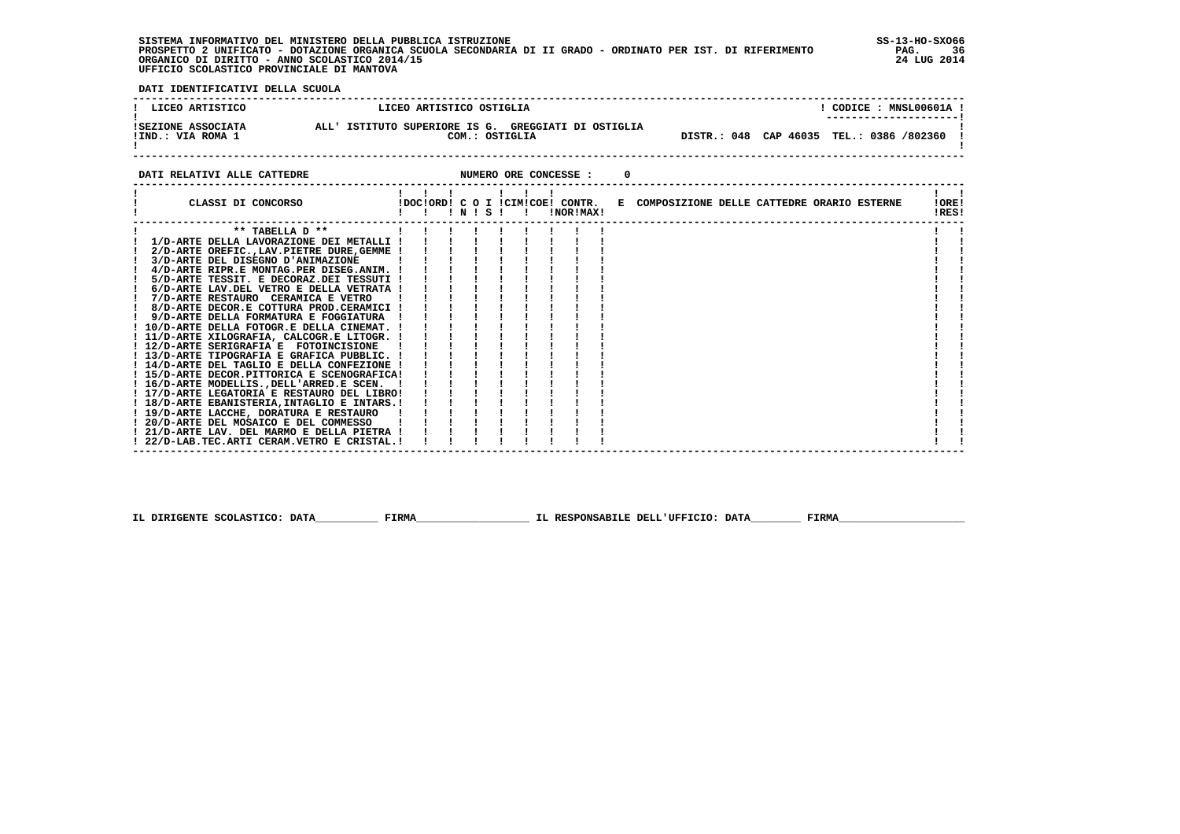SISTEMA INFORMATIVO DEL MINISTERO DELLA PUBBLICA ISTRUZIONE
PROSPETTO 2 UNIFICATO - DOTAZIONE ORGANICA SCUOLA SECONDARIA DI II GRADO - ORDINATO PER IST. DI RIFERIMENTO
ORGANICO DI DIRITTO - ANNO SCOLASTICO 2014/15
UFFICIO SCOLASTICO PROVINCIALE DI MANTOVA

SS-13-HO-SXO66
24 LUG 2014

DATI IDENTIFICATIVI DELLA SCUOLA

| LICEO ARTISTICO | LICEO ARTISTICO OSTIGLIA | CODICE : MNSL00601A |
|---|---|---|
| SEZIONE ASSOCIATA | ALL' ISTITUTO SUPERIORE IS G. GREGGIATI DI OSTIGLIA | |
| IND.: VIA ROMA 1 | COM.: OSTIGLIA | DISTR.: 048 CAP 46035 TEL.: 0386 /802360 |

DATI RELATIVI ALLE CATTEDRE NUMERO ORE CONCESSE : 0

| CLASSI DI CONCORSO | DOC | ORD | C O N | I S | CIM | COE | CONTR. NOR | MAX | E | COMPOSIZIONE DELLE CATTEDRE ORARIO ESTERNE | ORE RES |
|---|---|---|---|---|---|---|---|---|---|---|---|
| ** TABELLA D ** | | | | | | | | | | | |
| 1/D-ARTE DELLA LAVORAZIONE DEI METALLI | | | | | | | | | | | |
| 2/D-ARTE OREFIC.,LAV.PIETRE DURE,GEMME | | | | | | | | | | | |
| 3/D-ARTE DEL DISEGNO D'ANIMAZIONE | | | | | | | | | | | |
| 4/D-ARTE RIPR.E MONTAG.PER DISEG.ANIM. | | | | | | | | | | | |
| 5/D-ARTE TESSIT. E DECORAZ.DEI TESSUTI | | | | | | | | | | | |
| 6/D-ARTE LAV.DEL VETRO E DELLA VETRATA | | | | | | | | | | | |
| 7/D-ARTE RESTAURO CERAMICA E VETRO | | | | | | | | | | | |
| 8/D-ARTE DECOR.E COTTURA PROD.CERAMICI | | | | | | | | | | | |
| 9/D-ARTE DELLA FORMATURA E FOGGIATURA | | | | | | | | | | | |
| 10/D-ARTE DELLA FOTOGR.E DELLA CINEMAT. | | | | | | | | | | | |
| 11/D-ARTE XILOGRAFIA, CALCOGR.E LITOGR. | | | | | | | | | | | |
| 12/D-ARTE SERIGRAFIA E FOTOINCISIONE | | | | | | | | | | | |
| 13/D-ARTE TIPOGRAFIA E GRAFICA PUBBLIC. | | | | | | | | | | | |
| 14/D-ARTE DEL TAGLIO E DELLA CONFEZIONE | | | | | | | | | | | |
| 15/D-ARTE DECOR.PITTORICA E SCENOGRAFICA | | | | | | | | | | | |
| 16/D-ARTE MODELLIS.,DELL'ARRED.E SCEN. | | | | | | | | | | | |
| 17/D-ARTE LEGATORIA E RESTAURO DEL LIBRO | | | | | | | | | | | |
| 18/D-ARTE EBANISTERIA,INTAGLIO E INTARS. | | | | | | | | | | | |
| 19/D-ARTE LACCHE, DORATURA E RESTAURO | | | | | | | | | | | |
| 20/D-ARTE DEL MOSAICO E DEL COMMESSO | | | | | | | | | | | |
| 21/D-ARTE LAV. DEL MARMO E DELLA PIETRA | | | | | | | | | | | |
| 22/D-LAB.TEC.ARTI CERAM.VETRO E CRISTAL. | | | | | | | | | | | |

IL DIRIGENTE SCOLASTICO: DATA\_\_\_\_\_\_\_\_\_\_ FIRMA\_\_\_\_\_\_\_\_\_\_\_\_\_\_\_\_\_\_ IL RESPONSABILE DELL'UFFICIO: DATA\_\_\_\_\_\_\_\_ FIRMA\_\_\_\_\_\_\_\_\_\_\_\_\_\_\_\_\_\_\_\_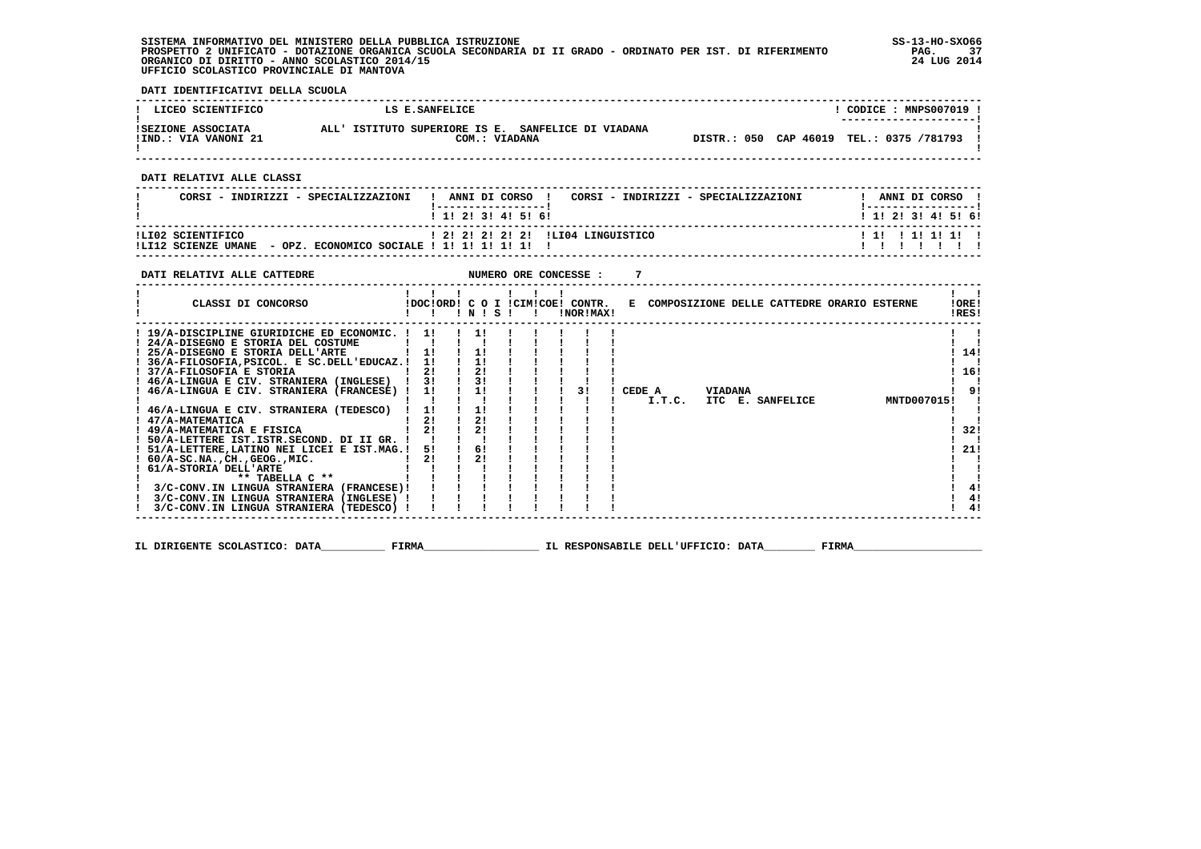SISTEMA INFORMATIVO DEL MINISTERO DELLA PUBBLICA ISTRUZIONE
PROSPETTO 2 UNIFICATO - DOTAZIONE ORGANICA SCUOLA SECONDARIA DI II GRADO - ORDINATO PER IST. DI RIFERIMENTO
ORGANICO DI DIRITTO - ANNO SCOLASTICO 2014/15
UFFICIO SCOLASTICO PROVINCIALE DI MANTOVA

SS-13-HO-SXO66
24 LUG 2014

**DATI IDENTIFICATIVI DELLA SCUOLA**

| LICEO SCIENTIFICO | LS E.SANFELICE | CODICE : MNPS007019 |
|---|---|---|
| SEZIONE ASSOCIATA | ALL' ISTITUTO SUPERIORE IS E. SANFELICE DI VIADANA | |
| IND.: VIA VANONI 21 | COM.: VIADANA | DISTR.: 050 CAP 46019 TEL.: 0375 /781793 |

**DATI RELATIVI ALLE CLASSI**

| CORSI - INDIRIZZI - SPECIALIZZAZIONI | 1 | 2 | 3 | 4 | 5 | 6 | CORSI - INDIRIZZI - SPECIALIZZAZIONI | 1 | 2 | 3 | 4 | 5 | 6 |
|---|---|---|---|---|---|---|---|---|---|---|---|---|---|
| LI02 SCIENTIFICO | 2 | 2 | 2 | 2 | 2 | | LI04 LINGUISTICO | 1 | | 1 | 1 | 1 | |
| LI12 SCIENZE UMANE - OPZ. ECONOMICO SOCIALE | 1 | 1 | 1 | 1 | 1 | | | | | | | | |

**DATI RELATIVI ALLE CATTEDRE** NUMERO ORE CONCESSE : 7

| CLASSI DI CONCORSO | DOC | ORD | C O I N | S | CIM | COE | CONTR. NOR | MAX | E COMPOSIZIONE DELLE CATTEDRE ORARIO ESTERNE | ORE RES |
|---|---|---|---|---|---|---|---|---|---|---|
| 19/A-DISCIPLINE GIURIDICHE ED ECONOMIC. | 1 | | 1 | | | | | | | |
| 24/A-DISEGNO E STORIA DEL COSTUME | | | | | | | | | | |
| 25/A-DISEGNO E STORIA DELL'ARTE | 1 | | 1 | | | | | | | 14 |
| 36/A-FILOSOFIA,PSICOL. E SC.DELL'EDUCAZ. | 1 | | 1 | | | | | | | |
| 37/A-FILOSOFIA E STORIA | 2 | | 2 | | | | | | | 16 |
| 46/A-LINGUA E CIV. STRANIERA (INGLESE) | 3 | | 3 | | | | | | | |
| 46/A-LINGUA E CIV. STRANIERA (FRANCESE) | 1 | | 1 | | | | 3 | | CEDE A VIADANA I.T.C. ITC E. SANFELICE MNTD007015 | 9 |
| 46/A-LINGUA E CIV. STRANIERA (TEDESCO) | 1 | | 1 | | | | | | | |
| 47/A-MATEMATICA | 2 | | 2 | | | | | | | |
| 49/A-MATEMATICA E FISICA | 2 | | 2 | | | | | | | 32 |
| 50/A-LETTERE IST.ISTR.SECOND. DI II GR. | | | | | | | | | | |
| 51/A-LETTERE,LATINO NEI LICEI E IST.MAG. | 5 | | 6 | | | | | | | 21 |
| 60/A-SC.NA.,CH.,GEOG.,MIC. | 2 | | 2 | | | | | | | |
| 61/A-STORIA DELL'ARTE | | | | | | | | | | |
| ** TABELLA C ** | | | | | | | | | | |
| 3/C-CONV.IN LINGUA STRANIERA (FRANCESE) | | | | | | | | | | 4 |
| 3/C-CONV.IN LINGUA STRANIERA (INGLESE) | | | | | | | | | | 4 |
| 3/C-CONV.IN LINGUA STRANIERA (TEDESCO) | | | | | | | | | | 4 |

IL DIRIGENTE SCOLASTICO: DATA__________ FIRMA__________________ IL RESPONSABILE DELL'UFFICIO: DATA________ FIRMA____________________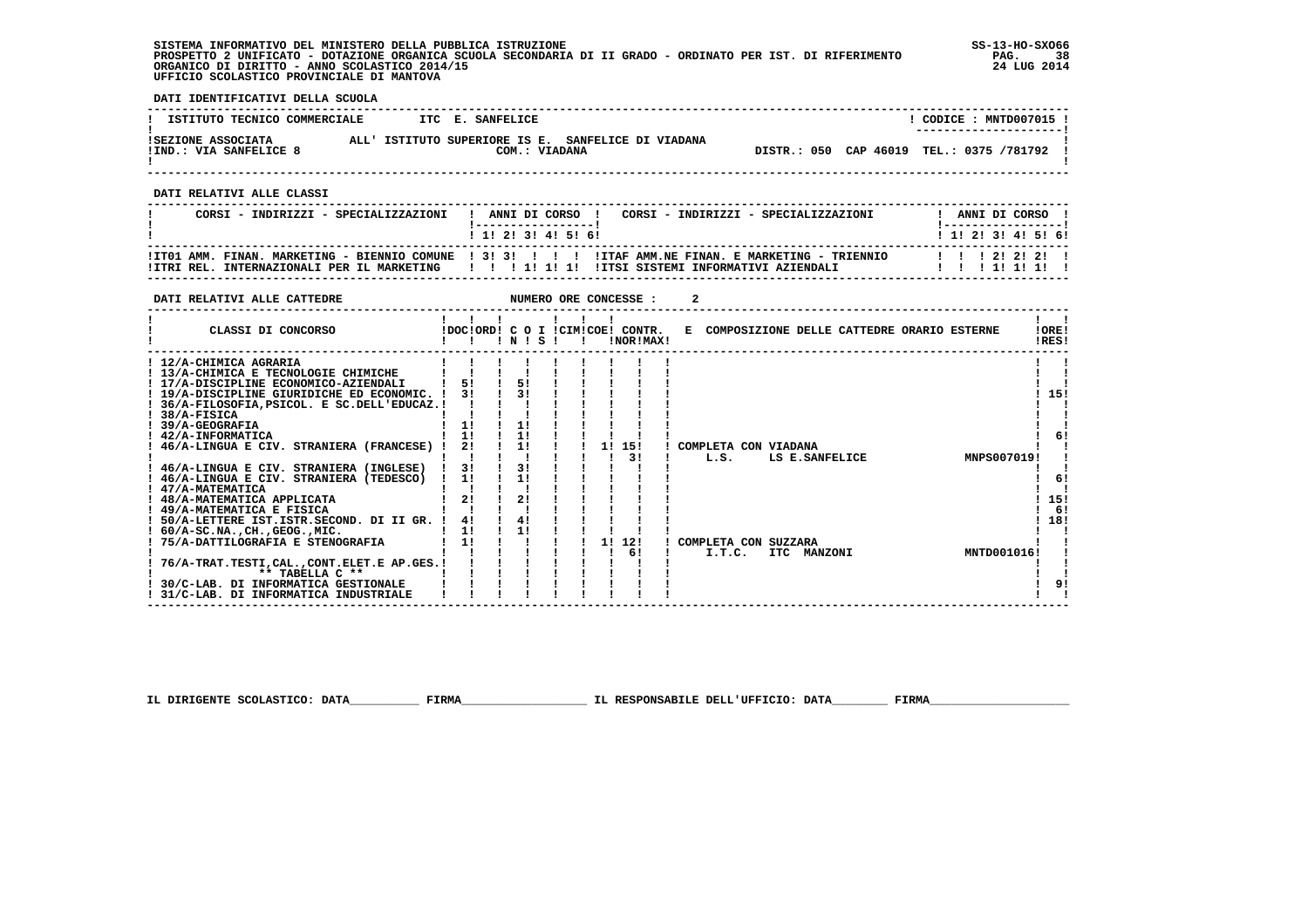SISTEMA INFORMATIVO DEL MINISTERO DELLA PUBBLICA ISTRUZIONE
PROSPETTO 2 UNIFICATO - DOTAZIONE ORGANICA SCUOLA SECONDARIA DI II GRADO - ORDINATO PER IST. DI RIFERIMENTO
ORGANICO DI DIRITTO - ANNO SCOLASTICO 2014/15
UFFICIO SCOLASTICO PROVINCIALE DI MANTOVA

SS-13-HO-SXO66
24 LUG 2014

## DATI IDENTIFICATIVI DELLA SCUOLA

| ISTITUTO TECNICO COMMERCIALE | ITC E. SANFELICE | CODICE : MNTD007015 |
|---|---|---|
| SEZIONE ASSOCIATA ALL' ISTITUTO SUPERIORE IS E. SANFELICE DI VIADANA | COM.: VIADANA | DISTR.: 050 CAP 46019 TEL.: 0375 /781792 |
| IND.: VIA SANFELICE 8 | | |

## DATI RELATIVI ALLE CLASSI

| CORSI - INDIRIZZI - SPECIALIZZAZIONI | 1 | 2 | 3 | 4 | 5 | 6 | CORSI - INDIRIZZI - SPECIALIZZAZIONI | 1 | 2 | 3 | 4 | 5 | 6 |
|---|---|---|---|---|---|---|---|---|---|---|---|---|---|
| IT01 AMM. FINAN. MARKETING - BIENNIO COMUNE | 3 | 3 | | | | | ITAF AMM.NE FINAN. E MARKETING - TRIENNIO | | | 2 | 2 | 2 | |
| ITRI REL. INTERNAZIONALI PER IL MARKETING | | | 1 | 1 | 1 | | ITSI SISTEMI INFORMATIVI AZIENDALI | | | 1 | 1 | 1 | |

## DATI RELATIVI ALLE CATTEDRE

NUMERO ORE CONCESSE : 2

| CLASSI DI CONCORSO | DOC | ORD | C O I N | C O I S | CIM | COE | CONTR. NOR | CONTR. MAX | E COMPOSIZIONE DELLE CATTEDRE ORARIO ESTERNE | ORE RES |
|---|---|---|---|---|---|---|---|---|---|---|
| 12/A-CHIMICA AGRARIA | | | | | | | | | | |
| 13/A-CHIMICA E TECNOLOGIE CHIMICHE | | | | | | | | | | |
| 17/A-DISCIPLINE ECONOMICO-AZIENDALI | 5 | | 5 | | | | | | | |
| 19/A-DISCIPLINE GIURIDICHE ED ECONOMIC. | 3 | | 3 | | | | | | | 15 |
| 36/A-FILOSOFIA,PSICOL. E SC.DELL'EDUCAZ. | | | | | | | | | | |
| 38/A-FISICA | | | | | | | | | | |
| 39/A-GEOGRAFIA | 1 | | 1 | | | | | | | |
| 42/A-INFORMATICA | 1 | | 1 | | | | | | | 6 |
| 46/A-LINGUA E CIV. STRANIERA (FRANCESE) | 2 | | 1 | | | 1 | 15 | 3 | COMPLETA CON VIADANA L.S. LS E.SANFELICE MNPS007019 | |
| 46/A-LINGUA E CIV. STRANIERA (INGLESE) | 3 | | 3 | | | | | | | |
| 46/A-LINGUA E CIV. STRANIERA (TEDESCO) | 1 | | 1 | | | | | | | 6 |
| 47/A-MATEMATICA | | | | | | | | | | |
| 48/A-MATEMATICA APPLICATA | 2 | | 2 | | | | | | | 15 |
| 49/A-MATEMATICA E FISICA | | | | | | | | | | 6 |
| 50/A-LETTERE IST.ISTR.SECOND. DI II GR. | 4 | | 4 | | | | | | | 18 |
| 60/A-SC.NA.,CH.,GEOG.,MIC. | 1 | | 1 | | | | | | | |
| 75/A-DATTILOGRAFIA E STENOGRAFIA | 1 | | | | | 1 | 12 | 6 | COMPLETA CON SUZZARA I.T.C. ITC MANZONI MNTD001016 | |
| 76/A-TRAT.TESTI,CAL.,CONT.ELET.E AP.GES. | | | | | | | | | | |
| ** TABELLA C ** | | | | | | | | | | |
| 30/C-LAB. DI INFORMATICA GESTIONALE | | | | | | | | | | 9 |
| 31/C-LAB. DI INFORMATICA INDUSTRIALE | | | | | | | | | | |

IL DIRIGENTE SCOLASTICO: DATA__________ FIRMA__________________ IL RESPONSABILE DELL'UFFICIO: DATA________ FIRMA____________________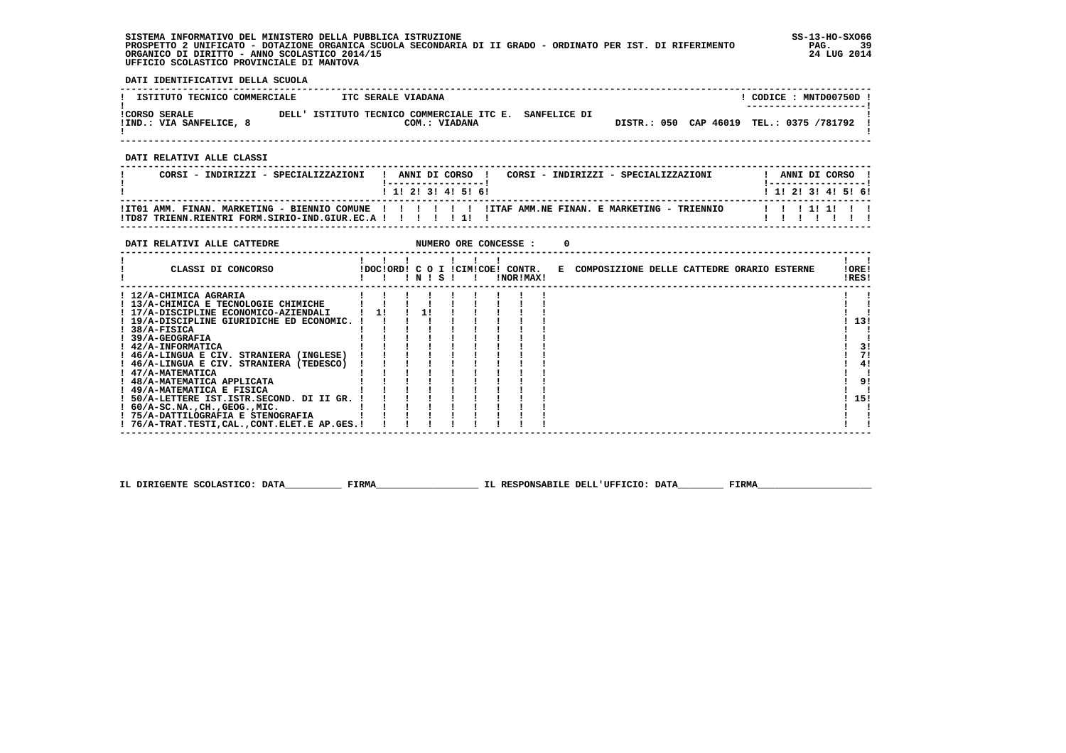SISTEMA INFORMATIVO DEL MINISTERO DELLA PUBBLICA ISTRUZIONE
PROSPETTO 2 UNIFICATO - DOTAZIONE ORGANICA SCUOLA SECONDARIA DI II GRADO - ORDINATO PER IST. DI RIFERIMENTO
ORGANICO DI DIRITTO - ANNO SCOLASTICO 2014/15
UFFICIO SCOLASTICO PROVINCIALE DI MANTOVA

SS-13-HO-SXO66
24 LUG 2014

**DATI IDENTIFICATIVI DELLA SCUOLA**

| ISTITUTO TECNICO COMMERCIALE | ITC SERALE VIADANA | CODICE : MNTD00750D |
|---|---|---|
| CORSO SERALE<br>IND.: VIA SANFELICE, 8 | DELL' ISTITUTO TECNICO COMMERCIALE ITC E. SANFELICE DI<br>COM.: VIADANA | DISTR.: 050 CAP 46019 TEL.: 0375 /781792 |

**DATI RELATIVI ALLE CLASSI**

| CORSI - INDIRIZZI - SPECIALIZZAZIONI | 1 | 2 | 3 | 4 | 5 | 6 | CORSI - INDIRIZZI - SPECIALIZZAZIONI | 1 | 2 | 3 | 4 | 5 | 6 |
|---|---|---|---|---|---|---|---|---|---|---|---|---|---|
| IT01 AMM. FINAN. MARKETING - BIENNIO COMUNE | | | | | | | ITAF AMM.NE FINAN. E MARKETING - TRIENNIO | | | 1 | 1 | | |
| TD87 TRIENN.RIENTRI FORM.SIRIO-IND.GIUR.EC.A | | | | | 1 | | | | | | | | |

**DATI RELATIVI ALLE CATTEDRE** NUMERO ORE CONCESSE : 0

| CLASSI DI CONCORSO | DOC | ORD | C O I N | C O I S | CIM | COE | CONTR. NOR | CONTR. MAX | E COMPOSIZIONE DELLE CATTEDRE ORARIO ESTERNE | ORE RES |
|---|---|---|---|---|---|---|---|---|---|---|
| 12/A-CHIMICA AGRARIA | | | | | | | | | | |
| 13/A-CHIMICA E TECNOLOGIE CHIMICHE | | | | | | | | | | |
| 17/A-DISCIPLINE ECONOMICO-AZIENDALI | 1 | | 1 | | | | | | | |
| 19/A-DISCIPLINE GIURIDICHE ED ECONOMIC. | | | | | | | | | | 13 |
| 38/A-FISICA | | | | | | | | | | |
| 39/A-GEOGRAFIA | | | | | | | | | | |
| 42/A-INFORMATICA | | | | | | | | | | 3 |
| 46/A-LINGUA E CIV. STRANIERA (INGLESE) | | | | | | | | | | 7 |
| 46/A-LINGUA E CIV. STRANIERA (TEDESCO) | | | | | | | | | | 4 |
| 47/A-MATEMATICA | | | | | | | | | | |
| 48/A-MATEMATICA APPLICATA | | | | | | | | | | 9 |
| 49/A-MATEMATICA E FISICA | | | | | | | | | | |
| 50/A-LETTERE IST.ISTR.SECOND. DI II GR. | | | | | | | | | | 15 |
| 60/A-SC.NA.,CH.,GEOG.,MIC. | | | | | | | | | | |
| 75/A-DATTILOGRAFIA E STENOGRAFIA | | | | | | | | | | |
| 76/A-TRAT.TESTI,CAL.,CONT.ELET.E AP.GES. | | | | | | | | | | |

IL DIRIGENTE SCOLASTICO: DATA__________ FIRMA__________________ IL RESPONSABILE DELL'UFFICIO: DATA________ FIRMA____________________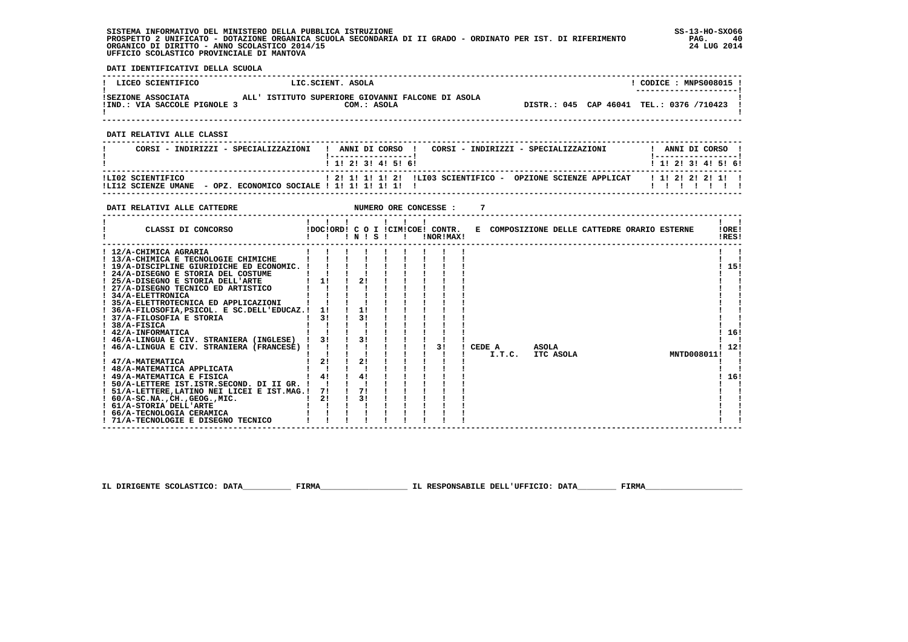SISTEMA INFORMATIVO DEL MINISTERO DELLA PUBBLICA ISTRUZIONE
PROSPETTO 2 UNIFICATO - DOTAZIONE ORGANICA SCUOLA SECONDARIA DI II GRADO - ORDINATO PER IST. DI RIFERIMENTO
ORGANICO DI DIRITTO - ANNO SCOLASTICO 2014/15
UFFICIO SCOLASTICO PROVINCIALE DI MANTOVA

SS-13-HO-SXO66
24 LUG 2014

**DATI IDENTIFICATIVI DELLA SCUOLA**

| LICEO SCIENTIFICO | LIC.SCIENT. ASOLA | CODICE : MNPS008015 |
|---|---|---|
| SEZIONE ASSOCIATA | ALL' ISTITUTO SUPERIORE GIOVANNI FALCONE DI ASOLA | |
| IND.: VIA SACCOLE PIGNOLE 3 | COM.: ASOLA | DISTR.: 045 CAP 46041 TEL.: 0376 /710423 |

**DATI RELATIVI ALLE CLASSI**

| CORSI - INDIRIZZI - SPECIALIZZAZIONI | 1 | 2 | 3 | 4 | 5 | 6 | CORSI - INDIRIZZI - SPECIALIZZAZIONI | 1 | 2 | 3 | 4 | 5 | 6 |
|---|---|---|---|---|---|---|---|---|---|---|---|---|---|
| LI02 SCIENTIFICO | 2 | 1 | 1 | 1 | 2 | | LI03 SCIENTIFICO - OPZIONE SCIENZE APPLICAT | 1 | 2 | 2 | 2 | 1 | |
| LI12 SCIENZE UMANE - OPZ. ECONOMICO SOCIALE | 1 | 1 | 1 | 1 | 1 | | | | | | | | |

**DATI RELATIVI ALLE CATTEDRE** NUMERO ORE CONCESSE : 7

| CLASSI DI CONCORSO | DOC | ORD | C O I N | S | CIM | COE | CONTR. NOR | CONTR. MAX | E COMPOSIZIONE DELLE CATTEDRE ORARIO ESTERNE | ORE RES |
|---|---|---|---|---|---|---|---|---|---|---|
| 12/A-CHIMICA AGRARIA | | | | | | | | | | |
| 13/A-CHIMICA E TECNOLOGIE CHIMICHE | | | | | | | | | | |
| 19/A-DISCIPLINE GIURIDICHE ED ECONOMIC. | | | | | | | | | | 15 |
| 24/A-DISEGNO E STORIA DEL COSTUME | | | | | | | | | | |
| 25/A-DISEGNO E STORIA DELL'ARTE | 1 | | 2 | | | | | | | |
| 27/A-DISEGNO TECNICO ED ARTISTICO | | | | | | | | | | |
| 34/A-ELETTRONICA | | | | | | | | | | |
| 35/A-ELETTROTECNICA ED APPLICAZIONI | | | | | | | | | | |
| 36/A-FILOSOFIA,PSICOL. E SC.DELL'EDUCAZ. | 1 | | 1 | | | | | | | |
| 37/A-FILOSOFIA E STORIA | 3 | | 3 | | | | | | | |
| 38/A-FISICA | | | | | | | | | | |
| 42/A-INFORMATICA | | | | | | | | | | 16 |
| 46/A-LINGUA E CIV. STRANIERA (INGLESE) | 3 | | 3 | | | | | | | |
| 46/A-LINGUA E CIV. STRANIERA (FRANCESE) | | | | | | | 3 | | CEDE A ASOLA I.T.C. ITC ASOLA MNTD008011 | 12 |
| 47/A-MATEMATICA | 2 | | 2 | | | | | | | |
| 48/A-MATEMATICA APPLICATA | | | | | | | | | | |
| 49/A-MATEMATICA E FISICA | 4 | | 4 | | | | | | | 16 |
| 50/A-LETTERE IST.ISTR.SECOND. DI II GR. | | | | | | | | | | |
| 51/A-LETTERE,LATINO NEI LICEI E IST.MAG. | 7 | | 7 | | | | | | | |
| 60/A-SC.NA.,CH.,GEOG.,MIC. | 2 | | 3 | | | | | | | |
| 61/A-STORIA DELL'ARTE | | | | | | | | | | |
| 66/A-TECNOLOGIA CERAMICA | | | | | | | | | | |
| 71/A-TECNOLOGIE E DISEGNO TECNICO | | | | | | | | | | |

IL DIRIGENTE SCOLASTICO: DATA__________ FIRMA__________________ IL RESPONSABILE DELL'UFFICIO: DATA________ FIRMA____________________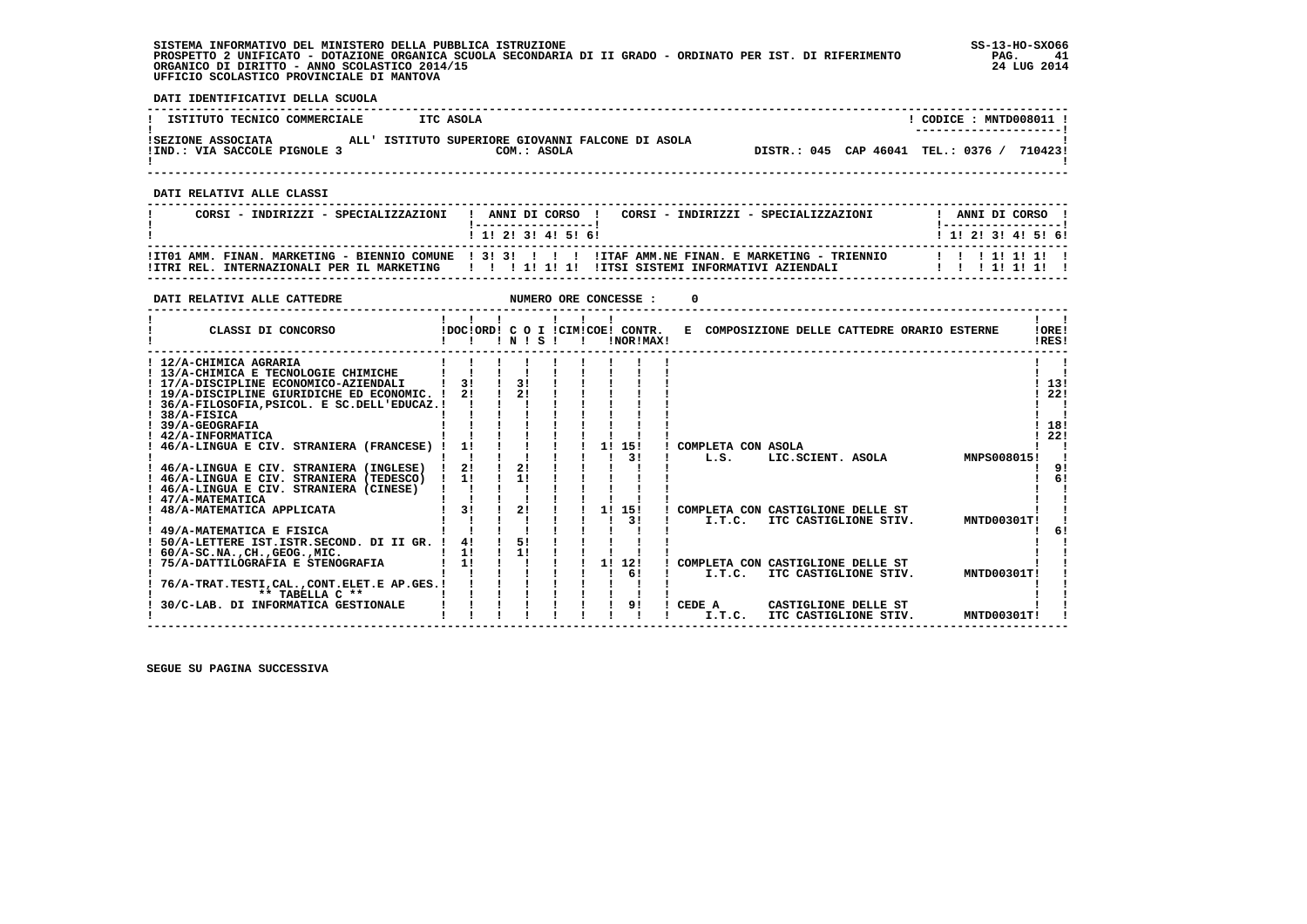SISTEMA INFORMATIVO DEL MINISTERO DELLA PUBBLICA ISTRUZIONE
PROSPETTO 2 UNIFICATO - DOTAZIONE ORGANICA SCUOLA SECONDARIA DI II GRADO - ORDINATO PER IST. DI RIFERIMENTO
ORGANICO DI DIRITTO - ANNO SCOLASTICO 2014/15
UFFICIO SCOLASTICO PROVINCIALE DI MANTOVA

SS-13-HO-SXO66
24 LUG 2014

**DATI IDENTIFICATIVI DELLA SCUOLA**

| ISTITUTO TECNICO COMMERCIALE | ITC ASOLA | CODICE : MNTD008011 |
|---|---|---|
| SEZIONE ASSOCIATA ALL' ISTITUTO SUPERIORE GIOVANNI FALCONE DI ASOLA | | |
| IND.: VIA SACCOLE PIGNOLE 3 | COM.: ASOLA | DISTR.: 045 CAP 46041 TEL.: 0376 / 710423 |

**DATI RELATIVI ALLE CLASSI**

| CORSI - INDIRIZZI - SPECIALIZZAZIONI | 1 | 2 | 3 | 4 | 5 | 6 | CORSI - INDIRIZZI - SPECIALIZZAZIONI | 1 | 2 | 3 | 4 | 5 | 6 |
|---|---|---|---|---|---|---|---|---|---|---|---|---|---|
| IT01 AMM. FINAN. MARKETING - BIENNIO COMUNE | 3 | 3 | | | | | ITAF AMM.NE FINAN. E MARKETING - TRIENNIO | | | 1 | 1 | 1 | |
| ITRI REL. INTERNAZIONALI PER IL MARKETING | | | 1 | 1 | 1 | | ITSI SISTEMI INFORMATIVI AZIENDALI | | | 1 | 1 | 1 | |

**DATI RELATIVI ALLE CATTEDRE** NUMERO ORE CONCESSE : 0

| CLASSI DI CONCORSO | DOC | ORD | C O I N | S | CIM | COE | CONTR. NOR | CONTR. MAX | E COMPOSIZIONE DELLE CATTEDRE ORARIO ESTERNE | ORE RES |
|---|---|---|---|---|---|---|---|---|---|---|
| 12/A-CHIMICA AGRARIA | | | | | | | | | | |
| 13/A-CHIMICA E TECNOLOGIE CHIMICHE | | | | | | | | | | |
| 17/A-DISCIPLINE ECONOMICO-AZIENDALI | 3 | | 3 | | | | | | | 13 |
| 19/A-DISCIPLINE GIURIDICHE ED ECONOMIC. | 2 | | 2 | | | | | | | 22 |
| 36/A-FILOSOFIA,PSICOL. E SC.DELL'EDUCAZ. | | | | | | | | | | |
| 38/A-FISICA | | | | | | | | | | |
| 39/A-GEOGRAFIA | | | | | | | | | | 18 |
| 42/A-INFORMATICA | | | | | | | | | | 22 |
| 46/A-LINGUA E CIV. STRANIERA (FRANCESE) | 1 | | | | | 1 | 15 | 3 | COMPLETA CON ASOLA L.S. LIC.SCIENT. ASOLA MNPS008015 | |
| 46/A-LINGUA E CIV. STRANIERA (INGLESE) | 2 | | 2 | | | | | | | 9 |
| 46/A-LINGUA E CIV. STRANIERA (TEDESCO) | 1 | | 1 | | | | | | | 6 |
| 46/A-LINGUA E CIV. STRANIERA (CINESE) | | | | | | | | | | |
| 47/A-MATEMATICA | | | | | | | | | | |
| 48/A-MATEMATICA APPLICATA | 3 | | 2 | | | 1 | 15 | 3 | COMPLETA CON CASTIGLIONE DELLE ST I.T.C. ITC CASTIGLIONE STIV. MNTD00301T | |
| 49/A-MATEMATICA E FISICA | | | | | | | | | | 6 |
| 50/A-LETTERE IST.ISTR.SECOND. DI II GR. | 4 | | 5 | | | | | | | |
| 60/A-SC.NA.,CH.,GEOG.,MIC. | 1 | | 1 | | | | | | | |
| 75/A-DATTILOGRAFIA E STENOGRAFIA | 1 | | | | | 1 | 12 | 6 | COMPLETA CON CASTIGLIONE DELLE ST I.T.C. ITC CASTIGLIONE STIV. MNTD00301T | |
| 76/A-TRAT.TESTI,CAL.,CONT.ELET.E AP.GES. | | | | | | | | | | |
| ** TABELLA C ** | | | | | | | | | | |
| 30/C-LAB. DI INFORMATICA GESTIONALE | | | | | | | 9 | | CEDE A CASTIGLIONE DELLE ST I.T.C. ITC CASTIGLIONE STIV. MNTD00301T | |

SEGUE SU PAGINA SUCCESSIVA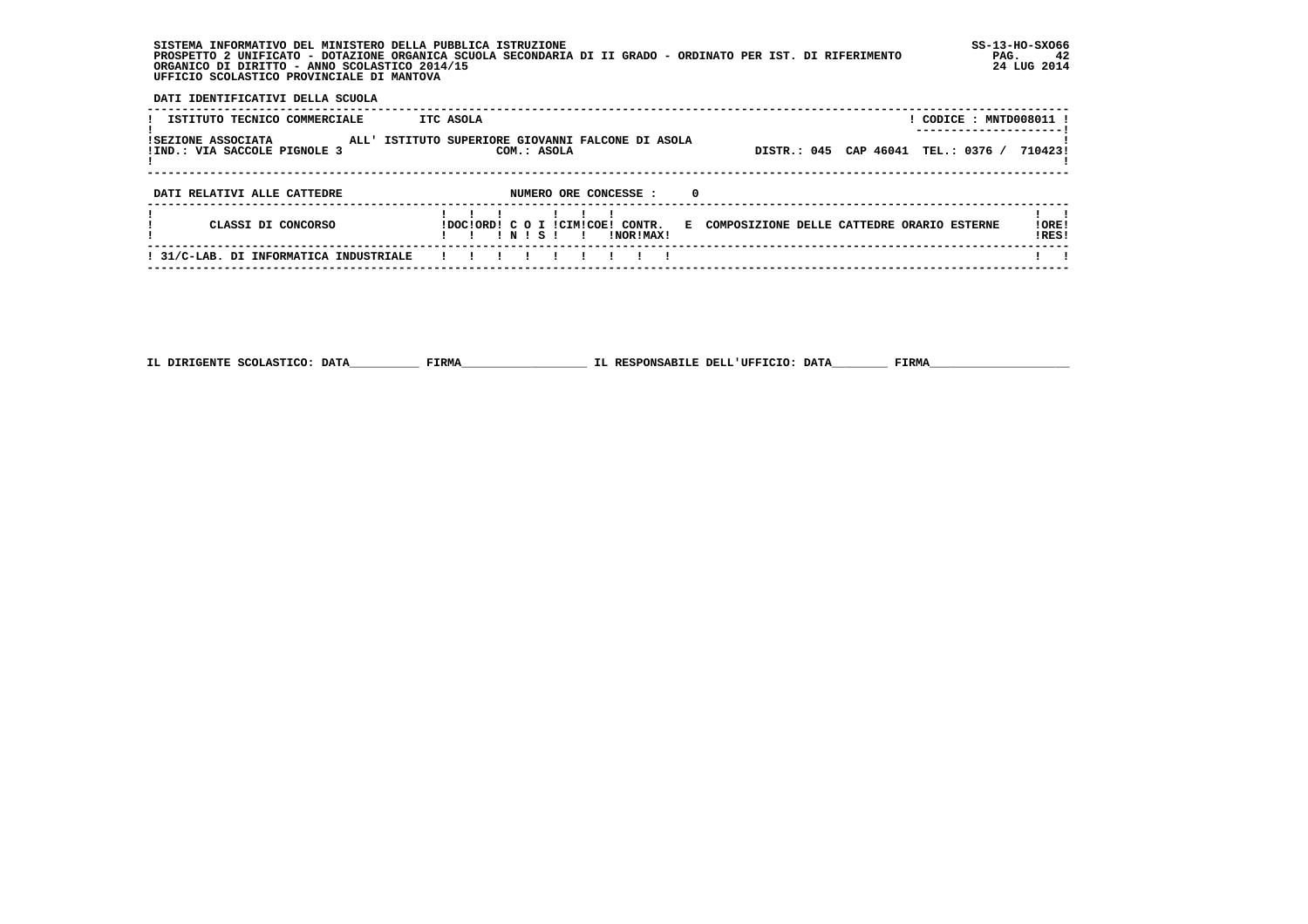SISTEMA INFORMATIVO DEL MINISTERO DELLA PUBBLICA ISTRUZIONE
PROSPETTO 2 UNIFICATO - DOTAZIONE ORGANICA SCUOLA SECONDARIA DI II GRADO - ORDINATO PER IST. DI RIFERIMENTO
ORGANICO DI DIRITTO - ANNO SCOLASTICO 2014/15
UFFICIO SCOLASTICO PROVINCIALE DI MANTOVA

SS-13-HO-SXO66
24 LUG 2014

**DATI IDENTIFICATIVI DELLA SCUOLA**

| ISTITUTO TECNICO COMMERCIALE | ITC ASOLA | CODICE : MNTD008011 |
|---|---|---|
| SEZIONE ASSOCIATA ALL' ISTITUTO SUPERIORE GIOVANNI FALCONE DI ASOLA | | |
| IND.: VIA SACCOLE PIGNOLE 3 | COM.: ASOLA | DISTR.: 045 CAP 46041 TEL.: 0376 / 710423 |

**DATI RELATIVI ALLE CATTEDRE** NUMERO ORE CONCESSE : 0

| CLASSI DI CONCORSO | DOC | ORD | C IN | O | I S | CIM | COE | CONTR. NOR | CONTR. MAX | E COMPOSIZIONE DELLE CATTEDRE ORARIO ESTERNE | ORE RES |
|---|---|---|---|---|---|---|---|---|---|---|---|
| 31/C-LAB. DI INFORMATICA INDUSTRIALE | | | | | | | | | | | |

IL DIRIGENTE SCOLASTICO: DATA__________ FIRMA__________________ IL RESPONSABILE DELL'UFFICIO: DATA________ FIRMA____________________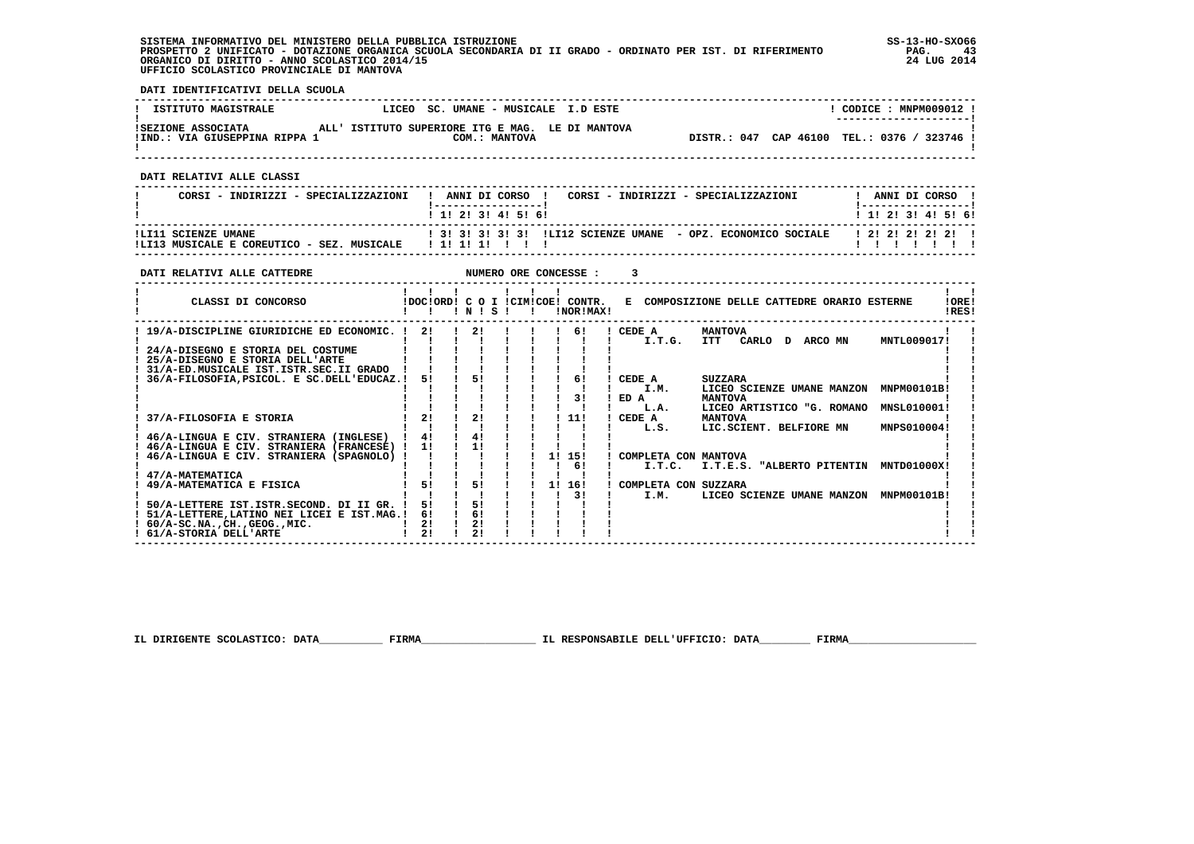SISTEMA INFORMATIVO DEL MINISTERO DELLA PUBBLICA ISTRUZIONE
PROSPETTO 2 UNIFICATO - DOTAZIONE ORGANICA SCUOLA SECONDARIA DI II GRADO - ORDINATO PER IST. DI RIFERIMENTO
ORGANICO DI DIRITTO - ANNO SCOLASTICO 2014/15
UFFICIO SCOLASTICO PROVINCIALE DI MANTOVA

SS-13-HO-SXO66
24 LUG 2014

**DATI IDENTIFICATIVI DELLA SCUOLA**

| ISTITUTO MAGISTRALE | LICEO SC. UMANE - MUSICALE I.D ESTE | CODICE : MNPM009012 |
|---|---|---|
| SEZIONE ASSOCIATA ALL' ISTITUTO SUPERIORE ITG E MAG. LE DI MANTOVA | | |
| IND.: VIA GIUSEPPINA RIPPA 1 | COM.: MANTOVA | DISTR.: 047 CAP 46100 TEL.: 0376 / 323746 |

**DATI RELATIVI ALLE CLASSI**

| CORSI - INDIRIZZI - SPECIALIZZAZIONI | 1 | 2 | 3 | 4 | 5 | 6 | CORSI - INDIRIZZI - SPECIALIZZAZIONI | 1 | 2 | 3 | 4 | 5 | 6 |
|---|---|---|---|---|---|---|---|---|---|---|---|---|---|
| LI11 SCIENZE UMANE | 3 | 3 | 3 | 3 | 3 | | LI12 SCIENZE UMANE - OPZ. ECONOMICO SOCIALE | 2 | 2 | 2 | 2 | 2 | |
| LI13 MUSICALE E COREUTICO - SEZ. MUSICALE | 1 | 1 | 1 | | | | | | | | | | |

**DATI RELATIVI ALLE CATTEDRE** NUMERO ORE CONCESSE : 3

| CLASSI DI CONCORSO | DOC | ORD | C O I N | S | CIM | COE | CONTR. NOR | MAX | E COMPOSIZIONE DELLE CATTEDRE ORARIO ESTERNE | ORE RES |
|---|---|---|---|---|---|---|---|---|---|---|
| 19/A-DISCIPLINE GIURIDICHE ED ECONOMIC. | 2 | | 2 | | | | | 6 | CEDE A MANTOVA | |
| | | | | | | | | | I.T.G. ITT CARLO D ARCO MN MNTL009017 | |
| 24/A-DISEGNO E STORIA DEL COSTUME | | | | | | | | | | |
| 25/A-DISEGNO E STORIA DELL'ARTE | | | | | | | | | | |
| 31/A-ED.MUSICALE IST.ISTR.SEC.II GRADO | | | | | | | | | | |
| 36/A-FILOSOFIA,PSICOL. E SC.DELL'EDUCAZ. | 5 | | 5 | | | | | 6 | CEDE A SUZZARA | |
| | | | | | | | | | I.M. LICEO SCIENZE UMANE MANZON MNPM00101B | |
| | | | | | | | | 3 | ED A MANTOVA | |
| | | | | | | | | | L.A. LICEO ARTISTICO "G. ROMANO MNSL010001 | |
| 37/A-FILOSOFIA E STORIA | 2 | | 2 | | | | | 11 | CEDE A MANTOVA | |
| | | | | | | | | | L.S. LIC.SCIENT. BELFIORE MN MNPS010004 | |
| 46/A-LINGUA E CIV. STRANIERA (INGLESE) | 4 | | 4 | | | | | | | |
| 46/A-LINGUA E CIV. STRANIERA (FRANCESE) | 1 | | 1 | | | | | | | |
| 46/A-LINGUA E CIV. STRANIERA (SPAGNOLO) | | | | | | | 1 | 15 | COMPLETA CON MANTOVA | |
| | | | | | | | | 6 | I.T.C. I.T.E.S. "ALBERTO PITENTIN MNTD01000X | |
| 47/A-MATEMATICA | | | | | | | | | | |
| 49/A-MATEMATICA E FISICA | 5 | | 5 | | | | 1 | 16 | COMPLETA CON SUZZARA | |
| | | | | | | | | 3 | I.M. LICEO SCIENZE UMANE MANZON MNPM00101B | |
| 50/A-LETTERE IST.ISTR.SECOND. DI II GR. | 5 | | 5 | | | | | | | |
| 51/A-LETTERE,LATINO NEI LICEI E IST.MAG. | 6 | | 6 | | | | | | | |
| 60/A-SC.NA.,CH.,GEOG.,MIC. | 2 | | 2 | | | | | | | |
| 61/A-STORIA DELL'ARTE | 2 | | 2 | | | | | | | |

IL DIRIGENTE SCOLASTICO: DATA__________ FIRMA__________________ IL RESPONSABILE DELL'UFFICIO: DATA________ FIRMA____________________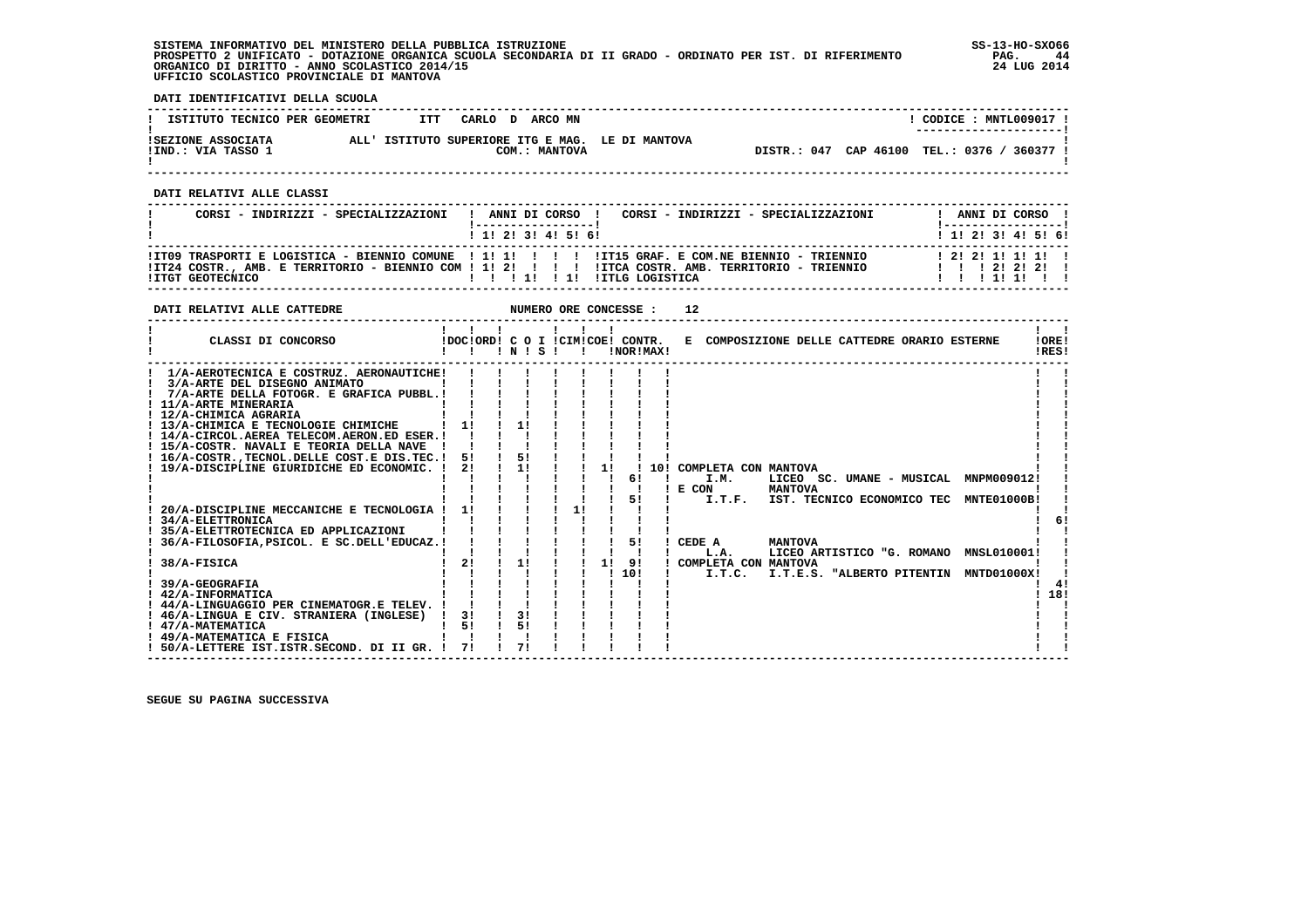SISTEMA INFORMATIVO DEL MINISTERO DELLA PUBBLICA ISTRUZIONE
PROSPETTO 2 UNIFICATO - DOTAZIONE ORGANICA SCUOLA SECONDARIA DI II GRADO - ORDINATO PER IST. DI RIFERIMENTO
ORGANICO DI DIRITTO - ANNO SCOLASTICO 2014/15
UFFICIO SCOLASTICO PROVINCIALE DI MANTOVA

SS-13-HO-SXO66
24 LUG 2014

**DATI IDENTIFICATIVI DELLA SCUOLA**

| ISTITUTO TECNICO PER GEOMETRI ITT CARLO D ARCO MN | CODICE : MNTL009017 |
|---|---|
| SEZIONE ASSOCIATA ALL' ISTITUTO SUPERIORE ITG E MAG. LE DI MANTOVA | |
| IND.: VIA TASSO 1 COM.: MANTOVA | DISTR.: 047 CAP 46100 TEL.: 0376 / 360377 |

**DATI RELATIVI ALLE CLASSI**

| CORSI - INDIRIZZI - SPECIALIZZAZIONI | 1 | 2 | 3 | 4 | 5 | 6 | CORSI - INDIRIZZI - SPECIALIZZAZIONI | 1 | 2 | 3 | 4 | 5 | 6 |
|---|---|---|---|---|---|---|---|---|---|---|---|---|---|
| IT09 TRASPORTI E LOGISTICA - BIENNIO COMUNE | 1 | 1 | | | | | IT15 GRAF. E COM.NE BIENNIO - TRIENNIO | 2 | 2 | 1 | 1 | 1 | |
| IT24 COSTR., AMB. E TERRITORIO - BIENNIO COM | 1 | 2 | | | | | ITCA COSTR. AMB. TERRITORIO - TRIENNIO | | | 2 | 2 | 2 | |
| ITGT GEOTECNICO | | | 1 | | 1 | | ITLG LOGISTICA | | | 1 | 1 | | |

**DATI RELATIVI ALLE CATTEDRE** NUMERO ORE CONCESSE : 12

| CLASSI DI CONCORSO | DOC | ORD | C O I N | S | CIM | COE | CONTR. NOR | CONTR. MAX | E COMPOSIZIONE DELLE CATTEDRE ORARIO ESTERNE | ORE RES |
|---|---|---|---|---|---|---|---|---|---|---|
| 1/A-AEROTECNICA E COSTRUZ. AERONAUTICHE | | | | | | | | | | |
| 3/A-ARTE DEL DISEGNO ANIMATO | | | | | | | | | | |
| 7/A-ARTE DELLA FOTOGR. E GRAFICA PUBBL. | | | | | | | | | | |
| 11/A-ARTE MINERARIA | | | | | | | | | | |
| 12/A-CHIMICA AGRARIA | | | | | | | | | | |
| 13/A-CHIMICA E TECNOLOGIE CHIMICHE | 1 | | 1 | | | | | | | |
| 14/A-CIRCOL.AEREA TELECOM.AERON.ED ESER. | | | | | | | | | | |
| 15/A-COSTR. NAVALI E TEORIA DELLA NAVE | | | | | | | | | | |
| 16/A-COSTR.,TECNOL.DELLE COST.E DIS.TEC. | 5 | | 5 | | | | | | | |
| 19/A-DISCIPLINE GIURIDICHE ED ECONOMIC. | 2 | | 1 | | | 1 | | 10 | COMPLETA CON MANTOVA | |
| | | | | | | | 6 | | I.M. LICEO SC. UMANE - MUSICAL MNPM009012 | |
| | | | | | | | | | E CON MANTOVA | |
| | | | | | | | 5 | | I.T.F. IST. TECNICO ECONOMICO TEC MNTE01000B | |
| 20/A-DISCIPLINE MECCANICHE E TECNOLOGIA | 1 | | | | 1 | | | | | |
| 34/A-ELETTRONICA | | | | | | | | | | 6 |
| 35/A-ELETTROTECNICA ED APPLICAZIONI | | | | | | | | | | |
| 36/A-FILOSOFIA,PSICOL. E SC.DELL'EDUCAZ. | | | | | | | 5 | | CEDE A MANTOVA | |
| | | | | | | | | | L.A. LICEO ARTISTICO "G. ROMANO MNSL010001 | |
| 38/A-FISICA | 2 | | 1 | | | 1 | 9 | | COMPLETA CON MANTOVA | |
| | | | | | | | 10 | | I.T.C. I.T.E.S. "ALBERTO PITENTIN MNTD01000X | |
| 39/A-GEOGRAFIA | | | | | | | | | | 4 |
| 42/A-INFORMATICA | | | | | | | | | | 18 |
| 44/A-LINGUAGGIO PER CINEMATOGR.E TELEV. | | | | | | | | | | |
| 46/A-LINGUA E CIV. STRANIERA (INGLESE) | 3 | | 3 | | | | | | | |
| 47/A-MATEMATICA | 5 | | 5 | | | | | | | |
| 49/A-MATEMATICA E FISICA | | | | | | | | | | |
| 50/A-LETTERE IST.ISTR.SECOND. DI II GR. | 7 | | 7 | | | | | | | |

SEGUE SU PAGINA SUCCESSIVA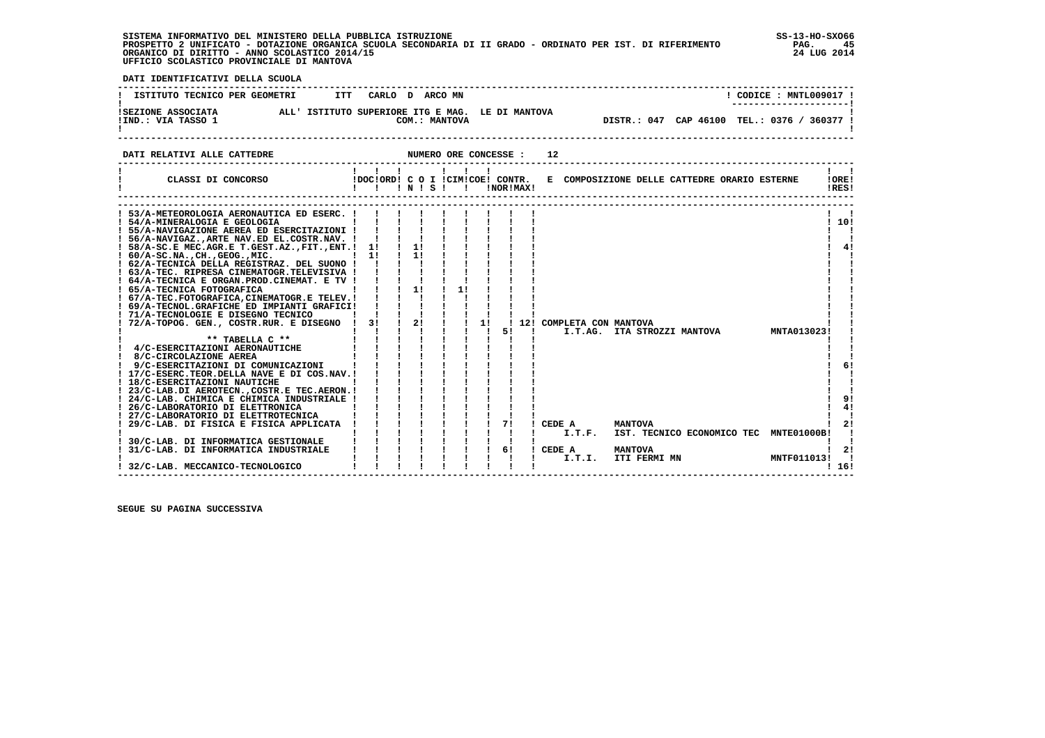SISTEMA INFORMATIVO DEL MINISTERO DELLA PUBBLICA ISTRUZIONE
PROSPETTO 2 UNIFICATO - DOTAZIONE ORGANICA SCUOLA SECONDARIA DI II GRADO - ORDINATO PER IST. DI RIFERIMENTO
ORGANICO DI DIRITTO - ANNO SCOLASTICO 2014/15
UFFICIO SCOLASTICO PROVINCIALE DI MANTOVA

SS-13-HO-SXO66
24 LUG 2014

**DATI IDENTIFICATIVI DELLA SCUOLA**

| | |
|---|---|
| ISTITUTO TECNICO PER GEOMETRI ITT CARLO D ARCO MN | CODICE : MNTL009017 |
| SEZIONE ASSOCIATA ALL' ISTITUTO SUPERIORE ITG E MAG. LE DI MANTOVA | |
| IND.: VIA TASSO 1 COM.: MANTOVA | DISTR.: 047 CAP 46100 TEL.: 0376 / 360377 |

**DATI RELATIVI ALLE CATTEDRE** NUMERO ORE CONCESSE : 12

| CLASSI DI CONCORSO | DOC | ORD | C O N | I S | CIM | COE | CONTR. NOR | CONTR. MAX | E COMPOSIZIONE DELLE CATTEDRE ORARIO ESTERNE | ORE RES |
|---|---|---|---|---|---|---|---|---|---|---|
| 53/A-METEOROLOGIA AERONAUTICA ED ESERC. | | | | | | | | | | |
| 54/A-MINERALOGIA E GEOLOGIA | | | | | | | | | | 10 |
| 55/A-NAVIGAZIONE AEREA ED ESERCITAZIONI | | | | | | | | | | |
| 56/A-NAVIGAZ.,ARTE NAV.ED EL.COSTR.NAV. | | | | | | | | | | |
| 58/A-SC.E MEC.AGR.E T.GEST.AZ.,FIT.,ENT. | 1 | | 1 | | | | | | | 4 |
| 60/A-SC.NA.,CH.,GEOG.,MIC. | 1 | | 1 | | | | | | | |
| 62/A-TECNICA DELLA REGISTRAZ. DEL SUONO | | | | | | | | | | |
| 63/A-TEC. RIPRESA CINEMATOGR.TELEVISIVA | | | | | | | | | | |
| 64/A-TECNICA E ORGAN.PROD.CINEMAT. E TV | | | | | | | | | | |
| 65/A-TECNICA FOTOGRAFICA | | | 1 | | 1 | | | | | |
| 67/A-TEC.FOTOGRAFICA,CINEMATOGR.E TELEV. | | | | | | | | | | |
| 69/A-TECNOL.GRAFICHE ED IMPIANTI GRAFICI | | | | | | | | | | |
| 71/A-TECNOLOGIE E DISEGNO TECNICO | | | | | | | | | | |
| 72/A-TOPOG. GEN., COSTR.RUR. E DISEGNO | 3 | | 2 | | | 1 | 5 | 12 | COMPLETA CON MANTOVA I.T.AG. ITA STROZZI MANTOVA MNTA013023 | |
| ** TABELLA C ** | | | | | | | | | | |
| 4/C-ESERCITAZIONI AERONAUTICHE | | | | | | | | | | |
| 8/C-CIRCOLAZIONE AEREA | | | | | | | | | | |
| 9/C-ESERCITAZIONI DI COMUNICAZIONI | | | | | | | | | | 6 |
| 17/C-ESERC.TEOR.DELLA NAVE E DI COS.NAV. | | | | | | | | | | |
| 18/C-ESERCITAZIONI NAUTICHE | | | | | | | | | | |
| 23/C-LAB.DI AEROTECN.,COSTR.E TEC.AERON. | | | | | | | | | | |
| 24/C-LAB. CHIMICA E CHIMICA INDUSTRIALE | | | | | | | | | | 9 |
| 26/C-LABORATORIO DI ELETTRONICA | | | | | | | | | | 4 |
| 27/C-LABORATORIO DI ELETTROTECNICA | | | | | | | | | | |
| 29/C-LAB. DI FISICA E FISICA APPLICATA | | | | | | | 7 | | CEDE A MANTOVA I.T.F. IST. TECNICO ECONOMICO TEC MNTE01000B | 2 |
| 30/C-LAB. DI INFORMATICA GESTIONALE | | | | | | | | | | |
| 31/C-LAB. DI INFORMATICA INDUSTRIALE | | | | | | | 6 | | CEDE A MANTOVA I.T.I. ITI FERMI MN MNTF011013 | 2 |
| 32/C-LAB. MECCANICO-TECNOLOGICO | | | | | | | | | | 16 |

SEGUE SU PAGINA SUCCESSIVA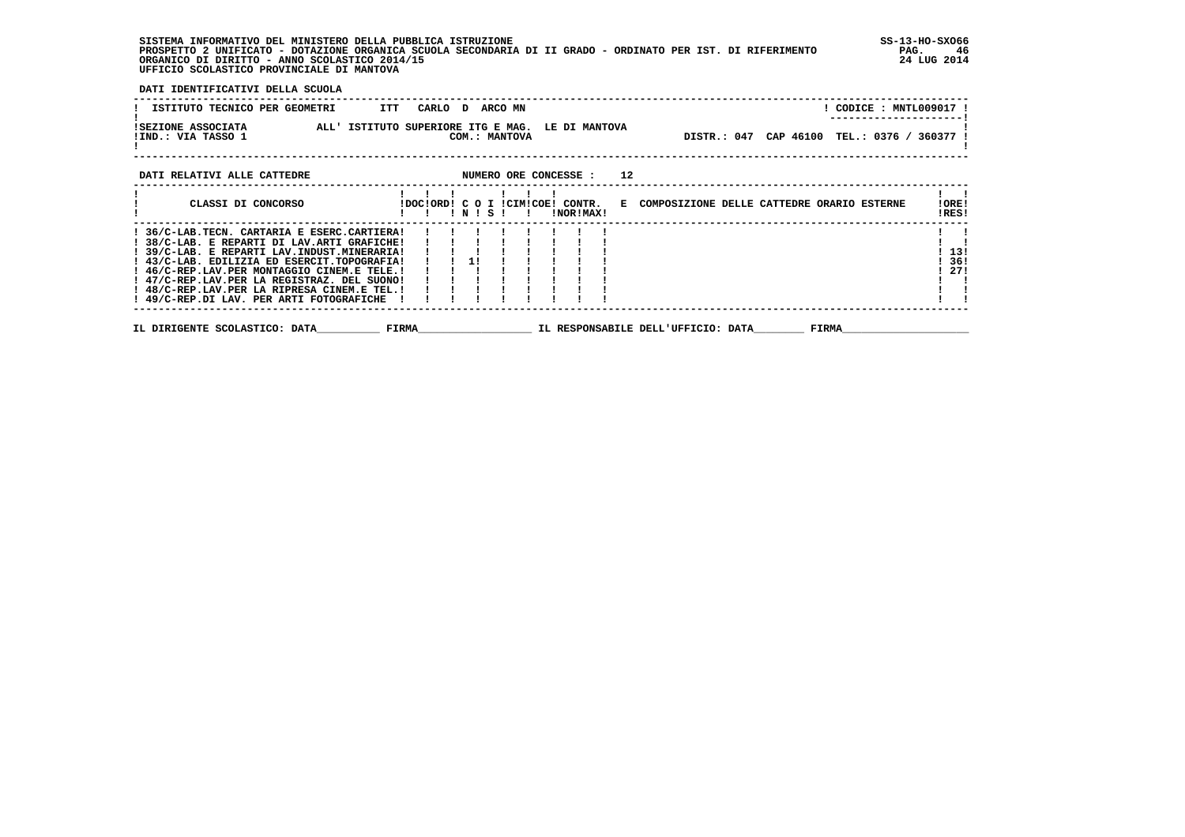SISTEMA INFORMATIVO DEL MINISTERO DELLA PUBBLICA ISTRUZIONE
PROSPETTO 2 UNIFICATO - DOTAZIONE ORGANICA SCUOLA SECONDARIA DI II GRADO - ORDINATO PER IST. DI RIFERIMENTO
ORGANICO DI DIRITTO - ANNO SCOLASTICO 2014/15
UFFICIO SCOLASTICO PROVINCIALE DI MANTOVA

SS-13-HO-SXO66
24 LUG 2014

**DATI IDENTIFICATIVI DELLA SCUOLA**

| | |
|---|---|
| ISTITUTO TECNICO PER GEOMETRI ITT CARLO D ARCO MN | CODICE : MNTL009017 |
| SEZIONE ASSOCIATA ALL' ISTITUTO SUPERIORE ITG E MAG. LE DI MANTOVA | |
| IND.: VIA TASSO 1 COM.: MANTOVA | DISTR.: 047 CAP 46100 TEL.: 0376 / 360377 |

**DATI RELATIVI ALLE CATTEDRE** NUMERO ORE CONCESSE : 12

| CLASSI DI CONCORSO | DOC | ORD | C IN | O | I S | CIM | COE | CONTR. NOR | E MAX | COMPOSIZIONE DELLE CATTEDRE ORARIO ESTERNE | ORE RES |
|---|---|---|---|---|---|---|---|---|---|---|---|
| 36/C-LAB.TECN. CARTARIA E ESERC.CARTIERA | | | | | | | | | | | |
| 38/C-LAB. E REPARTI DI LAV.ARTI GRAFICHE | | | | | | | | | | | |
| 39/C-LAB. E REPARTI LAV.INDUST.MINERARIA | | | | | | | | | | | 13 |
| 43/C-LAB. EDILIZIA ED ESERCIT.TOPOGRAFIA | | | 1 | | | | | | | | 36 |
| 46/C-REP.LAV.PER MONTAGGIO CINEM.E TELE. | | | | | | | | | | | 27 |
| 47/C-REP.LAV.PER LA REGISTRAZ. DEL SUONO | | | | | | | | | | | |
| 48/C-REP.LAV.PER LA RIPRESA CINEM.E TEL. | | | | | | | | | | | |
| 49/C-REP.DI LAV. PER ARTI FOTOGRAFICHE | | | | | | | | | | | |

IL DIRIGENTE SCOLASTICO: DATA__________ FIRMA__________________ IL RESPONSABILE DELL'UFFICIO: DATA________ FIRMA____________________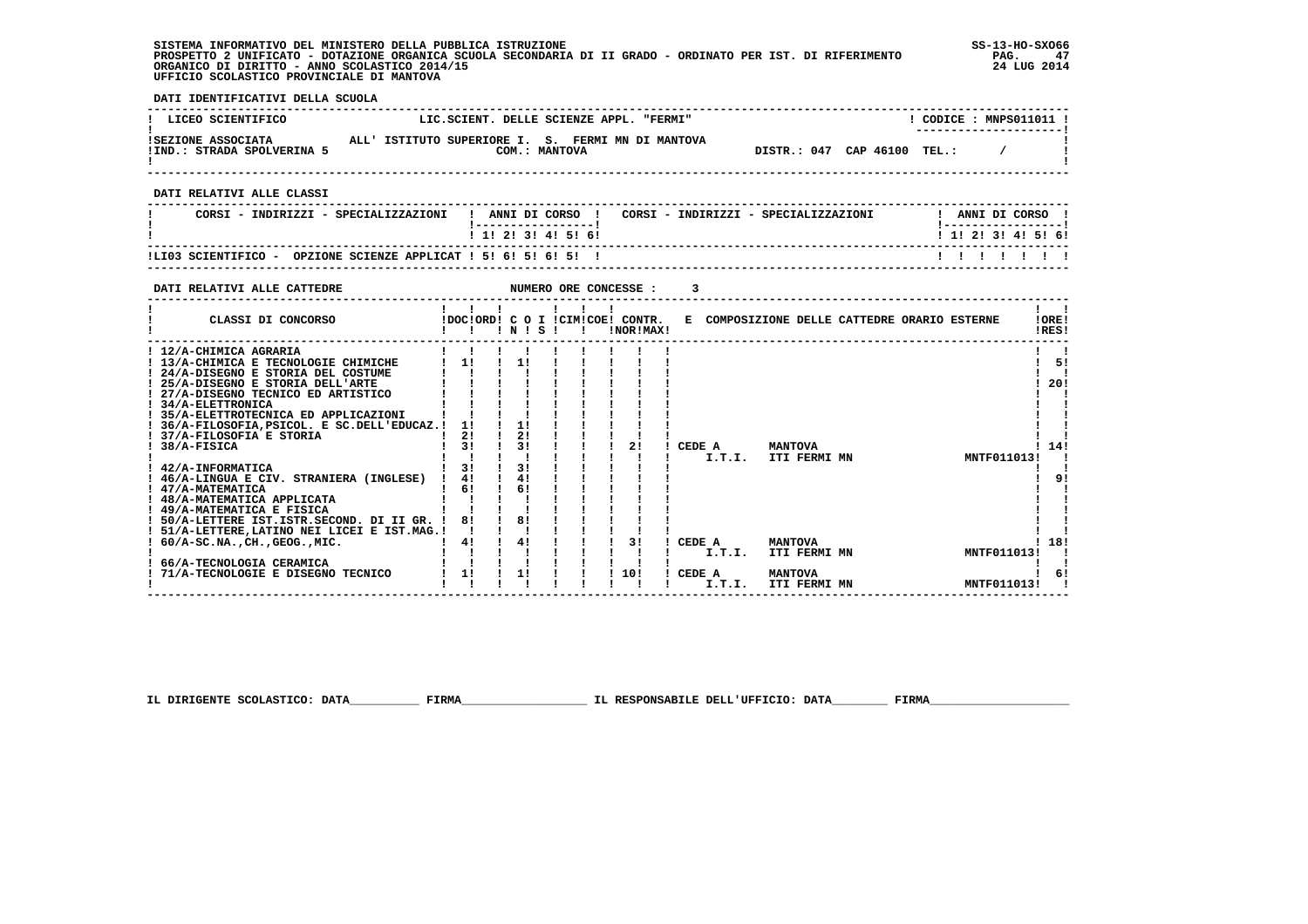SISTEMA INFORMATIVO DEL MINISTERO DELLA PUBBLICA ISTRUZIONE
PROSPETTO 2 UNIFICATO - DOTAZIONE ORGANICA SCUOLA SECONDARIA DI II GRADO - ORDINATO PER IST. DI RIFERIMENTO
ORGANICO DI DIRITTO - ANNO SCOLASTICO 2014/15
UFFICIO SCOLASTICO PROVINCIALE DI MANTOVA

SS-13-HO-SXO66
24 LUG 2014

**DATI IDENTIFICATIVI DELLA SCUOLA**

| LICEO SCIENTIFICO | LIC.SCIENT. DELLE SCIENZE APPL. "FERMI" | CODICE : MNPS011011 |
|---|---|---|
| SEZIONE ASSOCIATA ALL' ISTITUTO SUPERIORE I. S. FERMI MN DI MANTOVA | | |
| IND.: STRADA SPOLVERINA 5 | COM.: MANTOVA | DISTR.: 047 CAP 46100 TEL.: / |

**DATI RELATIVI ALLE CLASSI**

| CORSI - INDIRIZZI - SPECIALIZZAZIONI | 1 | 2 | 3 | 4 | 5 | 6 | CORSI - INDIRIZZI - SPECIALIZZAZIONI | 1 | 2 | 3 | 4 | 5 | 6 |
|---|---|---|---|---|---|---|---|---|---|---|---|---|---|
| LI03 SCIENTIFICO - OPZIONE SCIENZE APPLICAT | 5 | 6 | 5 | 6 | 5 | | | | | | | | |

**DATI RELATIVI ALLE CATTEDRE** NUMERO ORE CONCESSE : 3

| CLASSI DI CONCORSO | DOC | ORD | C O I N | C O I S | CIM | COE | CONTR. NOR | CONTR. MAX | E COMPOSIZIONE DELLE CATTEDRE ORARIO ESTERNE | ORE RES |
|---|---|---|---|---|---|---|---|---|---|---|
| 12/A-CHIMICA AGRARIA | | | | | | | | | | |
| 13/A-CHIMICA E TECNOLOGIE CHIMICHE | 1 | | 1 | | | | | | | 5 |
| 24/A-DISEGNO E STORIA DEL COSTUME | | | | | | | | | | |
| 25/A-DISEGNO E STORIA DELL'ARTE | | | | | | | | | | 20 |
| 27/A-DISEGNO TECNICO ED ARTISTICO | | | | | | | | | | |
| 34/A-ELETTRONICA | | | | | | | | | | |
| 35/A-ELETTROTECNICA ED APPLICAZIONI | | | | | | | | | | |
| 36/A-FILOSOFIA,PSICOL. E SC.DELL'EDUCAZ. | 1 | | 1 | | | | | | | |
| 37/A-FILOSOFIA E STORIA | 2 | | 2 | | | | | | | |
| 38/A-FISICA | 3 | | 3 | | | | 2 | | CEDE A MANTOVA I.T.I. ITI FERMI MN MNTF011013 | 14 |
| 42/A-INFORMATICA | 3 | | 3 | | | | | | | |
| 46/A-LINGUA E CIV. STRANIERA (INGLESE) | 4 | | 4 | | | | | | | 9 |
| 47/A-MATEMATICA | 6 | | 6 | | | | | | | |
| 48/A-MATEMATICA APPLICATA | | | | | | | | | | |
| 49/A-MATEMATICA E FISICA | | | | | | | | | | |
| 50/A-LETTERE IST.ISTR.SECOND. DI II GR. | 8 | | 8 | | | | | | | |
| 51/A-LETTERE,LATINO NEI LICEI E IST.MAG. | | | | | | | | | | |
| 60/A-SC.NA.,CH.,GEOG.,MIC. | 4 | | 4 | | | | 3 | | CEDE A MANTOVA I.T.I. ITI FERMI MN MNTF011013 | 18 |
| 66/A-TECNOLOGIA CERAMICA | | | | | | | | | | |
| 71/A-TECNOLOGIE E DISEGNO TECNICO | 1 | | 1 | | | | 10 | | CEDE A MANTOVA I.T.I. ITI FERMI MN MNTF011013 | 6 |

IL DIRIGENTE SCOLASTICO: DATA__________ FIRMA__________________ IL RESPONSABILE DELL'UFFICIO: DATA________ FIRMA____________________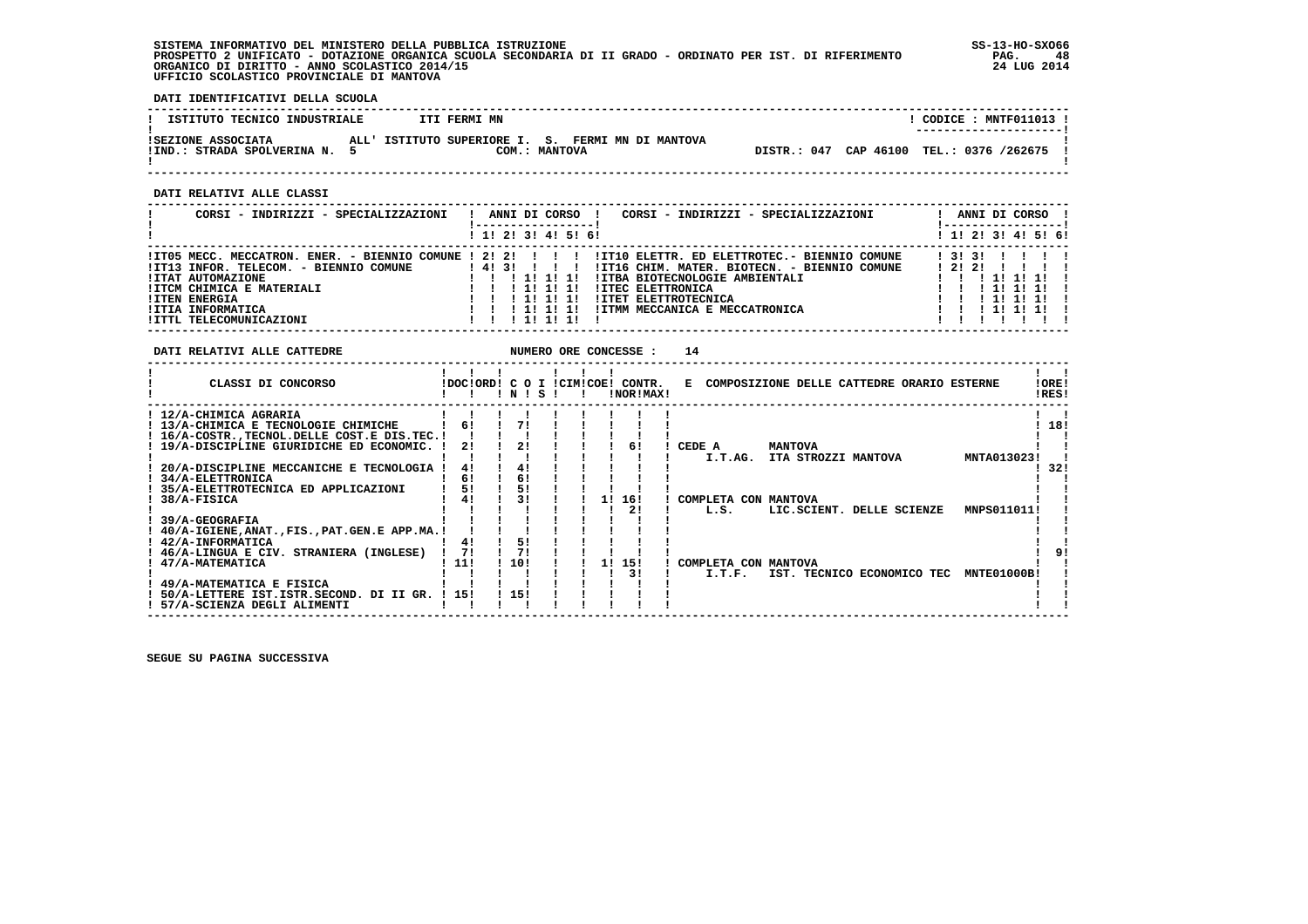SISTEMA INFORMATIVO DEL MINISTERO DELLA PUBBLICA ISTRUZIONE
PROSPETTO 2 UNIFICATO - DOTAZIONE ORGANICA SCUOLA SECONDARIA DI II GRADO - ORDINATO PER IST. DI RIFERIMENTO
ORGANICO DI DIRITTO - ANNO SCOLASTICO 2014/15
UFFICIO SCOLASTICO PROVINCIALE DI MANTOVA

SS-13-HO-SXO66
24 LUG 2014

**DATI IDENTIFICATIVI DELLA SCUOLA**

| ISTITUTO TECNICO INDUSTRIALE | ITI FERMI MN | CODICE : MNTF011013 |
|---|---|---|
| SEZIONE ASSOCIATA | ALL' ISTITUTO SUPERIORE I. S. FERMI MN DI MANTOVA | |
| IND.: STRADA SPOLVERINA N. 5 | COM.: MANTOVA | DISTR.: 047 CAP 46100 TEL.: 0376 /262675 |

**DATI RELATIVI ALLE CLASSI**

| CORSI - INDIRIZZI - SPECIALIZZAZIONI | 1 | 2 | 3 | 4 | 5 | 6 | CORSI - INDIRIZZI - SPECIALIZZAZIONI | 1 | 2 | 3 | 4 | 5 | 6 |
|---|---|---|---|---|---|---|---|---|---|---|---|---|---|
| IT05 MECC. MECCATRON. ENER. - BIENNIO COMUNE | 2 | 2 | | | | | IT10 ELETTR. ED ELETTROTEC.- BIENNIO COMUNE | 3 | 3 | | | | |
| IT13 INFOR. TELECOM. - BIENNIO COMUNE | 4 | 3 | | | | | IT16 CHIM. MATER. BIOTECN. - BIENNIO COMUNE | 2 | 2 | | | | |
| ITAT AUTOMAZIONE | | | 1 | 1 | 1 | | ITBA BIOTECNOLOGIE AMBIENTALI | | | 1 | 1 | 1 | |
| ITCM CHIMICA E MATERIALI | | | 1 | 1 | 1 | | ITEC ELETTRONICA | | | 1 | 1 | 1 | |
| ITEN ENERGIA | | | 1 | 1 | 1 | | ITET ELETTROTECNICA | | | 1 | 1 | 1 | |
| ITIA INFORMATICA | | | 1 | 1 | 1 | | ITMM MECCANICA E MECCATRONICA | | | 1 | 1 | 1 | |
| ITTL TELECOMUNICAZIONI | | | 1 | 1 | 1 | | | | | | | | |

**DATI RELATIVI ALLE CATTEDRE** NUMERO ORE CONCESSE : 14

| CLASSI DI CONCORSO | DOC | ORD | C O I N | S | CIM | COE | CONTR. NOR | CONTR. MAX | E COMPOSIZIONE DELLE CATTEDRE ORARIO ESTERNE | ORE RES |
|---|---|---|---|---|---|---|---|---|---|---|
| 12/A-CHIMICA AGRARIA | | | | | | | | | | |
| 13/A-CHIMICA E TECNOLOGIE CHIMICHE | 6 | | 7 | | | | | | | 18 |
| 16/A-COSTR.,TECNOL.DELLE COST.E DIS.TEC. | | | | | | | | | | |
| 19/A-DISCIPLINE GIURIDICHE ED ECONOMIC. | 2 | | 2 | | | | | 6 | CEDE A MANTOVA I.T.AG. ITA STROZZI MANTOVA MNTA013023 | |
| 20/A-DISCIPLINE MECCANICHE E TECNOLOGIA | 4 | | 4 | | | | | | | 32 |
| 34/A-ELETTRONICA | 6 | | 6 | | | | | | | |
| 35/A-ELETTROTECNICA ED APPLICAZIONI | 5 | | 5 | | | | | | | |
| 38/A-FISICA | 4 | | 3 | | | 1 | 16 | 2 | COMPLETA CON MANTOVA L.S. LIC.SCIENT. DELLE SCIENZE MNPS011011 | |
| 39/A-GEOGRAFIA | | | | | | | | | | |
| 40/A-IGIENE,ANAT.,FIS.,PAT.GEN.E APP.MA. | | | | | | | | | | |
| 42/A-INFORMATICA | 4 | | 5 | | | | | | | |
| 46/A-LINGUA E CIV. STRANIERA (INGLESE) | 7 | | 7 | | | | | | | 9 |
| 47/A-MATEMATICA | 11 | | 10 | | | 1 | 15 | 3 | COMPLETA CON MANTOVA I.T.F. IST. TECNICO ECONOMICO TEC MNTE01000B | |
| 49/A-MATEMATICA E FISICA | | | | | | | | | | |
| 50/A-LETTERE IST.ISTR.SECOND. DI II GR. | 15 | | 15 | | | | | | | |
| 57/A-SCIENZA DEGLI ALIMENTI | | | | | | | | | | |

SEGUE SU PAGINA SUCCESSIVA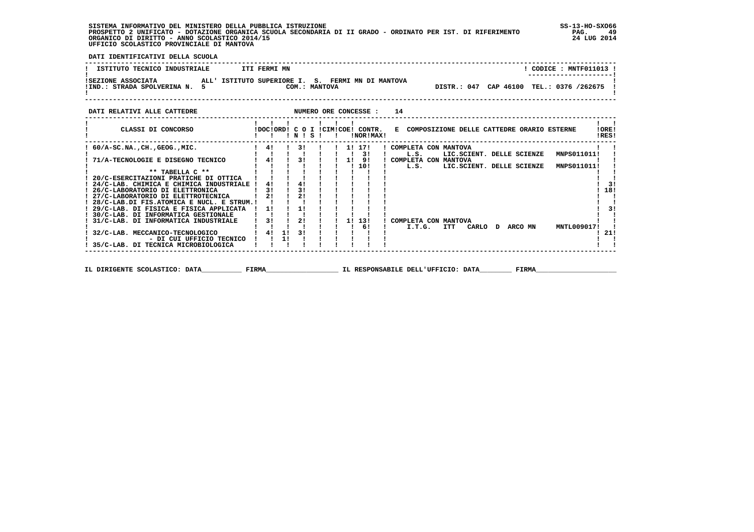SISTEMA INFORMATIVO DEL MINISTERO DELLA PUBBLICA ISTRUZIONE
PROSPETTO 2 UNIFICATO - DOTAZIONE ORGANICA SCUOLA SECONDARIA DI II GRADO - ORDINATO PER IST. DI RIFERIMENTO
ORGANICO DI DIRITTO - ANNO SCOLASTICO 2014/15
UFFICIO SCOLASTICO PROVINCIALE DI MANTOVA

SS-13-HO-SXO66
24 LUG 2014

**DATI IDENTIFICATIVI DELLA SCUOLA**

| | | |
|---|---|---|
| ISTITUTO TECNICO INDUSTRIALE | ITI FERMI MN | CODICE : MNTF011013 |
| SEZIONE ASSOCIATA ALL' ISTITUTO SUPERIORE I. S. FERMI MN DI MANTOVA | | |
| IND.: STRADA SPOLVERINA N. 5 | COM.: MANTOVA | DISTR.: 047 CAP 46100 TEL.: 0376 /262675 |

**DATI RELATIVI ALLE CATTEDRE** NUMERO ORE CONCESSE : 14

| CLASSI DI CONCORSO | DOC | ORD | C O I N | C O I S | CIM | COE | CONTR. NOR | CONTR. MAX | E COMPOSIZIONE DELLE CATTEDRE ORARIO ESTERNE | | | ORE RES |
|---|---|---|---|---|---|---|---|---|---|---|---|---|
| 60/A-SC.NA.,CH.,GEOG.,MIC. | 4 | | 3 | | | 1 | 17 | | COMPLETA CON MANTOVA | | | |
| | | | | | | | 3 | | L.S. | LIC.SCIENT. DELLE SCIENZE | MNPS011011 | |
| 71/A-TECNOLOGIE E DISEGNO TECNICO | 4 | | 3 | | | 1 | 9 | | COMPLETA CON MANTOVA | | | |
| | | | | | | | 10 | | L.S. | LIC.SCIENT. DELLE SCIENZE | MNPS011011 | |
| ** TABELLA C ** | | | | | | | | | | | | |
| 20/C-ESERCITAZIONI PRATICHE DI OTTICA | | | | | | | | | | | | |
| 24/C-LAB. CHIMICA E CHIMICA INDUSTRIALE | 4 | | 4 | | | | | | | | | 3 |
| 26/C-LABORATORIO DI ELETTRONICA | 3 | | 3 | | | | | | | | | 18 |
| 27/C-LABORATORIO DI ELETTROTECNICA | 2 | | 2 | | | | | | | | | |
| 28/C-LAB.DI FIS.ATOMICA E NUCL. E STRUM. | | | | | | | | | | | | |
| 29/C-LAB. DI FISICA E FISICA APPLICATA | 1 | | 1 | | | | | | | | | 3 |
| 30/C-LAB. DI INFORMATICA GESTIONALE | | | | | | | | | | | | |
| 31/C-LAB. DI INFORMATICA INDUSTRIALE | 3 | | 2 | | | 1 | 13 | | COMPLETA CON MANTOVA | | | |
| | | | | | | | 6 | | I.T.G. | ITT CARLO D ARCO MN | MNTL009017 | |
| 32/C-LAB. MECCANICO-TECNOLOGICO | 4 | 1 | 3 | | | | | | | | | 21 |
| - DI CUI UFFICIO TECNICO | | 1 | | | | | | | | | | |
| 35/C-LAB. DI TECNICA MICROBIOLOGICA | | | | | | | | | | | | |

IL DIRIGENTE SCOLASTICO: DATA__________ FIRMA__________________ IL RESPONSABILE DELL'UFFICIO: DATA________ FIRMA____________________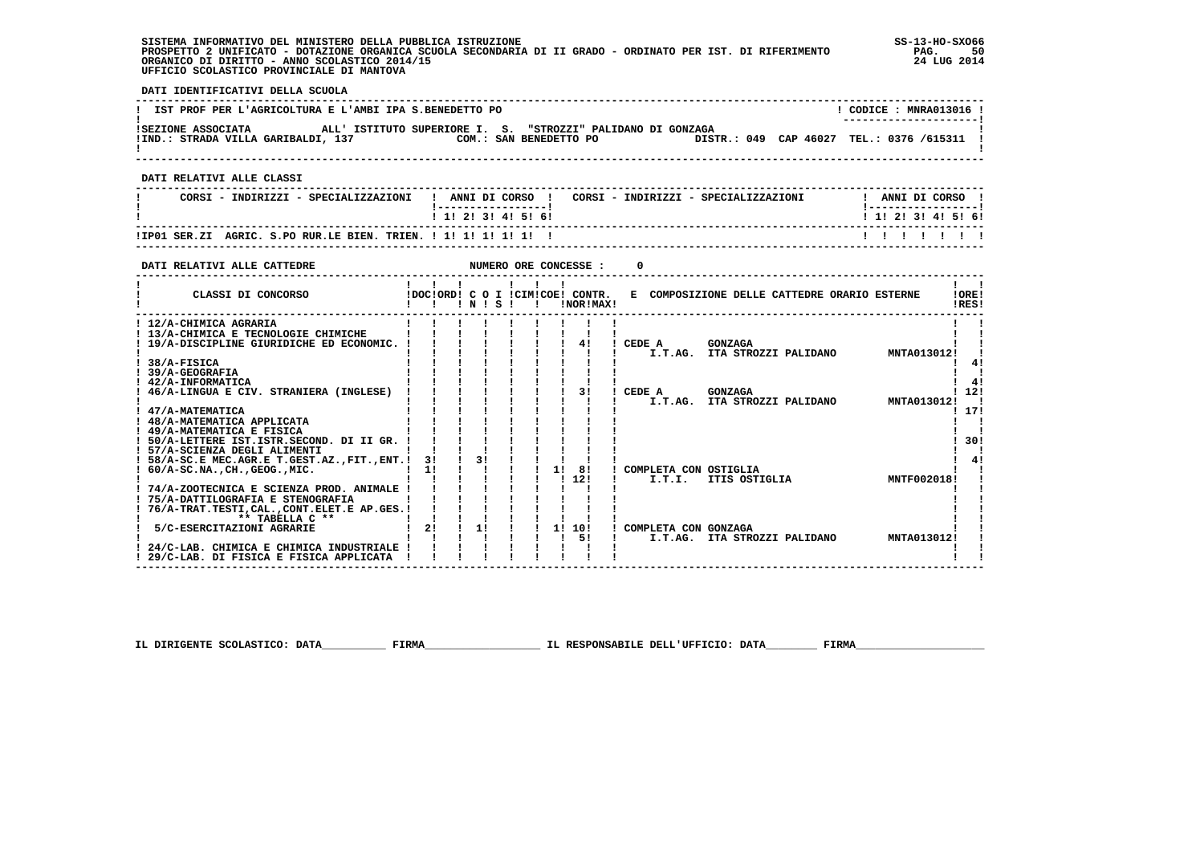SISTEMA INFORMATIVO DEL MINISTERO DELLA PUBBLICA ISTRUZIONE
PROSPETTO 2 UNIFICATO - DOTAZIONE ORGANICA SCUOLA SECONDARIA DI II GRADO - ORDINATO PER IST. DI RIFERIMENTO
ORGANICO DI DIRITTO - ANNO SCOLASTICO 2014/15
UFFICIO SCOLASTICO PROVINCIALE DI MANTOVA

SS-13-HO-SXO66
24 LUG 2014

**DATI IDENTIFICATIVI DELLA SCUOLA**

IST PROF PER L'AGRICOLTURA E L'AMBI IPA S.BENEDETTO PO — CODICE : MNRA013016

SEZIONE ASSOCIATA ALL' ISTITUTO SUPERIORE I. S. "STROZZI" PALIDANO DI GONZAGA
IND.: STRADA VILLA GARIBALDI, 137 — COM.: SAN BENEDETTO PO — DISTR.: 049 CAP 46027 TEL.: 0376 /615311

**DATI RELATIVI ALLE CLASSI**

| CORSI - INDIRIZZI - SPECIALIZZAZIONI | 1 | 2 | 3 | 4 | 5 | 6 | CORSI - INDIRIZZI - SPECIALIZZAZIONI | 1 | 2 | 3 | 4 | 5 | 6 |
|---|---|---|---|---|---|---|---|---|---|---|---|---|---|
| IP01 SER.ZI AGRIC. S.PO RUR.LE BIEN. TRIEN. | 1 | 1 | 1 | 1 | 1 | | | | | | | | |

**DATI RELATIVI ALLE CATTEDRE** — NUMERO ORE CONCESSE : 0

| CLASSI DI CONCORSO | DOC | ORD | C O N | I S | CIM | COE | CONTR. NOR | CONTR. MAX | E COMPOSIZIONE DELLE CATTEDRE ORARIO ESTERNE | ORE RES |
|---|---|---|---|---|---|---|---|---|---|---|
| 12/A-CHIMICA AGRARIA | | | | | | | | | | |
| 13/A-CHIMICA E TECNOLOGIE CHIMICHE | | | | | | | | | | |
| 19/A-DISCIPLINE GIURIDICHE ED ECONOMIC. | | | | | | | | 4 | CEDE A GONZAGA I.T.AG. ITA STROZZI PALIDANO MNTA013012 | |
| 38/A-FISICA | | | | | | | | | | 4 |
| 39/A-GEOGRAFIA | | | | | | | | | | |
| 42/A-INFORMATICA | | | | | | | | | | 4 |
| 46/A-LINGUA E CIV. STRANIERA (INGLESE) | | | | | | | | 3 | CEDE A GONZAGA I.T.AG. ITA STROZZI PALIDANO MNTA013012 | 12 |
| 47/A-MATEMATICA | | | | | | | | | | 17 |
| 48/A-MATEMATICA APPLICATA | | | | | | | | | | |
| 49/A-MATEMATICA E FISICA | | | | | | | | | | |
| 50/A-LETTERE IST.ISTR.SECOND. DI II GR. | | | | | | | | | | 30 |
| 57/A-SCIENZA DEGLI ALIMENTI | | | | | | | | | | |
| 58/A-SC.E MEC.AGR.E T.GEST.AZ.,FIT.,ENT. | 3 | | 3 | | | | | | | 4 |
| 60/A-SC.NA.,CH.,GEOG.,MIC. | 1 | | | | | 1 | 12 | 8 | COMPLETA CON OSTIGLIA I.T.I. ITIS OSTIGLIA MNTF002018 | |
| 74/A-ZOOTECNICA E SCIENZA PROD. ANIMALE | | | | | | | | | | |
| 75/A-DATTILOGRAFIA E STENOGRAFIA | | | | | | | | | | |
| 76/A-TRAT.TESTI,CAL.,CONT.ELET.E AP.GES. | | | | | | | | | | |
| ** TABELLA C ** | | | | | | | | | | |
| 5/C-ESERCITAZIONI AGRARIE | 2 | | 1 | | | 1 | 5 | 10 | COMPLETA CON GONZAGA I.T.AG. ITA STROZZI PALIDANO MNTA013012 | |
| 24/C-LAB. CHIMICA E CHIMICA INDUSTRIALE | | | | | | | | | | |
| 29/C-LAB. DI FISICA E FISICA APPLICATA | | | | | | | | | | |

IL DIRIGENTE SCOLASTICO: DATA__________ FIRMA__________________ IL RESPONSABILE DELL'UFFICIO: DATA________ FIRMA____________________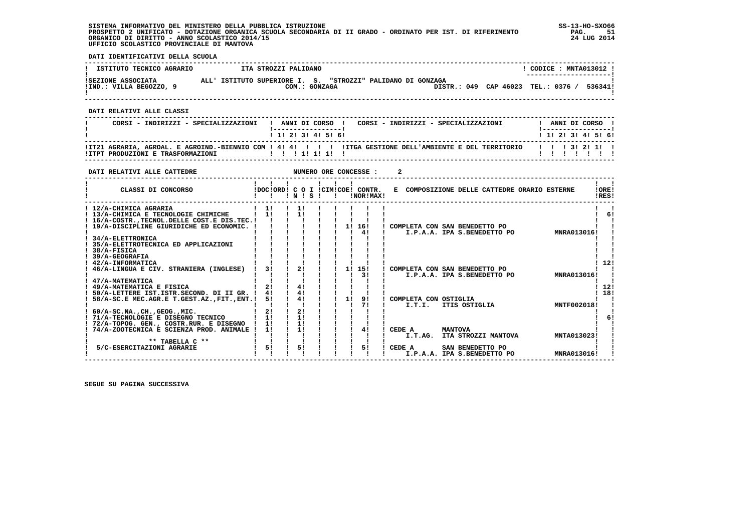SISTEMA INFORMATIVO DEL MINISTERO DELLA PUBBLICA ISTRUZIONE
PROSPETTO 2 UNIFICATO - DOTAZIONE ORGANICA SCUOLA SECONDARIA DI II GRADO - ORDINATO PER IST. DI RIFERIMENTO
ORGANICO DI DIRITTO - ANNO SCOLASTICO 2014/15
UFFICIO SCOLASTICO PROVINCIALE DI MANTOVA

SS-13-HO-SXO66
24 LUG 2014

**DATI IDENTIFICATIVI DELLA SCUOLA**

| | | |
|---|---|---|
| ISTITUTO TECNICO AGRARIO | ITA STROZZI PALIDANO | CODICE : MNTA013012 |
| SEZIONE ASSOCIATA | ALL' ISTITUTO SUPERIORE I. S. "STROZZI" PALIDANO DI GONZAGA | |
| IND.: VILLA BEGOZZO, 9 | COM.: GONZAGA | DISTR.: 049 CAP 46023 TEL.: 0376 / 536341 |

**DATI RELATIVI ALLE CLASSI**

| CORSI - INDIRIZZI - SPECIALIZZAZIONI | 1 | 2 | 3 | 4 | 5 | 6 | CORSI - INDIRIZZI - SPECIALIZZAZIONI | 1 | 2 | 3 | 4 | 5 | 6 |
|---|---|---|---|---|---|---|---|---|---|---|---|---|---|
| IT21 AGRARIA, AGROAL. E AGROIND.-BIENNIO COM | 4 | 4 | | | | | ITGA GESTIONE DELL'AMBIENTE E DEL TERRITORIO | | | 3 | 2 | 1 | |
| ITPT PRODUZIONI E TRASFORMAZIONI | | | 1 | 1 | 1 | | | | | | | | |

**DATI RELATIVI ALLE CATTEDRE** NUMERO ORE CONCESSE : 2

| CLASSI DI CONCORSO | DOC | ORD | C O I N | C O I S | CIM | COE | CONTR. NOR | CONTR. MAX | E COMPOSIZIONE DELLE CATTEDRE ORARIO ESTERNE | ORE RES |
|---|---|---|---|---|---|---|---|---|---|---|
| 12/A-CHIMICA AGRARIA | 1 | | 1 | | | | | | | |
| 13/A-CHIMICA E TECNOLOGIE CHIMICHE | 1 | | 1 | | | | | | | 6 |
| 16/A-COSTR.,TECNOL.DELLE COST.E DIS.TEC. | | | | | | | | | | |
| 19/A-DISCIPLINE GIURIDICHE ED ECONOMIC. | | | | | | 1 | 16 | | COMPLETA CON SAN BENEDETTO PO | |
| | | | | | | | 4 | | I.P.A.A. IPA S.BENEDETTO PO MNRA013016 | |
| 34/A-ELETTRONICA | | | | | | | | | | |
| 35/A-ELETTROTECNICA ED APPLICAZIONI | | | | | | | | | | |
| 38/A-FISICA | | | | | | | | | | |
| 39/A-GEOGRAFIA | | | | | | | | | | |
| 42/A-INFORMATICA | | | | | | | | | | 12 |
| 46/A-LINGUA E CIV. STRANIERA (INGLESE) | 3 | | 2 | | | 1 | 15 | | COMPLETA CON SAN BENEDETTO PO | |
| | | | | | | | 3 | | I.P.A.A. IPA S.BENEDETTO PO MNRA013016 | |
| 47/A-MATEMATICA | | | | | | | | | | |
| 49/A-MATEMATICA E FISICA | 2 | | 4 | | | | | | | 12 |
| 50/A-LETTERE IST.ISTR.SECOND. DI II GR. | 4 | | 4 | | | | | | | 18 |
| 58/A-SC.E MEC.AGR.E T.GEST.AZ.,FIT.,ENT. | 5 | | 4 | | | 1 | 9 | | COMPLETA CON OSTIGLIA | |
| | | | | | | | 7 | | I.T.I. ITIS OSTIGLIA MNTF002018 | |
| 60/A-SC.NA.,CH.,GEOG.,MIC. | 2 | | 2 | | | | | | | |
| 71/A-TECNOLOGIE E DISEGNO TECNICO | 1 | | 1 | | | | | | | 6 |
| 72/A-TOPOG. GEN., COSTR.RUR. E DISEGNO | 1 | | 1 | | | | | | | |
| 74/A-ZOOTECNICA E SCIENZA PROD. ANIMALE | 1 | | 1 | | | | 4 | | CEDE A MANTOVA | |
| | | | | | | | | | I.T.AG. ITA STROZZI MANTOVA MNTA013023 | |
| ** TABELLA C ** | | | | | | | | | | |
| 5/C-ESERCITAZIONI AGRARIE | 5 | | 5 | | | | 5 | | CEDE A SAN BENEDETTO PO | |
| | | | | | | | | | I.P.A.A. IPA S.BENEDETTO PO MNRA013016 | |

SEGUE SU PAGINA SUCCESSIVA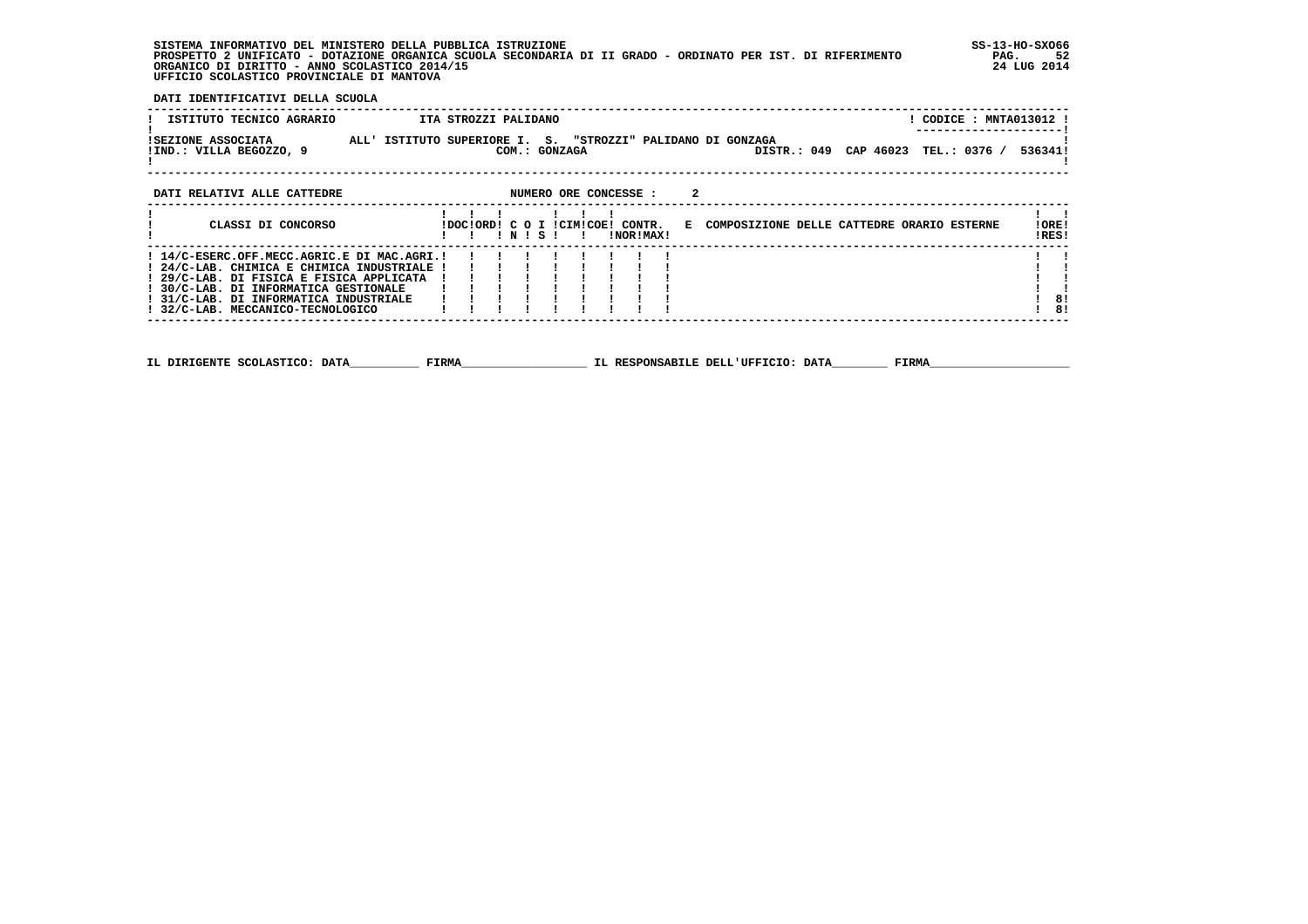SISTEMA INFORMATIVO DEL MINISTERO DELLA PUBBLICA ISTRUZIONE
PROSPETTO 2 UNIFICATO - DOTAZIONE ORGANICA SCUOLA SECONDARIA DI II GRADO - ORDINATO PER IST. DI RIFERIMENTO
ORGANICO DI DIRITTO - ANNO SCOLASTICO 2014/15
UFFICIO SCOLASTICO PROVINCIALE DI MANTOVA

SS-13-HO-SXO66
24 LUG 2014

DATI IDENTIFICATIVI DELLA SCUOLA

| ISTITUTO TECNICO AGRARIO | ITA STROZZI PALIDANO | CODICE : MNTA013012 |
|---|---|---|
| SEZIONE ASSOCIATA | ALL' ISTITUTO SUPERIORE I. S. "STROZZI" PALIDANO DI GONZAGA | |
| IND.: VILLA BEGOZZO, 9 | COM.: GONZAGA | DISTR.: 049 CAP 46023 TEL.: 0376 / 536341 |

DATI RELATIVI ALLE CATTEDRE — NUMERO ORE CONCESSE : 2

| CLASSI DI CONCORSO | DOC | ORD | C N | O | I S | CIM | COE | CONTR. NOR | CONTR. MAX | E COMPOSIZIONE DELLE CATTEDRE ORARIO ESTERNE | ORE RES |
|---|---|---|---|---|---|---|---|---|---|---|---|
| 14/C-ESERC.OFF.MECC.AGRIC.E DI MAC.AGRI. | | | | | | | | | | | |
| 24/C-LAB. CHIMICA E CHIMICA INDUSTRIALE | | | | | | | | | | | |
| 29/C-LAB. DI FISICA E FISICA APPLICATA | | | | | | | | | | | |
| 30/C-LAB. DI INFORMATICA GESTIONALE | | | | | | | | | | | |
| 31/C-LAB. DI INFORMATICA INDUSTRIALE | | | | | | | | | | | 8 |
| 32/C-LAB. MECCANICO-TECNOLOGICO | | | | | | | | | | | 8 |

IL DIRIGENTE SCOLASTICO: DATA__________ FIRMA__________________ IL RESPONSABILE DELL'UFFICIO: DATA________ FIRMA____________________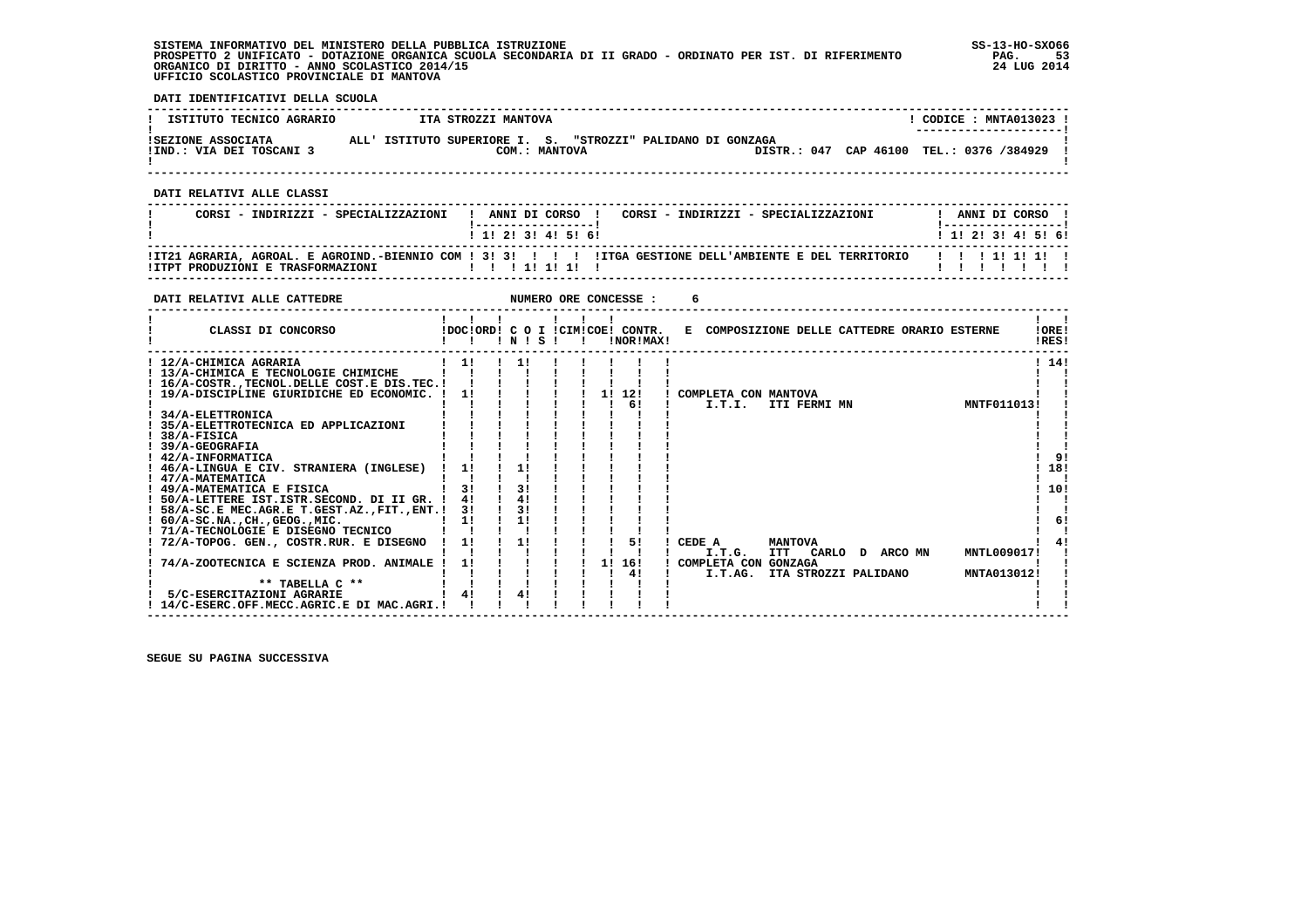SISTEMA INFORMATIVO DEL MINISTERO DELLA PUBBLICA ISTRUZIONE
PROSPETTO 2 UNIFICATO - DOTAZIONE ORGANICA SCUOLA SECONDARIA DI II GRADO - ORDINATO PER IST. DI RIFERIMENTO
ORGANICO DI DIRITTO - ANNO SCOLASTICO 2014/15
UFFICIO SCOLASTICO PROVINCIALE DI MANTOVA

SS-13-HO-SXO66
24 LUG 2014

**DATI IDENTIFICATIVI DELLA SCUOLA**

| ISTITUTO TECNICO AGRARIO | ITA STROZZI MANTOVA | CODICE : MNTA013023 |
|---|---|---|
| SEZIONE ASSOCIATA | ALL' ISTITUTO SUPERIORE I. S. "STROZZI" PALIDANO DI GONZAGA | |
| IND.: VIA DEI TOSCANI 3 | COM.: MANTOVA | DISTR.: 047 CAP 46100 TEL.: 0376 /384929 |

**DATI RELATIVI ALLE CLASSI**

| CORSI - INDIRIZZI - SPECIALIZZAZIONI | 1 | 2 | 3 | 4 | 5 | 6 | CORSI - INDIRIZZI - SPECIALIZZAZIONI | 1 | 2 | 3 | 4 | 5 | 6 |
|---|---|---|---|---|---|---|---|---|---|---|---|---|---|
| IT21 AGRARIA, AGROAL. E AGROIND.-BIENNIO COM | 3 | 3 | | | | | ITGA GESTIONE DELL'AMBIENTE E DEL TERRITORIO | | | 1 | 1 | 1 | |
| ITPT PRODUZIONI E TRASFORMAZIONI | | | 1 | 1 | 1 | | | | | | | | |

**DATI RELATIVI ALLE CATTEDRE** NUMERO ORE CONCESSE : 6

| CLASSI DI CONCORSO | DOC | ORD | C O I N | S | CIM | COE | CONTR. NOR | MAX | E COMPOSIZIONE DELLE CATTEDRE ORARIO ESTERNE | ORE RES |
|---|---|---|---|---|---|---|---|---|---|---|
| 12/A-CHIMICA AGRARIA | 1 | | 1 | | | | | | | 14 |
| 13/A-CHIMICA E TECNOLOGIE CHIMICHE | | | | | | | | | | |
| 16/A-COSTR.,TECNOL.DELLE COST.E DIS.TEC. | | | | | | | | | | |
| 19/A-DISCIPLINE GIURIDICHE ED ECONOMIC. | 1 | | | | | 1 | 12 | | COMPLETA CON MANTOVA | |
| | | | | | | | 6 | | I.T.I. ITI FERMI MN MNTF011013 | |
| 34/A-ELETTRONICA | | | | | | | | | | |
| 35/A-ELETTROTECNICA ED APPLICAZIONI | | | | | | | | | | |
| 38/A-FISICA | | | | | | | | | | |
| 39/A-GEOGRAFIA | | | | | | | | | | |
| 42/A-INFORMATICA | | | | | | | | | | 9 |
| 46/A-LINGUA E CIV. STRANIERA (INGLESE) | 1 | | 1 | | | | | | | 18 |
| 47/A-MATEMATICA | | | | | | | | | | |
| 49/A-MATEMATICA E FISICA | 3 | | 3 | | | | | | | 10 |
| 50/A-LETTERE IST.ISTR.SECOND. DI II GR. | 4 | | 4 | | | | | | | |
| 58/A-SC.E MEC.AGR.E T.GEST.AZ.,FIT.,ENT. | 3 | | 3 | | | | | | | |
| 60/A-SC.NA.,CH.,GEOG.,MIC. | 1 | | 1 | | | | | | | 6 |
| 71/A-TECNOLOGIE E DISEGNO TECNICO | | | | | | | | | | |
| 72/A-TOPOG. GEN., COSTR.RUR. E DISEGNO | 1 | | 1 | | | | 5 | | CEDE A MANTOVA | 4 |
| | | | | | | | | | I.T.G. ITT CARLO D ARCO MN MNTL009017 | |
| 74/A-ZOOTECNICA E SCIENZA PROD. ANIMALE | 1 | | | | | 1 | 16 | | COMPLETA CON GONZAGA | |
| | | | | | | | 4 | | I.T.AG. ITA STROZZI PALIDANO MNTA013012 | |
| ** TABELLA C ** | | | | | | | | | | |
| 5/C-ESERCITAZIONI AGRARIE | 4 | | 4 | | | | | | | |
| 14/C-ESERC.OFF.MECC.AGRIC.E DI MAC.AGRI. | | | | | | | | | | |

SEGUE SU PAGINA SUCCESSIVA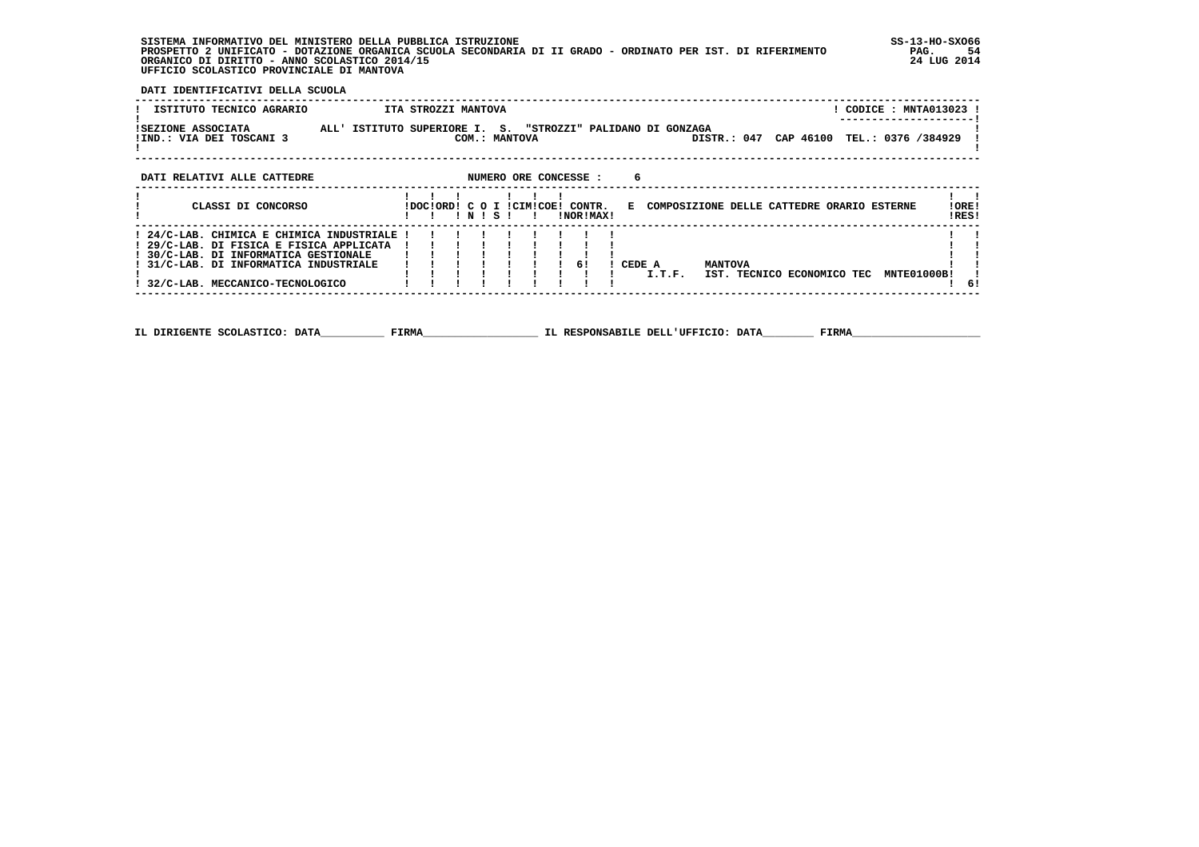SISTEMA INFORMATIVO DEL MINISTERO DELLA PUBBLICA ISTRUZIONE
PROSPETTO 2 UNIFICATO - DOTAZIONE ORGANICA SCUOLA SECONDARIA DI II GRADO - ORDINATO PER IST. DI RIFERIMENTO
ORGANICO DI DIRITTO - ANNO SCOLASTICO 2014/15
UFFICIO SCOLASTICO PROVINCIALE DI MANTOVA

SS-13-HO-SXO66
24 LUG 2014

**DATI IDENTIFICATIVI DELLA SCUOLA**

| ISTITUTO TECNICO AGRARIO | ITA STROZZI MANTOVA | CODICE : MNTA013023 |
|---|---|---|
| SEZIONE ASSOCIATA | ALL' ISTITUTO SUPERIORE I. S. "STROZZI" PALIDANO DI GONZAGA | |
| IND.: VIA DEI TOSCANI 3 | COM.: MANTOVA | DISTR.: 047 CAP 46100 TEL.: 0376 /384929 |

**DATI RELATIVI ALLE CATTEDRE** — NUMERO ORE CONCESSE : 6

| CLASSI DI CONCORSO | DOC | ORD | C N | O S | I | CIM | COE | CONTR. NOR | CONTR. MAX | E COMPOSIZIONE DELLE CATTEDRE ORARIO ESTERNE | ORE RES |
|---|---|---|---|---|---|---|---|---|---|---|---|
| 24/C-LAB. CHIMICA E CHIMICA INDUSTRIALE<br>29/C-LAB. DI FISICA E FISICA APPLICATA<br>30/C-LAB. DI INFORMATICA GESTIONALE<br>31/C-LAB. DI INFORMATICA INDUSTRIALE<br>32/C-LAB. MECCANICO-TECNOLOGICO | | | | | | | | 6 | | CEDE A MANTOVA<br>I.T.F. IST. TECNICO ECONOMICO TEC MNTE01000B | 6 |

IL DIRIGENTE SCOLASTICO: DATA__________ FIRMA__________________ IL RESPONSABILE DELL'UFFICIO: DATA________ FIRMA____________________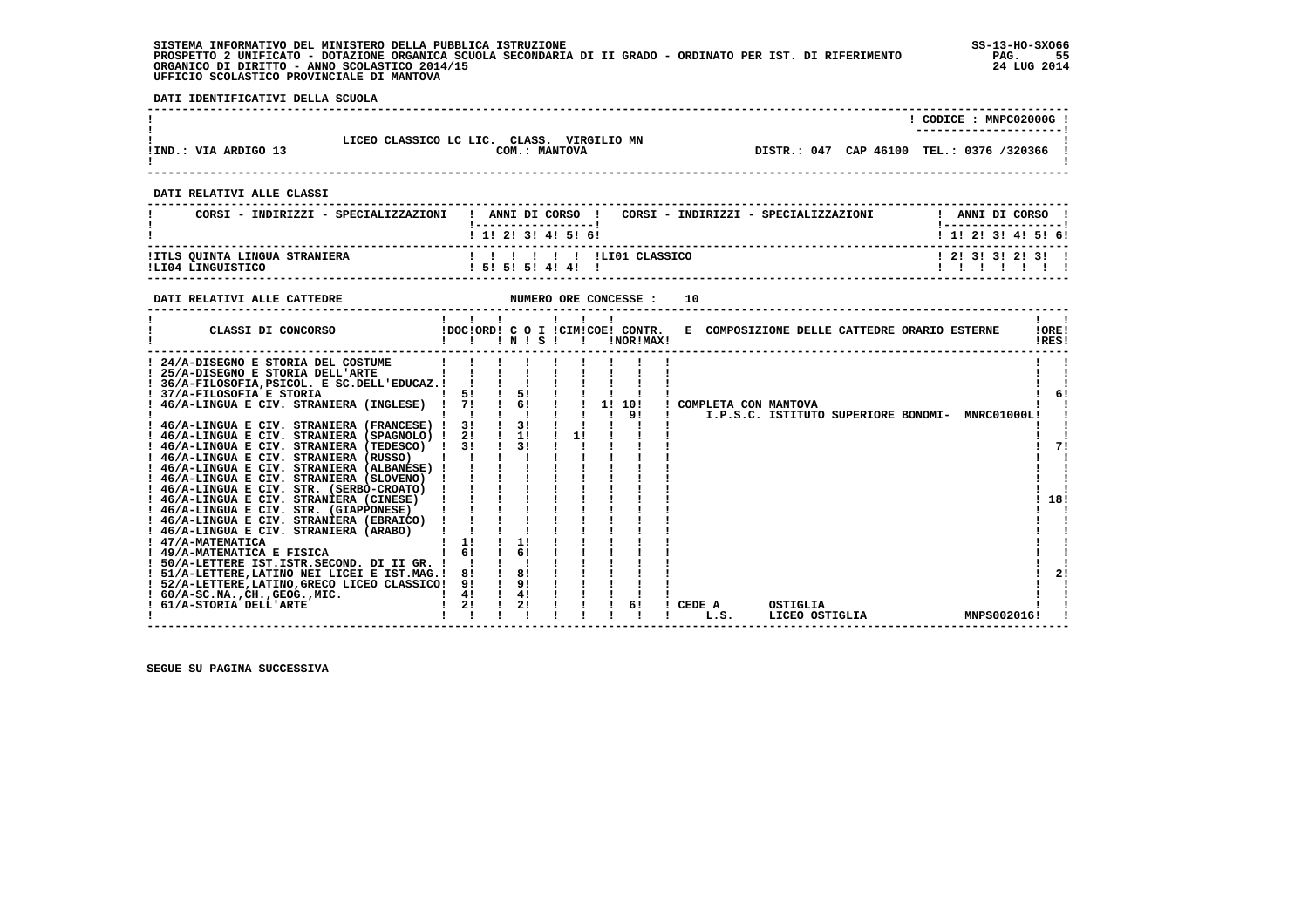SISTEMA INFORMATIVO DEL MINISTERO DELLA PUBBLICA ISTRUZIONE
PROSPETTO 2 UNIFICATO - DOTAZIONE ORGANICA SCUOLA SECONDARIA DI II GRADO - ORDINATO PER IST. DI RIFERIMENTO
ORGANICO DI DIRITTO - ANNO SCOLASTICO 2014/15
UFFICIO SCOLASTICO PROVINCIALE DI MANTOVA

SS-13-HO-SXO66
24 LUG 2014

**DATI IDENTIFICATIVI DELLA SCUOLA**

| | | CODICE : MNPC02000G |
|---|---|---|
| IND.: VIA ARDIGO 13 | LICEO CLASSICO LC LIC. CLASS. VIRGILIO MN<br>COM.: MANTOVA | DISTR.: 047 CAP 46100 TEL.: 0376 /320366 |

**DATI RELATIVI ALLE CLASSI**

| CORSI - INDIRIZZI - SPECIALIZZAZIONI | 1 | 2 | 3 | 4 | 5 | 6 | CORSI - INDIRIZZI - SPECIALIZZAZIONI | 1 | 2 | 3 | 4 | 5 | 6 |
|---|---|---|---|---|---|---|---|---|---|---|---|---|---|
| ITLS QUINTA LINGUA STRANIERA | | | | | | | LI01 CLASSICO | 2 | 3 | 3 | 2 | 3 | |
| LI04 LINGUISTICO | 5 | 5 | 5 | 4 | 4 | | | | | | | | |

**DATI RELATIVI ALLE CATTEDRE** NUMERO ORE CONCESSE : 10

| CLASSI DI CONCORSO | DOC | ORD | C O I N | S | CIM | COE | CONTR. NOR | CONTR. MAX | E COMPOSIZIONE DELLE CATTEDRE ORARIO ESTERNE | ORE RES |
|---|---|---|---|---|---|---|---|---|---|---|
| 24/A-DISEGNO E STORIA DEL COSTUME | | | | | | | | | | |
| 25/A-DISEGNO E STORIA DELL'ARTE | | | | | | | | | | |
| 36/A-FILOSOFIA,PSICOL. E SC.DELL'EDUCAZ. | | | | | | | | | | |
| 37/A-FILOSOFIA E STORIA | 5 | | 5 | | | | | | | 6 |
| 46/A-LINGUA E CIV. STRANIERA (INGLESE) | 7 | | 6 | | | 1 | 10<br>9 | | COMPLETA CON MANTOVA<br>I.P.S.C. ISTITUTO SUPERIORE BONOMI- MNRC01000L | |
| 46/A-LINGUA E CIV. STRANIERA (FRANCESE) | 3 | | 3 | | | | | | | |
| 46/A-LINGUA E CIV. STRANIERA (SPAGNOLO) | 2 | | 1 | | 1 | | | | | |
| 46/A-LINGUA E CIV. STRANIERA (TEDESCO) | 3 | | 3 | | | | | | | 7 |
| 46/A-LINGUA E CIV. STRANIERA (RUSSO) | | | | | | | | | | |
| 46/A-LINGUA E CIV. STRANIERA (ALBANESE) | | | | | | | | | | |
| 46/A-LINGUA E CIV. STRANIERA (SLOVENO) | | | | | | | | | | |
| 46/A-LINGUA E CIV. STR. (SERBO-CROATO) | | | | | | | | | | |
| 46/A-LINGUA E CIV. STRANIERA (CINESE) | | | | | | | | | | 18 |
| 46/A-LINGUA E CIV. STR. (GIAPPONESE) | | | | | | | | | | |
| 46/A-LINGUA E CIV. STRANIERA (EBRAICO) | | | | | | | | | | |
| 46/A-LINGUA E CIV. STRANIERA (ARABO) | | | | | | | | | | |
| 47/A-MATEMATICA | 1 | | 1 | | | | | | | |
| 49/A-MATEMATICA E FISICA | 6 | | 6 | | | | | | | |
| 50/A-LETTERE IST.ISTR.SECOND. DI II GR. | | | | | | | | | | |
| 51/A-LETTERE,LATINO NEI LICEI E IST.MAG. | 8 | | 8 | | | | | | | 2 |
| 52/A-LETTERE,LATINO,GRECO LICEO CLASSICO | 9 | | 9 | | | | | | | |
| 60/A-SC.NA.,CH.,GEOG.,MIC. | 4 | | 4 | | | | | | | |
| 61/A-STORIA DELL'ARTE | 2 | | 2 | | | | 6 | | CEDE A OSTIGLIA<br>L.S. LICEO OSTIGLIA MNPS002016 | |

SEGUE SU PAGINA SUCCESSIVA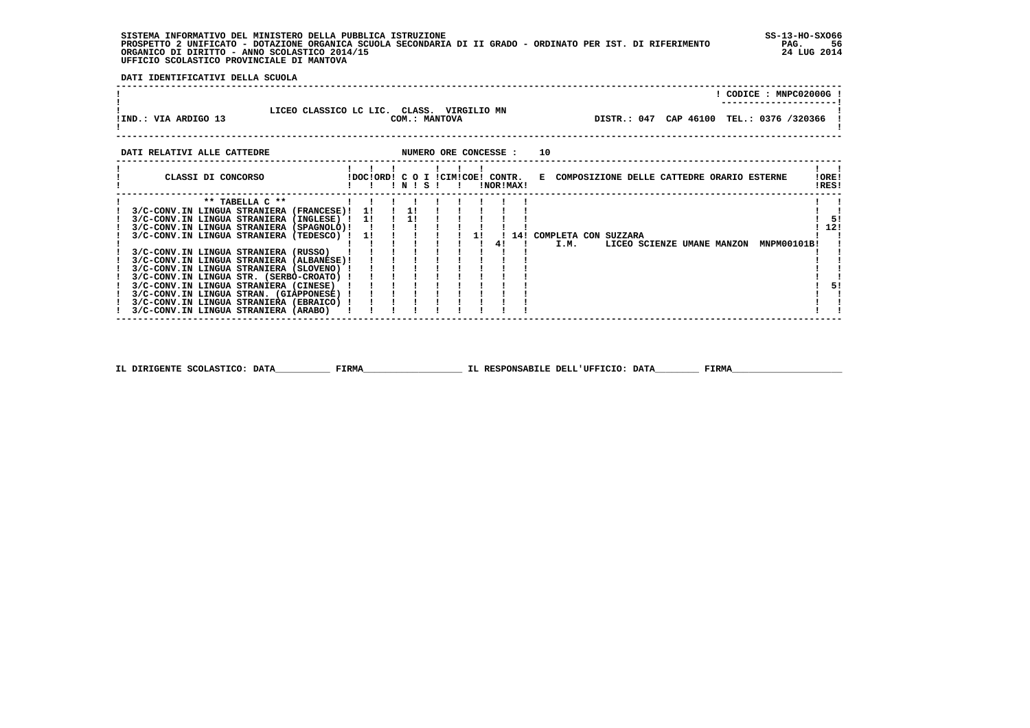SISTEMA INFORMATIVO DEL MINISTERO DELLA PUBBLICA ISTRUZIONE
PROSPETTO 2 UNIFICATO - DOTAZIONE ORGANICA SCUOLA SECONDARIA DI II GRADO - ORDINATO PER IST. DI RIFERIMENTO
ORGANICO DI DIRITTO - ANNO SCOLASTICO 2014/15
UFFICIO SCOLASTICO PROVINCIALE DI MANTOVA

SS-13-HO-SXO66
24 LUG 2014

**DATI IDENTIFICATIVI DELLA SCUOLA**

CODICE : MNPC02000G

LICEO CLASSICO LC LIC. CLASS. VIRGILIO MN
IND.: VIA ARDIGO 13 — COM.: MANTOVA — DISTR.: 047 CAP 46100 TEL.: 0376 /320366

**DATI RELATIVI ALLE CATTEDRE** — NUMERO ORE CONCESSE : 10

| CLASSI DI CONCORSO | DOC | ORD | C N | O S | I | CIM | COE | CONTR. NOR | CONTR. MAX | E COMPOSIZIONE DELLE CATTEDRE ORARIO ESTERNE | ORE RES |
|---|---|---|---|---|---|---|---|---|---|---|---|
| ** TABELLA C ** | | | | | | | | | | | |
| 3/C-CONV.IN LINGUA STRANIERA (FRANCESE) | 1 | | 1 | | | | | | | | |
| 3/C-CONV.IN LINGUA STRANIERA (INGLESE) | 1 | | 1 | | | | | | | | 5 |
| 3/C-CONV.IN LINGUA STRANIERA (SPAGNOLO) | | | | | | | | | | | 12 |
| 3/C-CONV.IN LINGUA STRANIERA (TEDESCO) | 1 | | | | | | 1 | | 14 | COMPLETA CON SUZZARA | |
| | | | | | | | | 4 | | I.M. LICEO SCIENZE UMANE MANZON MNPM00101B | |
| 3/C-CONV.IN LINGUA STRANIERA (RUSSO) | | | | | | | | | | | |
| 3/C-CONV.IN LINGUA STRANIERA (ALBANESE) | | | | | | | | | | | |
| 3/C-CONV.IN LINGUA STRANIERA (SLOVENO) | | | | | | | | | | | |
| 3/C-CONV.IN LINGUA STR. (SERBO-CROATO) | | | | | | | | | | | |
| 3/C-CONV.IN LINGUA STRANIERA (CINESE) | | | | | | | | | | | 5 |
| 3/C-CONV.IN LINGUA STRAN. (GIAPPONESE) | | | | | | | | | | | |
| 3/C-CONV.IN LINGUA STRANIERA (EBRAICO) | | | | | | | | | | | |
| 3/C-CONV.IN LINGUA STRANIERA (ARABO) | | | | | | | | | | | |

IL DIRIGENTE SCOLASTICO: DATA__________ FIRMA__________________ IL RESPONSABILE DELL'UFFICIO: DATA________ FIRMA____________________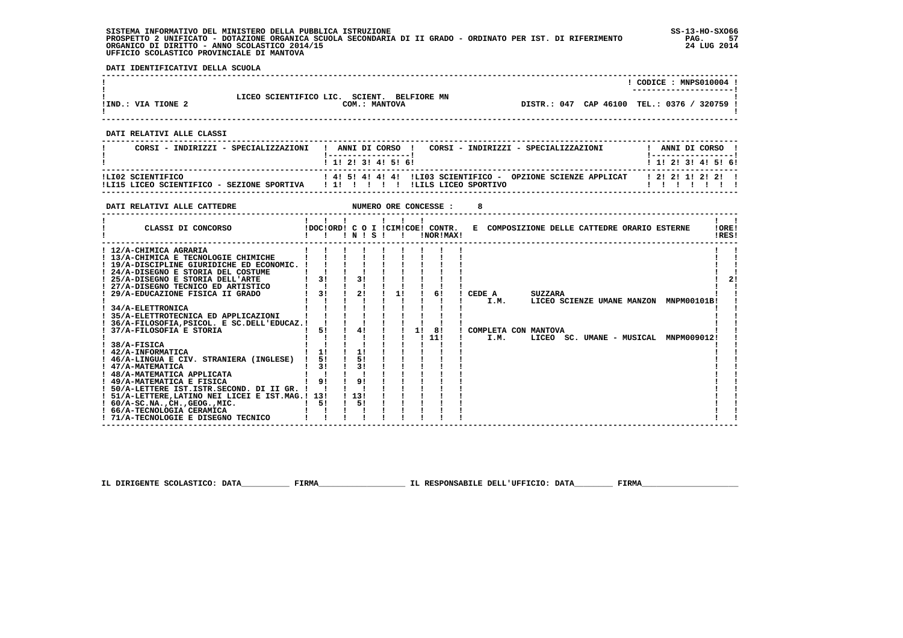SISTEMA INFORMATIVO DEL MINISTERO DELLA PUBBLICA ISTRUZIONE
PROSPETTO 2 UNIFICATO - DOTAZIONE ORGANICA SCUOLA SECONDARIA DI II GRADO - ORDINATO PER IST. DI RIFERIMENTO
ORGANICO DI DIRITTO - ANNO SCOLASTICO 2014/15
UFFICIO SCOLASTICO PROVINCIALE DI MANTOVA

SS-13-HO-SXO66
24 LUG 2014

**DATI IDENTIFICATIVI DELLA SCUOLA**

| | | |
|---|---|---|
| | | CODICE : MNPS010004 |
| IND.: VIA TIONE 2 | LICEO SCIENTIFICO LIC. SCIENT. BELFIORE MN<br>COM.: MANTOVA | DISTR.: 047 CAP 46100 TEL.: 0376 / 320759 |

**DATI RELATIVI ALLE CLASSI**

| CORSI - INDIRIZZI - SPECIALIZZAZIONI | 1 | 2 | 3 | 4 | 5 | 6 | CORSI - INDIRIZZI - SPECIALIZZAZIONI | 1 | 2 | 3 | 4 | 5 | 6 |
|---|---|---|---|---|---|---|---|---|---|---|---|---|---|
| LI02 SCIENTIFICO | 4 | 5 | 4 | 4 | 4 | | LI03 SCIENTIFICO - OPZIONE SCIENZE APPLICAT | 2 | 2 | 1 | 2 | 2 | |
| LI15 LICEO SCIENTIFICO - SEZIONE SPORTIVA | 1 | | | | | | LILS LICEO SPORTIVO | | | | | | |

**DATI RELATIVI ALLE CATTEDRE** NUMERO ORE CONCESSE : 8

| CLASSI DI CONCORSO | DOC | ORD | C O I N | S | CIM | COE | CONTR. NOR | MAX | E COMPOSIZIONE DELLE CATTEDRE ORARIO ESTERNE | ORE RES |
|---|---|---|---|---|---|---|---|---|---|---|
| 12/A-CHIMICA AGRARIA | | | | | | | | | | |
| 13/A-CHIMICA E TECNOLOGIE CHIMICHE | | | | | | | | | | |
| 19/A-DISCIPLINE GIURIDICHE ED ECONOMIC. | | | | | | | | | | |
| 24/A-DISEGNO E STORIA DEL COSTUME | | | | | | | | | | |
| 25/A-DISEGNO E STORIA DELL'ARTE | 3 | | 3 | | | | | | | 2 |
| 27/A-DISEGNO TECNICO ED ARTISTICO | | | | | | | | | | |
| 29/A-EDUCAZIONE FISICA II GRADO | 3 | | 2 | | 1 | | 6 | | CEDE A SUZZARA<br>I.M. LICEO SCIENZE UMANE MANZON MNPM00101B | |
| 34/A-ELETTRONICA | | | | | | | | | | |
| 35/A-ELETTROTECNICA ED APPLICAZIONI | | | | | | | | | | |
| 36/A-FILOSOFIA,PSICOL. E SC.DELL'EDUCAZ. | | | | | | | | | | |
| 37/A-FILOSOFIA E STORIA | 5 | | 4 | | | 1 | 8<br>11 | | COMPLETA CON MANTOVA<br>I.M. LICEO SC. UMANE - MUSICAL MNPM009012 | |
| 38/A-FISICA | | | | | | | | | | |
| 42/A-INFORMATICA | 1 | | 1 | | | | | | | |
| 46/A-LINGUA E CIV. STRANIERA (INGLESE) | 5 | | 5 | | | | | | | |
| 47/A-MATEMATICA | 3 | | 3 | | | | | | | |
| 48/A-MATEMATICA APPLICATA | | | | | | | | | | |
| 49/A-MATEMATICA E FISICA | 9 | | 9 | | | | | | | |
| 50/A-LETTERE IST.ISTR.SECOND. DI II GR. | | | | | | | | | | |
| 51/A-LETTERE,LATINO NEI LICEI E IST.MAG. | 13 | | 13 | | | | | | | |
| 60/A-SC.NA.,CH.,GEOG.,MIC. | 5 | | 5 | | | | | | | |
| 66/A-TECNOLOGIA CERAMICA | | | | | | | | | | |
| 71/A-TECNOLOGIE E DISEGNO TECNICO | | | | | | | | | | |

IL DIRIGENTE SCOLASTICO: DATA__________ FIRMA__________________ IL RESPONSABILE DELL'UFFICIO: DATA________ FIRMA____________________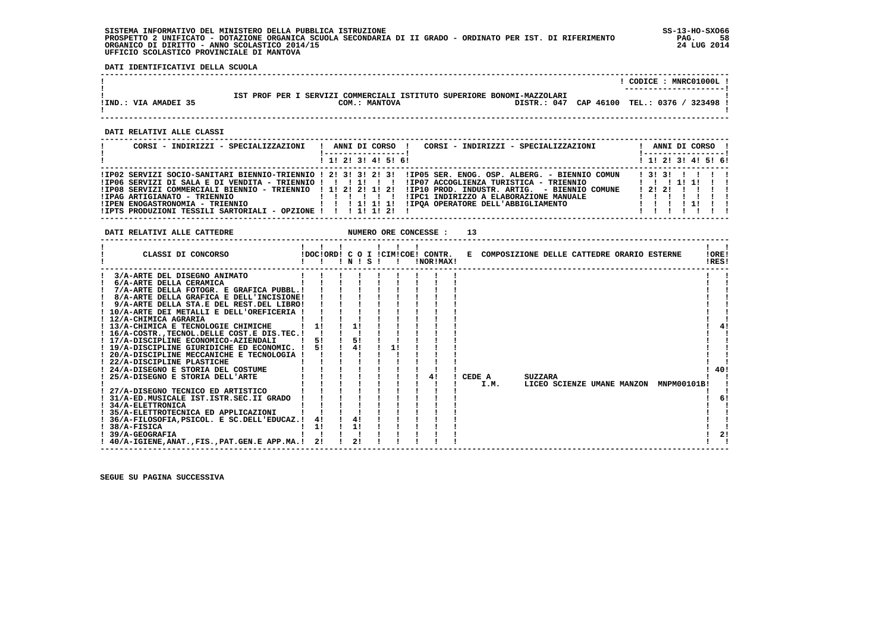SISTEMA INFORMATIVO DEL MINISTERO DELLA PUBBLICA ISTRUZIONE
PROSPETTO 2 UNIFICATO - DOTAZIONE ORGANICA SCUOLA SECONDARIA DI II GRADO - ORDINATO PER IST. DI RIFERIMENTO
ORGANICO DI DIRITTO - ANNO SCOLASTICO 2014/15
UFFICIO SCOLASTICO PROVINCIALE DI MANTOVA

SS-13-HO-SXO66
24 LUG 2014

**DATI IDENTIFICATIVI DELLA SCUOLA**

CODICE : MNRC01000L

IST PROF PER I SERVIZI COMMERCIALI ISTITUTO SUPERIORE BONOMI-MAZZOLARI

IND.: VIA AMADEI 35 — COM.: MANTOVA — DISTR.: 047 — CAP 46100 — TEL.: 0376 / 323498

**DATI RELATIVI ALLE CLASSI**

| CORSI - INDIRIZZI - SPECIALIZZAZIONI | 1 | 2 | 3 | 4 | 5 | 6 | CORSI - INDIRIZZI - SPECIALIZZAZIONI | 1 | 2 | 3 | 4 | 5 | 6 |
|---|---|---|---|---|---|---|---|---|---|---|---|---|---|
| IP02 SERVIZI SOCIO-SANITARI BIENNIO-TRIENNIO | 2 | 3 | 3 | 2 | 3 | | IP05 SER. ENOG. OSP. ALBERG. - BIENNIO COMUN | 3 | 3 | | | | |
| IP06 SERVIZI DI SALA E DI VENDITA - TRIENNIO | | | 1 | | | | IP07 ACCOGLIENZA TURISTICA - TRIENNIO | | | 1 | 1 | | |
| IP08 SERVIZI COMMERCIALI BIENNIO - TRIENNIO | 1 | 2 | 2 | 1 | 2 | | IP10 PROD. INDUSTR. ARTIG. - BIENNIO COMUNE | 2 | 2 | | | | |
| IPAG ARTIGIANATO - TRIENNIO | | | | | | | IPC1 INDIRIZZO A ELABORAZIONE MANUALE | | | | | | |
| IPEN ENOGASTRONOMIA - TRIENNIO | | | 1 | 1 | 1 | | IPQA OPERATORE DELL'ABBIGLIAMENTO | | | | 1 | | |
| IPTS PRODUZIONI TESSILI SARTORIALI - OPZIONE | | | 1 | 1 | 2 | | | | | | | | |

**DATI RELATIVI ALLE CATTEDRE** — NUMERO ORE CONCESSE : 13

| CLASSI DI CONCORSO | DOC | ORD | C O I N | C O I S | CIM | COE | CONTR. NOR | CONTR. MAX | E COMPOSIZIONE DELLE CATTEDRE ORARIO ESTERNE | ORE RES |
|---|---|---|---|---|---|---|---|---|---|---|
| 3/A-ARTE DEL DISEGNO ANIMATO | | | | | | | | | | |
| 6/A-ARTE DELLA CERAMICA | | | | | | | | | | |
| 7/A-ARTE DELLA FOTOGR. E GRAFICA PUBBL. | | | | | | | | | | |
| 8/A-ARTE DELLA GRAFICA E DELL'INCISIONE | | | | | | | | | | |
| 9/A-ARTE DELLA STA.E DEL REST.DEL LIBRO | | | | | | | | | | |
| 10/A-ARTE DEI METALLI E DELL'OREFICERIA | | | | | | | | | | |
| 12/A-CHIMICA AGRARIA | | | | | | | | | | |
| 13/A-CHIMICA E TECNOLOGIE CHIMICHE | 1 | | 1 | | | | | | | 4 |
| 16/A-COSTR.,TECNOL.DELLE COST.E DIS.TEC. | | | | | | | | | | |
| 17/A-DISCIPLINE ECONOMICO-AZIENDALI | 5 | | 5 | | | | | | | |
| 19/A-DISCIPLINE GIURIDICHE ED ECONOMIC. | 5 | | 4 | | 1 | | | | | |
| 20/A-DISCIPLINE MECCANICHE E TECNOLOGIA | | | | | | | | | | |
| 22/A-DISCIPLINE PLASTICHE | | | | | | | | | | |
| 24/A-DISEGNO E STORIA DEL COSTUME | | | | | | | | | | 40 |
| 25/A-DISEGNO E STORIA DELL'ARTE | | | | | | | 4 | | CEDE A SUZZARA I.M. LICEO SCIENZE UMANE MANZON MNPM00101B | |
| 27/A-DISEGNO TECNICO ED ARTISTICO | | | | | | | | | | |
| 31/A-ED.MUSICALE IST.ISTR.SEC.II GRADO | | | | | | | | | | 6 |
| 34/A-ELETTRONICA | | | | | | | | | | |
| 35/A-ELETTROTECNICA ED APPLICAZIONI | | | | | | | | | | |
| 36/A-FILOSOFIA,PSICOL. E SC.DELL'EDUCAZ. | 4 | | 4 | | | | | | | |
| 38/A-FISICA | 1 | | 1 | | | | | | | |
| 39/A-GEOGRAFIA | | | | | | | | | | 2 |
| 40/A-IGIENE,ANAT.,FIS.,PAT.GEN.E APP.MA. | 2 | | 2 | | | | | | | |

SEGUE SU PAGINA SUCCESSIVA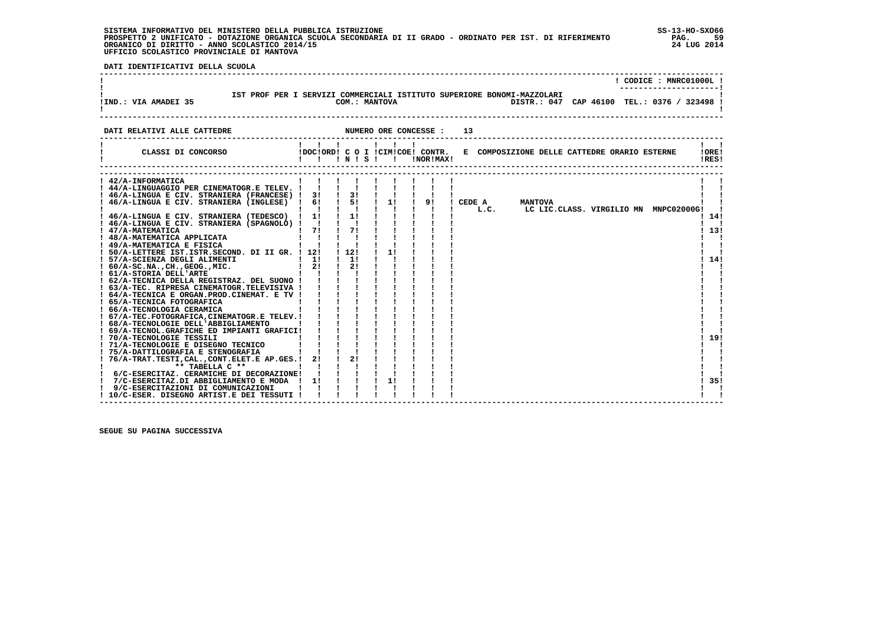SISTEMA INFORMATIVO DEL MINISTERO DELLA PUBBLICA ISTRUZIONE
PROSPETTO 2 UNIFICATO - DOTAZIONE ORGANICA SCUOLA SECONDARIA DI II GRADO - ORDINATO PER IST. DI RIFERIMENTO
ORGANICO DI DIRITTO - ANNO SCOLASTICO 2014/15
UFFICIO SCOLASTICO PROVINCIALE DI MANTOVA

SS-13-HO-SXO66
24 LUG 2014

**DATI IDENTIFICATIVI DELLA SCUOLA**

CODICE : MNRC01000L

IST PROF PER I SERVIZI COMMERCIALI ISTITUTO SUPERIORE BONOMI-MAZZOLARI

IND.: VIA AMADEI 35 — COM.: MANTOVA — DISTR.: 047 CAP 46100 TEL.: 0376 / 323498

**DATI RELATIVI ALLE CATTEDRE** — NUMERO ORE CONCESSE : 13

| CLASSI DI CONCORSO | DOC | ORD | C O I N | S | CIM | COE | CONTR. NOR | MAX | E COMPOSIZIONE DELLE CATTEDRE ORARIO ESTERNE | ORE RES |
|---|---|---|---|---|---|---|---|---|---|---|
| 42/A-INFORMATICA | | | | | | | | | | |
| 44/A-LINGUAGGIO PER CINEMATOGR.E TELEV. | | | | | | | | | | |
| 46/A-LINGUA E CIV. STRANIERA (FRANCESE) | 3 | | 3 | | | | | | | |
| 46/A-LINGUA E CIV. STRANIERA (INGLESE) | 6 | | 5 | | 1 | | 9 | | CEDE A MANTOVA L.C. LC LIC.CLASS. VIRGILIO MN MNPC02000G | |
| 46/A-LINGUA E CIV. STRANIERA (TEDESCO) | 1 | | 1 | | | | | | | 14 |
| 46/A-LINGUA E CIV. STRANIERA (SPAGNOLO) | | | | | | | | | | |
| 47/A-MATEMATICA | 7 | | 7 | | | | | | | 13 |
| 48/A-MATEMATICA APPLICATA | | | | | | | | | | |
| 49/A-MATEMATICA E FISICA | | | | | | | | | | |
| 50/A-LETTERE IST.ISTR.SECOND. DI II GR. | 12 | | 12 | | 1 | | | | | |
| 57/A-SCIENZA DEGLI ALIMENTI | 1 | | 1 | | | | | | | 14 |
| 60/A-SC.NA.,CH.,GEOG.,MIC. | 2 | | 2 | | | | | | | |
| 61/A-STORIA DELL'ARTE | | | | | | | | | | |
| 62/A-TECNICA DELLA REGISTRAZ. DEL SUONO | | | | | | | | | | |
| 63/A-TEC. RIPRESA CINEMATOGR.TELEVISIVA | | | | | | | | | | |
| 64/A-TECNICA E ORGAN.PROD.CINEMAT. E TV | | | | | | | | | | |
| 65/A-TECNICA FOTOGRAFICA | | | | | | | | | | |
| 66/A-TECNOLOGIA CERAMICA | | | | | | | | | | |
| 67/A-TEC.FOTOGRAFICA,CINEMATOGR.E TELEV. | | | | | | | | | | |
| 68/A-TECNOLOGIE DELL'ABBIGLIAMENTO | | | | | | | | | | |
| 69/A-TECNOL.GRAFICHE ED IMPIANTI GRAFICI | | | | | | | | | | |
| 70/A-TECNOLOGIE TESSILI | | | | | | | | | | 19 |
| 71/A-TECNOLOGIE E DISEGNO TECNICO | | | | | | | | | | |
| 75/A-DATTILOGRAFIA E STENOGRAFIA | | | | | | | | | | |
| 76/A-TRAT.TESTI,CAL.,CONT.ELET.E AP.GES. | 2 | | 2 | | | | | | | |
| ** TABELLA C ** | | | | | | | | | | |
| 6/C-ESERCITAZ. CERAMICHE DI DECORAZIONE | | | | | | | | | | |
| 7/C-ESERCITAZ.DI ABBIGLIAMENTO E MODA | 1 | | | | 1 | | | | | 35 |
| 9/C-ESERCITAZIONI DI COMUNICAZIONI | | | | | | | | | | |
| 10/C-ESER. DISEGNO ARTIST.E DEI TESSUTI | | | | | | | | | | |

SEGUE SU PAGINA SUCCESSIVA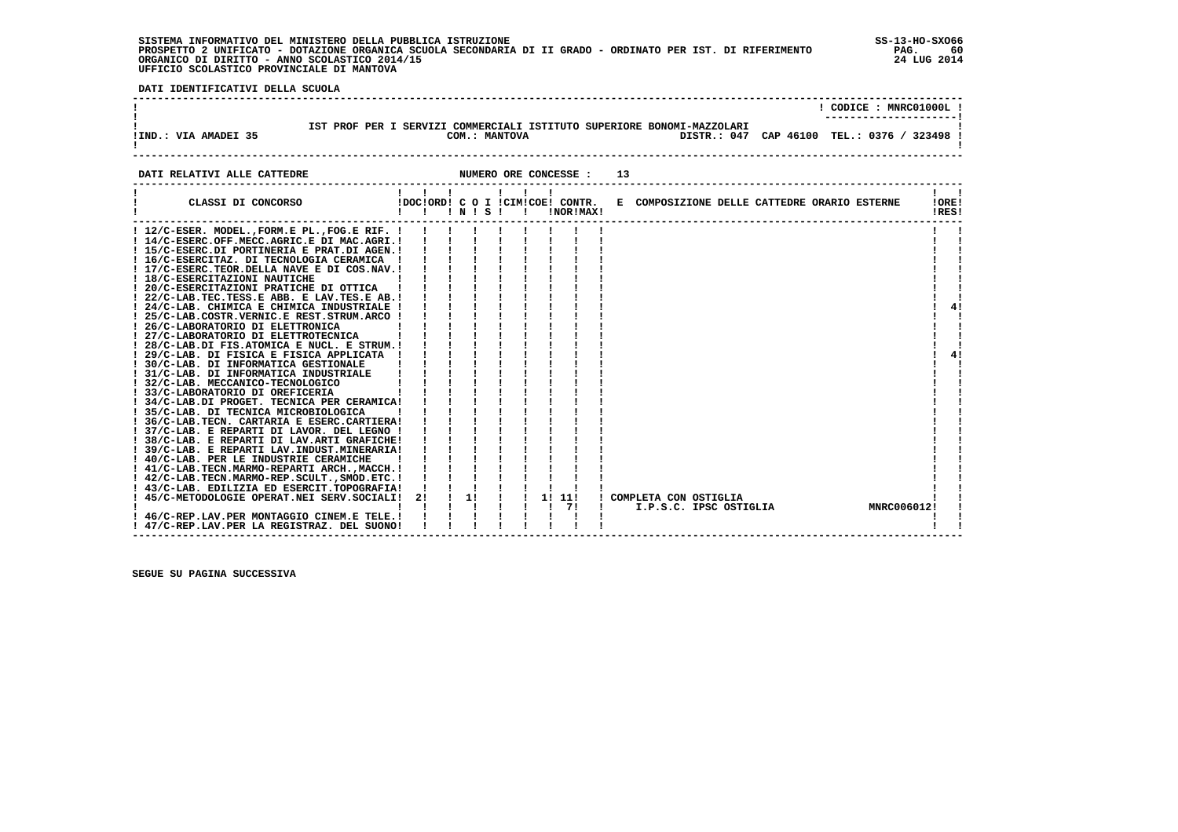SISTEMA INFORMATIVO DEL MINISTERO DELLA PUBBLICA ISTRUZIONE
PROSPETTO 2 UNIFICATO - DOTAZIONE ORGANICA SCUOLA SECONDARIA DI II GRADO - ORDINATO PER IST. DI RIFERIMENTO
ORGANICO DI DIRITTO - ANNO SCOLASTICO 2014/15
UFFICIO SCOLASTICO PROVINCIALE DI MANTOVA

SS-13-HO-SXO66
24 LUG 2014

**DATI IDENTIFICATIVI DELLA SCUOLA**

CODICE : MNRC01000L

IST PROF PER I SERVIZI COMMERCIALI ISTITUTO SUPERIORE BONOMI-MAZZOLARI

IND.: VIA AMADEI 35 — COM.: MANTOVA — DISTR.: 047 CAP 46100 TEL.: 0376 / 323498

**DATI RELATIVI ALLE CATTEDRE** — NUMERO ORE CONCESSE : 13

| CLASSI DI CONCORSO | DOC | ORD | C I N | O I S | CIM | COE | CONTR. NOR | CONTR. MAX | E COMPOSIZIONE DELLE CATTEDRE ORARIO ESTERNE | ORE RES |
|---|---|---|---|---|---|---|---|---|---|---|
| 12/C-ESER. MODEL.,FORM.E PL.,FOG.E RIF. | | | | | | | | | | |
| 14/C-ESERC.OFF.MECC.AGRIC.E DI MAC.AGRI. | | | | | | | | | | |
| 15/C-ESERC.DI PORTINERIA E PRAT.DI AGEN. | | | | | | | | | | |
| 16/C-ESERCITAZ. DI TECNOLOGIA CERAMICA | | | | | | | | | | |
| 17/C-ESERC.TEOR.DELLA NAVE E DI COS.NAV. | | | | | | | | | | |
| 18/C-ESERCITAZIONI NAUTICHE | | | | | | | | | | |
| 20/C-ESERCITAZIONI PRATICHE DI OTTICA | | | | | | | | | | |
| 22/C-LAB.TEC.TESS.E ABB. E LAV.TES.E AB. | | | | | | | | | | |
| 24/C-LAB. CHIMICA E CHIMICA INDUSTRIALE | | | | | | | | | | 4 |
| 25/C-LAB.COSTR.VERNIC.E REST.STRUM.ARCO | | | | | | | | | | |
| 26/C-LABORATORIO DI ELETTRONICA | | | | | | | | | | |
| 27/C-LABORATORIO DI ELETTROTECNICA | | | | | | | | | | |
| 28/C-LAB.DI FIS.ATOMICA E NUCL. E STRUM. | | | | | | | | | | |
| 29/C-LAB. DI FISICA E FISICA APPLICATA | | | | | | | | | | 4 |
| 30/C-LAB. DI INFORMATICA GESTIONALE | | | | | | | | | | |
| 31/C-LAB. DI INFORMATICA INDUSTRIALE | | | | | | | | | | |
| 32/C-LAB. MECCANICO-TECNOLOGICO | | | | | | | | | | |
| 33/C-LABORATORIO DI OREFICERIA | | | | | | | | | | |
| 34/C-LAB.DI PROGET. TECNICA PER CERAMICA | | | | | | | | | | |
| 35/C-LAB. DI TECNICA MICROBIOLOGICA | | | | | | | | | | |
| 36/C-LAB.TECN. CARTARIA E ESERC.CARTIERA | | | | | | | | | | |
| 37/C-LAB. E REPARTI DI LAVOR. DEL LEGNO | | | | | | | | | | |
| 38/C-LAB. E REPARTI DI LAV.ARTI GRAFICHE | | | | | | | | | | |
| 39/C-LAB. E REPARTI LAV.INDUST.MINERARIA | | | | | | | | | | |
| 40/C-LAB. PER LE INDUSTRIE CERAMICHE | | | | | | | | | | |
| 41/C-LAB.TECN.MARMO-REPARTI ARCH.,MACCH. | | | | | | | | | | |
| 42/C-LAB.TECN.MARMO-REP.SCULT.,SMOD.ETC. | | | | | | | | | | |
| 43/C-LAB. EDILIZIA ED ESERCIT.TOPOGRAFIA | | | | | | | | | | |
| 45/C-METODOLOGIE OPERAT.NEI SERV.SOCIALI | 2 | | 1 | | | 1 | 11 | | COMPLETA CON OSTIGLIA | |
| | | | | | | | 7 | | I.P.S.C. IPSC OSTIGLIA MNRC006012 | |
| 46/C-REP.LAV.PER MONTAGGIO CINEM.E TELE. | | | | | | | | | | |
| 47/C-REP.LAV.PER LA REGISTRAZ. DEL SUONO | | | | | | | | | | |

SEGUE SU PAGINA SUCCESSIVA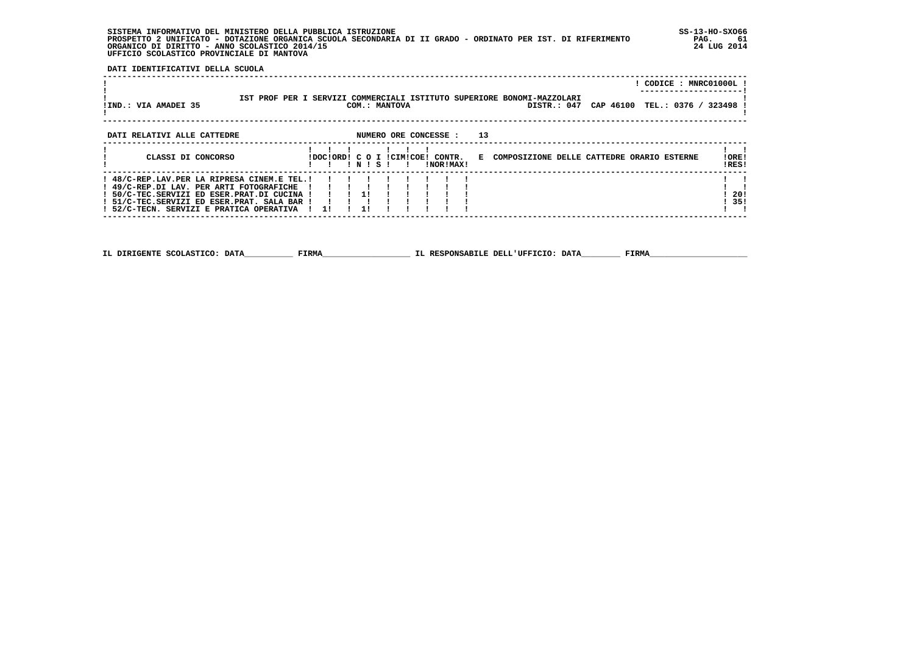SISTEMA INFORMATIVO DEL MINISTERO DELLA PUBBLICA ISTRUZIONE
PROSPETTO 2 UNIFICATO - DOTAZIONE ORGANICA SCUOLA SECONDARIA DI II GRADO - ORDINATO PER IST. DI RIFERIMENTO
ORGANICO DI DIRITTO - ANNO SCOLASTICO 2014/15
UFFICIO SCOLASTICO PROVINCIALE DI MANTOVA

SS-13-HO-SXO66
24 LUG 2014

**DATI IDENTIFICATIVI DELLA SCUOLA**

CODICE : MNRC01000L

IST PROF PER I SERVIZI COMMERCIALI ISTITUTO SUPERIORE BONOMI-MAZZOLARI

IND.: VIA AMADEI 35 — COM.: MANTOVA — DISTR.: 047 — CAP 46100 — TEL.: 0376 / 323498

**DATI RELATIVI ALLE CATTEDRE** — NUMERO ORE CONCESSE : 13

| CLASSI DI CONCORSO | DOC | ORD | C O N | I S | CIM | COE | CONTR. NOR | CONTR. MAX | E COMPOSIZIONE DELLE CATTEDRE ORARIO ESTERNE | ORE RES |
|---|---|---|---|---|---|---|---|---|---|---|
| 48/C-REP.LAV.PER LA RIPRESA CINEM.E TEL. | | | | | | | | | | |
| 49/C-REP.DI LAV. PER ARTI FOTOGRAFICHE | | | | | | | | | | |
| 50/C-TEC.SERVIZI ED ESER.PRAT.DI CUCINA | | | 1 | | | | | | | 20 |
| 51/C-TEC.SERVIZI ED ESER.PRAT. SALA BAR | | | | | | | | | | 35 |
| 52/C-TECN. SERVIZI E PRATICA OPERATIVA | 1 | | 1 | | | | | | | |

IL DIRIGENTE SCOLASTICO: DATA__________ FIRMA__________________ IL RESPONSABILE DELL'UFFICIO: DATA________ FIRMA____________________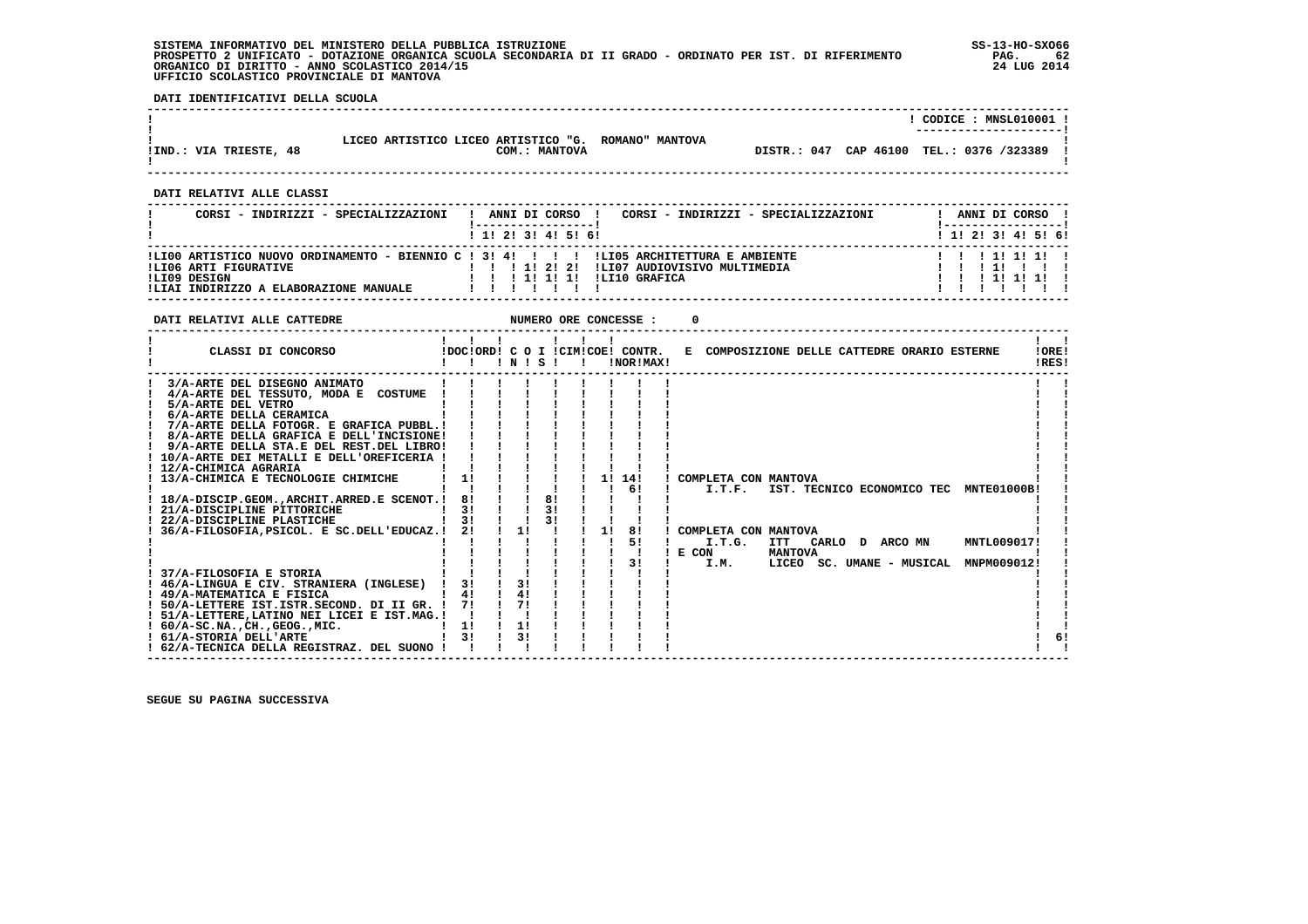SISTEMA INFORMATIVO DEL MINISTERO DELLA PUBBLICA ISTRUZIONE
PROSPETTO 2 UNIFICATO - DOTAZIONE ORGANICA SCUOLA SECONDARIA DI II GRADO - ORDINATO PER IST. DI RIFERIMENTO
ORGANICO DI DIRITTO - ANNO SCOLASTICO 2014/15
UFFICIO SCOLASTICO PROVINCIALE DI MANTOVA

SS-13-HO-SXO66
24 LUG 2014

**DATI IDENTIFICATIVI DELLA SCUOLA**

CODICE : MNSL010001

LICEO ARTISTICO LICEO ARTISTICO "G. ROMANO" MANTOVA
IND.: VIA TRIESTE, 48 — COM.: MANTOVA — DISTR.: 047 CAP 46100 TEL.: 0376 /323389

**DATI RELATIVI ALLE CLASSI**

| CORSI - INDIRIZZI - SPECIALIZZAZIONI | 1 | 2 | 3 | 4 | 5 | 6 | CORSI - INDIRIZZI - SPECIALIZZAZIONI | 1 | 2 | 3 | 4 | 5 | 6 |
|---|---|---|---|---|---|---|---|---|---|---|---|---|---|
| LI00 ARTISTICO NUOVO ORDINAMENTO - BIENNIO C | 3 | 4 | | | | | LI05 ARCHITETTURA E AMBIENTE | | | 1 | 1 | 1 | |
| LI06 ARTI FIGURATIVE | | | 1 | 2 | 2 | | LI07 AUDIOVISIVO MULTIMEDIA | | | 1 | | | |
| LI09 DESIGN | | | 1 | 1 | 1 | | LI10 GRAFICA | | | 1 | 1 | 1 | |
| LIAI INDIRIZZO A ELABORAZIONE MANUALE | | | | | | | | | | | | | |

**DATI RELATIVI ALLE CATTEDRE** — NUMERO ORE CONCESSE : 0

| CLASSI DI CONCORSO | DOC | ORD | C O I N | C O I S | CIM | COE | CONTR. NOR | CONTR. MAX | COMPOSIZIONE DELLE CATTEDRE ORARIO ESTERNE | ORE RES |
|---|---|---|---|---|---|---|---|---|---|---|
| 3/A-ARTE DEL DISEGNO ANIMATO | | | | | | | | | | |
| 4/A-ARTE DEL TESSUTO, MODA E COSTUME | | | | | | | | | | |
| 5/A-ARTE DEL VETRO | | | | | | | | | | |
| 6/A-ARTE DELLA CERAMICA | | | | | | | | | | |
| 7/A-ARTE DELLA FOTOGR. E GRAFICA PUBBL. | | | | | | | | | | |
| 8/A-ARTE DELLA GRAFICA E DELL'INCISIONE | | | | | | | | | | |
| 9/A-ARTE DELLA STA.E DEL REST.DEL LIBRO | | | | | | | | | | |
| 10/A-ARTE DEI METALLI E DELL'OREFICERIA | | | | | | | | | | |
| 12/A-CHIMICA AGRARIA | | | | | | | | | | |
| 13/A-CHIMICA E TECNOLOGIE CHIMICHE | 1 | | | | | 1 | 14 | | COMPLETA CON MANTOVA | |
| | | | | | | | 6 | | I.T.F. IST. TECNICO ECONOMICO TEC MNTE01000B | |
| 18/A-DISCIP.GEOM.,ARCHIT.ARRED.E SCENOT. | 8 | | | 8 | | | | | | |
| 21/A-DISCIPLINE PITTORICHE | 3 | | | 3 | | | | | | |
| 22/A-DISCIPLINE PLASTICHE | 3 | | | 3 | | | | | | |
| 36/A-FILOSOFIA,PSICOL. E SC.DELL'EDUCAZ. | 2 | | 1 | | | 1 | 8 | | COMPLETA CON MANTOVA | |
| | | | | | | | 5 | | I.T.G. ITT CARLO D ARCO MN MNTL009017 | |
| | | | | | | | | | E CON MANTOVA | |
| | | | | | | | 3 | | I.M. LICEO SC. UMANE - MUSICAL MNPM009012 | |
| 37/A-FILOSOFIA E STORIA | | | | | | | | | | |
| 46/A-LINGUA E CIV. STRANIERA (INGLESE) | 3 | | 3 | | | | | | | |
| 49/A-MATEMATICA E FISICA | 4 | | 4 | | | | | | | |
| 50/A-LETTERE IST.ISTR.SECOND. DI II GR. | 7 | | 7 | | | | | | | |
| 51/A-LETTERE,LATINO NEI LICEI E IST.MAG. | | | | | | | | | | |
| 60/A-SC.NA.,CH.,GEOG.,MIC. | 1 | | 1 | | | | | | | |
| 61/A-STORIA DELL'ARTE | 3 | | 3 | | | | | | | 6 |
| 62/A-TECNICA DELLA REGISTRAZ. DEL SUONO | | | | | | | | | | |

SEGUE SU PAGINA SUCCESSIVA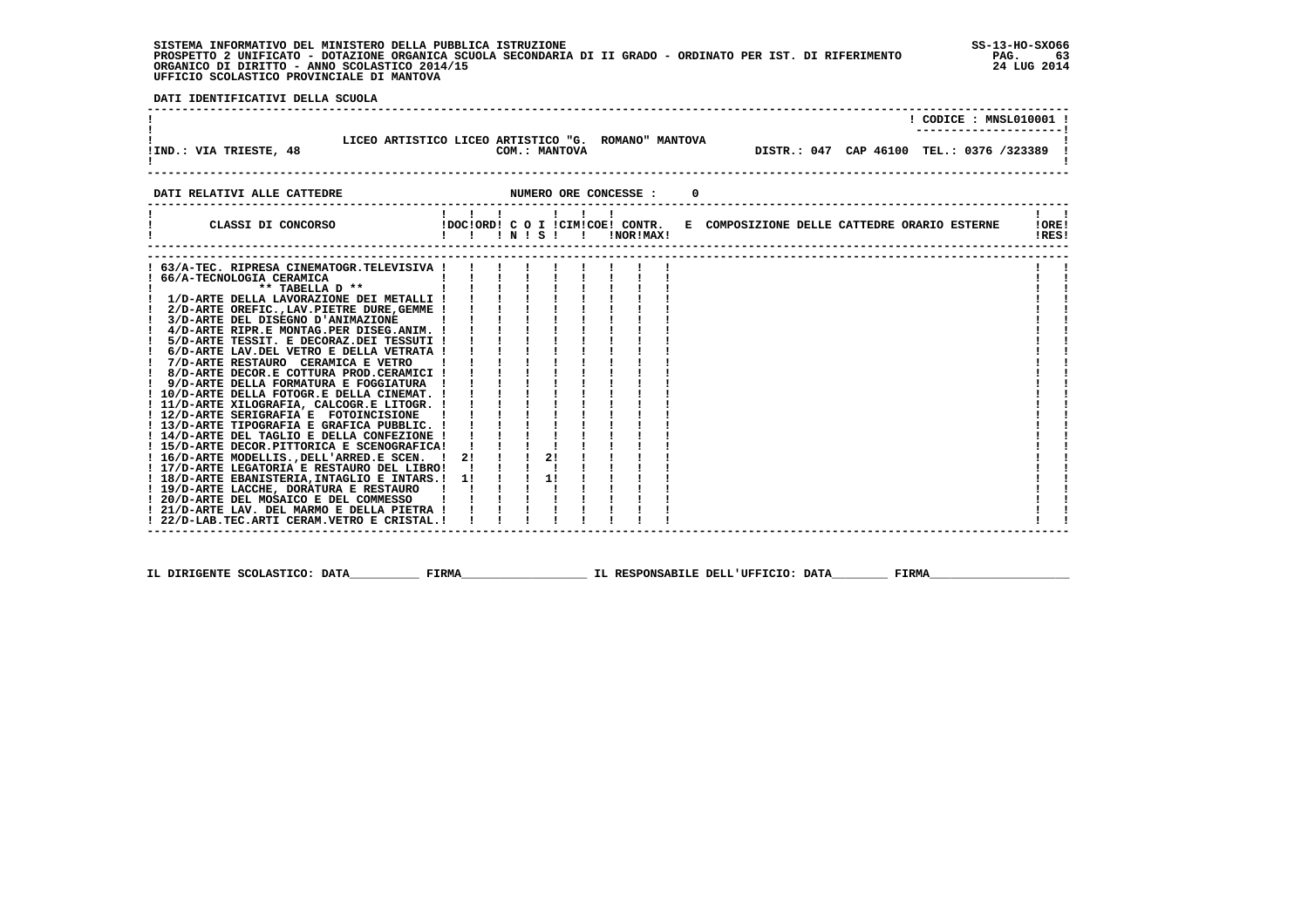SISTEMA INFORMATIVO DEL MINISTERO DELLA PUBBLICA ISTRUZIONE
PROSPETTO 2 UNIFICATO - DOTAZIONE ORGANICA SCUOLA SECONDARIA DI II GRADO - ORDINATO PER IST. DI RIFERIMENTO
ORGANICO DI DIRITTO - ANNO SCOLASTICO 2014/15
UFFICIO SCOLASTICO PROVINCIALE DI MANTOVA

SS-13-HO-SXO66
24 LUG 2014

**DATI IDENTIFICATIVI DELLA SCUOLA**

| | |
|---|---|
| | CODICE : MNSL010001 |
| LICEO ARTISTICO LICEO ARTISTICO "G. ROMANO" MANTOVA | |
| IND.: VIA TRIESTE, 48 — COM.: MANTOVA | DISTR.: 047 CAP 46100 TEL.: 0376 /323389 |

**DATI RELATIVI ALLE CATTEDRE** NUMERO ORE CONCESSE : 0

| CLASSI DI CONCORSO | DOC | ORD | C O N | I S | CIM | COE | CONTR. NOR | CONTR. MAX | E | COMPOSIZIONE DELLE CATTEDRE ORARIO ESTERNE | ORE RES |
|---|---|---|---|---|---|---|---|---|---|---|---|
| 63/A-TEC. RIPRESA CINEMATOGR.TELEVISIVA | | | | | | | | | | | |
| 66/A-TECNOLOGIA CERAMICA | | | | | | | | | | | |
| ** TABELLA D ** | | | | | | | | | | | |
| 1/D-ARTE DELLA LAVORAZIONE DEI METALLI | | | | | | | | | | | |
| 2/D-ARTE OREFIC.,LAV.PIETRE DURE,GEMME | | | | | | | | | | | |
| 3/D-ARTE DEL DISEGNO D'ANIMAZIONE | | | | | | | | | | | |
| 4/D-ARTE RIPR.E MONTAG.PER DISEG.ANIM. | | | | | | | | | | | |
| 5/D-ARTE TESSIT. E DECORAZ.DEI TESSUTI | | | | | | | | | | | |
| 6/D-ARTE LAV.DEL VETRO E DELLA VETRATA | | | | | | | | | | | |
| 7/D-ARTE RESTAURO CERAMICA E VETRO | | | | | | | | | | | |
| 8/D-ARTE DECOR.E COTTURA PROD.CERAMICI | | | | | | | | | | | |
| 9/D-ARTE DELLA FORMATURA E FOGGIATURA | | | | | | | | | | | |
| 10/D-ARTE DELLA FOTOGR.E DELLA CINEMAT. | | | | | | | | | | | |
| 11/D-ARTE XILOGRAFIA, CALCOGR.E LITOGR. | | | | | | | | | | | |
| 12/D-ARTE SERIGRAFIA E FOTOINCISIONE | | | | | | | | | | | |
| 13/D-ARTE TIPOGRAFIA E GRAFICA PUBBLIC. | | | | | | | | | | | |
| 14/D-ARTE DEL TAGLIO E DELLA CONFEZIONE | | | | | | | | | | | |
| 15/D-ARTE DECOR.PITTORICA E SCENOGRAFICA | | | | | | | | | | | |
| 16/D-ARTE MODELLIS.,DELL'ARRED.E SCEN. | 2 | | | 2 | | | | | | | |
| 17/D-ARTE LEGATORIA E RESTAURO DEL LIBRO | | | | | | | | | | | |
| 18/D-ARTE EBANISTERIA,INTAGLIO E INTARS. | 1 | | | 1 | | | | | | | |
| 19/D-ARTE LACCHE, DORATURA E RESTAURO | | | | | | | | | | | |
| 20/D-ARTE DEL MOSAICO E DEL COMMESSO | | | | | | | | | | | |
| 21/D-ARTE LAV. DEL MARMO E DELLA PIETRA | | | | | | | | | | | |
| 22/D-LAB.TEC.ARTI CERAM.VETRO E CRISTAL. | | | | | | | | | | | |

IL DIRIGENTE SCOLASTICO: DATA_________ FIRMA__________________ IL RESPONSABILE DELL'UFFICIO: DATA________ FIRMA____________________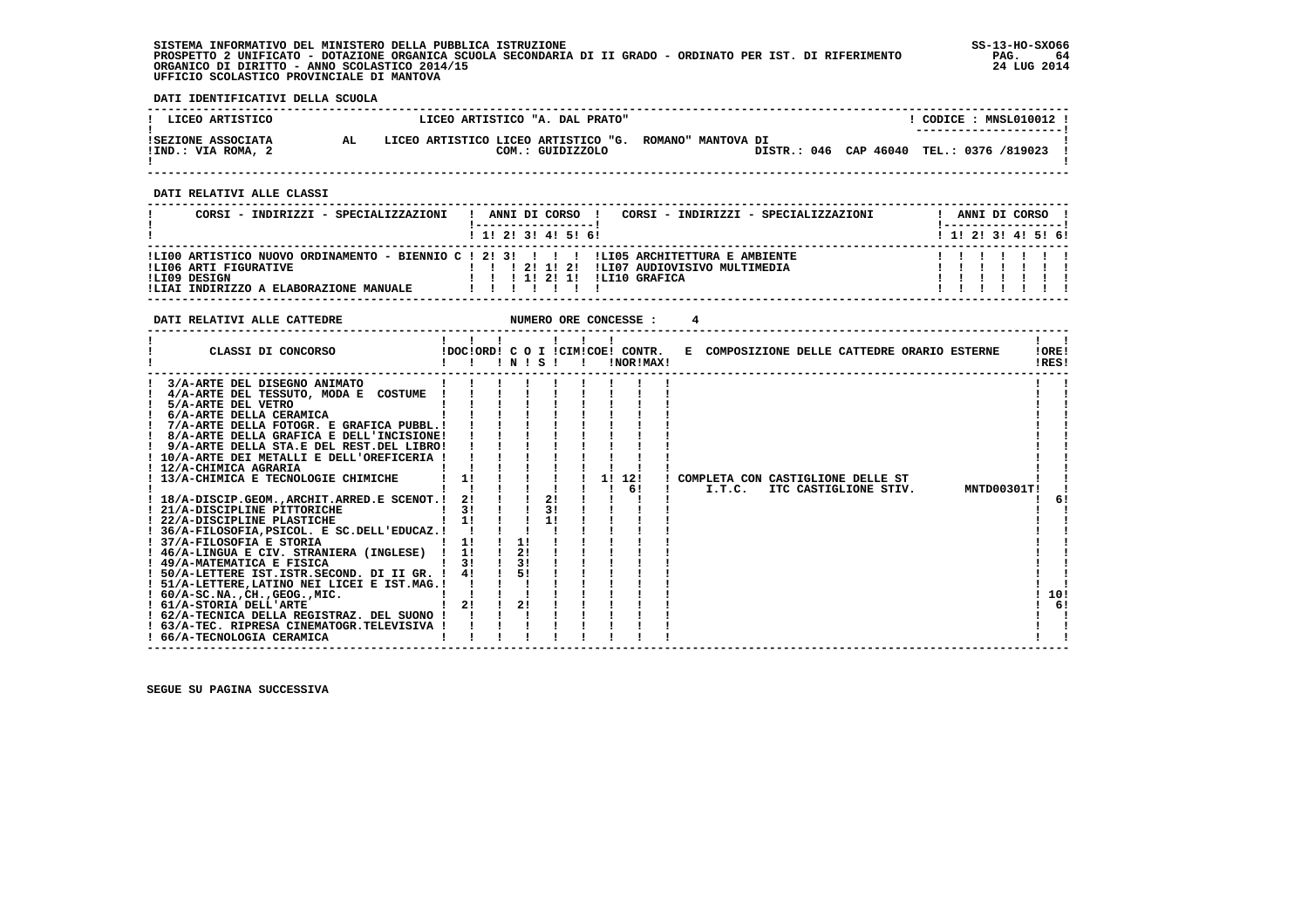SISTEMA INFORMATIVO DEL MINISTERO DELLA PUBBLICA ISTRUZIONE
PROSPETTO 2 UNIFICATO - DOTAZIONE ORGANICA SCUOLA SECONDARIA DI II GRADO - ORDINATO PER IST. DI RIFERIMENTO
ORGANICO DI DIRITTO - ANNO SCOLASTICO 2014/15
UFFICIO SCOLASTICO PROVINCIALE DI MANTOVA

SS-13-HO-SXO66
PAG. 64
24 LUG 2014

**DATI IDENTIFICATIVI DELLA SCUOLA**

| LICEO ARTISTICO | LICEO ARTISTICO "A. DAL PRATO" | CODICE : MNSL010012 |
|---|---|---|
| SEZIONE ASSOCIATA AL | LICEO ARTISTICO LICEO ARTISTICO "G. ROMANO" MANTOVA DI | |
| IND.: VIA ROMA, 2 | COM.: GUIDIZZOLO | DISTR.: 046 CAP 46040 TEL.: 0376 /819023 |

**DATI RELATIVI ALLE CLASSI**

| CORSI - INDIRIZZI - SPECIALIZZAZIONI | 1 | 2 | 3 | 4 | 5 | 6 | CORSI - INDIRIZZI - SPECIALIZZAZIONI | 1 | 2 | 3 | 4 | 5 | 6 |
|---|---|---|---|---|---|---|---|---|---|---|---|---|---|
| LI00 ARTISTICO NUOVO ORDINAMENTO - BIENNIO C | 2 | 3 | | | | | LI05 ARCHITETTURA E AMBIENTE | | | | | | |
| LI06 ARTI FIGURATIVE | | | 2 | 1 | 2 | | LI07 AUDIOVISIVO MULTIMEDIA | | | | | | |
| LI09 DESIGN | | | 1 | 2 | 1 | | LI10 GRAFICA | | | | | | |
| LIAI INDIRIZZO A ELABORAZIONE MANUALE | | | | | | | | | | | | | |

**DATI RELATIVI ALLE CATTEDRE** NUMERO ORE CONCESSE : 4

| CLASSI DI CONCORSO | DOC | ORD | C O I N | C O I S | CIM | COE | CONTR. NOR | CONTR. MAX | E COMPOSIZIONE DELLE CATTEDRE ORARIO ESTERNE | ORE RES |
|---|---|---|---|---|---|---|---|---|---|---|
| 3/A-ARTE DEL DISEGNO ANIMATO | | | | | | | | | | |
| 4/A-ARTE DEL TESSUTO, MODA E COSTUME | | | | | | | | | | |
| 5/A-ARTE DEL VETRO | | | | | | | | | | |
| 6/A-ARTE DELLA CERAMICA | | | | | | | | | | |
| 7/A-ARTE DELLA FOTOGR. E GRAFICA PUBBL. | | | | | | | | | | |
| 8/A-ARTE DELLA GRAFICA E DELL'INCISIONE | | | | | | | | | | |
| 9/A-ARTE DELLA STA.E DEL REST.DEL LIBRO | | | | | | | | | | |
| 10/A-ARTE DEI METALLI E DELL'OREFICERIA | | | | | | | | | | |
| 12/A-CHIMICA AGRARIA | | | | | | | | | | |
| 13/A-CHIMICA E TECNOLOGIE CHIMICHE | 1 | | | | | 1 | 12 | | COMPLETA CON CASTIGLIONE DELLE ST | |
| | | | | | | | 6 | | I.T.C. ITC CASTIGLIONE STIV. MNTD00301T | |
| 18/A-DISCIP.GEOM.,ARCHIT.ARRED.E SCENOT. | 2 | | | 2 | | | | | | 6 |
| 21/A-DISCIPLINE PITTORICHE | 3 | | | 3 | | | | | | |
| 22/A-DISCIPLINE PLASTICHE | 1 | | | 1 | | | | | | |
| 36/A-FILOSOFIA,PSICOL. E SC.DELL'EDUCAZ. | | | | | | | | | | |
| 37/A-FILOSOFIA E STORIA | 1 | | 1 | | | | | | | |
| 46/A-LINGUA E CIV. STRANIERA (INGLESE) | 1 | | 2 | | | | | | | |
| 49/A-MATEMATICA E FISICA | 3 | | 3 | | | | | | | |
| 50/A-LETTERE IST.ISTR.SECOND. DI II GR. | 4 | | 5 | | | | | | | |
| 51/A-LETTERE,LATINO NEI LICEI E IST.MAG. | | | | | | | | | | |
| 60/A-SC.NA.,CH.,GEOG.,MIC. | | | | | | | | | | 10 |
| 61/A-STORIA DELL'ARTE | 2 | | 2 | | | | | | | 6 |
| 62/A-TECNICA DELLA REGISTRAZ. DEL SUONO | | | | | | | | | | |
| 63/A-TEC. RIPRESA CINEMATOGR.TELEVISIVA | | | | | | | | | | |
| 66/A-TECNOLOGIA CERAMICA | | | | | | | | | | |

SEGUE SU PAGINA SUCCESSIVA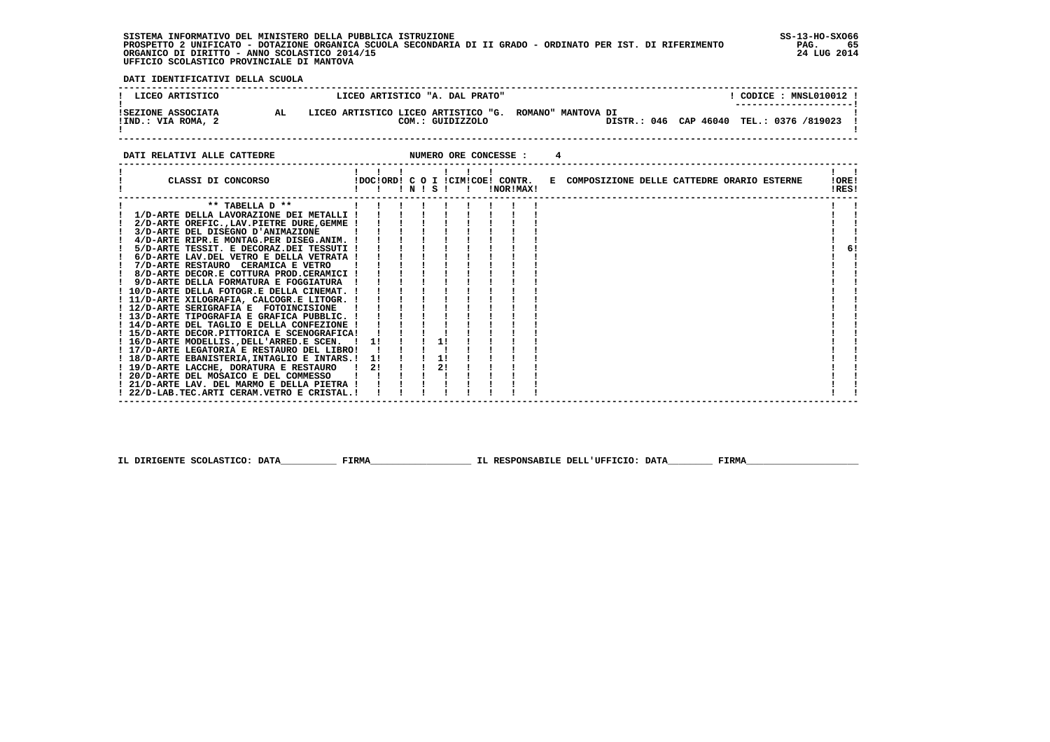SISTEMA INFORMATIVO DEL MINISTERO DELLA PUBBLICA ISTRUZIONE
PROSPETTO 2 UNIFICATO - DOTAZIONE ORGANICA SCUOLA SECONDARIA DI II GRADO - ORDINATO PER IST. DI RIFERIMENTO
ORGANICO DI DIRITTO - ANNO SCOLASTICO 2014/15
UFFICIO SCOLASTICO PROVINCIALE DI MANTOVA

SS-13-HO-SXO66
24 LUG 2014

**DATI IDENTIFICATIVI DELLA SCUOLA**

| LICEO ARTISTICO | | LICEO ARTISTICO "A. DAL PRATO" | CODICE : MNSL010012 |
|---|---|---|---|
| SEZIONE ASSOCIATA | AL | LICEO ARTISTICO LICEO ARTISTICO "G. ROMANO" MANTOVA DI | |
| IND.: VIA ROMA, 2 | | COM.: GUIDIZZOLO | DISTR.: 046 CAP 46040 TEL.: 0376 /819023 |

**DATI RELATIVI ALLE CATTEDRE** NUMERO ORE CONCESSE : 4

| CLASSI DI CONCORSO | DOC | ORD | C N | O S | I | CIM | COE | CONTR. NOR | MAX | E | COMPOSIZIONE DELLE CATTEDRE ORARIO ESTERNE | ORE RES |
|---|---|---|---|---|---|---|---|---|---|---|---|---|
| ** TABELLA D ** | | | | | | | | | | | | |
| 1/D-ARTE DELLA LAVORAZIONE DEI METALLI | | | | | | | | | | | | |
| 2/D-ARTE OREFIC.,LAV.PIETRE DURE,GEMME | | | | | | | | | | | | |
| 3/D-ARTE DEL DISEGNO D'ANIMAZIONE | | | | | | | | | | | | |
| 4/D-ARTE RIPR.E MONTAG.PER DISEG.ANIM. | | | | | | | | | | | | |
| 5/D-ARTE TESSIT. E DECORAZ.DEI TESSUTI | | | | | | | | | | | | 6 |
| 6/D-ARTE LAV.DEL VETRO E DELLA VETRATA | | | | | | | | | | | | |
| 7/D-ARTE RESTAURO CERAMICA E VETRO | | | | | | | | | | | | |
| 8/D-ARTE DECOR.E COTTURA PROD.CERAMICI | | | | | | | | | | | | |
| 9/D-ARTE DELLA FORMATURA E FOGGIATURA | | | | | | | | | | | | |
| 10/D-ARTE DELLA FOTOGR.E DELLA CINEMAT. | | | | | | | | | | | | |
| 11/D-ARTE XILOGRAFIA, CALCOGR.E LITOGR. | | | | | | | | | | | | |
| 12/D-ARTE SERIGRAFIA E FOTOINCISIONE | | | | | | | | | | | | |
| 13/D-ARTE TIPOGRAFIA E GRAFICA PUBBLIC. | | | | | | | | | | | | |
| 14/D-ARTE DEL TAGLIO E DELLA CONFEZIONE | | | | | | | | | | | | |
| 15/D-ARTE DECOR.PITTORICA E SCENOGRAFICA | | | | | | | | | | | | |
| 16/D-ARTE MODELLIS.,DELL'ARRED.E SCEN. | 1 | | | | 1 | | | | | | | |
| 17/D-ARTE LEGATORIA E RESTAURO DEL LIBRO | | | | | | | | | | | | |
| 18/D-ARTE EBANISTERIA,INTAGLIO E INTARS. | 1 | | | | 1 | | | | | | | |
| 19/D-ARTE LACCHE, DORATURA E RESTAURO | 2 | | | | 2 | | | | | | | |
| 20/D-ARTE DEL MOSAICO E DEL COMMESSO | | | | | | | | | | | | |
| 21/D-ARTE LAV. DEL MARMO E DELLA PIETRA | | | | | | | | | | | | |
| 22/D-LAB.TEC.ARTI CERAM.VETRO E CRISTAL. | | | | | | | | | | | | |

IL DIRIGENTE SCOLASTICO: DATA\_\_\_\_\_\_\_\_\_\_ FIRMA\_\_\_\_\_\_\_\_\_\_\_\_\_\_\_\_\_\_ IL RESPONSABILE DELL'UFFICIO: DATA\_\_\_\_\_\_\_\_ FIRMA\_\_\_\_\_\_\_\_\_\_\_\_\_\_\_\_\_\_\_\_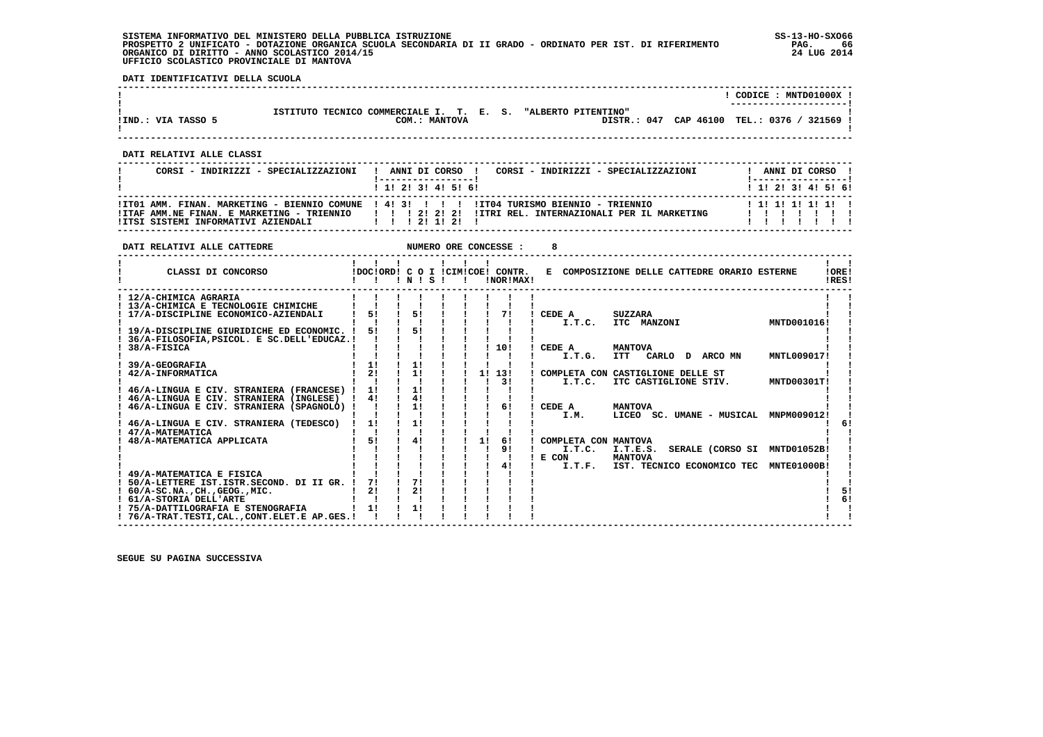SISTEMA INFORMATIVO DEL MINISTERO DELLA PUBBLICA ISTRUZIONE
PROSPETTO 2 UNIFICATO - DOTAZIONE ORGANICA SCUOLA SECONDARIA DI II GRADO - ORDINATO PER IST. DI RIFERIMENTO
ORGANICO DI DIRITTO - ANNO SCOLASTICO 2014/15
UFFICIO SCOLASTICO PROVINCIALE DI MANTOVA

**DATI IDENTIFICATIVI DELLA SCUOLA**

CODICE : MNTD01000X

ISTITUTO TECNICO COMMERCIALE I. T. E. S. "ALBERTO PITENTINO"
IND.: VIA TASSO 5 — COM.: MANTOVA — DISTR.: 047 CAP 46100 TEL.: 0376 / 321569

**DATI RELATIVI ALLE CLASSI**

| CORSI - INDIRIZZI - SPECIALIZZAZIONI | 1 | 2 | 3 | 4 | 5 | 6 | CORSI - INDIRIZZI - SPECIALIZZAZIONI | 1 | 2 | 3 | 4 | 5 | 6 |
|---|---|---|---|---|---|---|---|---|---|---|---|---|---|
| IT01 AMM. FINAN. MARKETING - BIENNIO COMUNE | 4 | 3 | | | | | IT04 TURISMO BIENNIO - TRIENNIO | 1 | 1 | 1 | 1 | 1 | |
| ITAF AMM.NE FINAN. E MARKETING - TRIENNIO | | | 2 | 2 | 2 | | ITRI REL. INTERNAZIONALI PER IL MARKETING | | | | | | |
| ITSI SISTEMI INFORMATIVI AZIENDALI | | | 2 | 1 | 2 | | | | | | | | |

**DATI RELATIVI ALLE CATTEDRE** — NUMERO ORE CONCESSE : 8

| CLASSI DI CONCORSO | DOC | ORD | C O I N S | CIM | COE | CONTR. NOR | CONTR. MAX | E COMPOSIZIONE DELLE CATTEDRE ORARIO ESTERNE | ORE RES |
|---|---|---|---|---|---|---|---|---|---|
| 12/A-CHIMICA AGRARIA | | | | | | | | | |
| 13/A-CHIMICA E TECNOLOGIE CHIMICHE | | | | | | | | | |
| 17/A-DISCIPLINE ECONOMICO-AZIENDALI | 5 | | 5 | | | | 7 | CEDE A SUZZARA I.T.C. ITC MANZONI MNTD001016 | |
| 19/A-DISCIPLINE GIURIDICHE ED ECONOMIC. | 5 | | 5 | | | | | | |
| 36/A-FILOSOFIA,PSICOL. E SC.DELL'EDUCAZ. | | | | | | | | | |
| 38/A-FISICA | | | | | | | 10 | CEDE A MANTOVA I.T.G. ITT CARLO D ARCO MN MNTL009017 | |
| 39/A-GEOGRAFIA | 1 | | 1 | | | | | | |
| 42/A-INFORMATICA | 2 | | 1 | | | 1 | 13 / 3 | COMPLETA CON CASTIGLIONE DELLE ST I.T.C. ITC CASTIGLIONE STIV. MNTD00301T | |
| 46/A-LINGUA E CIV. STRANIERA (FRANCESE) | 1 | | 1 | | | | | | |
| 46/A-LINGUA E CIV. STRANIERA (INGLESE) | 4 | | 4 | | | | | | |
| 46/A-LINGUA E CIV. STRANIERA (SPAGNOLO) | | | 1 | | | | 6 | CEDE A MANTOVA I.M. LICEO SC. UMANE - MUSICAL MNPM009012 | |
| 46/A-LINGUA E CIV. STRANIERA (TEDESCO) | 1 | | 1 | | | | | | 6 |
| 47/A-MATEMATICA | | | | | | | | | |
| 48/A-MATEMATICA APPLICATA | 5 | | 4 | | | 1 | 6 / 9 / 4 | COMPLETA CON MANTOVA I.T.C. I.T.E.S. SERALE (CORSO SI MNTD01052B E CON MANTOVA I.T.F. IST. TECNICO ECONOMICO TEC MNTE01000B | |
| 49/A-MATEMATICA E FISICA | | | | | | | | | |
| 50/A-LETTERE IST.ISTR.SECOND. DI II GR. | 7 | | 7 | | | | | | |
| 60/A-SC.NA.,CH.,GEOG.,MIC. | 2 | | 2 | | | | | | 5 |
| 61/A-STORIA DELL'ARTE | | | | | | | | | 6 |
| 75/A-DATTILOGRAFIA E STENOGRAFIA | 1 | | 1 | | | | | | |
| 76/A-TRAT.TESTI,CAL.,CONT.ELET.E AP.GES. | | | | | | | | | |

SEGUE SU PAGINA SUCCESSIVA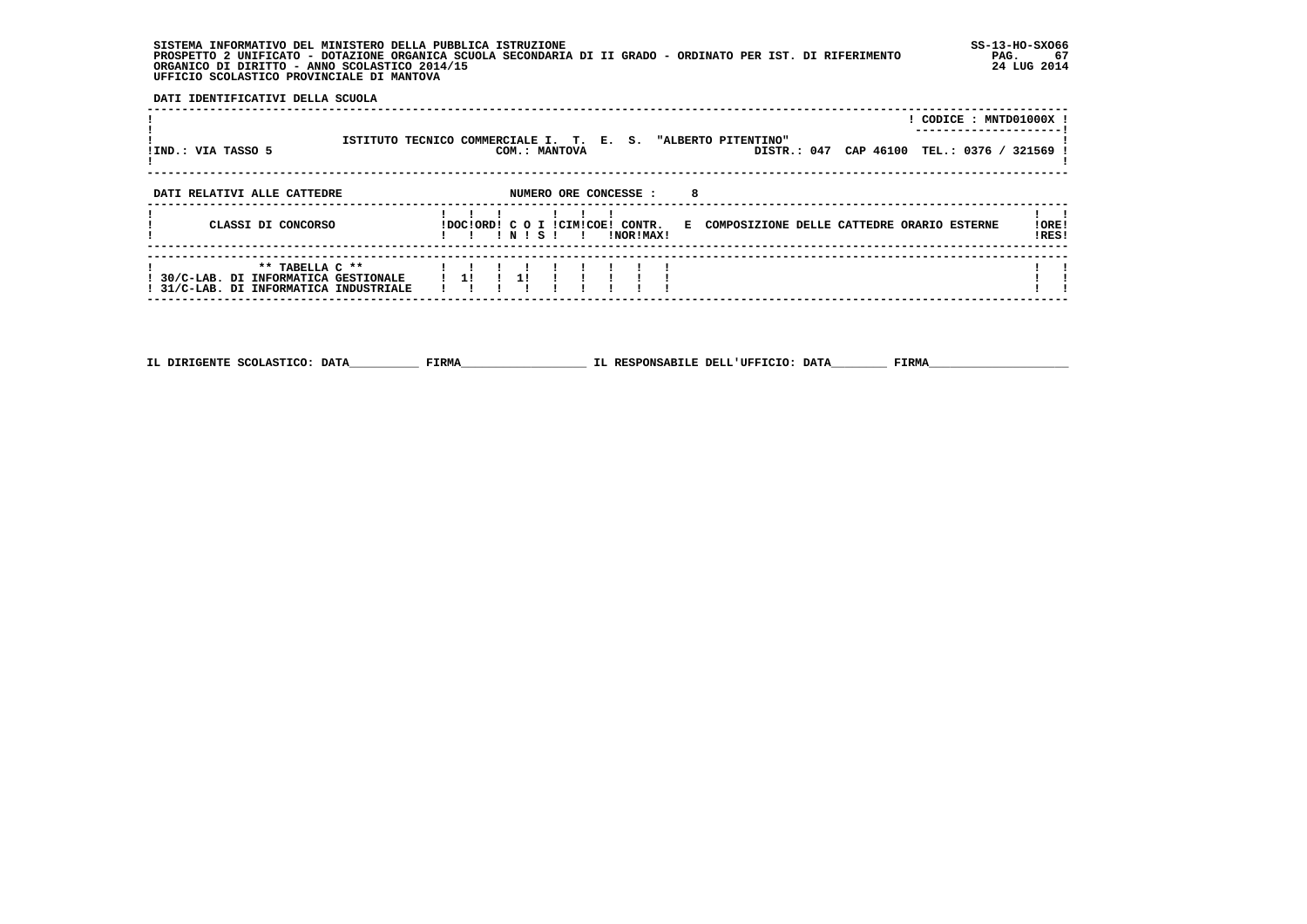SISTEMA INFORMATIVO DEL MINISTERO DELLA PUBBLICA ISTRUZIONE
PROSPETTO 2 UNIFICATO - DOTAZIONE ORGANICA SCUOLA SECONDARIA DI II GRADO - ORDINATO PER IST. DI RIFERIMENTO
ORGANICO DI DIRITTO - ANNO SCOLASTICO 2014/15
UFFICIO SCOLASTICO PROVINCIALE DI MANTOVA

SS-13-HO-SXO66
PAG. 67
24 LUG 2014

**DATI IDENTIFICATIVI DELLA SCUOLA**

| | | |
|---|---|---|
| | | CODICE : MNTD01000X |
| IND.: VIA TASSO 5 | ISTITUTO TECNICO COMMERCIALE I. T. E. S. "ALBERTO PITENTINO" COM.: MANTOVA | DISTR.: 047 CAP 46100 TEL.: 0376 / 321569 |

**DATI RELATIVI ALLE CATTEDRE** NUMERO ORE CONCESSE : 8

| CLASSI DI CONCORSO | DOC | ORD | C O N | I S | CIM | COE | CONTR. NOR | CONTR. MAX | E COMPOSIZIONE DELLE CATTEDRE ORARIO ESTERNE | ORE RES |
|---|---|---|---|---|---|---|---|---|---|---|
| ** TABELLA C ** | | | | | | | | | | |
| 30/C-LAB. DI INFORMATICA GESTIONALE | 1 | | 1 | | | | | | | |
| 31/C-LAB. DI INFORMATICA INDUSTRIALE | | | | | | | | | | |

IL DIRIGENTE SCOLASTICO: DATA__________ FIRMA__________________ IL RESPONSABILE DELL'UFFICIO: DATA________ FIRMA____________________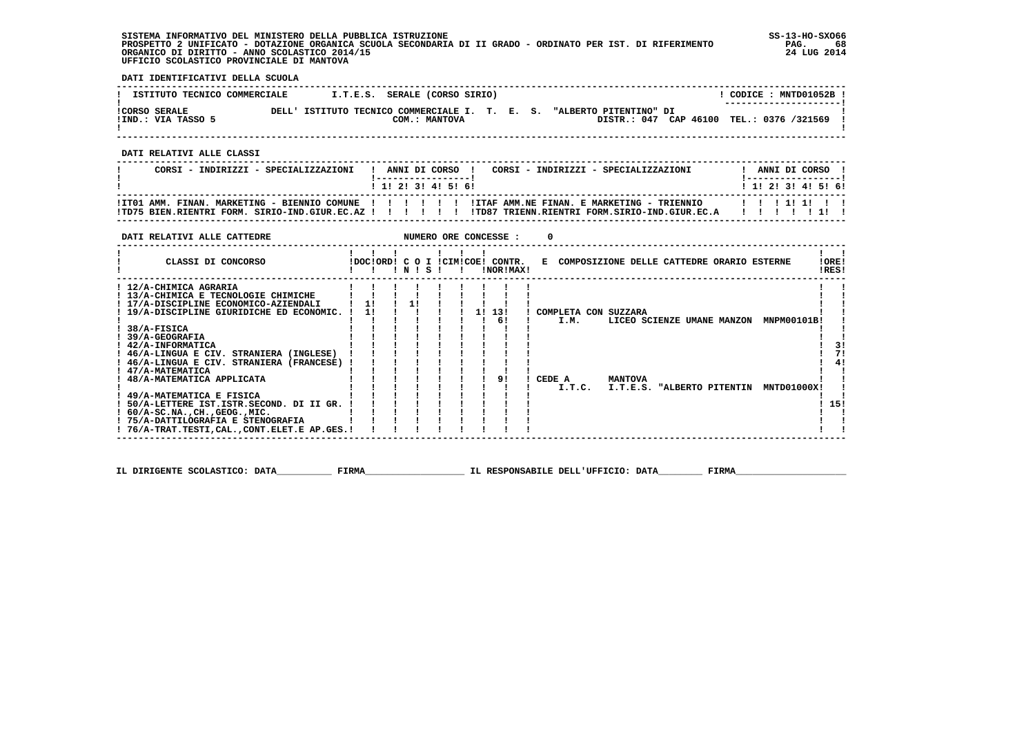SISTEMA INFORMATIVO DEL MINISTERO DELLA PUBBLICA ISTRUZIONE
PROSPETTO 2 UNIFICATO - DOTAZIONE ORGANICA SCUOLA SECONDARIA DI II GRADO - ORDINATO PER IST. DI RIFERIMENTO
ORGANICO DI DIRITTO - ANNO SCOLASTICO 2014/15
UFFICIO SCOLASTICO PROVINCIALE DI MANTOVA

SS-13-HO-SXO66
24 LUG 2014

**DATI IDENTIFICATIVI DELLA SCUOLA**

| ISTITUTO TECNICO COMMERCIALE | I.T.E.S. SERALE (CORSO SIRIO) | CODICE : MNTD01052B |
|---|---|---|
| CORSO SERALE<br>IND.: VIA TASSO 5 | DELL' ISTITUTO TECNICO COMMERCIALE I. T. E. S. "ALBERTO PITENTINO" DI<br>COM.: MANTOVA | DISTR.: 047 CAP 46100 TEL.: 0376 /321569 |

**DATI RELATIVI ALLE CLASSI**

| CORSI - INDIRIZZI - SPECIALIZZAZIONI | 1 | 2 | 3 | 4 | 5 | 6 | CORSI - INDIRIZZI - SPECIALIZZAZIONI | 1 | 2 | 3 | 4 | 5 | 6 |
|---|---|---|---|---|---|---|---|---|---|---|---|---|---|
| IT01 AMM. FINAN. MARKETING - BIENNIO COMUNE | | | | | | | ITAF AMM.NE FINAN. E MARKETING - TRIENNIO | | | 1 | 1 | | |
| TD75 BIEN.RIENTRI FORM. SIRIO-IND.GIUR.EC.AZ | | | | | | | TD87 TRIENN.RIENTRI FORM.SIRIO-IND.GIUR.EC.A | | | | | 1 | |

**DATI RELATIVI ALLE CATTEDRE** NUMERO ORE CONCESSE : 0

| CLASSI DI CONCORSO | DOC | ORD | C O I N | C O I S | CIM | COE | CONTR. NOR | CONTR. MAX | E COMPOSIZIONE DELLE CATTEDRE ORARIO ESTERNE | ORE RES |
|---|---|---|---|---|---|---|---|---|---|---|
| 12/A-CHIMICA AGRARIA | | | | | | | | | | |
| 13/A-CHIMICA E TECNOLOGIE CHIMICHE | | | | | | | | | | |
| 17/A-DISCIPLINE ECONOMICO-AZIENDALI | 1 | | 1 | | | | | | | |
| 19/A-DISCIPLINE GIURIDICHE ED ECONOMIC. | 1 | | | | | 1 | 13 | | COMPLETA CON SUZZARA | |
| | | | | | | | 6 | | I.M. LICEO SCIENZE UMANE MANZON MNPM00101B | |
| 38/A-FISICA | | | | | | | | | | |
| 39/A-GEOGRAFIA | | | | | | | | | | |
| 42/A-INFORMATICA | | | | | | | | | | 3 |
| 46/A-LINGUA E CIV. STRANIERA (INGLESE) | | | | | | | | | | 7 |
| 46/A-LINGUA E CIV. STRANIERA (FRANCESE) | | | | | | | | | | 4 |
| 47/A-MATEMATICA | | | | | | | | | | |
| 48/A-MATEMATICA APPLICATA | | | | | | | 9 | | CEDE A MANTOVA | |
| | | | | | | | | | I.T.C. I.T.E.S. "ALBERTO PITENTIN MNTD01000X | |
| 49/A-MATEMATICA E FISICA | | | | | | | | | | |
| 50/A-LETTERE IST.ISTR.SECOND. DI II GR. | | | | | | | | | | 15 |
| 60/A-SC.NA.,CH.,GEOG.,MIC. | | | | | | | | | | |
| 75/A-DATTILOGRAFIA E STENOGRAFIA | | | | | | | | | | |
| 76/A-TRAT.TESTI,CAL.,CONT.ELET.E AP.GES. | | | | | | | | | | |

IL DIRIGENTE SCOLASTICO: DATA__________ FIRMA__________________ IL RESPONSABILE DELL'UFFICIO: DATA________ FIRMA____________________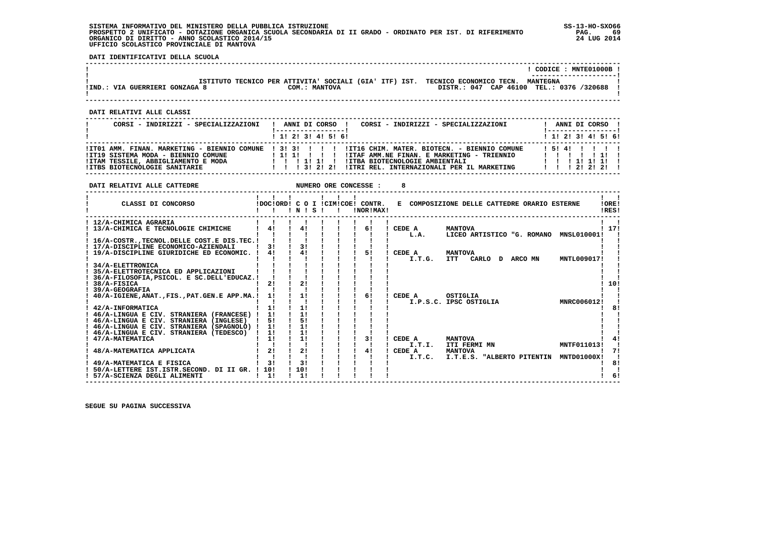**SISTEMA INFORMATIVO DEL MINISTERO DELLA PUBBLICA ISTRUZIONE**
**PROSPETTO 2 UNIFICATO - DOTAZIONE ORGANICA SCUOLA SECONDARIA DI II GRADO - ORDINATO PER IST. DI RIFERIMENTO**
**ORGANICO DI DIRITTO - ANNO SCOLASTICO 2014/15**
**UFFICIO SCOLASTICO PROVINCIALE DI MANTOVA**

SS-13-HO-SXO66
24 LUG 2014

**DATI IDENTIFICATIVI DELLA SCUOLA**

CODICE : MNTE01000B

ISTITUTO TECNICO PER ATTIVITA' SOCIALI (GIA' ITF) IST. TECNICO ECONOMICO TECN. MANTEGNA

IND.: VIA GUERRIERI GONZAGA 8 — COM.: MANTOVA — DISTR.: 047 CAP 46100 TEL.: 0376 /320688

**DATI RELATIVI ALLE CLASSI**

| CORSI - INDIRIZZI - SPECIALIZZAZIONI | 1 | 2 | 3 | 4 | 5 | 6 | CORSI - INDIRIZZI - SPECIALIZZAZIONI | 1 | 2 | 3 | 4 | 5 | 6 |
|---|---|---|---|---|---|---|---|---|---|---|---|---|---|
| IT01 AMM. FINAN. MARKETING - BIENNIO COMUNE | 3 | 3 | | | | | IT16 CHIM. MATER. BIOTECN. - BIENNIO COMUNE | 5 | 4 | | | | |
| IT19 SISTEMA MODA - BIENNIO COMUNE | 1 | 1 | | | | | ITAF AMM.NE FINAN. E MARKETING - TRIENNIO | | | | | 1 | |
| ITAM TESSILE, ABBIGLIAMENTO E MODA | | | 1 | 1 | | | ITBA BIOTECNOLOGIE AMBIENTALI | | | 1 | 1 | 1 | |
| ITBS BIOTECNOLOGIE SANITARIE | | | 3 | 2 | 2 | | ITRI REL. INTERNAZIONALI PER IL MARKETING | | | 2 | 2 | 2 | |

**DATI RELATIVI ALLE CATTEDRE** — NUMERO ORE CONCESSE : 8

| CLASSI DI CONCORSO | DOC | ORD | C O I N | C O I S | CIM | COE | CONTR. NOR | CONTR. MAX | E COMPOSIZIONE DELLE CATTEDRE ORARIO ESTERNE | ORE RES |
|---|---|---|---|---|---|---|---|---|---|---|
| 12/A-CHIMICA AGRARIA | | | | | | | | | | |
| 13/A-CHIMICA E TECNOLOGIE CHIMICHE | 4 | | 4 | | | | 6 | | CEDE A MANTOVA — L.A. LICEO ARTISTICO "G. ROMANO MNSL010001 | 17 |
| 16/A-COSTR.,TECNOL.DELLE COST.E DIS.TEC. | | | | | | | | | | |
| 17/A-DISCIPLINE ECONOMICO-AZIENDALI | 3 | | 3 | | | | | | | |
| 19/A-DISCIPLINE GIURIDICHE ED ECONOMIC. | 4 | | 4 | | | | 5 | | CEDE A MANTOVA — I.T.G. ITT CARLO D ARCO MN MNTL009017 | |
| 34/A-ELETTRONICA | | | | | | | | | | |
| 35/A-ELETTROTECNICA ED APPLICAZIONI | | | | | | | | | | |
| 36/A-FILOSOFIA,PSICOL. E SC.DELL'EDUCAZ. | | | | | | | | | | |
| 38/A-FISICA | 2 | | 2 | | | | | | | 10 |
| 39/A-GEOGRAFIA | | | | | | | | | | |
| 40/A-IGIENE,ANAT.,FIS.,PAT.GEN.E APP.MA. | 1 | | 1 | | | | 6 | | CEDE A OSTIGLIA — I.P.S.C. IPSC OSTIGLIA MNRC006012 | |
| 42/A-INFORMATICA | 1 | | 1 | | | | | | | 8 |
| 46/A-LINGUA E CIV. STRANIERA (FRANCESE) | 1 | | 1 | | | | | | | |
| 46/A-LINGUA E CIV. STRANIERA (INGLESE) | 5 | | 5 | | | | | | | |
| 46/A-LINGUA E CIV. STRANIERA (SPAGNOLO) | 1 | | 1 | | | | | | | |
| 46/A-LINGUA E CIV. STRANIERA (TEDESCO) | 1 | | 1 | | | | | | | |
| 47/A-MATEMATICA | 1 | | 1 | | | | 3 | | CEDE A MANTOVA — I.T.I. ITI FERMI MN MNTF011013 | 4 |
| 48/A-MATEMATICA APPLICATA | 2 | | 2 | | | | 4 | | CEDE A MANTOVA — I.T.C. I.T.E.S. "ALBERTO PITENTIN MNTD01000X | 7 |
| 49/A-MATEMATICA E FISICA | 3 | | 3 | | | | | | | 8 |
| 50/A-LETTERE IST.ISTR.SECOND. DI II GR. | 10 | | 10 | | | | | | | |
| 57/A-SCIENZA DEGLI ALIMENTI | 1 | | 1 | | | | | | | 6 |

SEGUE SU PAGINA SUCCESSIVA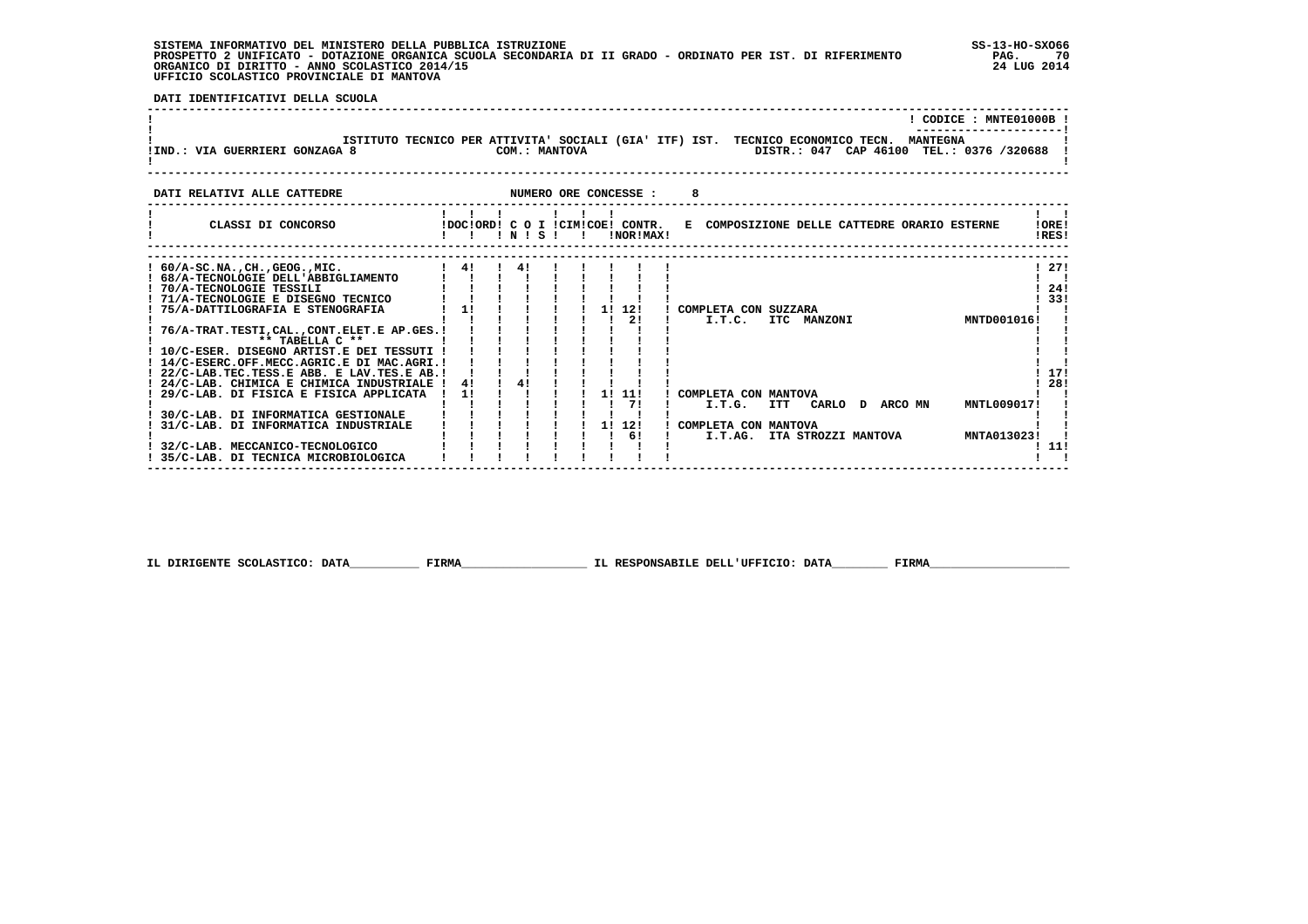SISTEMA INFORMATIVO DEL MINISTERO DELLA PUBBLICA ISTRUZIONE
PROSPETTO 2 UNIFICATO - DOTAZIONE ORGANICA SCUOLA SECONDARIA DI II GRADO - ORDINATO PER IST. DI RIFERIMENTO
ORGANICO DI DIRITTO - ANNO SCOLASTICO 2014/15
UFFICIO SCOLASTICO PROVINCIALE DI MANTOVA

SS-13-HO-SXO66
PAG. 70
24 LUG 2014

**DATI IDENTIFICATIVI DELLA SCUOLA**

CODICE : MNTE01000B

ISTITUTO TECNICO PER ATTIVITA' SOCIALI (GIA' ITF) IST. TECNICO ECONOMICO TECN. MANTEGNA
IND.: VIA GUERRIERI GONZAGA 8 — COM.: MANTOVA — DISTR.: 047 CAP 46100 TEL.: 0376 /320688

**DATI RELATIVI ALLE CATTEDRE** — NUMERO ORE CONCESSE : 8

| CLASSI DI CONCORSO | DOC | ORD | C O I N | S | CIM | COE | CONTR. NOR | CONTR. MAX | E COMPOSIZIONE DELLE CATTEDRE ORARIO ESTERNE | ORE RES |
|---|---|---|---|---|---|---|---|---|---|---|
| 60/A-SC.NA.,CH.,GEOG.,MIC. | 4 | | 4 | | | | | | | 27 |
| 68/A-TECNOLOGIE DELL'ABBIGLIAMENTO | | | | | | | | | | |
| 70/A-TECNOLOGIE TESSILI | | | | | | | | | | 24 |
| 71/A-TECNOLOGIE E DISEGNO TECNICO | | | | | | | | | | 33 |
| 75/A-DATTILOGRAFIA E STENOGRAFIA | 1 | | | | | 1 | 12 | | COMPLETA CON SUZZARA | |
| | | | | | | | 2 | | I.T.C. ITC MANZONI MNTD001016 | |
| 76/A-TRAT.TESTI,CAL.,CONT.ELET.E AP.GES. | | | | | | | | | | |
| ** TABELLA C ** | | | | | | | | | | |
| 10/C-ESER. DISEGNO ARTIST.E DEI TESSUTI | | | | | | | | | | |
| 14/C-ESERC.OFF.MECC.AGRIC.E DI MAC.AGRI. | | | | | | | | | | |
| 22/C-LAB.TEC.TESS.E ABB. E LAV.TES.E AB. | | | | | | | | | | 17 |
| 24/C-LAB. CHIMICA E CHIMICA INDUSTRIALE | 4 | | 4 | | | | | | | 28 |
| 29/C-LAB. DI FISICA E FISICA APPLICATA | 1 | | | | | 1 | 11 | | COMPLETA CON MANTOVA | |
| | | | | | | | 7 | | I.T.G. ITT CARLO D ARCO MN MNTL009017 | |
| 30/C-LAB. DI INFORMATICA GESTIONALE | | | | | | | | | | |
| 31/C-LAB. DI INFORMATICA INDUSTRIALE | | | | | | 1 | 12 | | COMPLETA CON MANTOVA | |
| | | | | | | | 6 | | I.T.AG. ITA STROZZI MANTOVA MNTA013023 | |
| 32/C-LAB. MECCANICO-TECNOLOGICO | | | | | | | | | | 11 |
| 35/C-LAB. DI TECNICA MICROBIOLOGICA | | | | | | | | | | |

IL DIRIGENTE SCOLASTICO: DATA__________ FIRMA__________________ IL RESPONSABILE DELL'UFFICIO: DATA________ FIRMA____________________